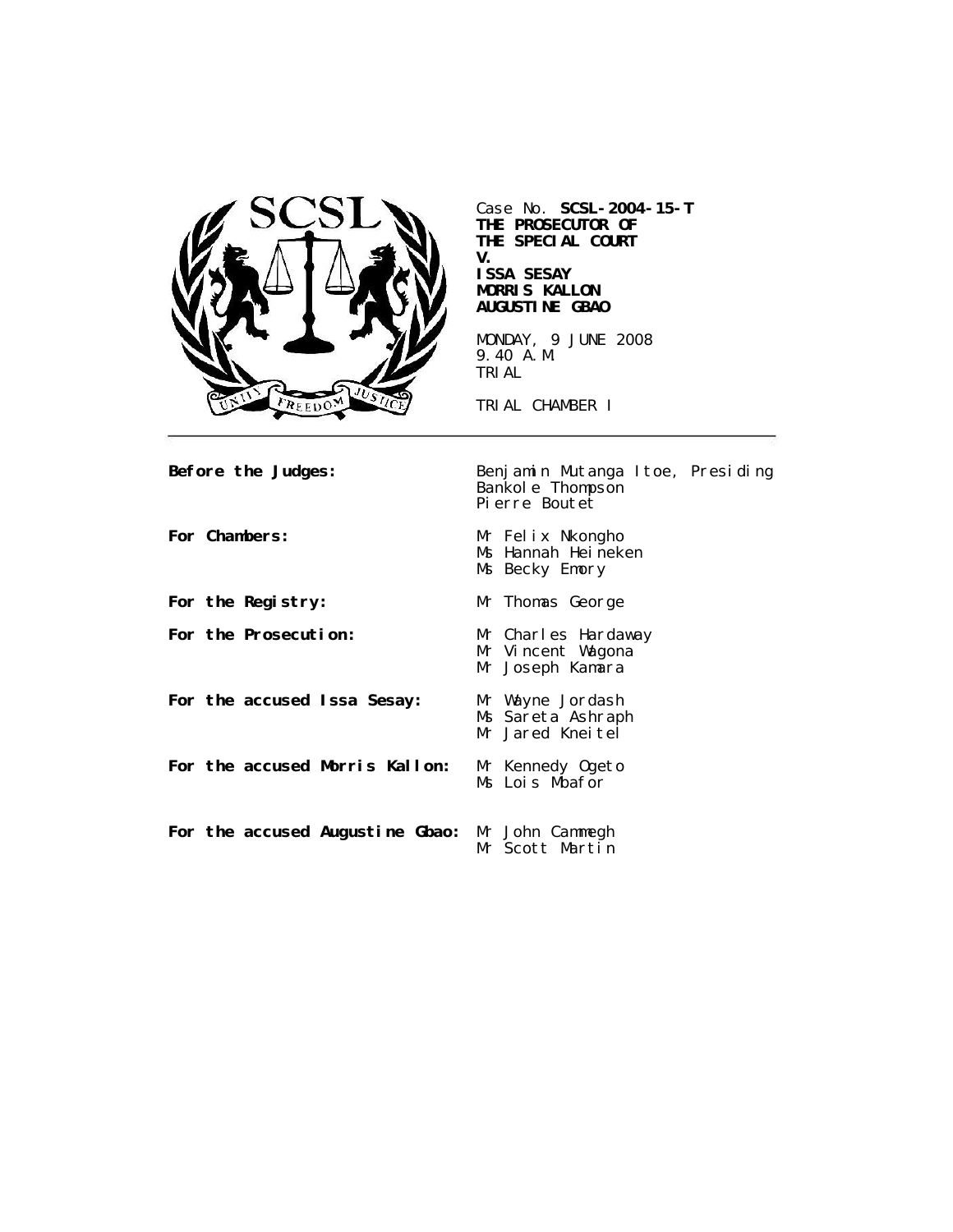Case No. **SCSL-2004-15-T**
**THE PROSECUTOR OF THE SPECIAL COURT**
**V.**
**ISSA SESAY**
**MORRIS KALLON**
**AUGUSTINE GBAO**

MONDAY, 9 JUNE 2008
9.40 A.M.
TRIAL

TRIAL CHAMBER I

---

| | |
|---|---|
| **Before the Judges:** | Benjamin Mutanga Itoe, Presiding<br>Bankole Thompson<br>Pierre Boutet |
| **For Chambers:** | Mr Felix Nkongho<br>Ms Hannah Heineken<br>Ms Becky Emory |
| **For the Registry:** | Mr Thomas George |
| **For the Prosecution:** | Mr Charles Hardaway<br>Mr Vincent Wagona<br>Mr Joseph Kamara |
| **For the accused Issa Sesay:** | Mr Wayne Jordash<br>Ms Sareta Ashraph<br>Mr Jared Kneitel |
| **For the accused Morris Kallon:** | Mr Kennedy Ogeto<br>Ms Lois Mbafor |
| **For the accused Augustine Gbao:** | Mr John Cammegh<br>Mr Scott Martin |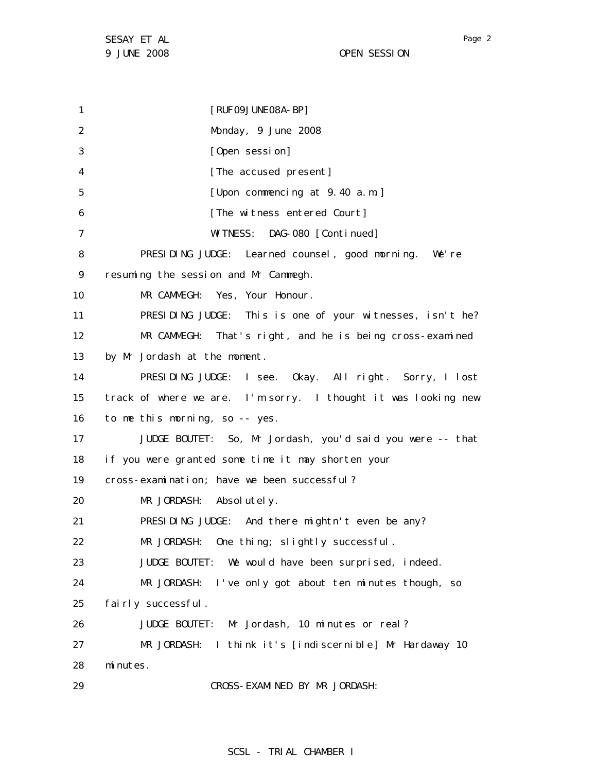[RUF09JUNE08A-BP]

Monday, 9 June 2008

[Open session]

[The accused present]

[Upon commencing at 9.40 a.m.]

[The witness entered Court]

WITNESS: DAG-080 [Continued]

PRESIDING JUDGE: Learned counsel, good morning. We're resuming the session and Mr Cammegh.

MR CAMMEGH: Yes, Your Honour.

PRESIDING JUDGE: This is one of your witnesses, isn't he?

MR CAMMEGH: That's right, and he is being cross-examined by Mr Jordash at the moment.

PRESIDING JUDGE: I see. Okay. All right. Sorry, I lost track of where we are. I'm sorry. I thought it was looking new to me this morning, so -- yes.

JUDGE BOUTET: So, Mr Jordash, you'd said you were -- that if you were granted some time it may shorten your cross-examination; have we been successful?

MR JORDASH: Absolutely.

PRESIDING JUDGE: And there mightn't even be any?

MR JORDASH: One thing; slightly successful.

JUDGE BOUTET: We would have been surprised, indeed.

MR JORDASH: I've only got about ten minutes though, so fairly successful.

JUDGE BOUTET: Mr Jordash, 10 minutes or real?

MR JORDASH: I think it's [indiscernible] Mr Hardaway 10 minutes.

CROSS-EXAMINED BY MR JORDASH: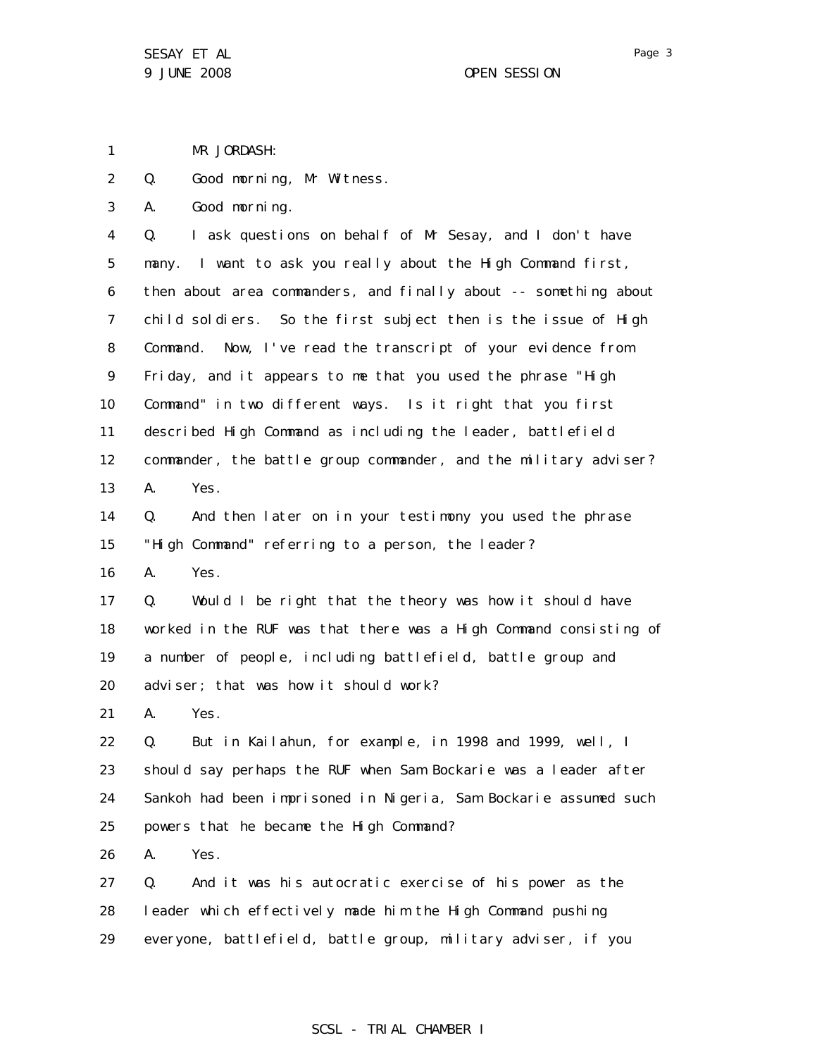MR JORDASH:

Q. Good morning, Mr Witness.

A. Good morning.

Q. I ask questions on behalf of Mr Sesay, and I don't have many. I want to ask you really about the High Command first, then about area commanders, and finally about -- something about child soldiers. So the first subject then is the issue of High Command. Now, I've read the transcript of your evidence from Friday, and it appears to me that you used the phrase "High Command" in two different ways. Is it right that you first described High Command as including the leader, battlefield commander, the battle group commander, and the military adviser?

A. Yes.

Q. And then later on in your testimony you used the phrase "High Command" referring to a person, the leader?

A. Yes.

Q. Would I be right that the theory was how it should have worked in the RUF was that there was a High Command consisting of a number of people, including battlefield, battle group and adviser; that was how it should work?

A. Yes.

Q. But in Kailahun, for example, in 1998 and 1999, well, I should say perhaps the RUF when Sam Bockarie was a leader after Sankoh had been imprisoned in Nigeria, Sam Bockarie assumed such powers that he became the High Command?

A. Yes.

Q. And it was his autocratic exercise of his power as the leader which effectively made him the High Command pushing everyone, battlefield, battle group, military adviser, if you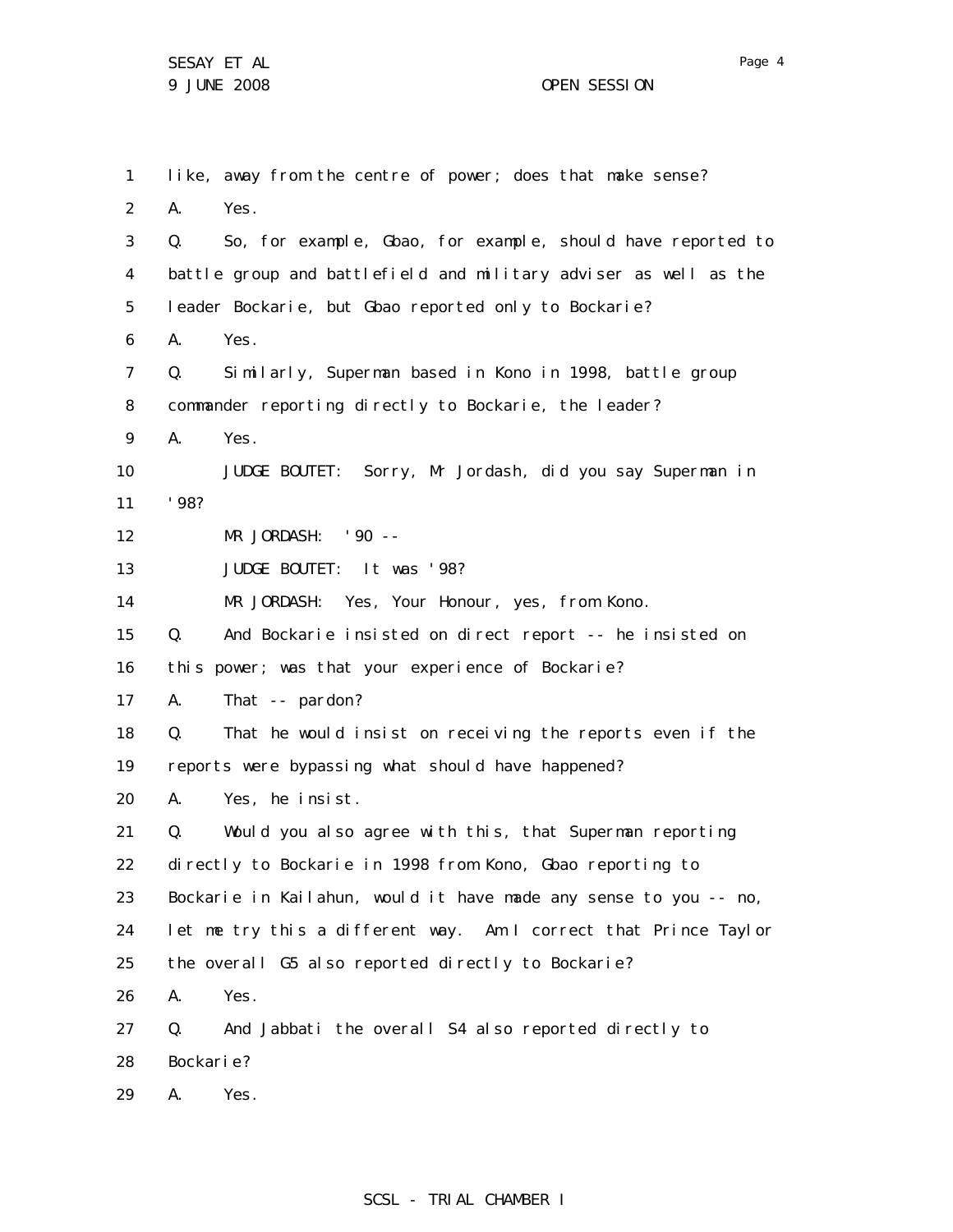1 like, away from the centre of power; does that make sense?

2 A. Yes.

3 Q. So, for example, Gbao, for example, should have reported to

4 battle group and battlefield and military adviser as well as the

5 leader Bockarie, but Gbao reported only to Bockarie?

6 A. Yes.

7 Q. Similarly, Superman based in Kono in 1998, battle group

8 commander reporting directly to Bockarie, the leader?

9 A. Yes.

10 JUDGE BOUTET: Sorry, Mr Jordash, did you say Superman in

11 '98?

12 MR JORDASH: '90 --

13 JUDGE BOUTET: It was '98?

14 MR JORDASH: Yes, Your Honour, yes, from Kono.

15 Q. And Bockarie insisted on direct report -- he insisted on

16 this power; was that your experience of Bockarie?

17 A. That -- pardon?

18 Q. That he would insist on receiving the reports even if the

19 reports were bypassing what should have happened?

20 A. Yes, he insist.

21 Q. Would you also agree with this, that Superman reporting

22 directly to Bockarie in 1998 from Kono, Gbao reporting to

23 Bockarie in Kailahun, would it have made any sense to you -- no,

24 let me try this a different way. Am I correct that Prince Taylor

25 the overall G5 also reported directly to Bockarie?

26 A. Yes.

27 Q. And Jabbati the overall S4 also reported directly to

28 Bockarie?

29 A. Yes.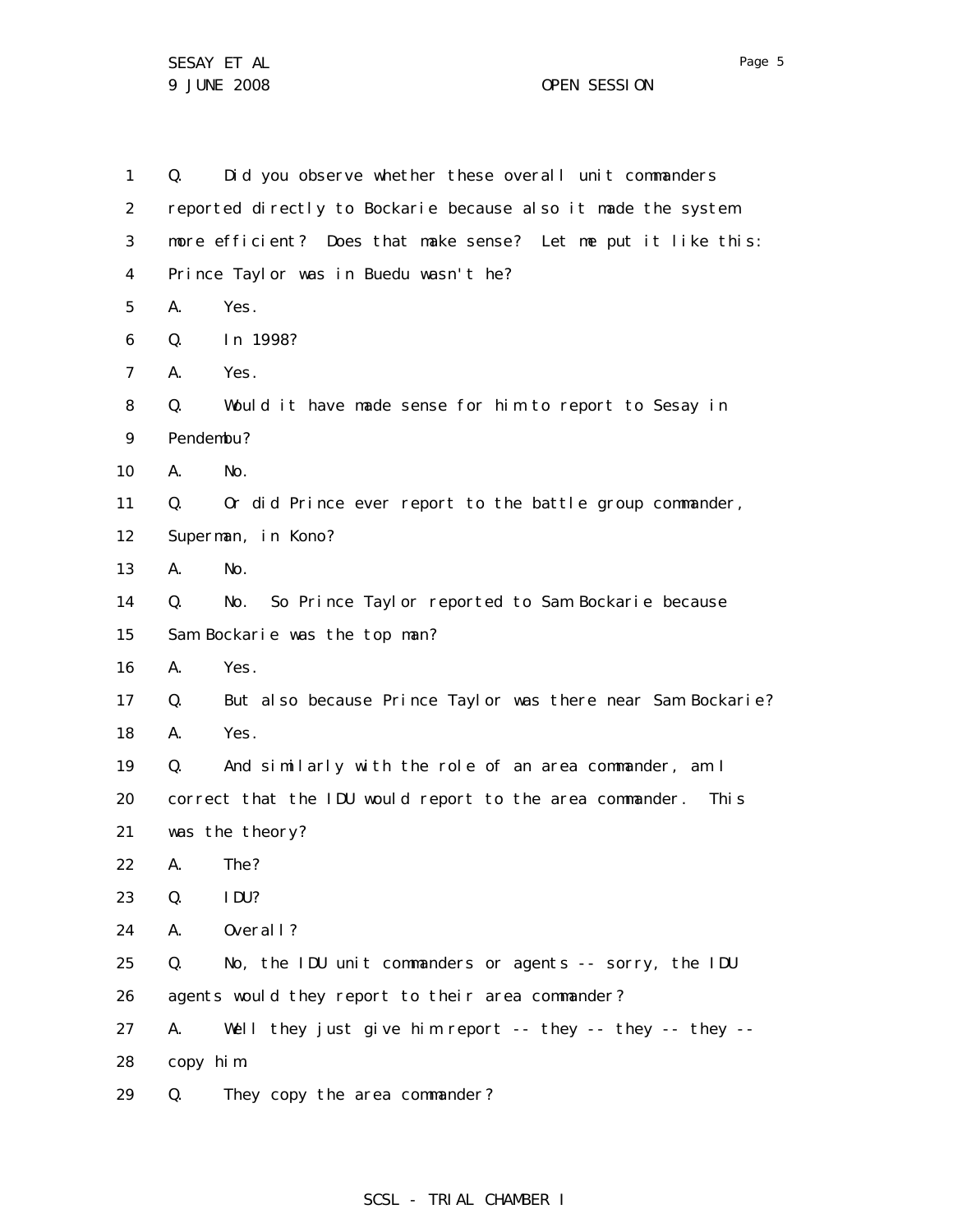1 Q. Did you observe whether these overall unit commanders
2 reported directly to Bockarie because also it made the system
3 more efficient? Does that make sense? Let me put it like this:
4 Prince Taylor was in Buedu wasn't he?
5 A. Yes.
6 Q. In 1998?
7 A. Yes.
8 Q. Would it have made sense for him to report to Sesay in
9 Pendembu?
10 A. No.
11 Q. Or did Prince ever report to the battle group commander,
12 Superman, in Kono?
13 A. No.
14 Q. No. So Prince Taylor reported to Sam Bockarie because
15 Sam Bockarie was the top man?
16 A. Yes.
17 Q. But also because Prince Taylor was there near Sam Bockarie?
18 A. Yes.
19 Q. And similarly with the role of an area commander, am I
20 correct that the IDU would report to the area commander. This
21 was the theory?
22 A. The?
23 Q. IDU?
24 A. Overall?
25 Q. No, the IDU unit commanders or agents -- sorry, the IDU
26 agents would they report to their area commander?
27 A. Well they just give him report -- they -- they -- they --
28 copy him.
29 Q. They copy the area commander?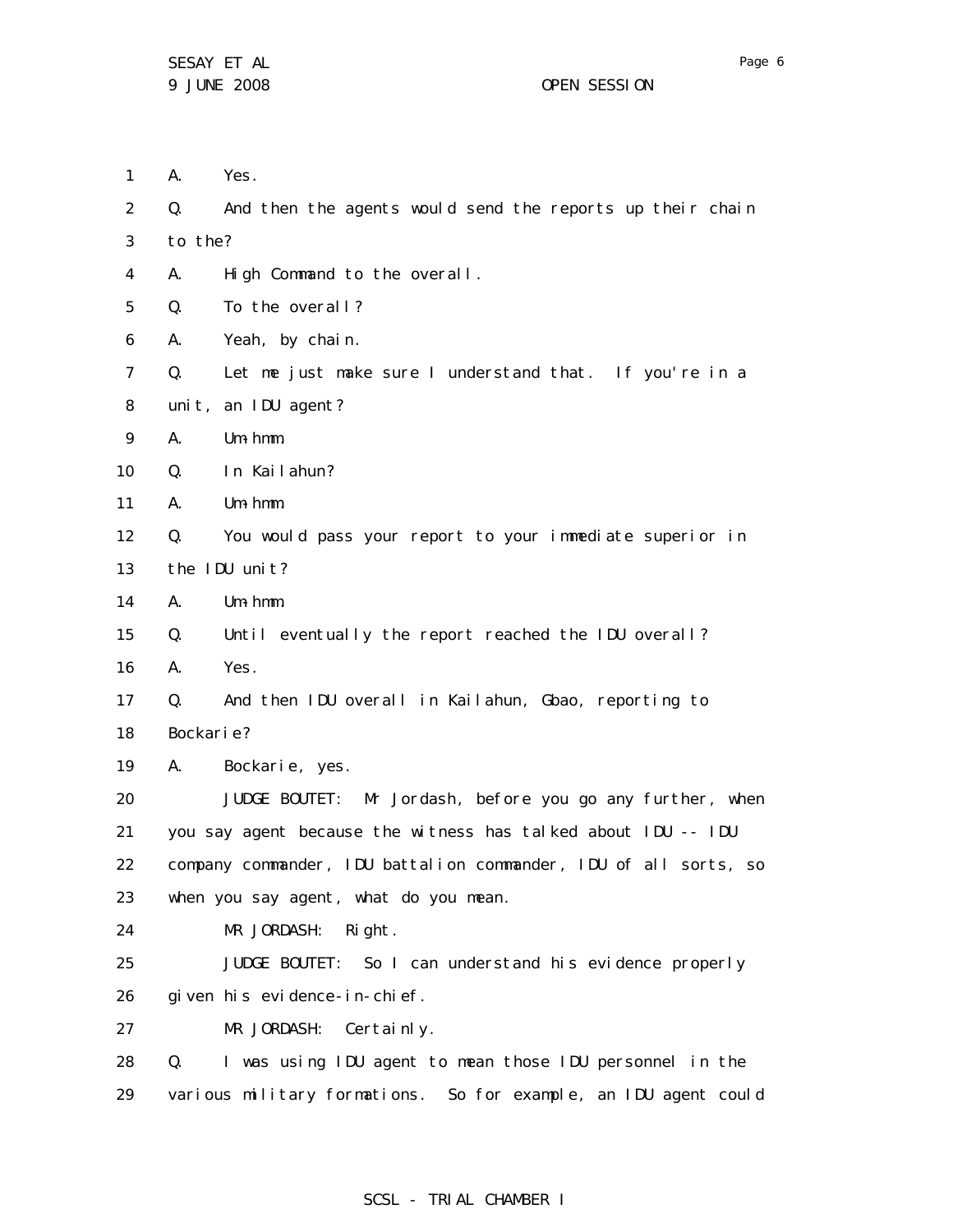A. Yes.

Q. And then the agents would send the reports up their chain to the?

A. High Command to the overall.

Q. To the overall?

A. Yeah, by chain.

Q. Let me just make sure I understand that. If you're in a unit, an IDU agent?

A. Um-hmm.

Q. In Kailahun?

A. Um-hmm.

Q. You would pass your report to your immediate superior in the IDU unit?

A. Um-hmm.

Q. Until eventually the report reached the IDU overall?

A. Yes.

Q. And then IDU overall in Kailahun, Gbao, reporting to Bockarie?

A. Bockarie, yes.

JUDGE BOUTET: Mr Jordash, before you go any further, when you say agent because the witness has talked about IDU -- IDU company commander, IDU battalion commander, IDU of all sorts, so when you say agent, what do you mean.

MR JORDASH: Right.

JUDGE BOUTET: So I can understand his evidence properly given his evidence-in-chief.

MR JORDASH: Certainly.

Q. I was using IDU agent to mean those IDU personnel in the various military formations. So for example, an IDU agent could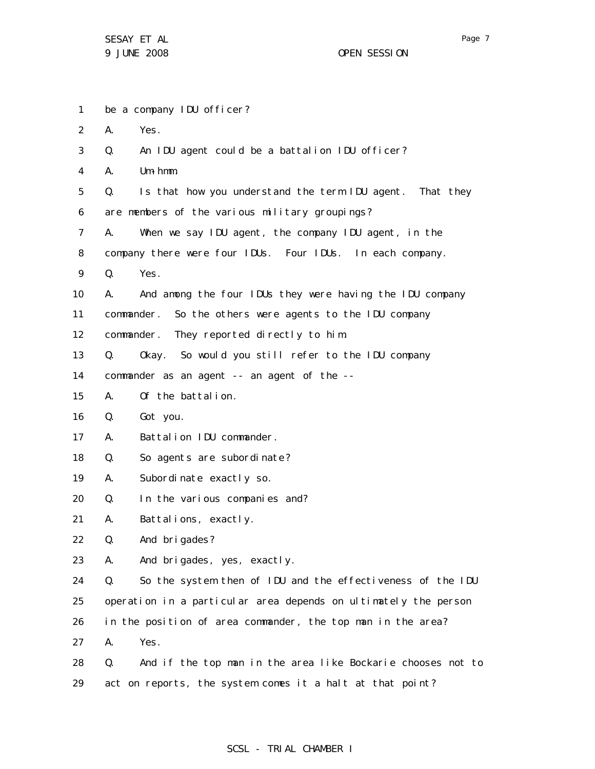1 be a company IDU officer?

2 A. Yes.

3 Q. An IDU agent could be a battalion IDU officer?

4 A. Um-hmm.

5 Q. Is that how you understand the term IDU agent. That they

6 are members of the various military groupings?

7 A. When we say IDU agent, the company IDU agent, in the

8 company there were four IDUs. Four IDUs. In each company.

9 Q. Yes.

10 A. And among the four IDUs they were having the IDU company

11 commander. So the others were agents to the IDU company

12 commander. They reported directly to him.

13 Q. Okay. So would you still refer to the IDU company

14 commander as an agent -- an agent of the --

15 A. Of the battalion.

16 Q. Got you.

17 A. Battalion IDU commander.

18 Q. So agents are subordinate?

19 A. Subordinate exactly so.

20 Q. In the various companies and?

21 A. Battalions, exactly.

22 Q. And brigades?

23 A. And brigades, yes, exactly.

24 Q. So the system then of IDU and the effectiveness of the IDU

25 operation in a particular area depends on ultimately the person

26 in the position of area commander, the top man in the area?

27 A. Yes.

28 Q. And if the top man in the area like Bockarie chooses not to

29 act on reports, the system comes it a halt at that point?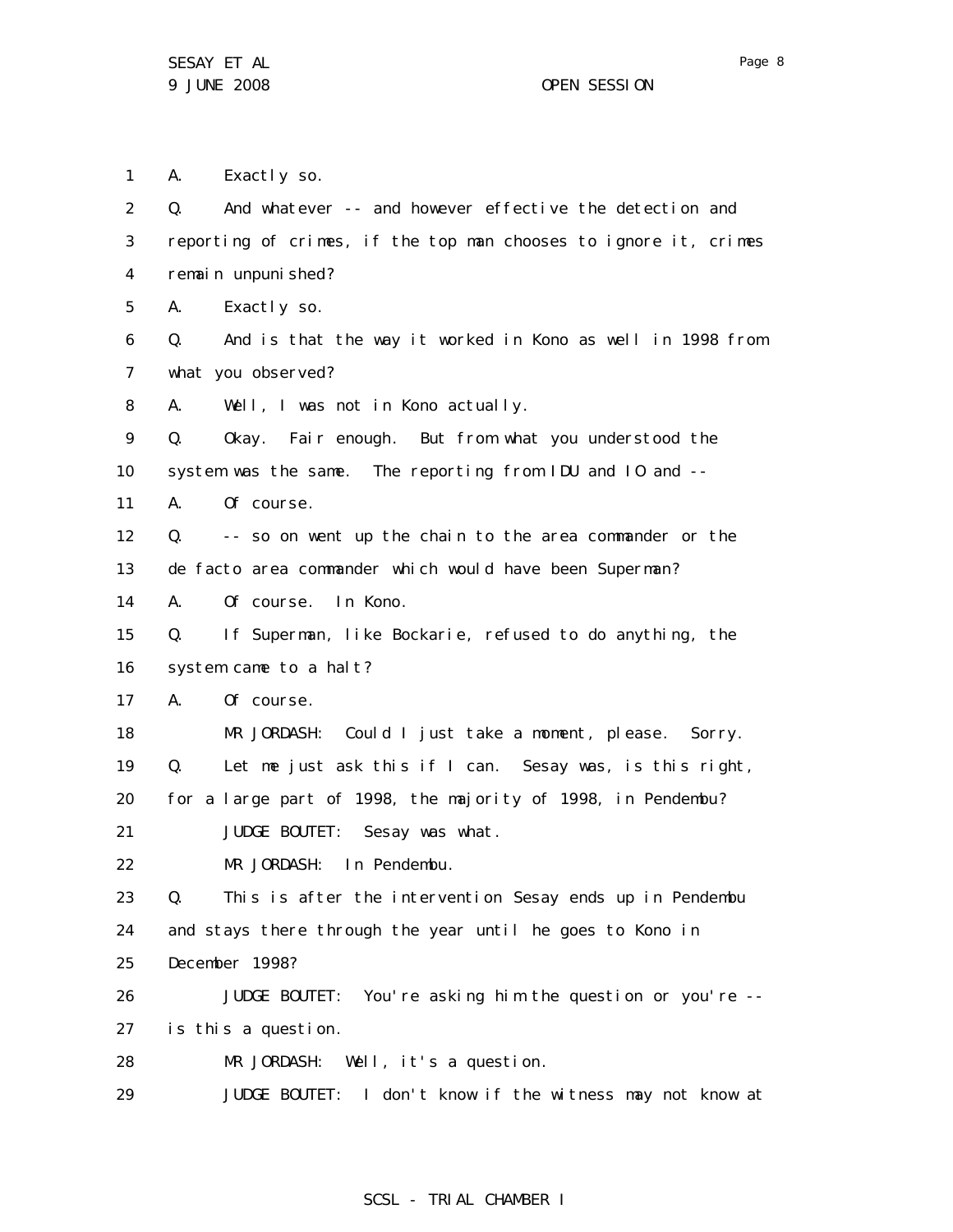A. Exactly so.

Q. And whatever -- and however effective the detection and reporting of crimes, if the top man chooses to ignore it, crimes remain unpunished?

A. Exactly so.

Q. And is that the way it worked in Kono as well in 1998 from what you observed?

A. Well, I was not in Kono actually.

Q. Okay. Fair enough. But from what you understood the system was the same. The reporting from IDU and IO and --

A. Of course.

Q. -- so on went up the chain to the area commander or the de facto area commander which would have been Superman?

A. Of course. In Kono.

Q. If Superman, like Bockarie, refused to do anything, the system came to a halt?

A. Of course.

MR JORDASH: Could I just take a moment, please. Sorry.

Q. Let me just ask this if I can. Sesay was, is this right, for a large part of 1998, the majority of 1998, in Pendembu?

JUDGE BOUTET: Sesay was what.

MR JORDASH: In Pendembu.

Q. This is after the intervention Sesay ends up in Pendembu and stays there through the year until he goes to Kono in December 1998?

JUDGE BOUTET: You're asking him the question or you're -- is this a question.

MR JORDASH: Well, it's a question.

JUDGE BOUTET: I don't know if the witness may not know at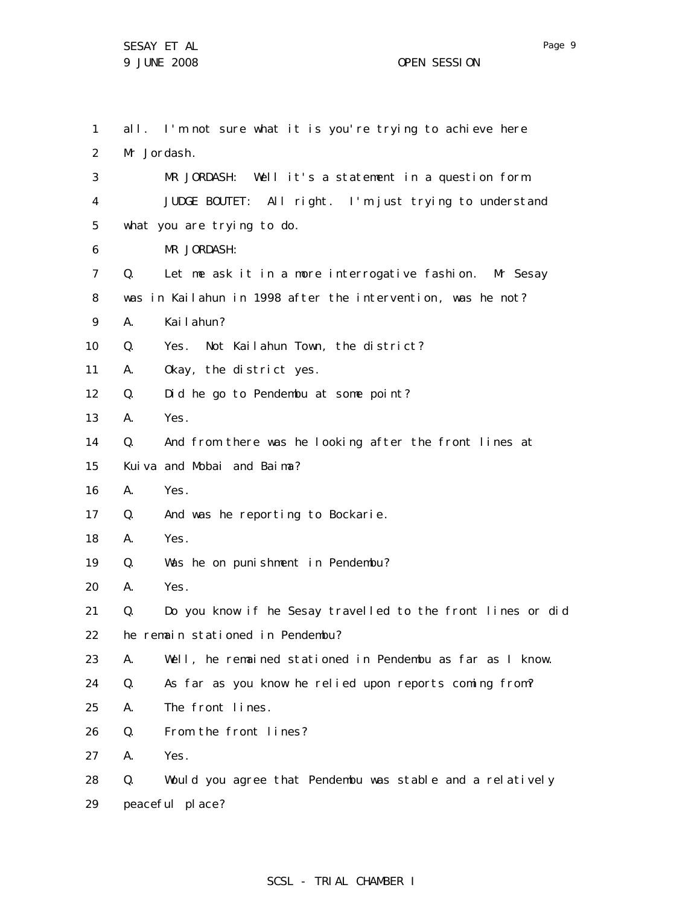all. I'm not sure what it is you're trying to achieve here Mr Jordash.

MR JORDASH: Well it's a statement in a question form.

JUDGE BOUTET: All right. I'm just trying to understand what you are trying to do.

MR JORDASH:

Q. Let me ask it in a more interrogative fashion. Mr Sesay was in Kailahun in 1998 after the intervention, was he not?

A. Kailahun?

Q. Yes. Not Kailahun Town, the district?

A. Okay, the district yes.

Q. Did he go to Pendembu at some point?

A. Yes.

Q. And from there was he looking after the front lines at Kuiva and Mobai and Baima?

A. Yes.

Q. And was he reporting to Bockarie.

A. Yes.

Q. Was he on punishment in Pendembu?

A. Yes.

Q. Do you know if he Sesay travelled to the front lines or did he remain stationed in Pendembu?

A. Well, he remained stationed in Pendembu as far as I know.

Q. As far as you know he relied upon reports coming from?

A. The front lines.

Q. From the front lines?

A. Yes.

Q. Would you agree that Pendembu was stable and a relatively peaceful place?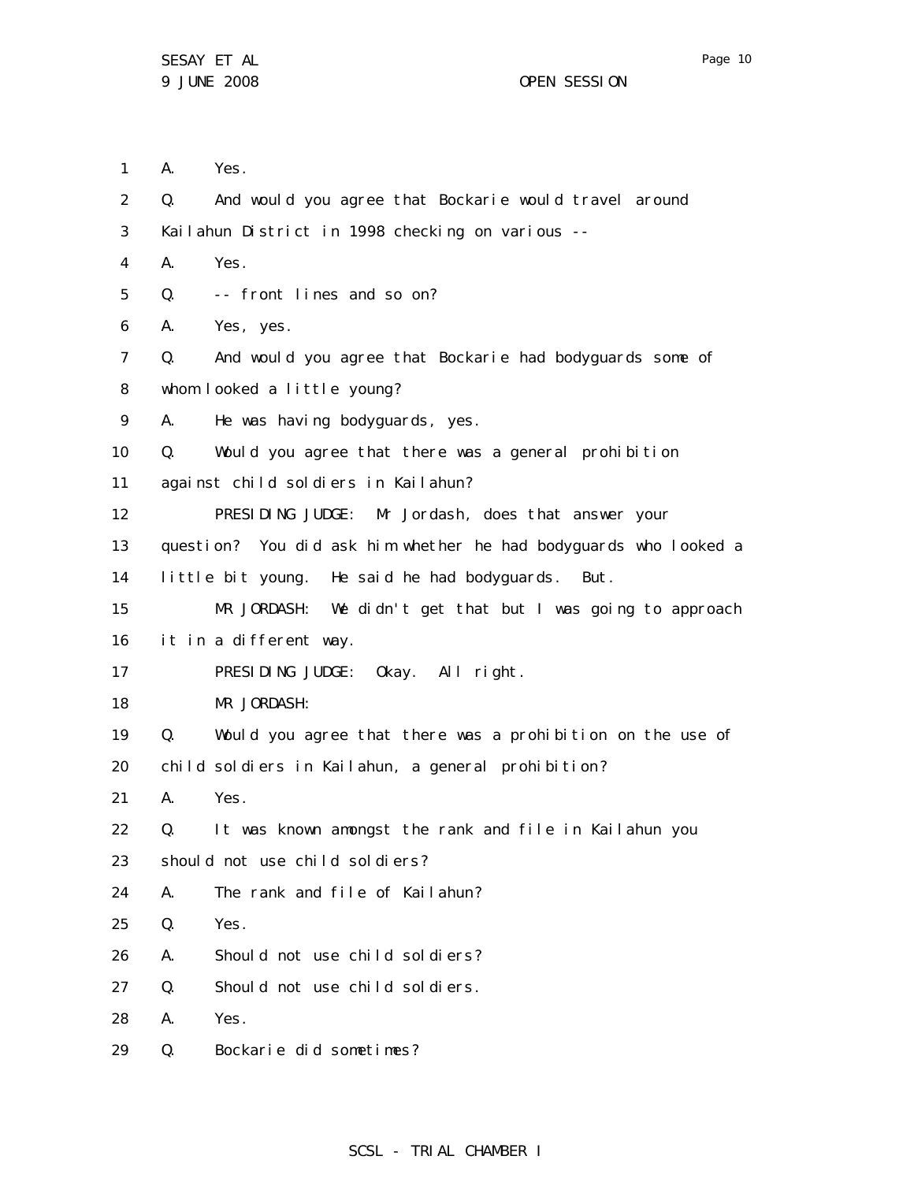1 A. Yes.

2 Q. And would you agree that Bockarie would travel around

3 Kailahun District in 1998 checking on various --

4 A. Yes.

5 Q. -- front lines and so on?

6 A. Yes, yes.

7 Q. And would you agree that Bockarie had bodyguards some of

8 whom looked a little young?

9 A. He was having bodyguards, yes.

10 Q. Would you agree that there was a general prohibition

11 against child soldiers in Kailahun?

12 PRESIDING JUDGE: Mr Jordash, does that answer your

13 question? You did ask him whether he had bodyguards who looked a

14 little bit young. He said he had bodyguards. But.

15 MR JORDASH: We didn't get that but I was going to approach

16 it in a different way.

17 PRESIDING JUDGE: Okay. All right.

18 MR JORDASH:

19 Q. Would you agree that there was a prohibition on the use of

20 child soldiers in Kailahun, a general prohibition?

21 A. Yes.

22 Q. It was known amongst the rank and file in Kailahun you

23 should not use child soldiers?

24 A. The rank and file of Kailahun?

25 Q. Yes.

26 A. Should not use child soldiers?

27 Q. Should not use child soldiers.

28 A. Yes.

29 Q. Bockarie did sometimes?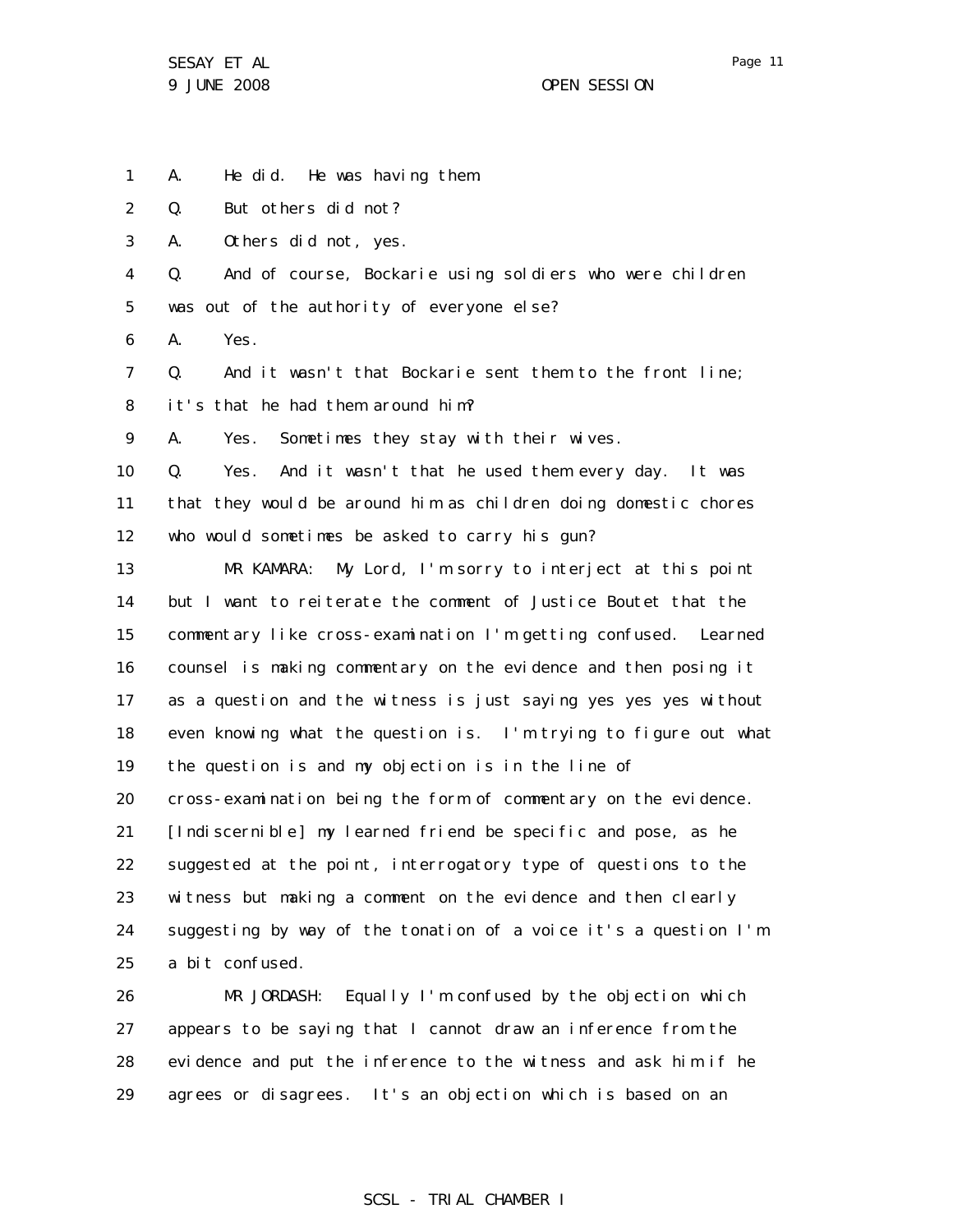A. He did. He was having them.

Q. But others did not?

A. Others did not, yes.

Q. And of course, Bockarie using soldiers who were children was out of the authority of everyone else?

A. Yes.

Q. And it wasn't that Bockarie sent them to the front line; it's that he had them around him?

A. Yes. Sometimes they stay with their wives.

Q. Yes. And it wasn't that he used them every day. It was that they would be around him as children doing domestic chores who would sometimes be asked to carry his gun?

MR KAMARA: My Lord, I'm sorry to interject at this point but I want to reiterate the comment of Justice Boutet that the commentary like cross-examination I'm getting confused. Learned counsel is making commentary on the evidence and then posing it as a question and the witness is just saying yes yes yes without even knowing what the question is. I'm trying to figure out what the question is and my objection is in the line of cross-examination being the form of commentary on the evidence. [Indiscernible] my learned friend be specific and pose, as he suggested at the point, interrogatory type of questions to the witness but making a comment on the evidence and then clearly suggesting by way of the tonation of a voice it's a question I'm a bit confused.

MR JORDASH: Equally I'm confused by the objection which appears to be saying that I cannot draw an inference from the evidence and put the inference to the witness and ask him if he agrees or disagrees. It's an objection which is based on an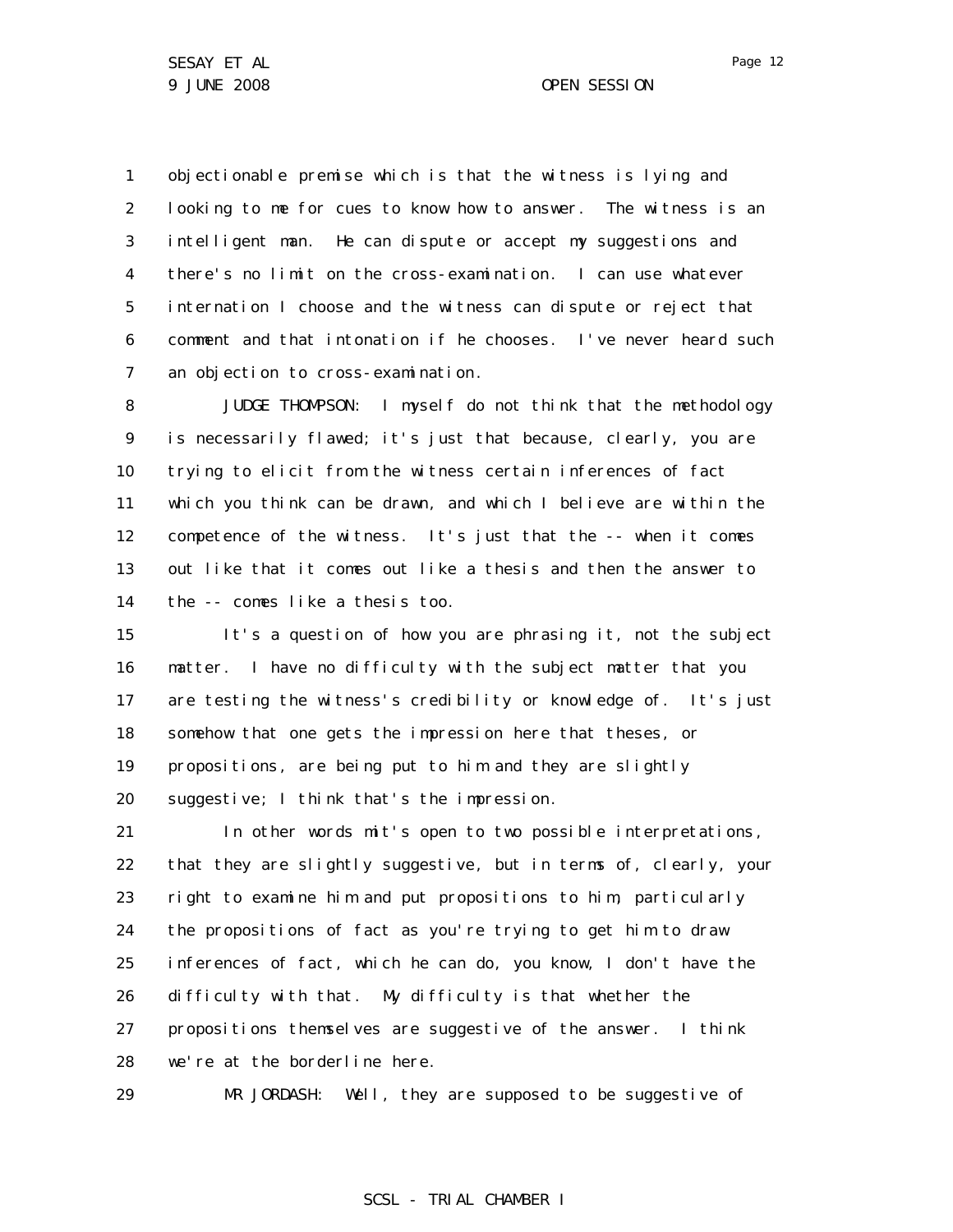objectionable premise which is that the witness is lying and looking to me for cues to know how to answer. The witness is an intelligent man. He can dispute or accept my suggestions and there's no limit on the cross-examination. I can use whatever internation I choose and the witness can dispute or reject that comment and that intonation if he chooses. I've never heard such an objection to cross-examination.

JUDGE THOMPSON: I myself do not think that the methodology is necessarily flawed; it's just that because, clearly, you are trying to elicit from the witness certain inferences of fact which you think can be drawn, and which I believe are within the competence of the witness. It's just that the -- when it comes out like that it comes out like a thesis and then the answer to the -- comes like a thesis too.

It's a question of how you are phrasing it, not the subject matter. I have no difficulty with the subject matter that you are testing the witness's credibility or knowledge of. It's just somehow that one gets the impression here that theses, or propositions, are being put to him and they are slightly suggestive; I think that's the impression.

In other words mit's open to two possible interpretations, that they are slightly suggestive, but in terms of, clearly, your right to examine him and put propositions to him, particularly the propositions of fact as you're trying to get him to draw inferences of fact, which he can do, you know, I don't have the difficulty with that. My difficulty is that whether the propositions themselves are suggestive of the answer. I think we're at the borderline here.

MR JORDASH: Well, they are supposed to be suggestive of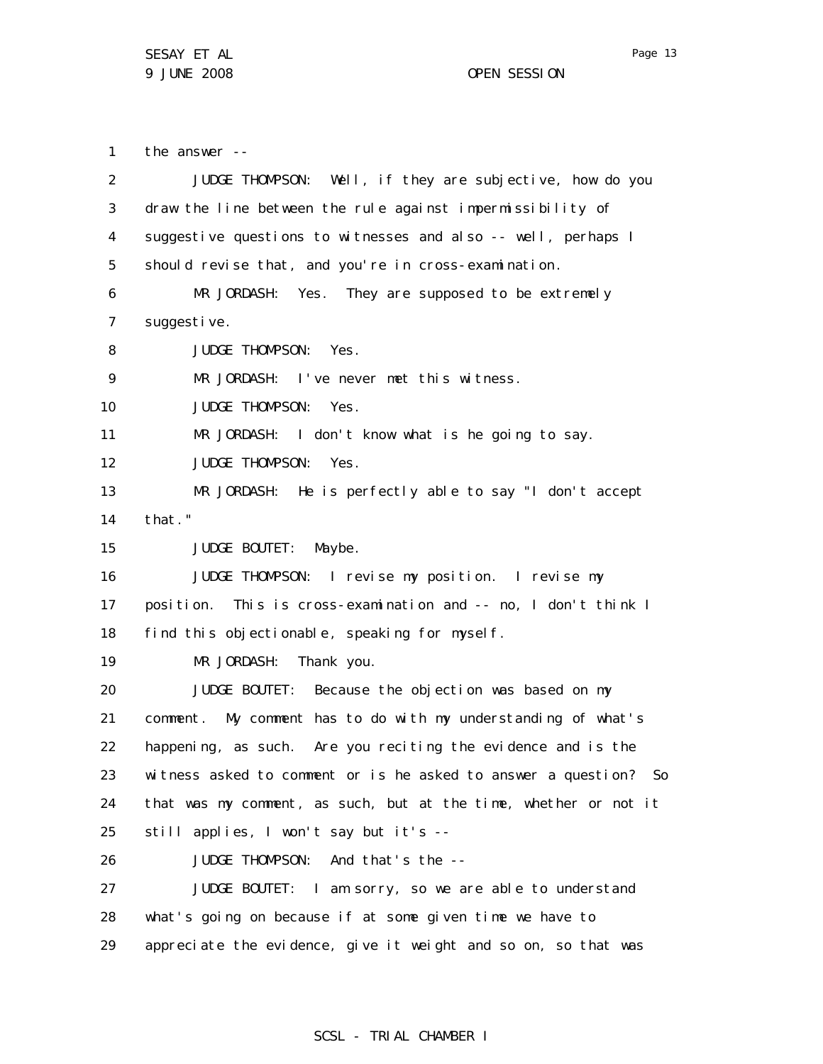the answer --

JUDGE THOMPSON: Well, if they are subjective, how do you draw the line between the rule against impermissibility of suggestive questions to witnesses and also -- well, perhaps I should revise that, and you're in cross-examination.

MR JORDASH: Yes. They are supposed to be extremely suggestive.

JUDGE THOMPSON: Yes.

MR JORDASH: I've never met this witness.

JUDGE THOMPSON: Yes.

MR JORDASH: I don't know what is he going to say.

JUDGE THOMPSON: Yes.

MR JORDASH: He is perfectly able to say "I don't accept that."

JUDGE BOUTET: Maybe.

JUDGE THOMPSON: I revise my position. I revise my position. This is cross-examination and -- no, I don't think I find this objectionable, speaking for myself.

MR JORDASH: Thank you.

JUDGE BOUTET: Because the objection was based on my comment. My comment has to do with my understanding of what's happening, as such. Are you reciting the evidence and is the witness asked to comment or is he asked to answer a question? So that was my comment, as such, but at the time, whether or not it still applies, I won't say but it's --

JUDGE THOMPSON: And that's the --

JUDGE BOUTET: I am sorry, so we are able to understand what's going on because if at some given time we have to appreciate the evidence, give it weight and so on, so that was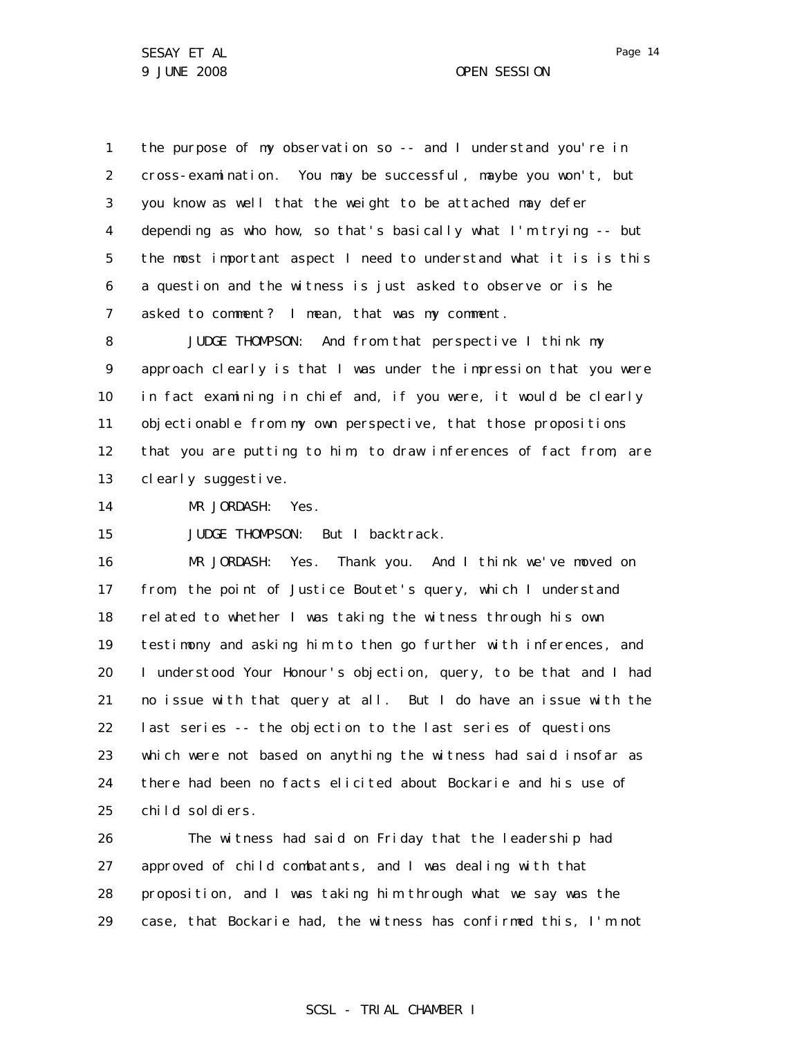the purpose of my observation so -- and I understand you're in cross-examination. You may be successful, maybe you won't, but you know as well that the weight to be attached may defer depending as who how, so that's basically what I'm trying -- but the most important aspect I need to understand what it is is this a question and the witness is just asked to observe or is he asked to comment? I mean, that was my comment.

JUDGE THOMPSON: And from that perspective I think my approach clearly is that I was under the impression that you were in fact examining in chief and, if you were, it would be clearly objectionable from my own perspective, that those propositions that you are putting to him, to draw inferences of fact from, are clearly suggestive.

MR JORDASH: Yes.

JUDGE THOMPSON: But I backtrack.

MR JORDASH: Yes. Thank you. And I think we've moved on from, the point of Justice Boutet's query, which I understand related to whether I was taking the witness through his own testimony and asking him to then go further with inferences, and I understood Your Honour's objection, query, to be that and I had no issue with that query at all. But I do have an issue with the last series -- the objection to the last series of questions which were not based on anything the witness had said insofar as there had been no facts elicited about Bockarie and his use of child soldiers.

The witness had said on Friday that the leadership had approved of child combatants, and I was dealing with that proposition, and I was taking him through what we say was the case, that Bockarie had, the witness has confirmed this, I'm not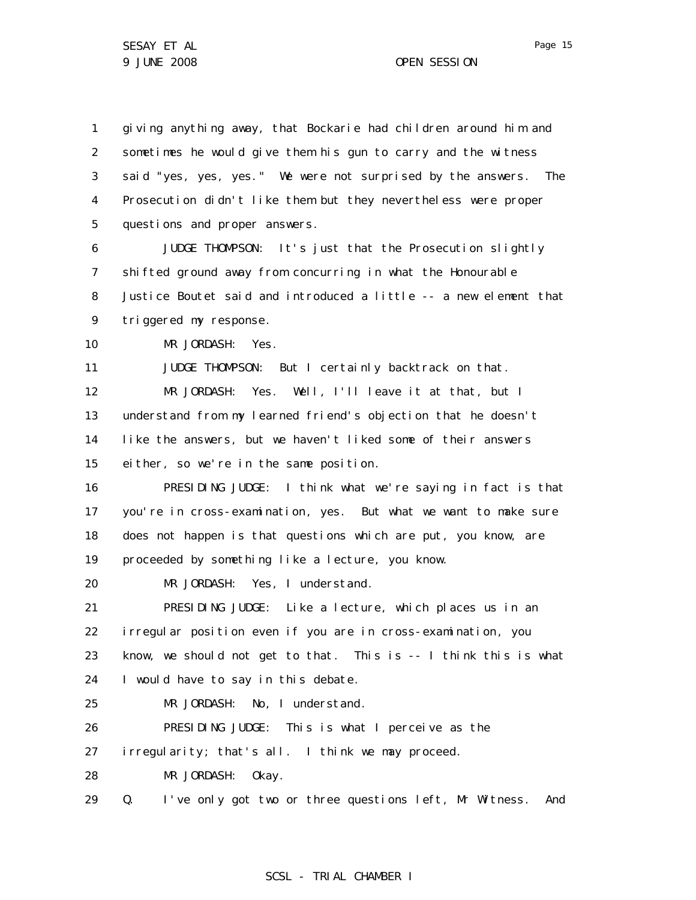giving anything away, that Bockarie had children around him and sometimes he would give them his gun to carry and the witness said "yes, yes, yes." We were not surprised by the answers. The Prosecution didn't like them but they nevertheless were proper questions and proper answers.

JUDGE THOMPSON: It's just that the Prosecution slightly shifted ground away from concurring in what the Honourable Justice Boutet said and introduced a little -- a new element that triggered my response.

MR JORDASH: Yes.

JUDGE THOMPSON: But I certainly backtrack on that.

MR JORDASH: Yes. Well, I'll leave it at that, but I understand from my learned friend's objection that he doesn't like the answers, but we haven't liked some of their answers either, so we're in the same position.

PRESIDING JUDGE: I think what we're saying in fact is that you're in cross-examination, yes. But what we want to make sure does not happen is that questions which are put, you know, are proceeded by something like a lecture, you know.

MR JORDASH: Yes, I understand.

PRESIDING JUDGE: Like a lecture, which places us in an irregular position even if you are in cross-examination, you know, we should not get to that. This is -- I think this is what I would have to say in this debate.

MR JORDASH: No, I understand.

PRESIDING JUDGE: This is what I perceive as the irregularity; that's all. I think we may proceed.

MR JORDASH: Okay.

Q. I've only got two or three questions left, Mr Witness. And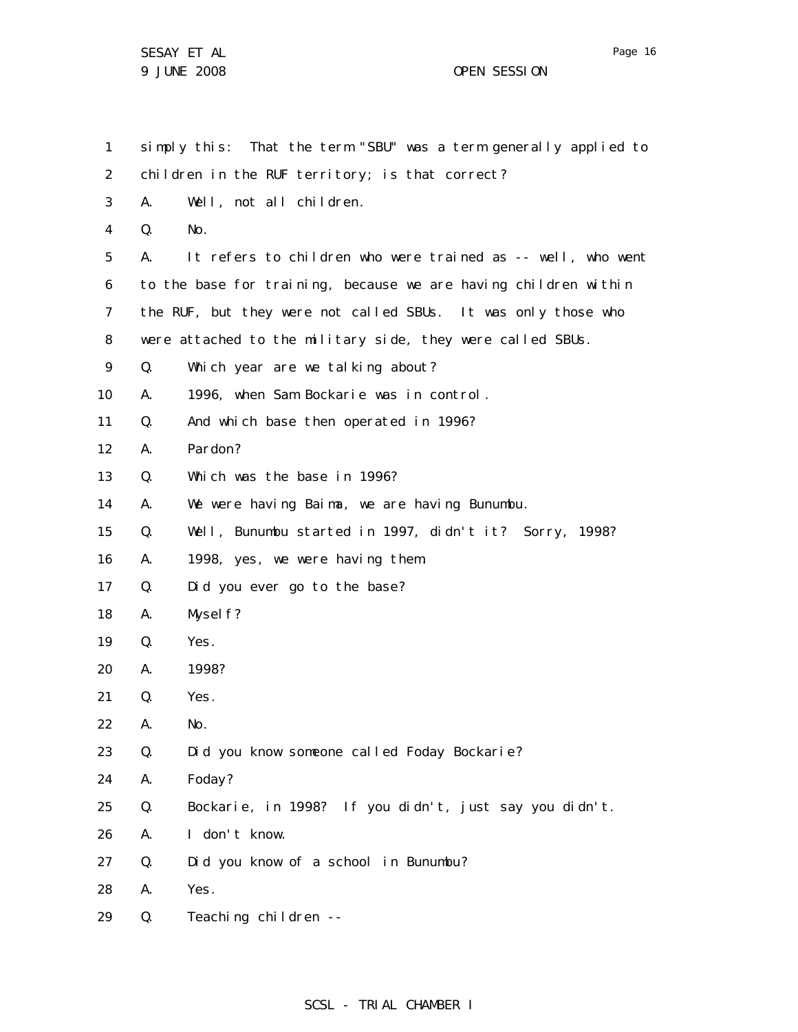1 simply this: That the term "SBU" was a term generally applied to
2 children in the RUF territory; is that correct?
3 A. Well, not all children.
4 Q. No.
5 A. It refers to children who were trained as -- well, who went
6 to the base for training, because we are having children within
7 the RUF, but they were not called SBUs. It was only those who
8 were attached to the military side, they were called SBUs.
9 Q. Which year are we talking about?
10 A. 1996, when Sam Bockarie was in control.
11 Q. And which base then operated in 1996?
12 A. Pardon?
13 Q. Which was the base in 1996?
14 A. We were having Baima, we are having Bunumbu.
15 Q. Well, Bunumbu started in 1997, didn't it? Sorry, 1998?
16 A. 1998, yes, we were having them.
17 Q. Did you ever go to the base?
18 A. Myself?
19 Q. Yes.
20 A. 1998?
21 Q. Yes.
22 A. No.
23 Q. Did you know someone called Foday Bockarie?
24 A. Foday?
25 Q. Bockarie, in 1998? If you didn't, just say you didn't.
26 A. I don't know.
27 Q. Did you know of a school in Bunumbu?
28 A. Yes.
29 Q. Teaching children --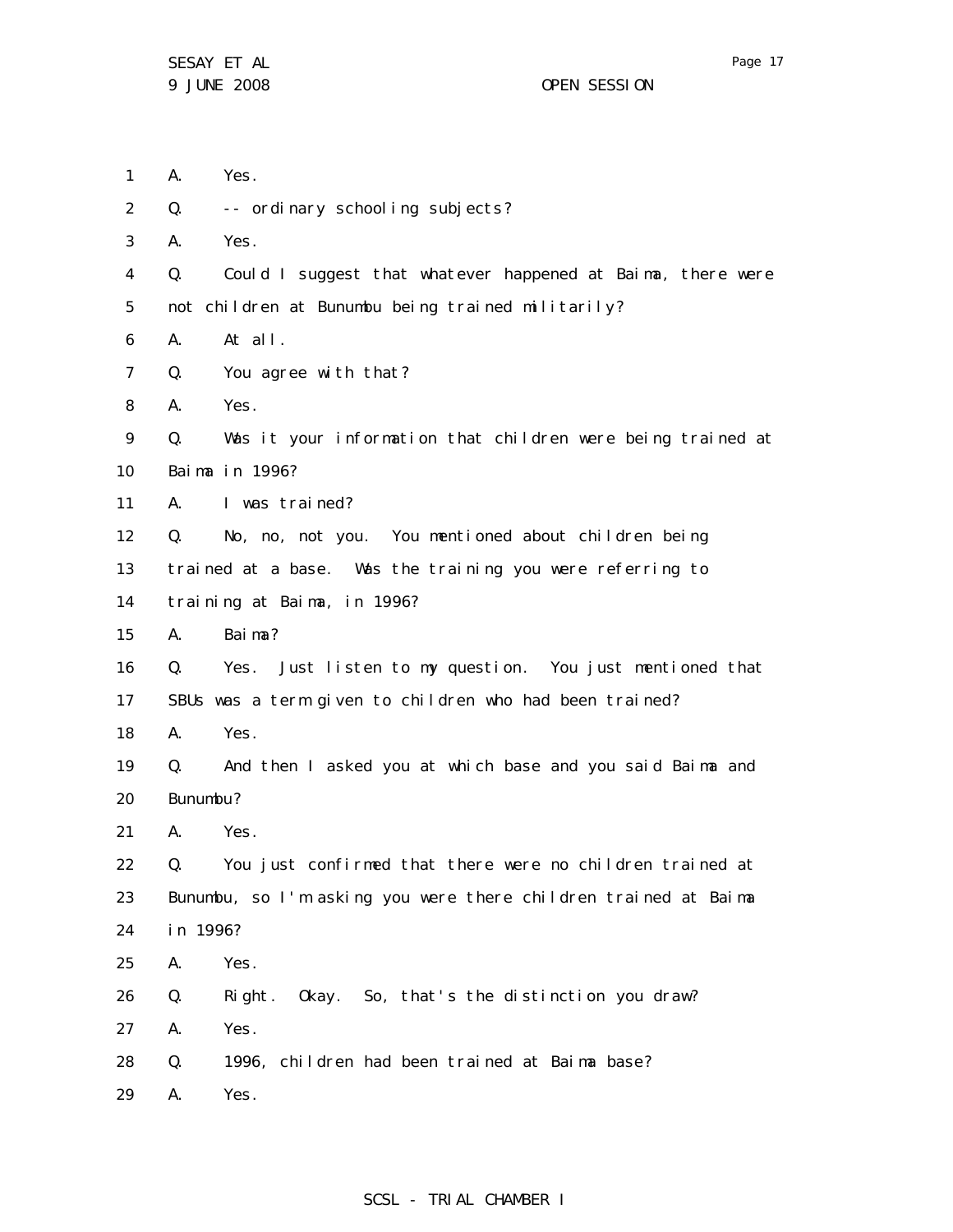A. Yes.

Q. -- ordinary schooling subjects?

A. Yes.

Q. Could I suggest that whatever happened at Baima, there were not children at Bunumbu being trained militarily?

A. At all.

Q. You agree with that?

A. Yes.

Q. Was it your information that children were being trained at Baima in 1996?

A. I was trained?

Q. No, no, not you. You mentioned about children being trained at a base. Was the training you were referring to training at Baima, in 1996?

A. Baima?

Q. Yes. Just listen to my question. You just mentioned that SBUs was a term given to children who had been trained?

A. Yes.

Q. And then I asked you at which base and you said Baima and Bunumbu?

A. Yes.

Q. You just confirmed that there were no children trained at Bunumbu, so I'm asking you were there children trained at Baima in 1996?

A. Yes.

Q. Right. Okay. So, that's the distinction you draw?

A. Yes.

Q. 1996, children had been trained at Baima base?

A. Yes.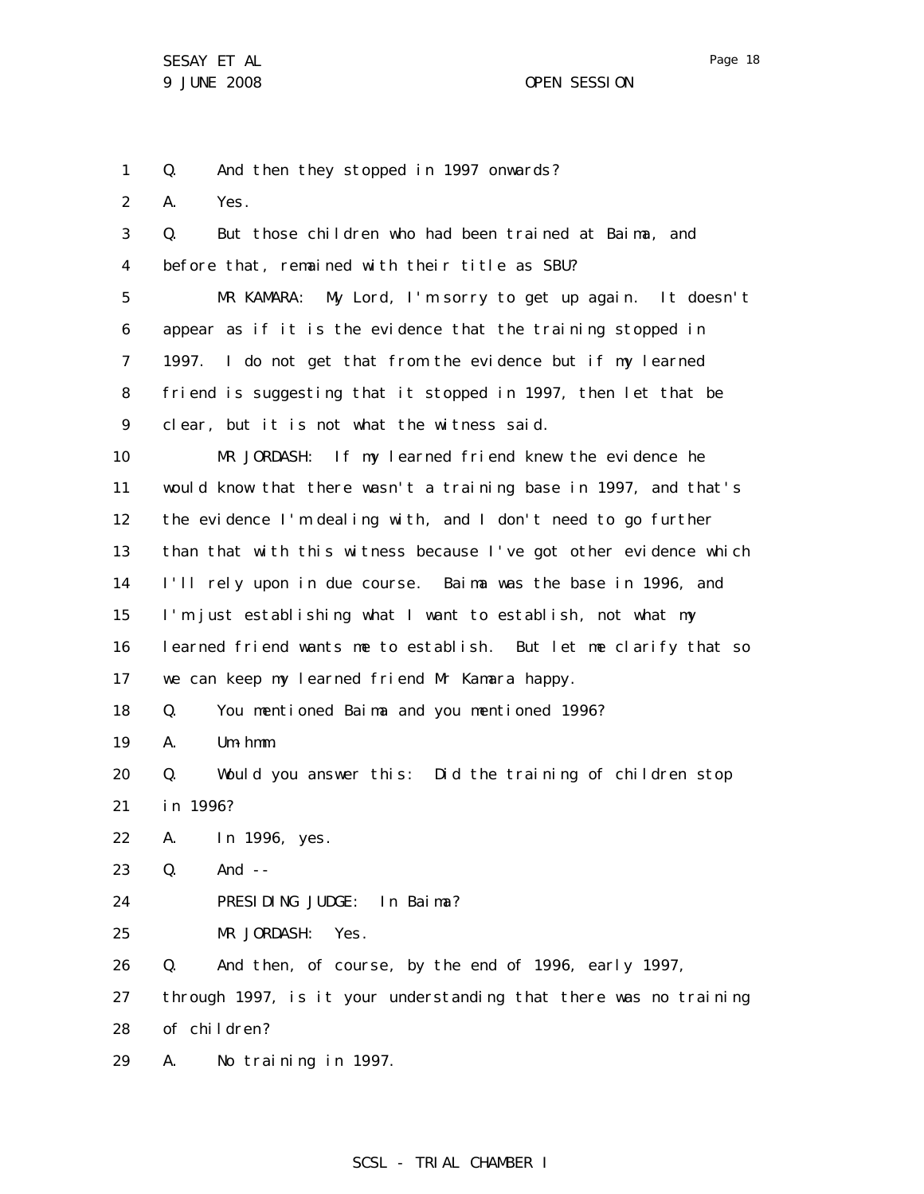1 Q. And then they stopped in 1997 onwards?

2 A. Yes.

3 Q. But those children who had been trained at Baima, and

4 before that, remained with their title as SBU?

5 MR KAMARA: My Lord, I'm sorry to get up again. It doesn't

6 appear as if it is the evidence that the training stopped in

7 1997. I do not get that from the evidence but if my learned

8 friend is suggesting that it stopped in 1997, then let that be

9 clear, but it is not what the witness said.

10 MR JORDASH: If my learned friend knew the evidence he

11 would know that there wasn't a training base in 1997, and that's

12 the evidence I'm dealing with, and I don't need to go further

13 than that with this witness because I've got other evidence which

14 I'll rely upon in due course. Baima was the base in 1996, and

15 I'm just establishing what I want to establish, not what my

16 learned friend wants me to establish. But let me clarify that so

17 we can keep my learned friend Mr Kamara happy.

18 Q. You mentioned Baima and you mentioned 1996?

19 A. Um-hmm.

20 Q. Would you answer this: Did the training of children stop

21 in 1996?

22 A. In 1996, yes.

23 Q. And --

24 PRESIDING JUDGE: In Baima?

25 MR JORDASH: Yes.

26 Q. And then, of course, by the end of 1996, early 1997,

27 through 1997, is it your understanding that there was no training

28 of children?

29 A. No training in 1997.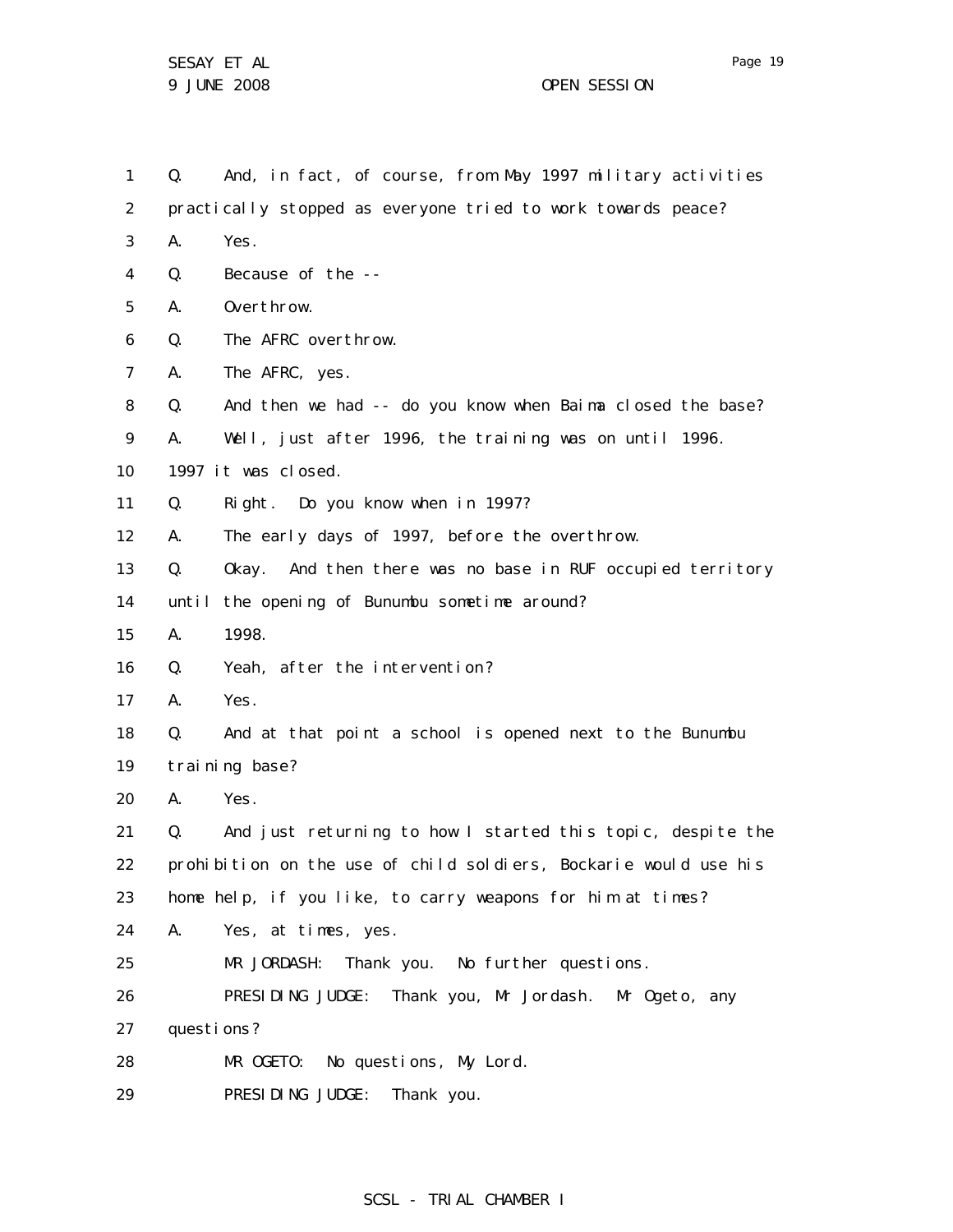1 Q. And, in fact, of course, from May 1997 military activities
2 practically stopped as everyone tried to work towards peace?
3 A. Yes.
4 Q. Because of the --
5 A. Overthrow.
6 Q. The AFRC overthrow.
7 A. The AFRC, yes.
8 Q. And then we had -- do you know when Baima closed the base?
9 A. Well, just after 1996, the training was on until 1996.
10 1997 it was closed.
11 Q. Right. Do you know when in 1997?
12 A. The early days of 1997, before the overthrow.
13 Q. Okay. And then there was no base in RUF occupied territory
14 until the opening of Bunumbu sometime around?
15 A. 1998.
16 Q. Yeah, after the intervention?
17 A. Yes.
18 Q. And at that point a school is opened next to the Bunumbu
19 training base?
20 A. Yes.
21 Q. And just returning to how I started this topic, despite the
22 prohibition on the use of child soldiers, Bockarie would use his
23 home help, if you like, to carry weapons for him at times?
24 A. Yes, at times, yes.
25 MR JORDASH: Thank you. No further questions.
26 PRESIDING JUDGE: Thank you, Mr Jordash. Mr Ogeto, any
27 questions?
28 MR OGETO: No questions, My Lord.
29 PRESIDING JUDGE: Thank you.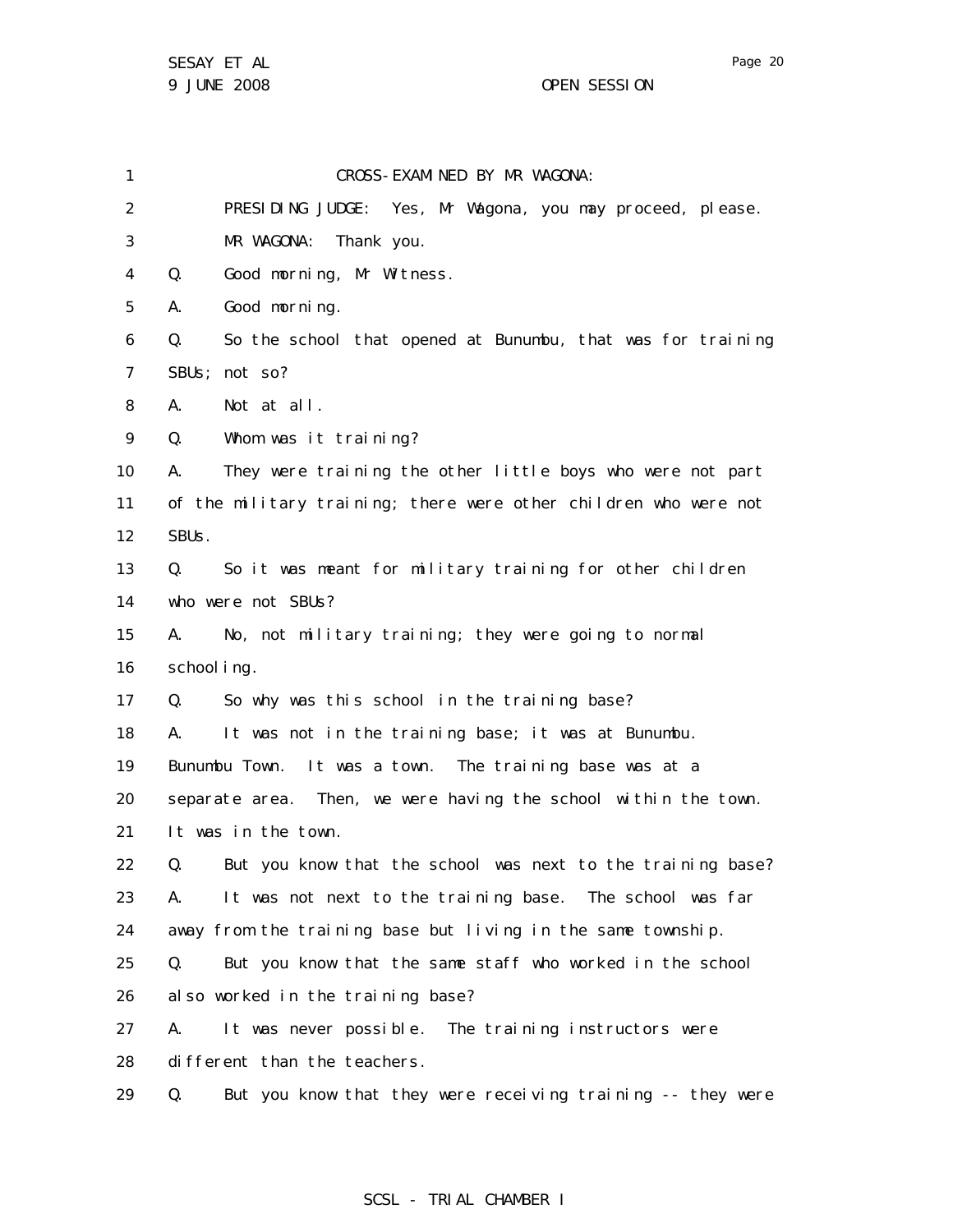CROSS-EXAMINED BY MR WAGONA:

PRESIDING JUDGE: Yes, Mr Wagona, you may proceed, please.

MR WAGONA: Thank you.

Q. Good morning, Mr Witness.

A. Good morning.

Q. So the school that opened at Bunumbu, that was for training SBUs; not so?

A. Not at all.

Q. Whom was it training?

A. They were training the other little boys who were not part of the military training; there were other children who were not SBUs.

Q. So it was meant for military training for other children who were not SBUs?

A. No, not military training; they were going to normal schooling.

Q. So why was this school in the training base?

A. It was not in the training base; it was at Bunumbu. Bunumbu Town. It was a town. The training base was at a separate area. Then, we were having the school within the town. It was in the town.

Q. But you know that the school was next to the training base?

A. It was not next to the training base. The school was far away from the training base but living in the same township.

Q. But you know that the same staff who worked in the school also worked in the training base?

A. It was never possible. The training instructors were different than the teachers.

Q. But you know that they were receiving training -- they were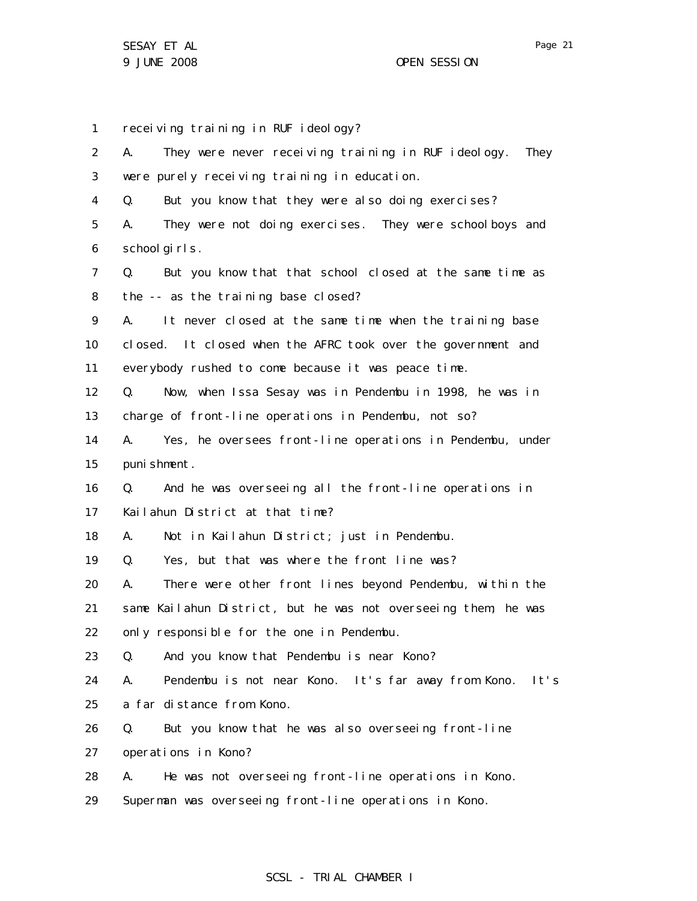1 receiving training in RUF ideology?

2 A. They were never receiving training in RUF ideology. They

3 were purely receiving training in education.

4 Q. But you know that they were also doing exercises?

5 A. They were not doing exercises. They were schoolboys and

6 schoolgirls.

7 Q. But you know that that school closed at the same time as

8 the -- as the training base closed?

9 A. It never closed at the same time when the training base

10 closed. It closed when the AFRC took over the government and

11 everybody rushed to come because it was peace time.

12 Q. Now, when Issa Sesay was in Pendembu in 1998, he was in

13 charge of front-line operations in Pendembu, not so?

14 A. Yes, he oversees front-line operations in Pendembu, under

15 punishment.

16 Q. And he was overseeing all the front-line operations in

17 Kailahun District at that time?

18 A. Not in Kailahun District; just in Pendembu.

19 Q. Yes, but that was where the front line was?

20 A. There were other front lines beyond Pendembu, within the

21 same Kailahun District, but he was not overseeing them, he was

22 only responsible for the one in Pendembu.

23 Q. And you know that Pendembu is near Kono?

24 A. Pendembu is not near Kono. It's far away from Kono. It's

25 a far distance from Kono.

26 Q. But you know that he was also overseeing front-line

27 operations in Kono?

28 A. He was not overseeing front-line operations in Kono.

29 Superman was overseeing front-line operations in Kono.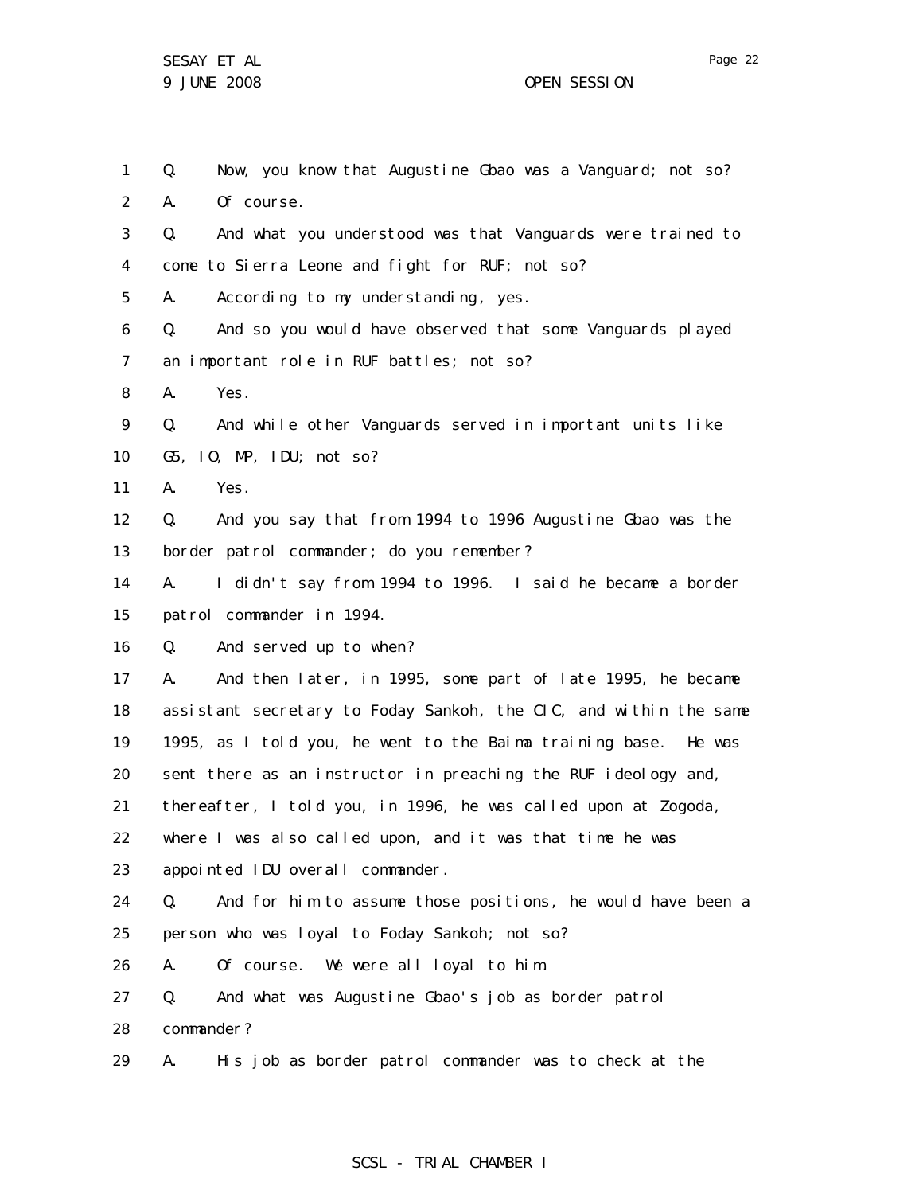1 Q. Now, you know that Augustine Gbao was a Vanguard; not so?

2 A. Of course.

3 Q. And what you understood was that Vanguards were trained to

4 come to Sierra Leone and fight for RUF; not so?

5 A. According to my understanding, yes.

6 Q. And so you would have observed that some Vanguards played

7 an important role in RUF battles; not so?

8 A. Yes.

9 Q. And while other Vanguards served in important units like

10 G5, IO, MP, IDU; not so?

11 A. Yes.

12 Q. And you say that from 1994 to 1996 Augustine Gbao was the

13 border patrol commander; do you remember?

14 A. I didn't say from 1994 to 1996. I said he became a border

15 patrol commander in 1994.

16 Q. And served up to when?

17 A. And then later, in 1995, some part of late 1995, he became

18 assistant secretary to Foday Sankoh, the CIC, and within the same

19 1995, as I told you, he went to the Baima training base. He was

20 sent there as an instructor in preaching the RUF ideology and,

21 thereafter, I told you, in 1996, he was called upon at Zogoda,

22 where I was also called upon, and it was that time he was

23 appointed IDU overall commander.

24 Q. And for him to assume those positions, he would have been a

25 person who was loyal to Foday Sankoh; not so?

26 A. Of course. We were all loyal to him.

27 Q. And what was Augustine Gbao's job as border patrol

28 commander?

29 A. His job as border patrol commander was to check at the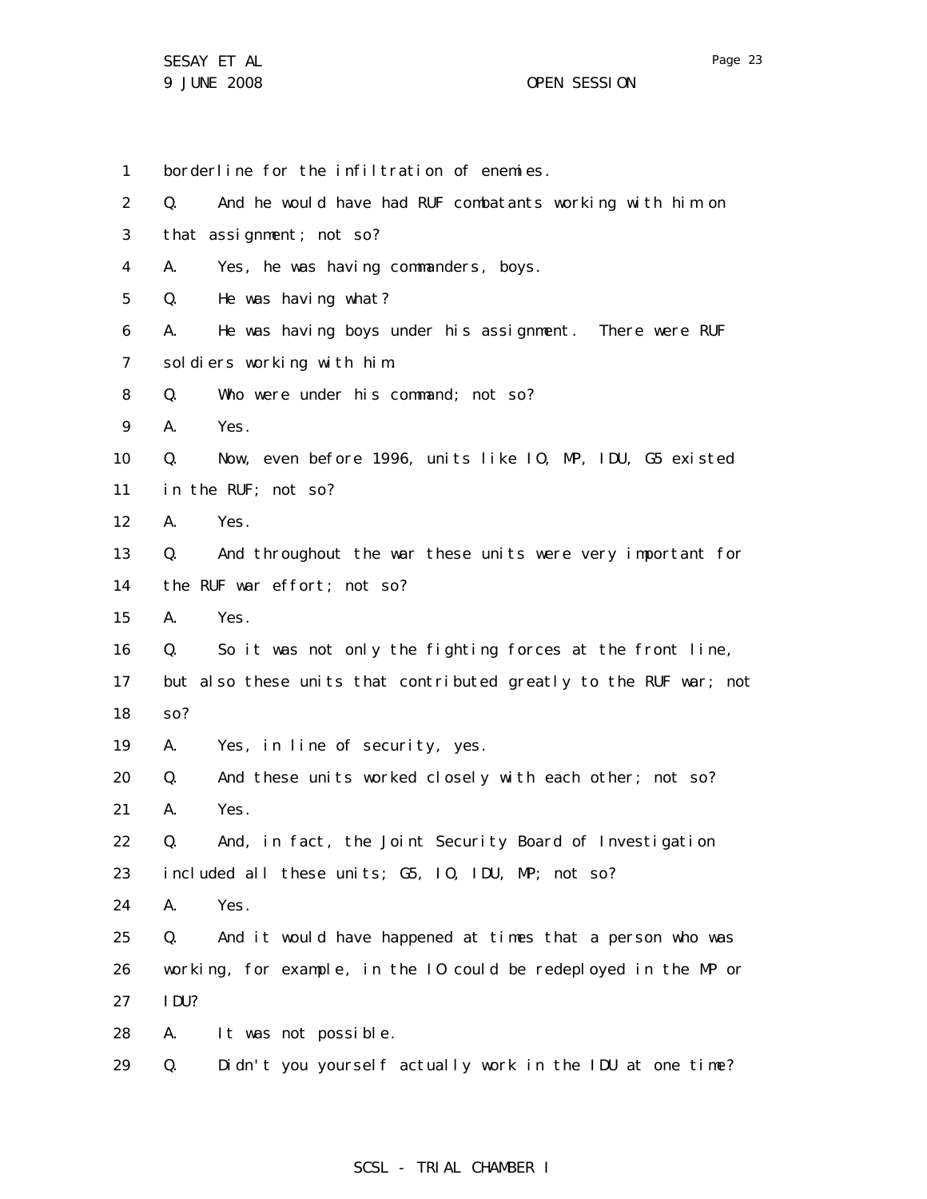borderline for the infiltration of enemies.

Q. And he would have had RUF combatants working with him on that assignment; not so?

A. Yes, he was having commanders, boys.

Q. He was having what?

A. He was having boys under his assignment. There were RUF soldiers working with him.

Q. Who were under his command; not so?

A. Yes.

Q. Now, even before 1996, units like IO, MP, IDU, G5 existed in the RUF; not so?

A. Yes.

Q. And throughout the war these units were very important for the RUF war effort; not so?

A. Yes.

Q. So it was not only the fighting forces at the front line, but also these units that contributed greatly to the RUF war; not so?

A. Yes, in line of security, yes.

Q. And these units worked closely with each other; not so?

A. Yes.

Q. And, in fact, the Joint Security Board of Investigation included all these units; G5, IO, IDU, MP; not so?

A. Yes.

Q. And it would have happened at times that a person who was working, for example, in the IO could be redeployed in the MP or IDU?

A. It was not possible.

Q. Didn't you yourself actually work in the IDU at one time?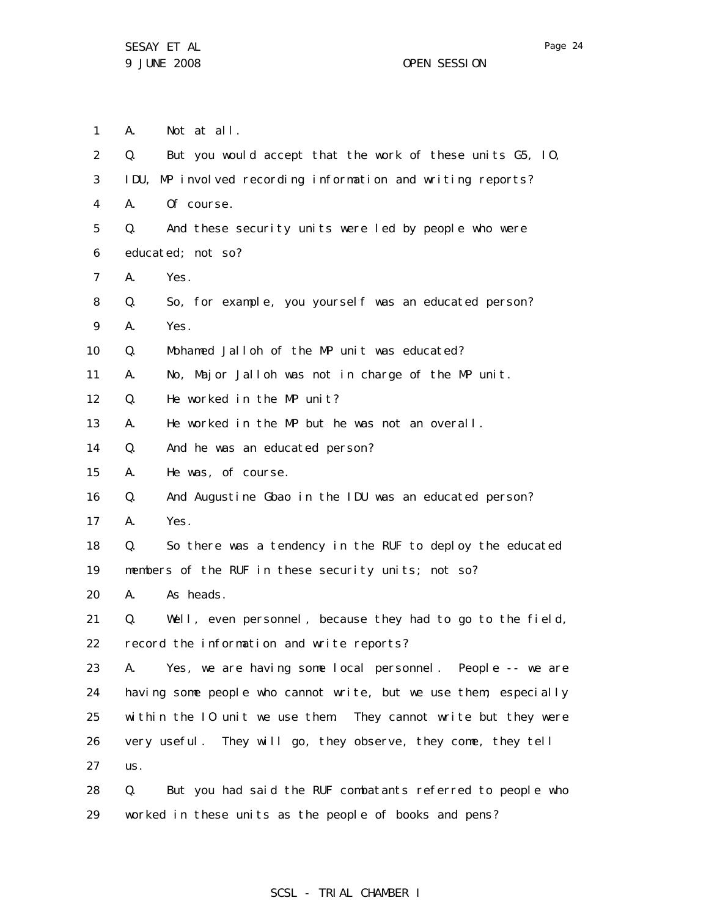1 A. Not at all.

2 Q. But you would accept that the work of these units G5, IO,

3 IDU, MP involved recording information and writing reports?

4 A. Of course.

5 Q. And these security units were led by people who were

6 educated; not so?

7 A. Yes.

8 Q. So, for example, you yourself was an educated person?

9 A. Yes.

10 Q. Mohamed Jalloh of the MP unit was educated?

11 A. No, Major Jalloh was not in charge of the MP unit.

12 Q. He worked in the MP unit?

13 A. He worked in the MP but he was not an overall.

14 Q. And he was an educated person?

15 A. He was, of course.

16 Q. And Augustine Gbao in the IDU was an educated person?

17 A. Yes.

18 Q. So there was a tendency in the RUF to deploy the educated

19 members of the RUF in these security units; not so?

20 A. As heads.

21 Q. Well, even personnel, because they had to go to the field,

22 record the information and write reports?

23 A. Yes, we are having some local personnel. People -- we are

24 having some people who cannot write, but we use them, especially

25 within the IO unit we use them. They cannot write but they were

26 very useful. They will go, they observe, they come, they tell

27 us.

28 Q. But you had said the RUF combatants referred to people who

29 worked in these units as the people of books and pens?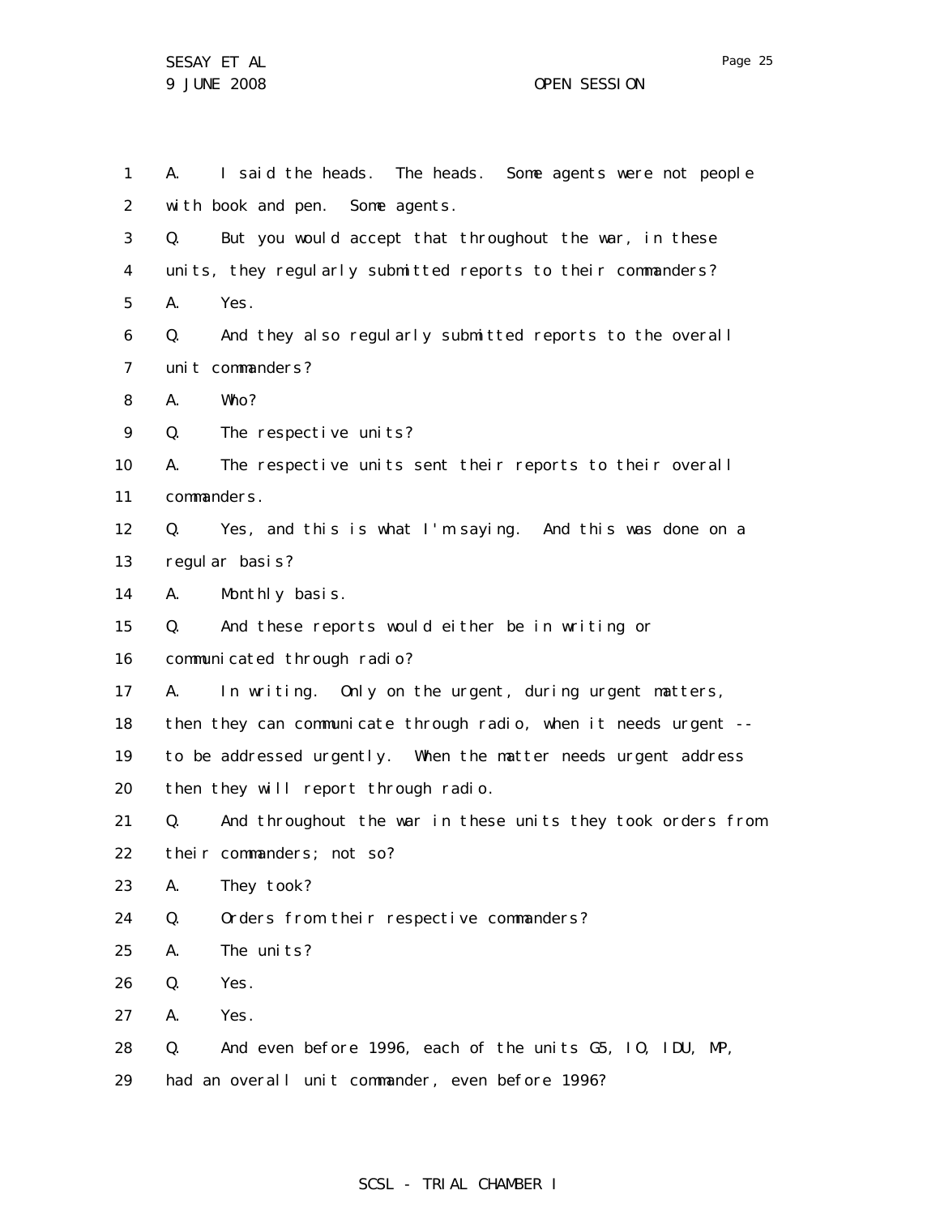1 A. I said the heads. The heads. Some agents were not people
2 with book and pen. Some agents.
3 Q. But you would accept that throughout the war, in these
4 units, they regularly submitted reports to their commanders?
5 A. Yes.
6 Q. And they also regularly submitted reports to the overall
7 unit commanders?
8 A. Who?
9 Q. The respective units?
10 A. The respective units sent their reports to their overall
11 commanders.
12 Q. Yes, and this is what I'm saying. And this was done on a
13 regular basis?
14 A. Monthly basis.
15 Q. And these reports would either be in writing or
16 communicated through radio?
17 A. In writing. Only on the urgent, during urgent matters,
18 then they can communicate through radio, when it needs urgent --
19 to be addressed urgently. When the matter needs urgent address
20 then they will report through radio.
21 Q. And throughout the war in these units they took orders from
22 their commanders; not so?
23 A. They took?
24 Q. Orders from their respective commanders?
25 A. The units?
26 Q. Yes.
27 A. Yes.
28 Q. And even before 1996, each of the units G5, IO, IDU, MP,
29 had an overall unit commander, even before 1996?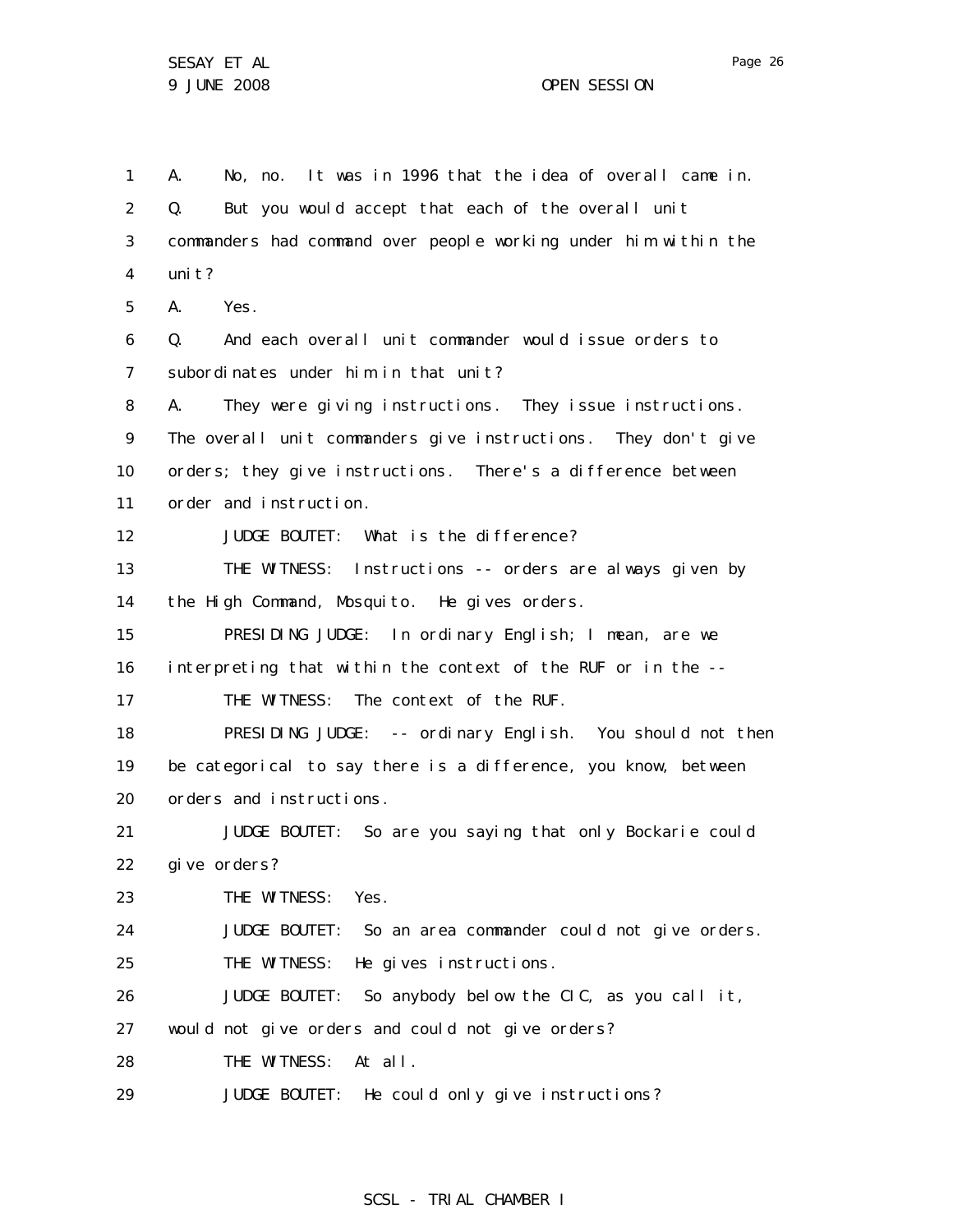A. No, no. It was in 1996 that the idea of overall came in.

Q. But you would accept that each of the overall unit commanders had command over people working under him within the unit?

A. Yes.

Q. And each overall unit commander would issue orders to subordinates under him in that unit?

A. They were giving instructions. They issue instructions. The overall unit commanders give instructions. They don't give orders; they give instructions. There's a difference between order and instruction.

JUDGE BOUTET: What is the difference?

THE WITNESS: Instructions -- orders are always given by the High Command, Mosquito. He gives orders.

PRESIDING JUDGE: In ordinary English; I mean, are we interpreting that within the context of the RUF or in the --

THE WITNESS: The context of the RUF.

PRESIDING JUDGE: -- ordinary English. You should not then be categorical to say there is a difference, you know, between orders and instructions.

JUDGE BOUTET: So are you saying that only Bockarie could give orders?

THE WITNESS: Yes.

JUDGE BOUTET: So an area commander could not give orders.

THE WITNESS: He gives instructions.

JUDGE BOUTET: So anybody below the CIC, as you call it, would not give orders and could not give orders?

THE WITNESS: At all.

JUDGE BOUTET: He could only give instructions?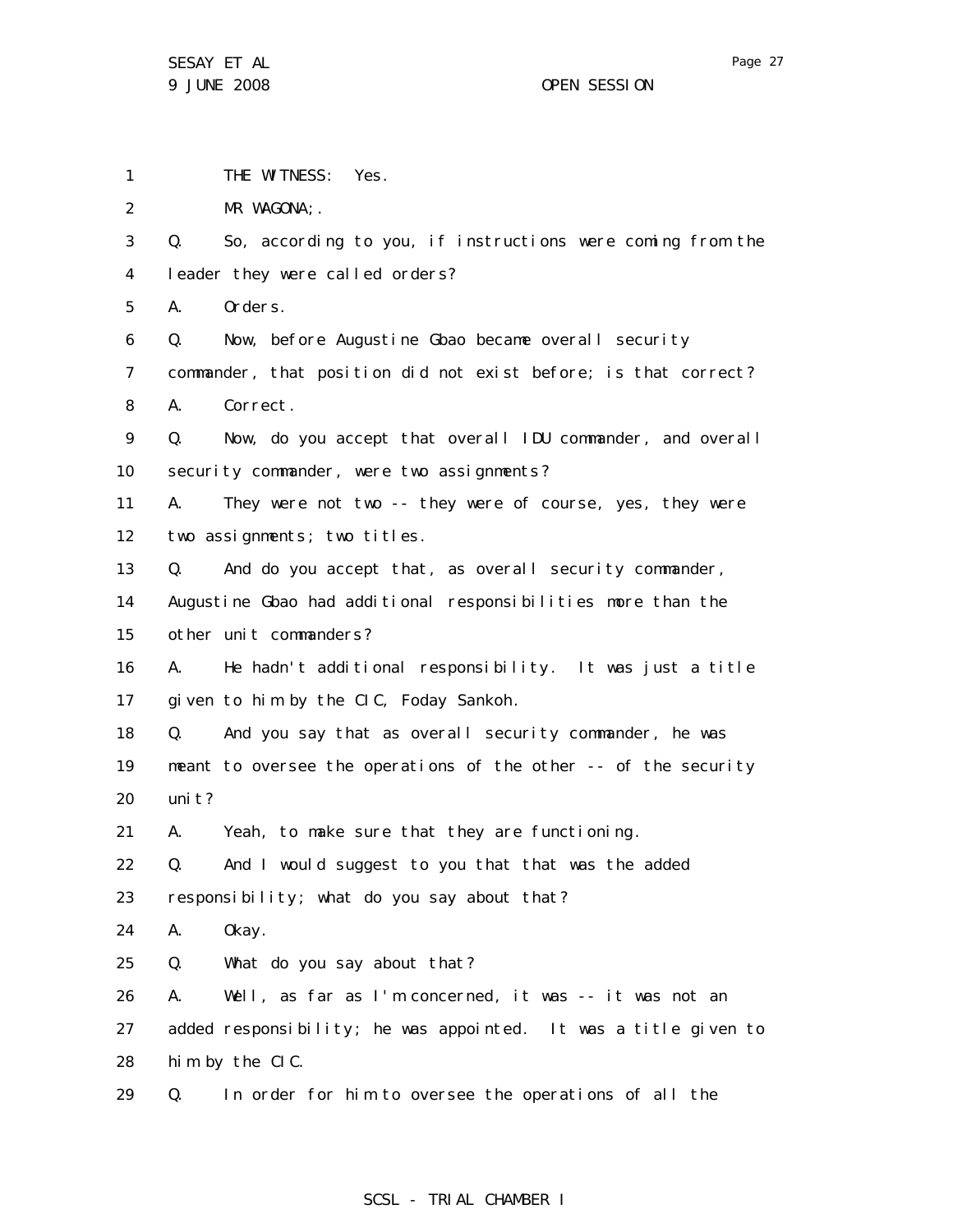1 THE WITNESS: Yes.

2 MR WAGONA;.

3 Q. So, according to you, if instructions were coming from the

4 leader they were called orders?

5 A. Orders.

6 Q. Now, before Augustine Gbao became overall security

7 commander, that position did not exist before; is that correct?

8 A. Correct.

9 Q. Now, do you accept that overall IDU commander, and overall

10 security commander, were two assignments?

11 A. They were not two -- they were of course, yes, they were

12 two assignments; two titles.

13 Q. And do you accept that, as overall security commander,

14 Augustine Gbao had additional responsibilities more than the

15 other unit commanders?

16 A. He hadn't additional responsibility. It was just a title

17 given to him by the CIC, Foday Sankoh.

18 Q. And you say that as overall security commander, he was

19 meant to oversee the operations of the other -- of the security

20 unit?

21 A. Yeah, to make sure that they are functioning.

22 Q. And I would suggest to you that that was the added

23 responsibility; what do you say about that?

24 A. Okay.

25 Q. What do you say about that?

26 A. Well, as far as I'm concerned, it was -- it was not an

27 added responsibility; he was appointed. It was a title given to

28 him by the CIC.

29 Q. In order for him to oversee the operations of all the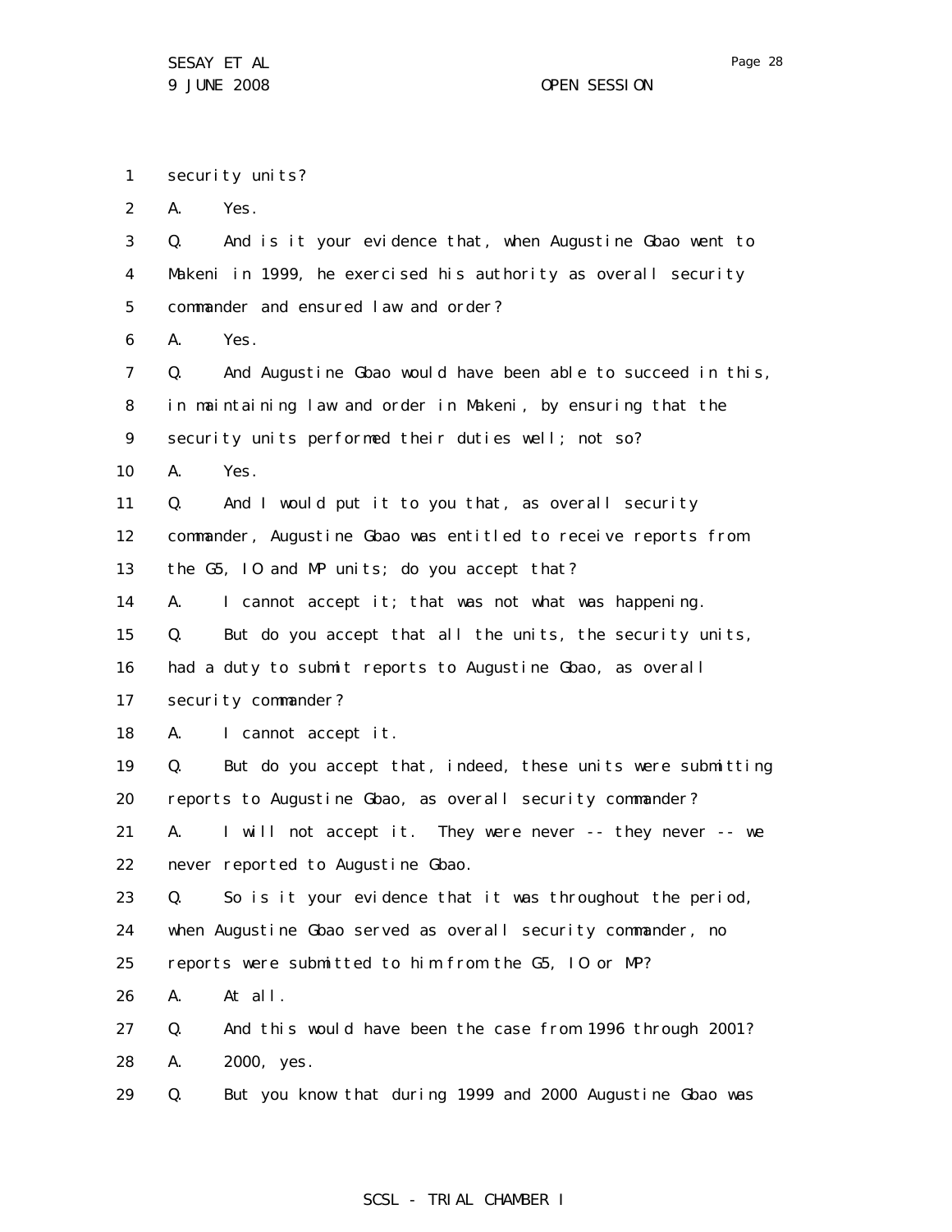1 security units?

2 A. Yes.

3 Q. And is it your evidence that, when Augustine Gbao went to

4 Makeni in 1999, he exercised his authority as overall security

5 commander and ensured law and order?

6 A. Yes.

7 Q. And Augustine Gbao would have been able to succeed in this,

8 in maintaining law and order in Makeni, by ensuring that the

9 security units performed their duties well; not so?

10 A. Yes.

11 Q. And I would put it to you that, as overall security

12 commander, Augustine Gbao was entitled to receive reports from

13 the G5, IO and MP units; do you accept that?

14 A. I cannot accept it; that was not what was happening.

15 Q. But do you accept that all the units, the security units,

16 had a duty to submit reports to Augustine Gbao, as overall

17 security commander?

18 A. I cannot accept it.

19 Q. But do you accept that, indeed, these units were submitting

20 reports to Augustine Gbao, as overall security commander?

21 A. I will not accept it. They were never -- they never -- we

22 never reported to Augustine Gbao.

23 Q. So is it your evidence that it was throughout the period,

24 when Augustine Gbao served as overall security commander, no

25 reports were submitted to him from the G5, IO or MP?

26 A. At all.

27 Q. And this would have been the case from 1996 through 2001?

28 A. 2000, yes.

29 Q. But you know that during 1999 and 2000 Augustine Gbao was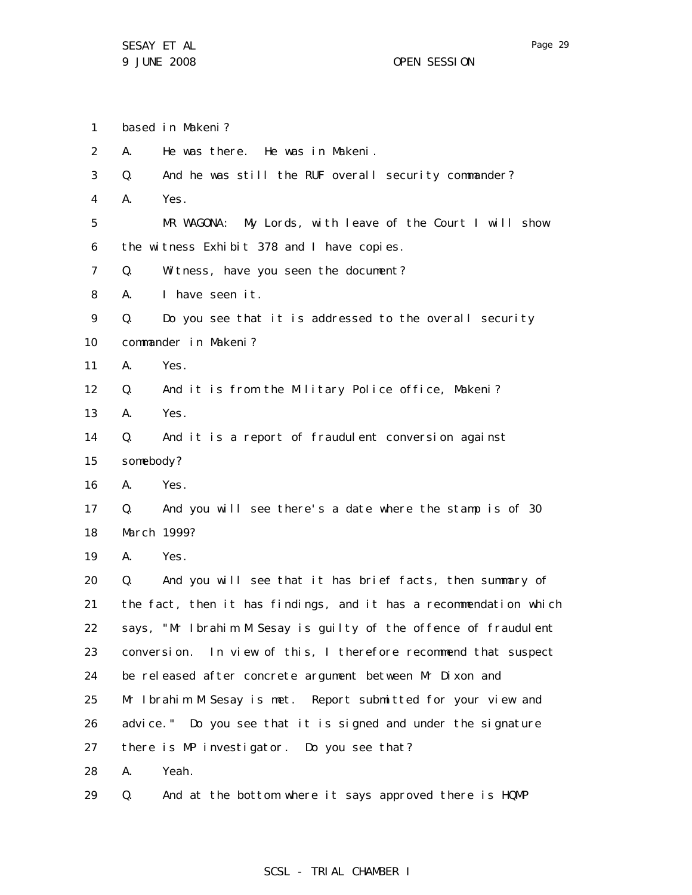1 based in Makeni?

2 A. He was there. He was in Makeni.

3 Q. And he was still the RUF overall security commander?

4 A. Yes.

5 MR WAGONA: My Lords, with leave of the Court I will show

6 the witness Exhibit 378 and I have copies.

7 Q. Witness, have you seen the document?

8 A. I have seen it.

9 Q. Do you see that it is addressed to the overall security

10 commander in Makeni?

11 A. Yes.

12 Q. And it is from the Military Police office, Makeni?

13 A. Yes.

14 Q. And it is a report of fraudulent conversion against

15 somebody?

16 A. Yes.

17 Q. And you will see there's a date where the stamp is of 30

18 March 1999?

19 A. Yes.

20 Q. And you will see that it has brief facts, then summary of

21 the fact, then it has findings, and it has a recommendation which

22 says, "Mr Ibrahim M Sesay is guilty of the offence of fraudulent

23 conversion. In view of this, I therefore recommend that suspect

24 be released after concrete argument between Mr Dixon and

25 Mr Ibrahim M Sesay is met. Report submitted for your view and

26 advice." Do you see that it is signed and under the signature

27 there is MP investigator. Do you see that?

28 A. Yeah.

29 Q. And at the bottom where it says approved there is HQMP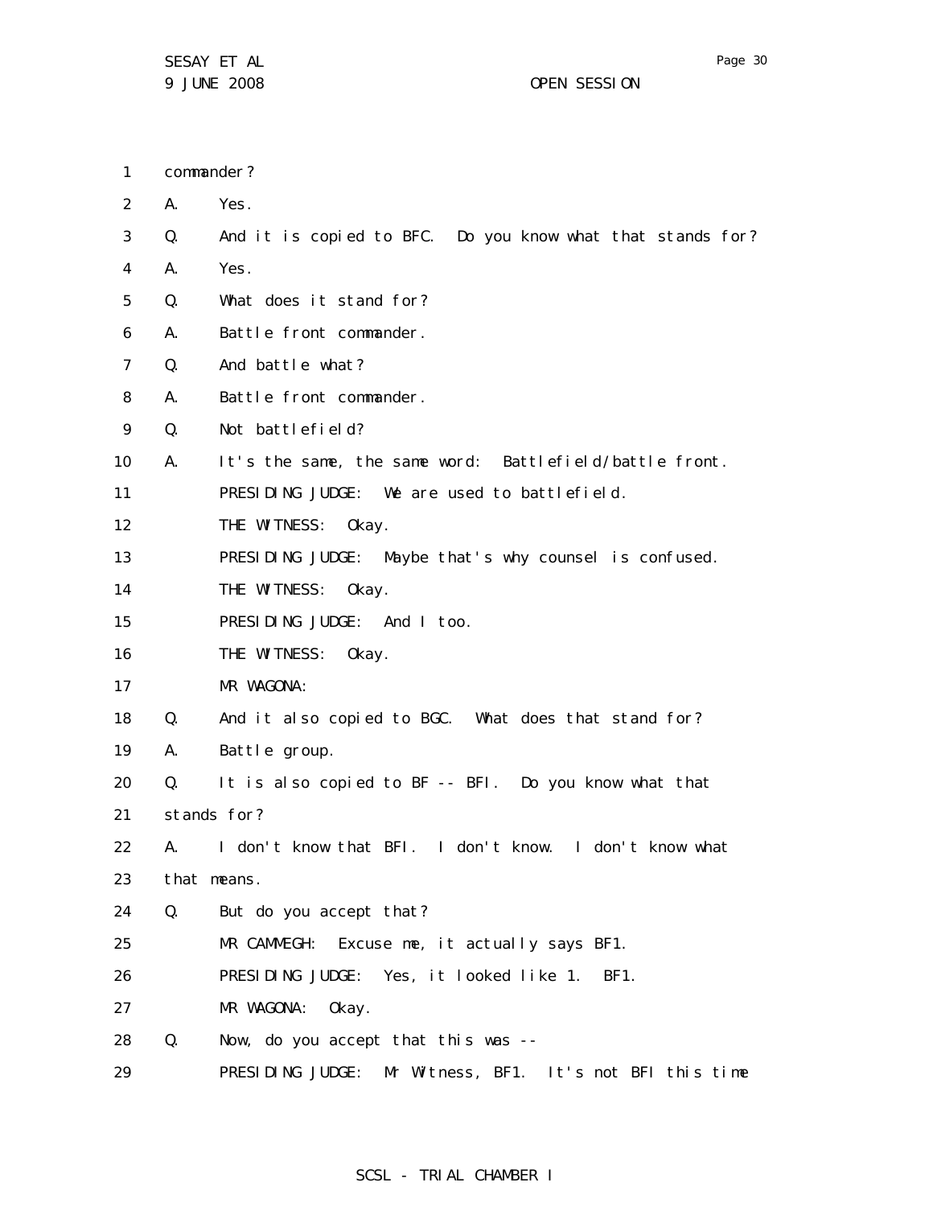commander?

A. Yes.

Q. And it is copied to BFC. Do you know what that stands for?

A. Yes.

Q. What does it stand for?

A. Battle front commander.

Q. And battle what?

A. Battle front commander.

Q. Not battlefield?

A. It's the same, the same word: Battlefield/battle front.

PRESIDING JUDGE: We are used to battlefield.

THE WITNESS: Okay.

PRESIDING JUDGE: Maybe that's why counsel is confused.

THE WITNESS: Okay.

PRESIDING JUDGE: And I too.

THE WITNESS: Okay.

MR WAGONA:

Q. And it also copied to BGC. What does that stand for?

A. Battle group.

Q. It is also copied to BF -- BFI. Do you know what that stands for?

A. I don't know that BFI. I don't know. I don't know what that means.

Q. But do you accept that?

MR CAMMEGH: Excuse me, it actually says BF1.

PRESIDING JUDGE: Yes, it looked like 1. BF1.

MR WAGONA: Okay.

Q. Now, do you accept that this was --

PRESIDING JUDGE: Mr Witness, BF1. It's not BFI this time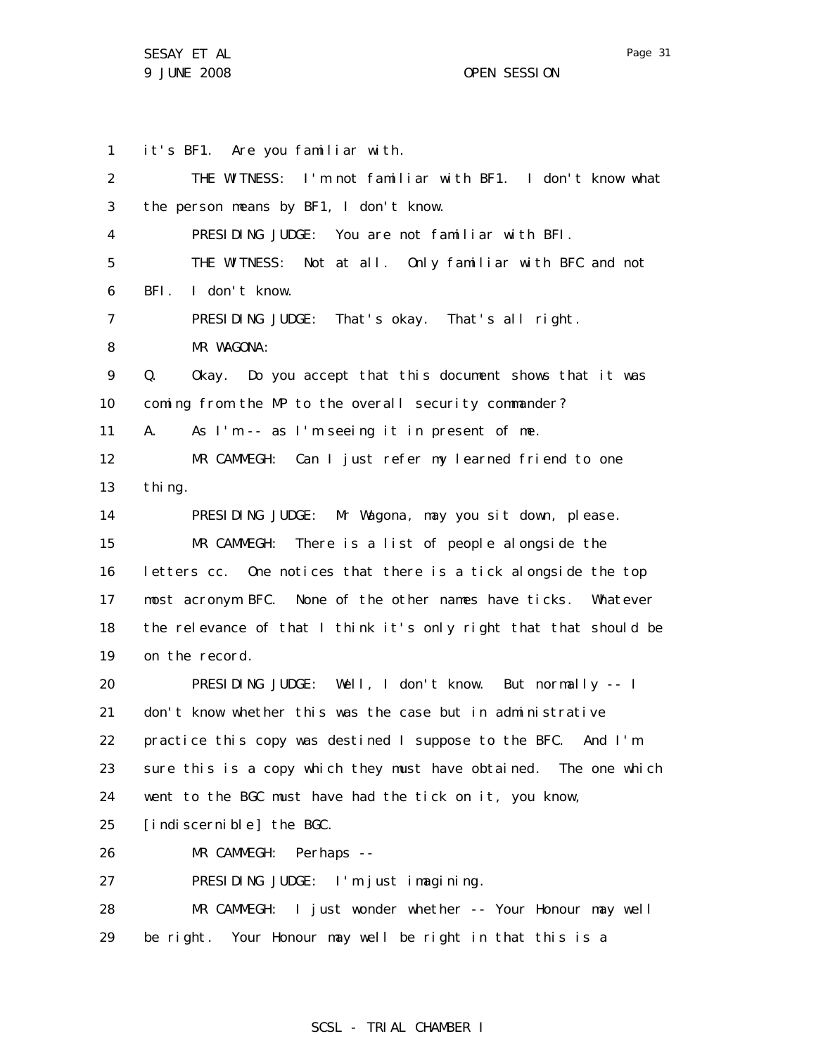1 it's BF1. Are you familiar with.

2 THE WITNESS: I'm not familiar with BF1. I don't know what

3 the person means by BF1, I don't know.

4 PRESIDING JUDGE: You are not familiar with BFI.

5 THE WITNESS: Not at all. Only familiar with BFC and not

6 BFI. I don't know.

7 PRESIDING JUDGE: That's okay. That's all right.

8 MR WAGONA:

9 Q. Okay. Do you accept that this document shows that it was

10 coming from the MP to the overall security commander?

11 A. As I'm -- as I'm seeing it in present of me.

12 MR CAMMEGH: Can I just refer my learned friend to one

13 thing.

14 PRESIDING JUDGE: Mr Wagona, may you sit down, please.

15 MR CAMMEGH: There is a list of people alongside the

16 letters cc. One notices that there is a tick alongside the top

17 most acronym BFC. None of the other names have ticks. Whatever

18 the relevance of that I think it's only right that that should be

19 on the record.

20 PRESIDING JUDGE: Well, I don't know. But normally -- I

21 don't know whether this was the case but in administrative

22 practice this copy was destined I suppose to the BFC. And I'm

23 sure this is a copy which they must have obtained. The one which

24 went to the BGC must have had the tick on it, you know,

25 [indiscernible] the BGC.

26 MR CAMMEGH: Perhaps --

27 PRESIDING JUDGE: I'm just imagining.

28 MR CAMMEGH: I just wonder whether -- Your Honour may well

29 be right. Your Honour may well be right in that this is a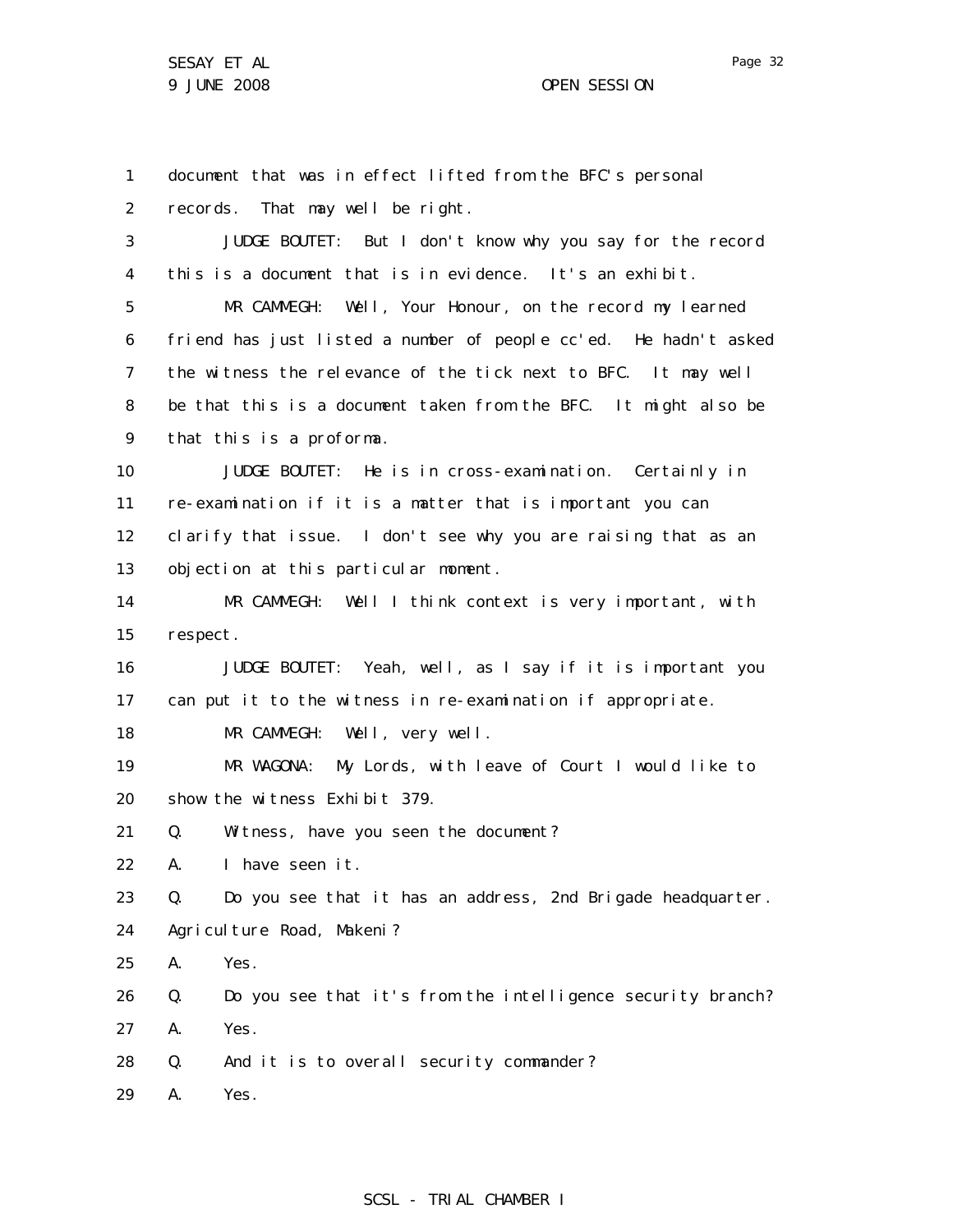1 document that was in effect lifted from the BFC's personal
2 records. That may well be right.

3 JUDGE BOUTET: But I don't know why you say for the record
4 this is a document that is in evidence. It's an exhibit.

5 MR CAMMEGH: Well, Your Honour, on the record my learned
6 friend has just listed a number of people cc'ed. He hadn't asked
7 the witness the relevance of the tick next to BFC. It may well
8 be that this is a document taken from the BFC. It might also be
9 that this is a proforma.

10 JUDGE BOUTET: He is in cross-examination. Certainly in
11 re-examination if it is a matter that is important you can
12 clarify that issue. I don't see why you are raising that as an
13 objection at this particular moment.

14 MR CAMMEGH: Well I think context is very important, with
15 respect.

16 JUDGE BOUTET: Yeah, well, as I say if it is important you
17 can put it to the witness in re-examination if appropriate.

18 MR CAMMEGH: Well, very well.

19 MR WAGONA: My Lords, with leave of Court I would like to
20 show the witness Exhibit 379.

21 Q. Witness, have you seen the document?

22 A. I have seen it.

23 Q. Do you see that it has an address, 2nd Brigade headquarter.
24 Agriculture Road, Makeni?

25 A. Yes.

26 Q. Do you see that it's from the intelligence security branch?

27 A. Yes.

28 Q. And it is to overall security commander?

29 A. Yes.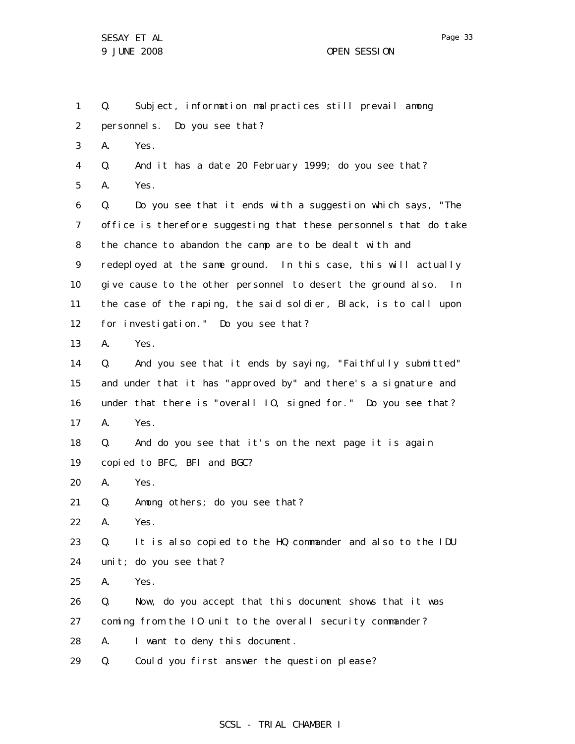Q. Subject, information malpractices still prevail among personnels. Do you see that?

A. Yes.

Q. And it has a date 20 February 1999; do you see that?

A. Yes.

Q. Do you see that it ends with a suggestion which says, "The office is therefore suggesting that these personnels that do take the chance to abandon the camp are to be dealt with and redeployed at the same ground. In this case, this will actually give cause to the other personnel to desert the ground also. In the case of the raping, the said soldier, Black, is to call upon for investigation." Do you see that?

A. Yes.

Q. And you see that it ends by saying, "Faithfully submitted" and under that it has "approved by" and there's a signature and under that there is "overall IO, signed for." Do you see that?

A. Yes.

Q. And do you see that it's on the next page it is again copied to BFC, BFI and BGC?

A. Yes.

Q. Among others; do you see that?

A. Yes.

Q. It is also copied to the HQ commander and also to the IDU unit; do you see that?

A. Yes.

Q. Now, do you accept that this document shows that it was coming from the IO unit to the overall security commander?

A. I want to deny this document.

Q. Could you first answer the question please?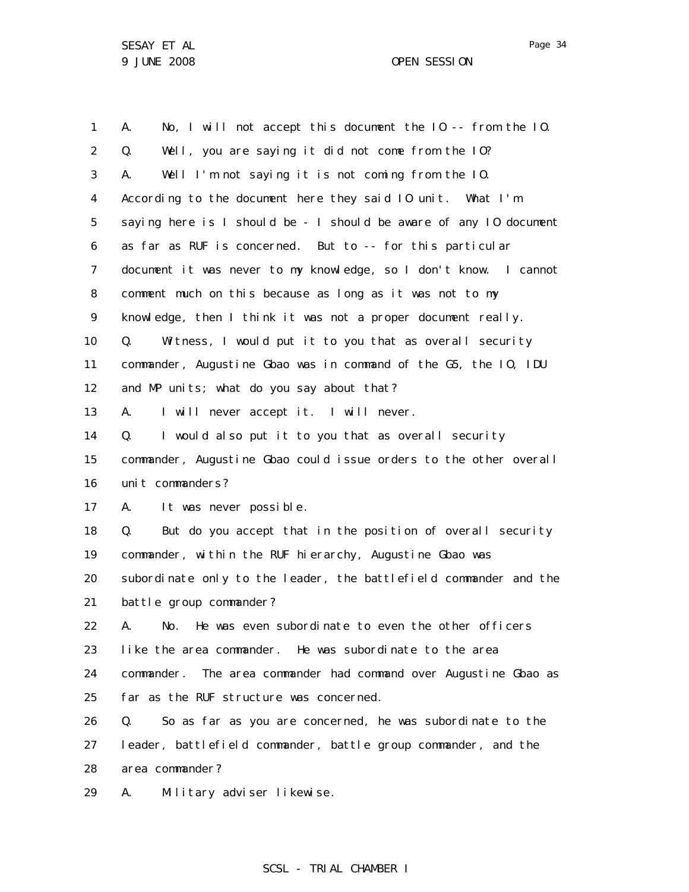A. No, I will not accept this document the IO -- from the IO.

Q. Well, you are saying it did not come from the IO?

A. Well I'm not saying it is not coming from the IO. According to the document here they said IO unit. What I'm saying here is I should be - I should be aware of any IO document as far as RUF is concerned. But to -- for this particular document it was never to my knowledge, so I don't know. I cannot comment much on this because as long as it was not to my knowledge, then I think it was not a proper document really.

Q. Witness, I would put it to you that as overall security commander, Augustine Gbao was in command of the G5, the IO, IDU and MP units; what do you say about that?

A. I will never accept it. I will never.

Q. I would also put it to you that as overall security commander, Augustine Gbao could issue orders to the other overall unit commanders?

A. It was never possible.

Q. But do you accept that in the position of overall security commander, within the RUF hierarchy, Augustine Gbao was subordinate only to the leader, the battlefield commander and the battle group commander?

A. No. He was even subordinate to even the other officers like the area commander. He was subordinate to the area commander. The area commander had command over Augustine Gbao as far as the RUF structure was concerned.

Q. So as far as you are concerned, he was subordinate to the leader, battlefield commander, battle group commander, and the area commander?

A. Military adviser likewise.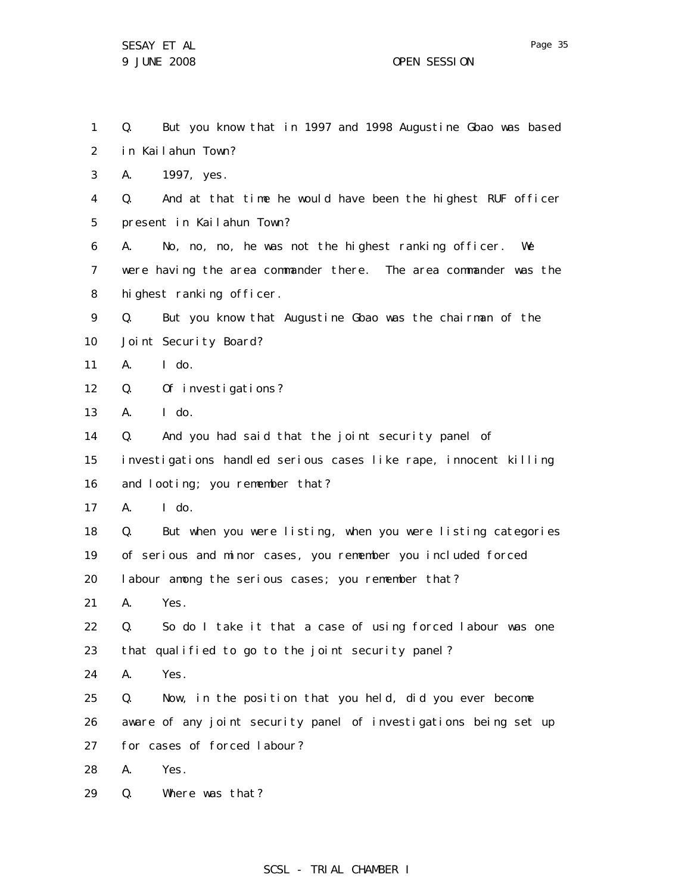1 Q. But you know that in 1997 and 1998 Augustine Gbao was based
2 in Kailahun Town?
3 A. 1997, yes.
4 Q. And at that time he would have been the highest RUF officer
5 present in Kailahun Town?
6 A. No, no, no, he was not the highest ranking officer. We
7 were having the area commander there. The area commander was the
8 highest ranking officer.
9 Q. But you know that Augustine Gbao was the chairman of the
10 Joint Security Board?
11 A. I do.
12 Q. Of investigations?
13 A. I do.
14 Q. And you had said that the joint security panel of
15 investigations handled serious cases like rape, innocent killing
16 and looting; you remember that?
17 A. I do.
18 Q. But when you were listing, when you were listing categories
19 of serious and minor cases, you remember you included forced
20 labour among the serious cases; you remember that?
21 A. Yes.
22 Q. So do I take it that a case of using forced labour was one
23 that qualified to go to the joint security panel?
24 A. Yes.
25 Q. Now, in the position that you held, did you ever become
26 aware of any joint security panel of investigations being set up
27 for cases of forced labour?
28 A. Yes.
29 Q. Where was that?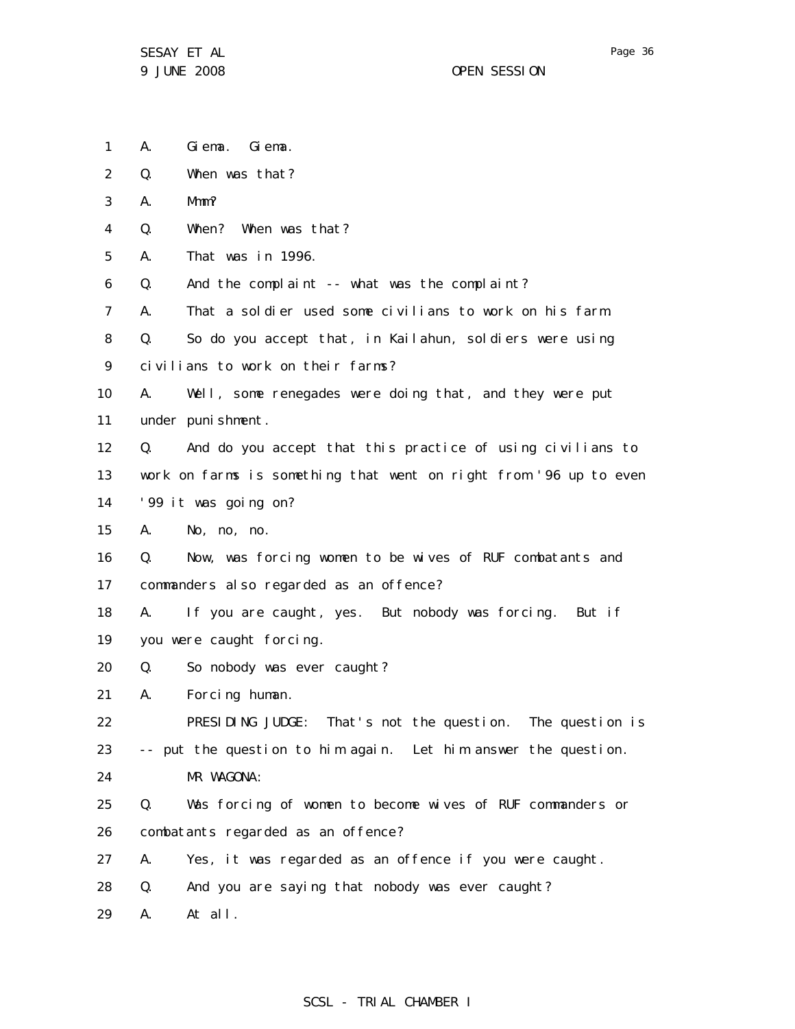1 A. Giema. Giema.

2 Q. When was that?

3 A. Mmm?

4 Q. When? When was that?

5 A. That was in 1996.

6 Q. And the complaint -- what was the complaint?

7 A. That a soldier used some civilians to work on his farm.

8 Q. So do you accept that, in Kailahun, soldiers were using

9 civilians to work on their farms?

10 A. Well, some renegades were doing that, and they were put

11 under punishment.

12 Q. And do you accept that this practice of using civilians to

13 work on farms is something that went on right from '96 up to even

14 '99 it was going on?

15 A. No, no, no.

16 Q. Now, was forcing women to be wives of RUF combatants and

17 commanders also regarded as an offence?

18 A. If you are caught, yes. But nobody was forcing. But if

19 you were caught forcing.

20 Q. So nobody was ever caught?

21 A. Forcing human.

22 PRESIDING JUDGE: That's not the question. The question is

23 -- put the question to him again. Let him answer the question.

24 MR WAGONA:

25 Q. Was forcing of women to become wives of RUF commanders or

26 combatants regarded as an offence?

27 A. Yes, it was regarded as an offence if you were caught.

28 Q. And you are saying that nobody was ever caught?

29 A. At all.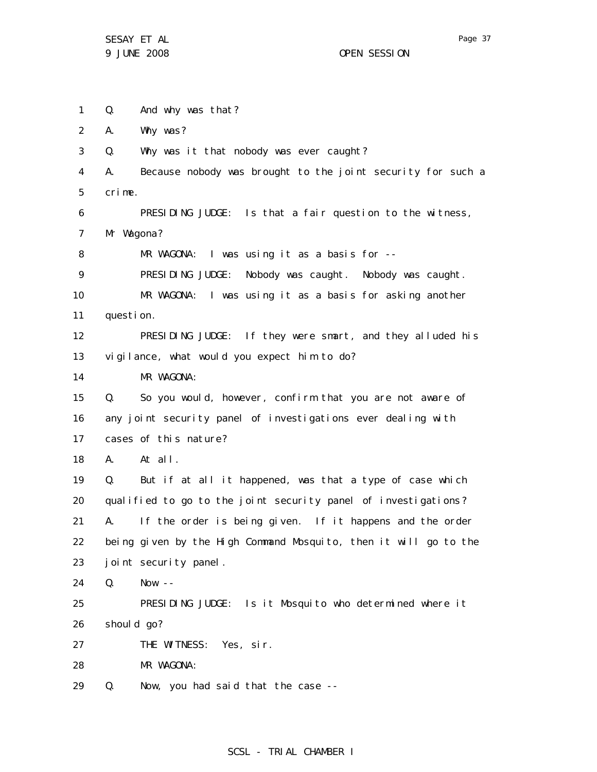Q. And why was that?

A. Why was?

Q. Why was it that nobody was ever caught?

A. Because nobody was brought to the joint security for such a crime.

PRESIDING JUDGE: Is that a fair question to the witness, Mr Wagona?

MR WAGONA: I was using it as a basis for --

PRESIDING JUDGE: Nobody was caught. Nobody was caught.

MR WAGONA: I was using it as a basis for asking another question.

PRESIDING JUDGE: If they were smart, and they alluded his vigilance, what would you expect him to do?

MR WAGONA:

Q. So you would, however, confirm that you are not aware of any joint security panel of investigations ever dealing with cases of this nature?

A. At all.

Q. But if at all it happened, was that a type of case which qualified to go to the joint security panel of investigations?

A. If the order is being given. If it happens and the order being given by the High Command Mosquito, then it will go to the joint security panel.

Q. Now --

PRESIDING JUDGE: Is it Mosquito who determined where it should go?

THE WITNESS: Yes, sir.

MR WAGONA:

Q. Now, you had said that the case --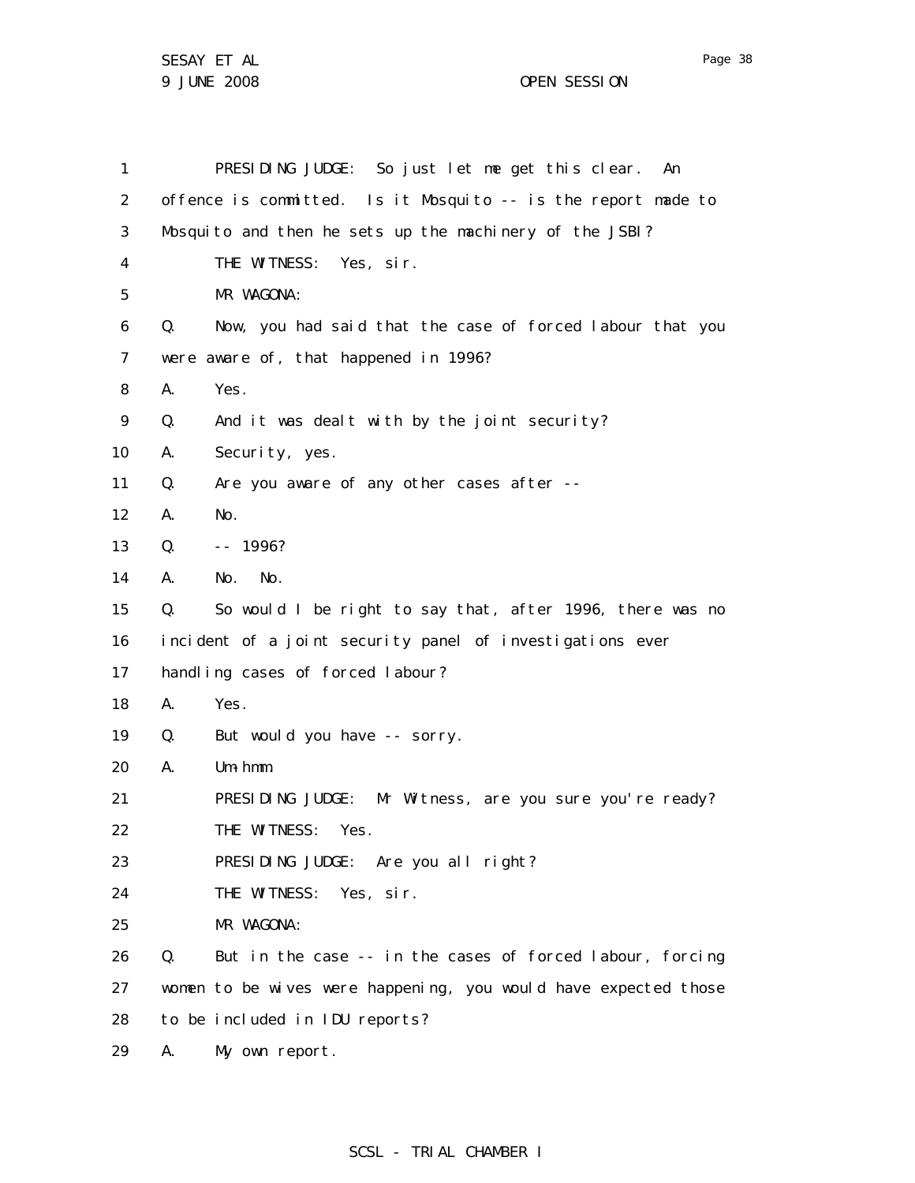PRESIDING JUDGE: So just let me get this clear. An offence is committed. Is it Mosquito -- is the report made to Mosquito and then he sets up the machinery of the JSBI?

THE WITNESS: Yes, sir.

MR WAGONA:

Q. Now, you had said that the case of forced labour that you were aware of, that happened in 1996?

A. Yes.

Q. And it was dealt with by the joint security?

A. Security, yes.

Q. Are you aware of any other cases after --

A. No.

Q. -- 1996?

A. No. No.

Q. So would I be right to say that, after 1996, there was no incident of a joint security panel of investigations ever handling cases of forced labour?

A. Yes.

Q. But would you have -- sorry.

A. Um-hmm.

PRESIDING JUDGE: Mr Witness, are you sure you're ready?

THE WITNESS: Yes.

PRESIDING JUDGE: Are you all right?

THE WITNESS: Yes, sir.

MR WAGONA:

Q. But in the case -- in the cases of forced labour, forcing women to be wives were happening, you would have expected those to be included in IDU reports?

A. My own report.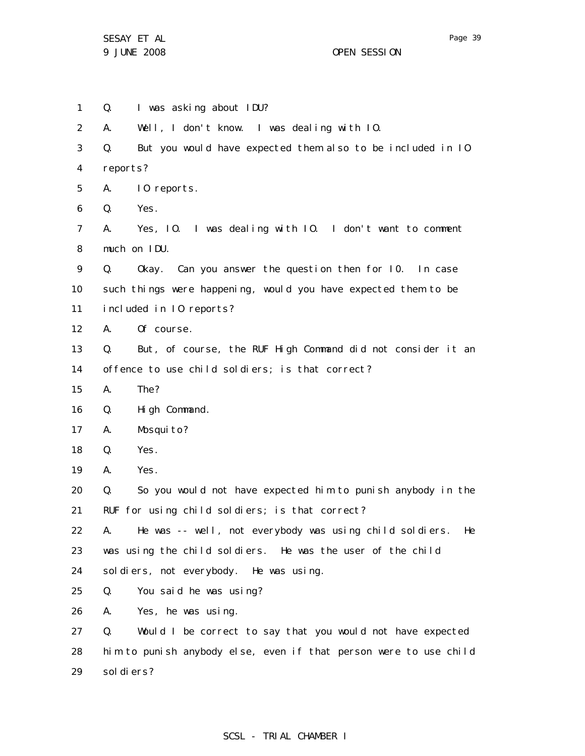Q. I was asking about IDU?

A. Well, I don't know. I was dealing with IO.

Q. But you would have expected them also to be included in IO reports?

A. IO reports.

Q. Yes.

A. Yes, IO. I was dealing with IO. I don't want to comment much on IDU.

Q. Okay. Can you answer the question then for IO. In case such things were happening, would you have expected them to be included in IO reports?

A. Of course.

Q. But, of course, the RUF High Command did not consider it an offence to use child soldiers; is that correct?

A. The?

Q. High Command.

A. Mosquito?

Q. Yes.

A. Yes.

Q. So you would not have expected him to punish anybody in the RUF for using child soldiers; is that correct?

A. He was -- well, not everybody was using child soldiers. He was using the child soldiers. He was the user of the child soldiers, not everybody. He was using.

Q. You said he was using?

A. Yes, he was using.

Q. Would I be correct to say that you would not have expected him to punish anybody else, even if that person were to use child soldiers?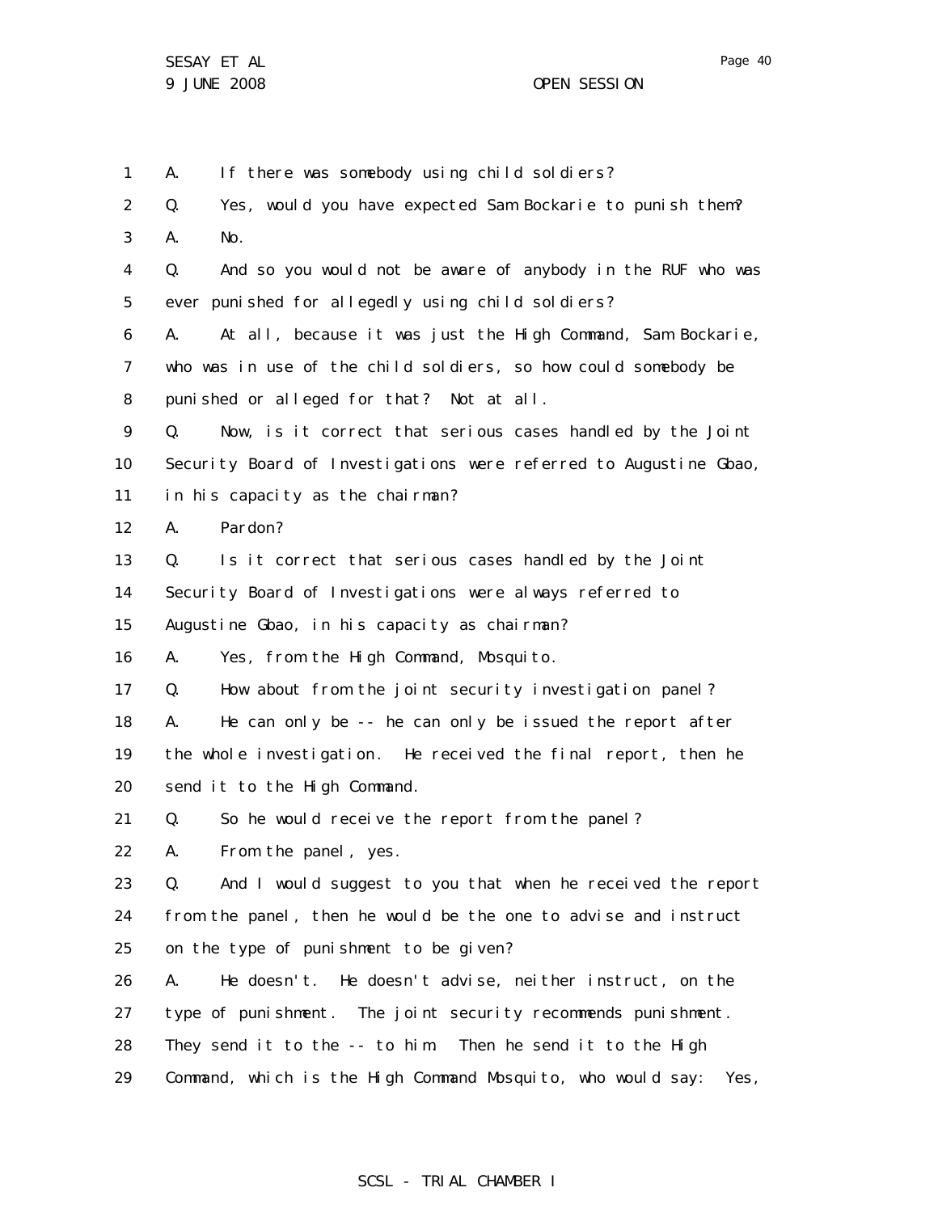1 A. If there was somebody using child soldiers?

2 Q. Yes, would you have expected Sam Bockarie to punish them?

3 A. No.

4 Q. And so you would not be aware of anybody in the RUF who was

5 ever punished for allegedly using child soldiers?

6 A. At all, because it was just the High Command, Sam Bockarie,

7 who was in use of the child soldiers, so how could somebody be

8 punished or alleged for that? Not at all.

9 Q. Now, is it correct that serious cases handled by the Joint

10 Security Board of Investigations were referred to Augustine Gbao,

11 in his capacity as the chairman?

12 A. Pardon?

13 Q. Is it correct that serious cases handled by the Joint

14 Security Board of Investigations were always referred to

15 Augustine Gbao, in his capacity as chairman?

16 A. Yes, from the High Command, Mosquito.

17 Q. How about from the joint security investigation panel?

18 A. He can only be -- he can only be issued the report after

19 the whole investigation. He received the final report, then he

20 send it to the High Command.

21 Q. So he would receive the report from the panel?

22 A. From the panel, yes.

23 Q. And I would suggest to you that when he received the report

24 from the panel, then he would be the one to advise and instruct

25 on the type of punishment to be given?

26 A. He doesn't. He doesn't advise, neither instruct, on the

27 type of punishment. The joint security recommends punishment.

28 They send it to the -- to him. Then he send it to the High

29 Command, which is the High Command Mosquito, who would say: Yes,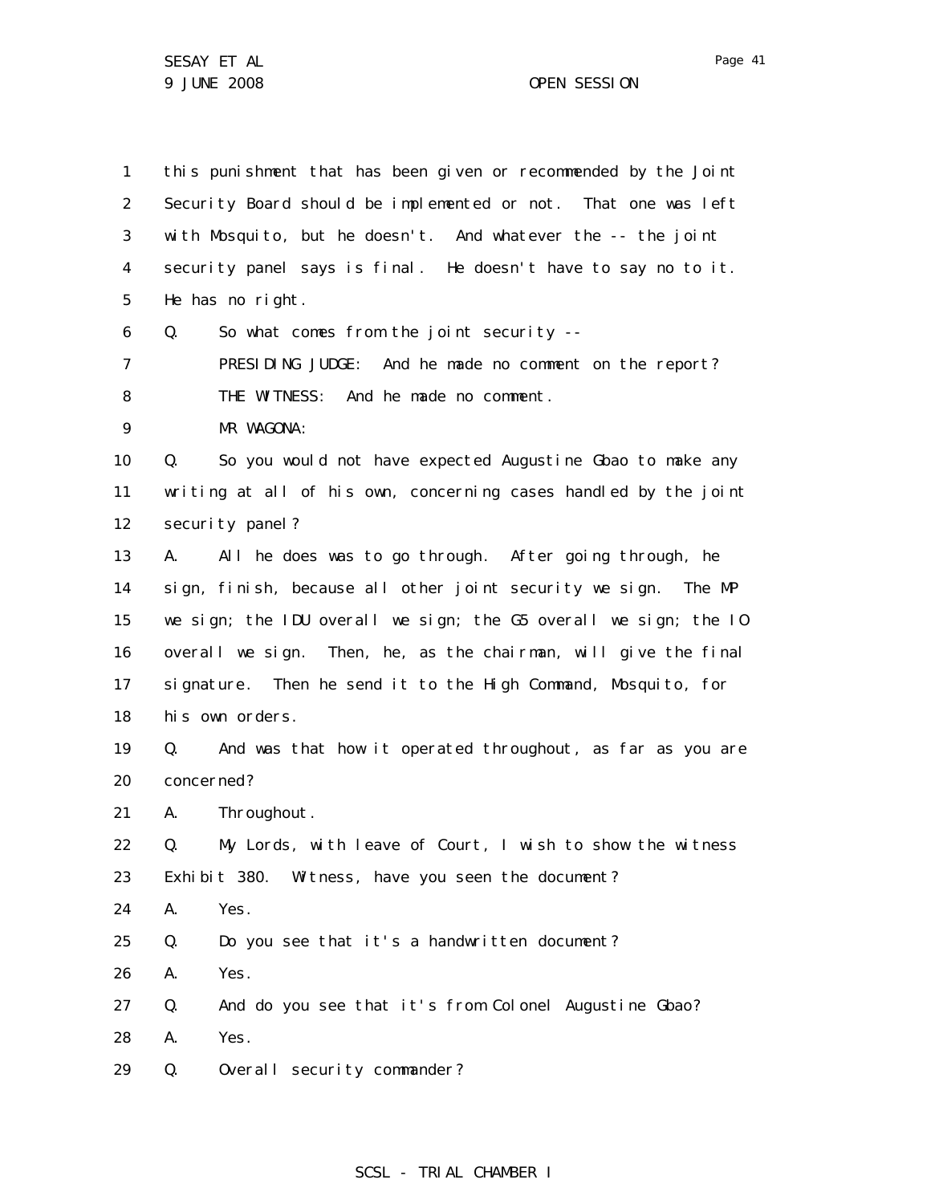this punishment that has been given or recommended by the Joint Security Board should be implemented or not. That one was left with Mosquito, but he doesn't. And whatever the -- the joint security panel says is final. He doesn't have to say no to it. He has no right.

Q. So what comes from the joint security --

PRESIDING JUDGE: And he made no comment on the report?

THE WITNESS: And he made no comment.

MR WAGONA:

Q. So you would not have expected Augustine Gbao to make any writing at all of his own, concerning cases handled by the joint security panel?

A. All he does was to go through. After going through, he sign, finish, because all other joint security we sign. The MP we sign; the IDU overall we sign; the G5 overall we sign; the IO overall we sign. Then, he, as the chairman, will give the final signature. Then he send it to the High Command, Mosquito, for his own orders.

Q. And was that how it operated throughout, as far as you are concerned?

A. Throughout.

Q. My Lords, with leave of Court, I wish to show the witness Exhibit 380. Witness, have you seen the document?

A. Yes.

Q. Do you see that it's a handwritten document?

A. Yes.

Q. And do you see that it's from Colonel Augustine Gbao?

A. Yes.

Q. Overall security commander?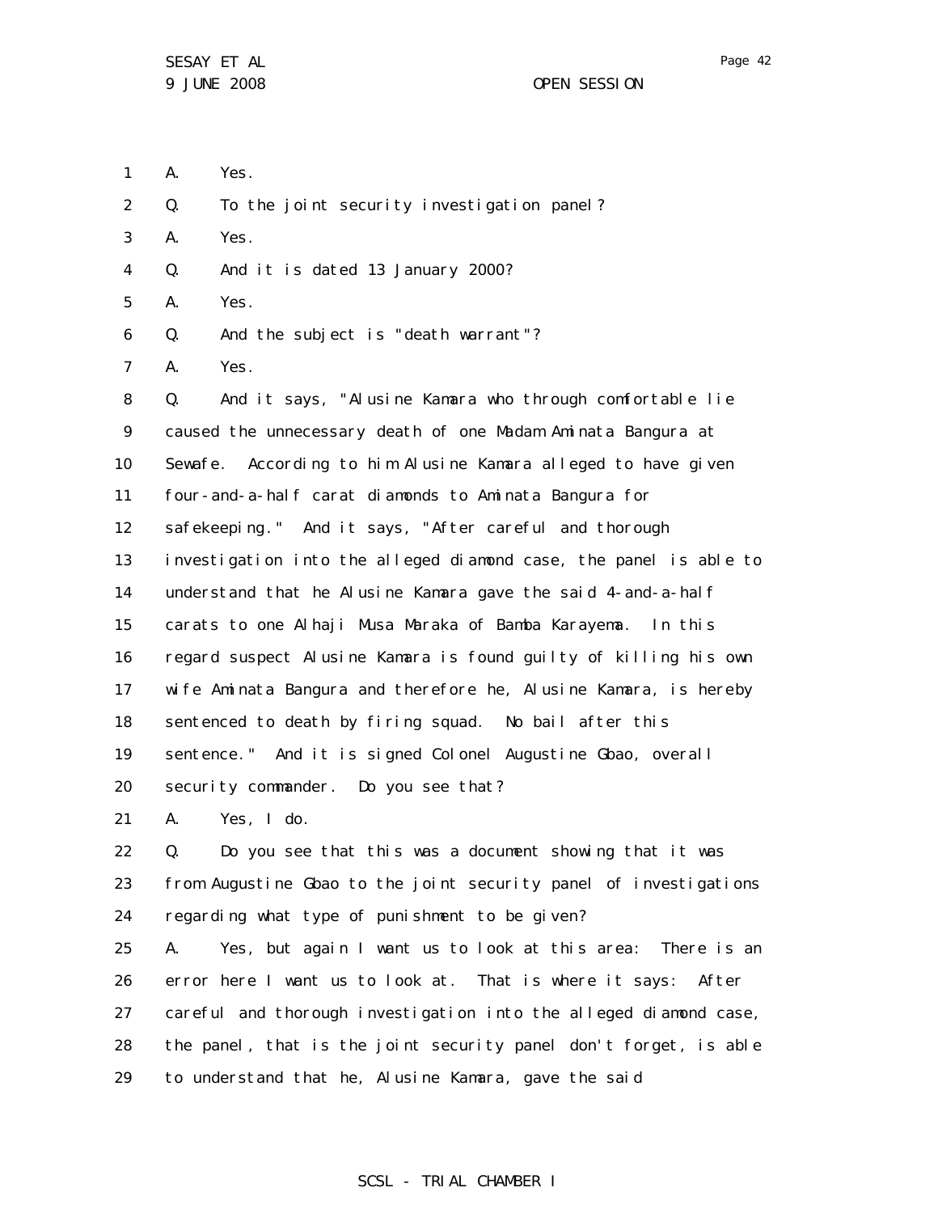1 A. Yes.

2 Q. To the joint security investigation panel?

3 A. Yes.

4 Q. And it is dated 13 January 2000?

5 A. Yes.

6 Q. And the subject is "death warrant"?

7 A. Yes.

8 Q. And it says, "Alusine Kamara who through comfortable lie
9 caused the unnecessary death of one Madam Aminata Bangura at
10 Sewafe. According to him Alusine Kamara alleged to have given
11 four-and-a-half carat diamonds to Aminata Bangura for
12 safekeeping." And it says, "After careful and thorough
13 investigation into the alleged diamond case, the panel is able to
14 understand that he Alusine Kamara gave the said 4-and-a-half
15 carats to one Alhaji Musa Maraka of Bamba Karayema. In this
16 regard suspect Alusine Kamara is found guilty of killing his own
17 wife Aminata Bangura and therefore he, Alusine Kamara, is hereby
18 sentenced to death by firing squad. No bail after this
19 sentence." And it is signed Colonel Augustine Gbao, overall
20 security commander. Do you see that?

21 A. Yes, I do.

22 Q. Do you see that this was a document showing that it was
23 from Augustine Gbao to the joint security panel of investigations
24 regarding what type of punishment to be given?

25 A. Yes, but again I want us to look at this area: There is an
26 error here I want us to look at. That is where it says: After
27 careful and thorough investigation into the alleged diamond case,
28 the panel, that is the joint security panel don't forget, is able
29 to understand that he, Alusine Kamara, gave the said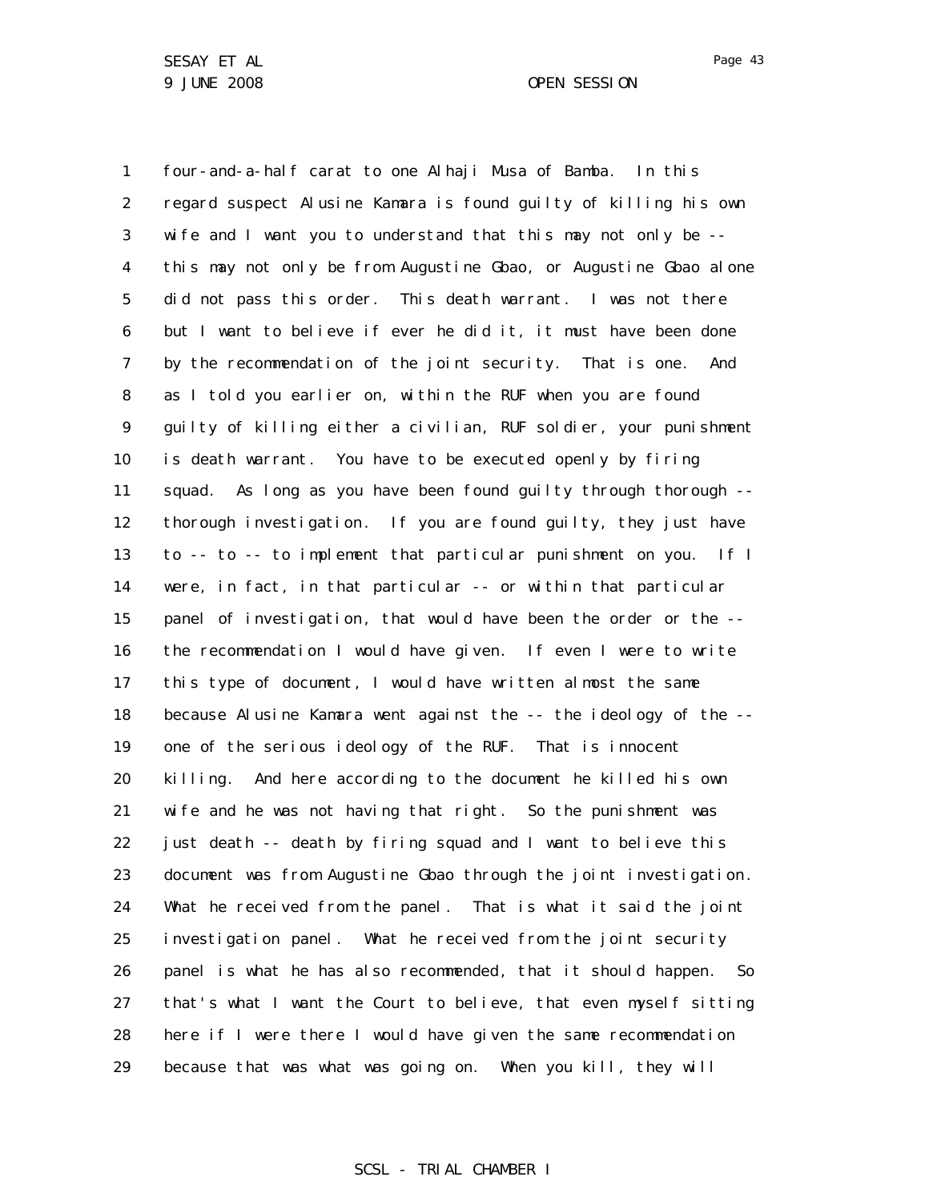four-and-a-half carat to one Alhaji Musa of Bamba. In this regard suspect Alusine Kamara is found guilty of killing his own wife and I want you to understand that this may not only be -- this may not only be from Augustine Gbao, or Augustine Gbao alone did not pass this order. This death warrant. I was not there but I want to believe if ever he did it, it must have been done by the recommendation of the joint security. That is one. And as I told you earlier on, within the RUF when you are found guilty of killing either a civilian, RUF soldier, your punishment is death warrant. You have to be executed openly by firing squad. As long as you have been found guilty through thorough -- thorough investigation. If you are found guilty, they just have to -- to -- to implement that particular punishment on you. If I were, in fact, in that particular -- or within that particular panel of investigation, that would have been the order or the -- the recommendation I would have given. If even I were to write this type of document, I would have written almost the same because Alusine Kamara went against the -- the ideology of the -- one of the serious ideology of the RUF. That is innocent killing. And here according to the document he killed his own wife and he was not having that right. So the punishment was just death -- death by firing squad and I want to believe this document was from Augustine Gbao through the joint investigation. What he received from the panel. That is what it said the joint investigation panel. What he received from the joint security panel is what he has also recommended, that it should happen. So that's what I want the Court to believe, that even myself sitting here if I were there I would have given the same recommendation because that was what was going on. When you kill, they will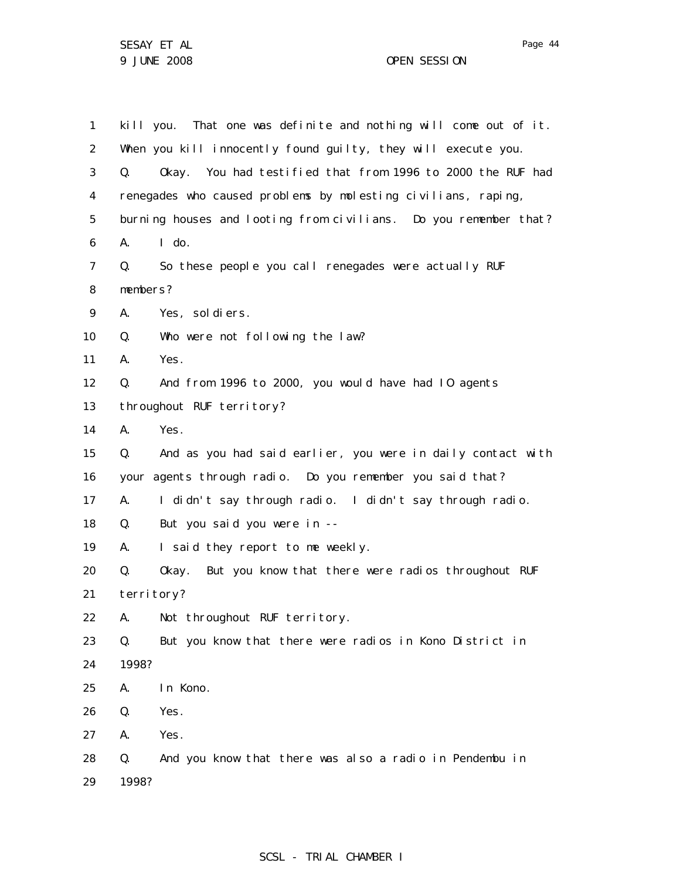1 kill you. That one was definite and nothing will come out of it.
2 When you kill innocently found guilty, they will execute you.
3 Q. Okay. You had testified that from 1996 to 2000 the RUF had
4 renegades who caused problems by molesting civilians, raping,
5 burning houses and looting from civilians. Do you remember that?
6 A. I do.
7 Q. So these people you call renegades were actually RUF
8 members?
9 A. Yes, soldiers.
10 Q. Who were not following the law?
11 A. Yes.
12 Q. And from 1996 to 2000, you would have had IO agents
13 throughout RUF territory?
14 A. Yes.
15 Q. And as you had said earlier, you were in daily contact with
16 your agents through radio. Do you remember you said that?
17 A. I didn't say through radio. I didn't say through radio.
18 Q. But you said you were in --
19 A. I said they report to me weekly.
20 Q. Okay. But you know that there were radios throughout RUF
21 territory?
22 A. Not throughout RUF territory.
23 Q. But you know that there were radios in Kono District in
24 1998?
25 A. In Kono.
26 Q. Yes.
27 A. Yes.
28 Q. And you know that there was also a radio in Pendembu in
29 1998?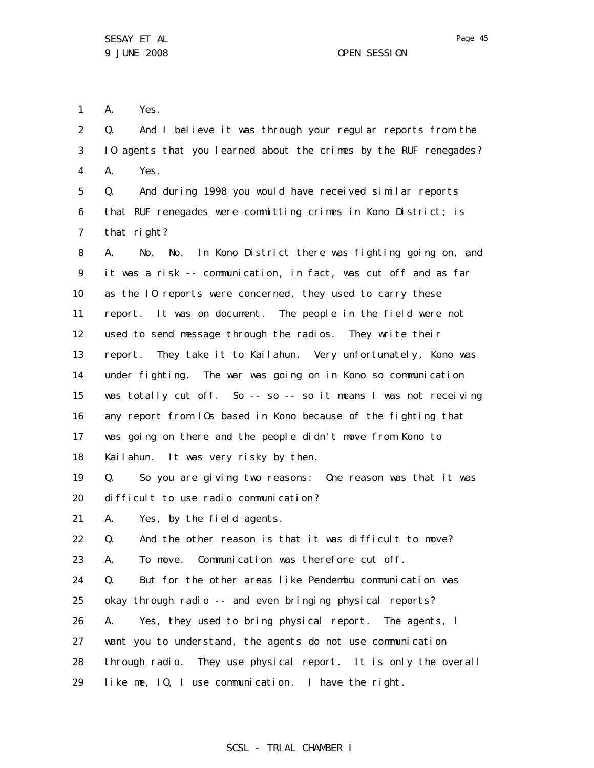1 A. Yes.

2 Q. And I believe it was through your regular reports from the
3 IO agents that you learned about the crimes by the RUF renegades?

4 A. Yes.

5 Q. And during 1998 you would have received similar reports
6 that RUF renegades were committing crimes in Kono District; is
7 that right?

8 A. No. No. In Kono District there was fighting going on, and
9 it was a risk -- communication, in fact, was cut off and as far
10 as the IO reports were concerned, they used to carry these
11 report. It was on document. The people in the field were not
12 used to send message through the radios. They write their
13 report. They take it to Kailahun. Very unfortunately, Kono was
14 under fighting. The war was going on in Kono so communication
15 was totally cut off. So -- so -- so it means I was not receiving
16 any report from IOs based in Kono because of the fighting that
17 was going on there and the people didn't move from Kono to
18 Kailahun. It was very risky by then.

19 Q. So you are giving two reasons: One reason was that it was
20 difficult to use radio communication?

21 A. Yes, by the field agents.

22 Q. And the other reason is that it was difficult to move?

23 A. To move. Communication was therefore cut off.

24 Q. But for the other areas like Pendembu communication was
25 okay through radio -- and even bringing physical reports?

26 A. Yes, they used to bring physical report. The agents, I
27 want you to understand, the agents do not use communication
28 through radio. They use physical report. It is only the overall
29 like me, IO, I use communication. I have the right.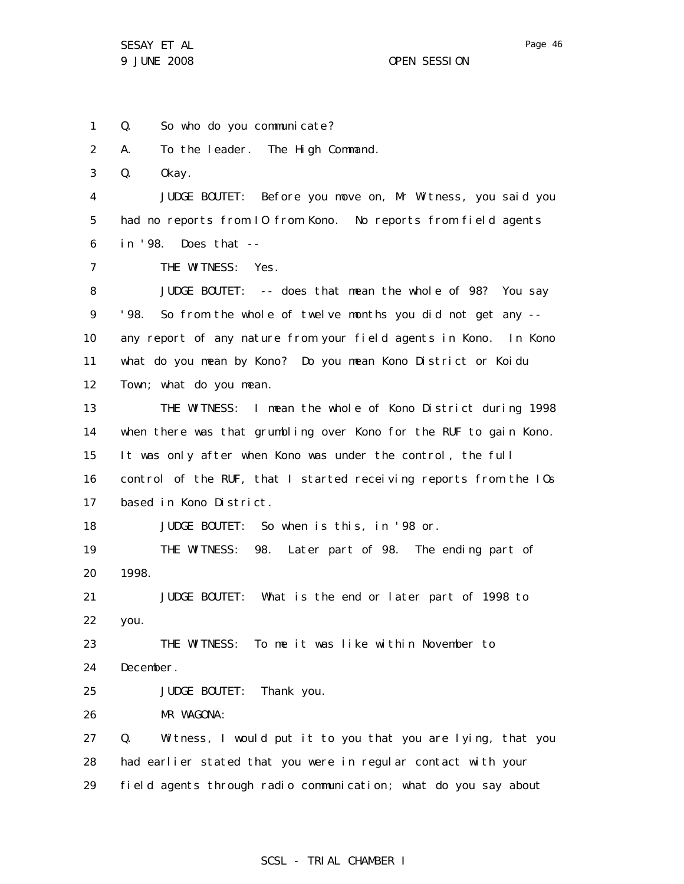Q. So who do you communicate?

A. To the leader. The High Command.

Q. Okay.

JUDGE BOUTET: Before you move on, Mr Witness, you said you had no reports from IO from Kono. No reports from field agents in '98. Does that --

THE WITNESS: Yes.

JUDGE BOUTET: -- does that mean the whole of 98? You say '98. So from the whole of twelve months you did not get any -- any report of any nature from your field agents in Kono. In Kono what do you mean by Kono? Do you mean Kono District or Koidu Town; what do you mean.

THE WITNESS: I mean the whole of Kono District during 1998 when there was that grumbling over Kono for the RUF to gain Kono. It was only after when Kono was under the control, the full control of the RUF, that I started receiving reports from the IOs based in Kono District.

JUDGE BOUTET: So when is this, in '98 or.

THE WITNESS: 98. Later part of 98. The ending part of 1998.

JUDGE BOUTET: What is the end or later part of 1998 to you.

THE WITNESS: To me it was like within November to December.

JUDGE BOUTET: Thank you.

MR WAGONA:

Q. Witness, I would put it to you that you are lying, that you had earlier stated that you were in regular contact with your field agents through radio communication; what do you say about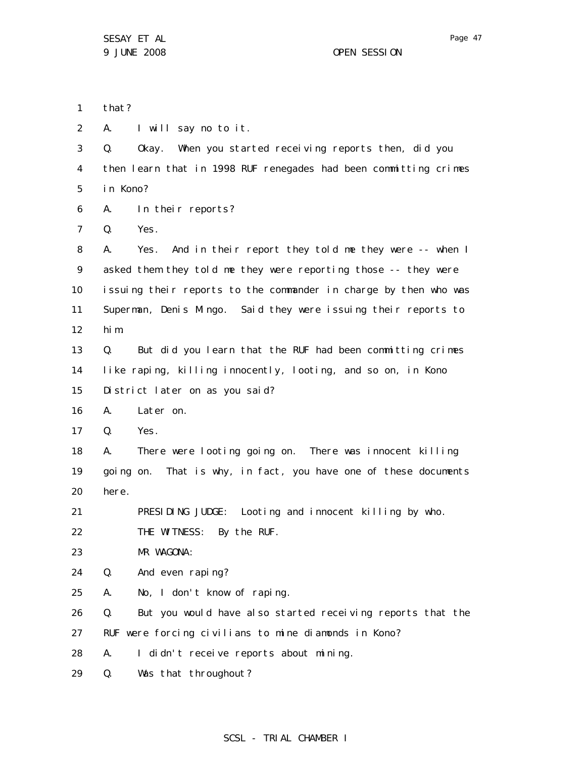1 that?

2 A. I will say no to it.

3 Q. Okay. When you started receiving reports then, did you

4 then learn that in 1998 RUF renegades had been committing crimes

5 in Kono?

6 A. In their reports?

7 Q. Yes.

8 A. Yes. And in their report they told me they were -- when I

9 asked them they told me they were reporting those -- they were

10 issuing their reports to the commander in charge by then who was

11 Superman, Denis Mingo. Said they were issuing their reports to

12 him.

13 Q. But did you learn that the RUF had been committing crimes

14 like raping, killing innocently, looting, and so on, in Kono

15 District later on as you said?

16 A. Later on.

17 Q. Yes.

18 A. There were looting going on. There was innocent killing

19 going on. That is why, in fact, you have one of these documents

20 here.

21 PRESIDING JUDGE: Looting and innocent killing by who.

22 THE WITNESS: By the RUF.

23 MR WAGONA:

24 Q. And even raping?

25 A. No, I don't know of raping.

26 Q. But you would have also started receiving reports that the

27 RUF were forcing civilians to mine diamonds in Kono?

28 A. I didn't receive reports about mining.

29 Q. Was that throughout?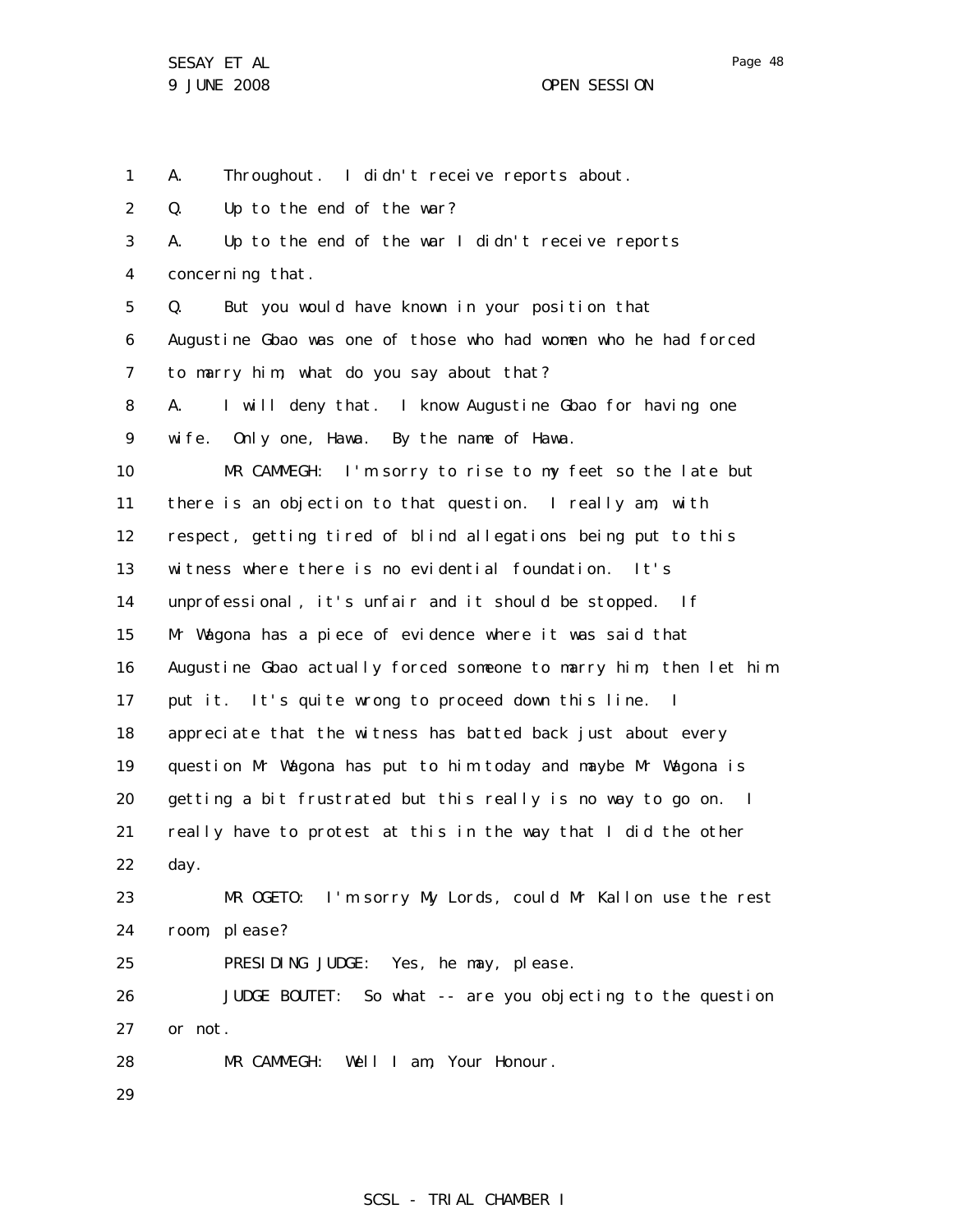1 A. Throughout. I didn't receive reports about.

2 Q. Up to the end of the war?

3 A. Up to the end of the war I didn't receive reports

4 concerning that.

5 Q. But you would have known in your position that

6 Augustine Gbao was one of those who had women who he had forced

7 to marry him, what do you say about that?

8 A. I will deny that. I know Augustine Gbao for having one

9 wife. Only one, Hawa. By the name of Hawa.

10 MR CAMMEGH: I'm sorry to rise to my feet so the late but

11 there is an objection to that question. I really am, with

12 respect, getting tired of blind allegations being put to this

13 witness where there is no evidential foundation. It's

14 unprofessional, it's unfair and it should be stopped. If

15 Mr Wagona has a piece of evidence where it was said that

16 Augustine Gbao actually forced someone to marry him, then let him

17 put it. It's quite wrong to proceed down this line. I

18 appreciate that the witness has batted back just about every

19 question Mr Wagona has put to him today and maybe Mr Wagona is

20 getting a bit frustrated but this really is no way to go on. I

21 really have to protest at this in the way that I did the other

22 day.

23 MR OGETO: I'm sorry My Lords, could Mr Kallon use the rest

24 room, please?

25 PRESIDING JUDGE: Yes, he may, please.

26 JUDGE BOUTET: So what -- are you objecting to the question

27 or not.

28 MR CAMMEGH: Well I am, Your Honour.

29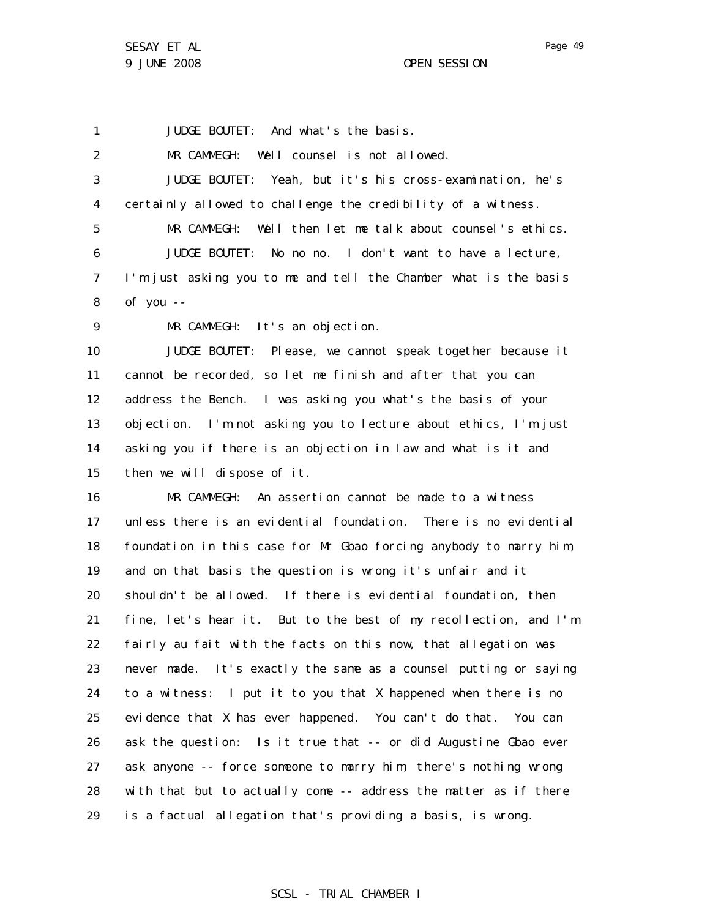JUDGE BOUTET: And what's the basis.

MR CAMMEGH: Well counsel is not allowed.

JUDGE BOUTET: Yeah, but it's his cross-examination, he's certainly allowed to challenge the credibility of a witness.

MR CAMMEGH: Well then let me talk about counsel's ethics.

JUDGE BOUTET: No no no. I don't want to have a lecture, I'm just asking you to me and tell the Chamber what is the basis of you --

MR CAMMEGH: It's an objection.

JUDGE BOUTET: Please, we cannot speak together because it cannot be recorded, so let me finish and after that you can address the Bench. I was asking you what's the basis of your objection. I'm not asking you to lecture about ethics, I'm just asking you if there is an objection in law and what is it and then we will dispose of it.

MR CAMMEGH: An assertion cannot be made to a witness unless there is an evidential foundation. There is no evidential foundation in this case for Mr Gbao forcing anybody to marry him, and on that basis the question is wrong it's unfair and it shouldn't be allowed. If there is evidential foundation, then fine, let's hear it. But to the best of my recollection, and I'm fairly au fait with the facts on this now, that allegation was never made. It's exactly the same as a counsel putting or saying to a witness: I put it to you that X happened when there is no evidence that X has ever happened. You can't do that. You can ask the question: Is it true that -- or did Augustine Gbao ever ask anyone -- force someone to marry him, there's nothing wrong with that but to actually come -- address the matter as if there is a factual allegation that's providing a basis, is wrong.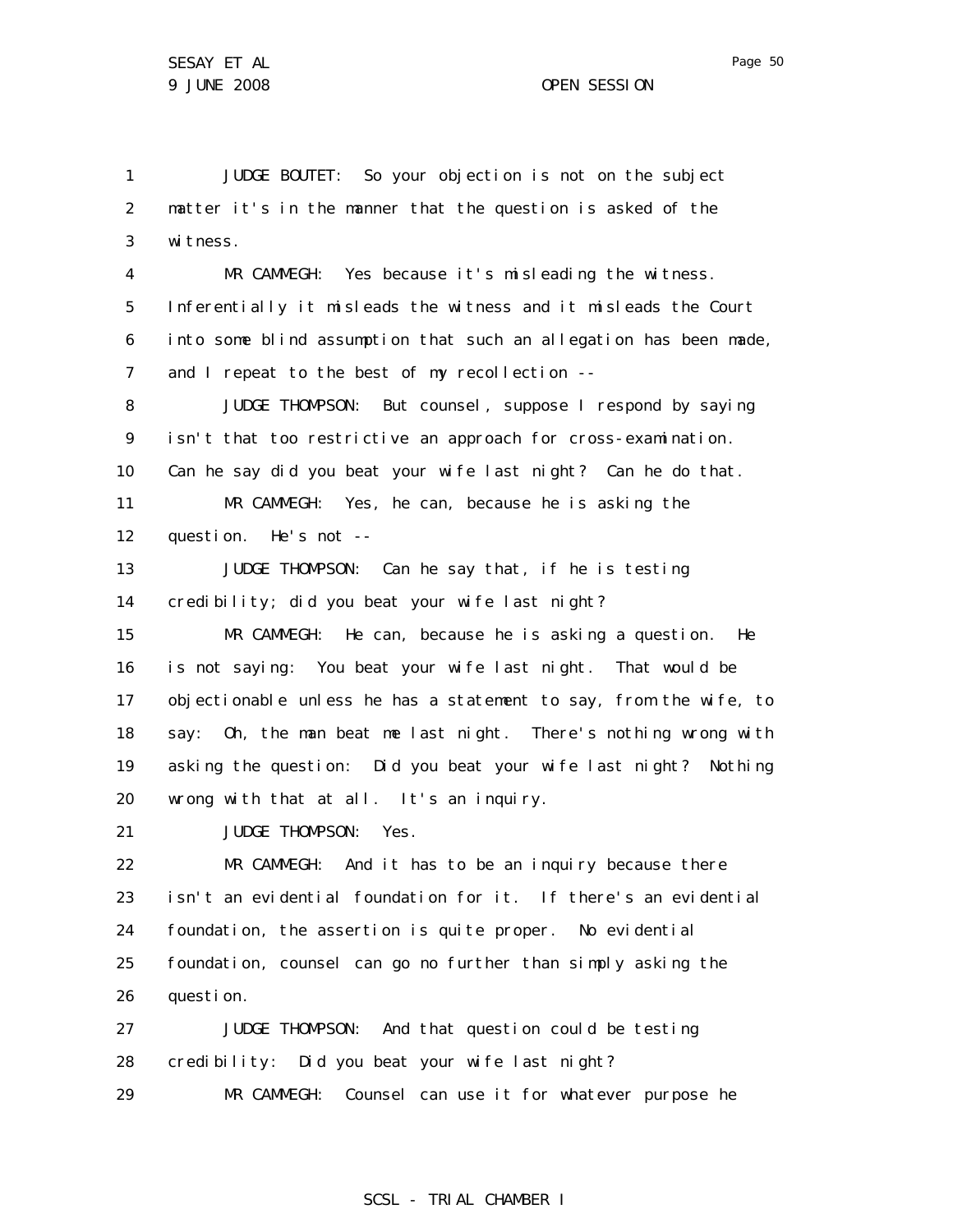JUDGE BOUTET: So your objection is not on the subject matter it's in the manner that the question is asked of the witness.

MR CAMMEGH: Yes because it's misleading the witness. Inferentially it misleads the witness and it misleads the Court into some blind assumption that such an allegation has been made, and I repeat to the best of my recollection --

JUDGE THOMPSON: But counsel, suppose I respond by saying isn't that too restrictive an approach for cross-examination. Can he say did you beat your wife last night? Can he do that.

MR CAMMEGH: Yes, he can, because he is asking the question. He's not --

JUDGE THOMPSON: Can he say that, if he is testing credibility; did you beat your wife last night?

MR CAMMEGH: He can, because he is asking a question. He is not saying: You beat your wife last night. That would be objectionable unless he has a statement to say, from the wife, to say: Oh, the man beat me last night. There's nothing wrong with asking the question: Did you beat your wife last night? Nothing wrong with that at all. It's an inquiry.

JUDGE THOMPSON: Yes.

MR CAMMEGH: And it has to be an inquiry because there isn't an evidential foundation for it. If there's an evidential foundation, the assertion is quite proper. No evidential foundation, counsel can go no further than simply asking the question.

JUDGE THOMPSON: And that question could be testing credibility: Did you beat your wife last night?

MR CAMMEGH: Counsel can use it for whatever purpose he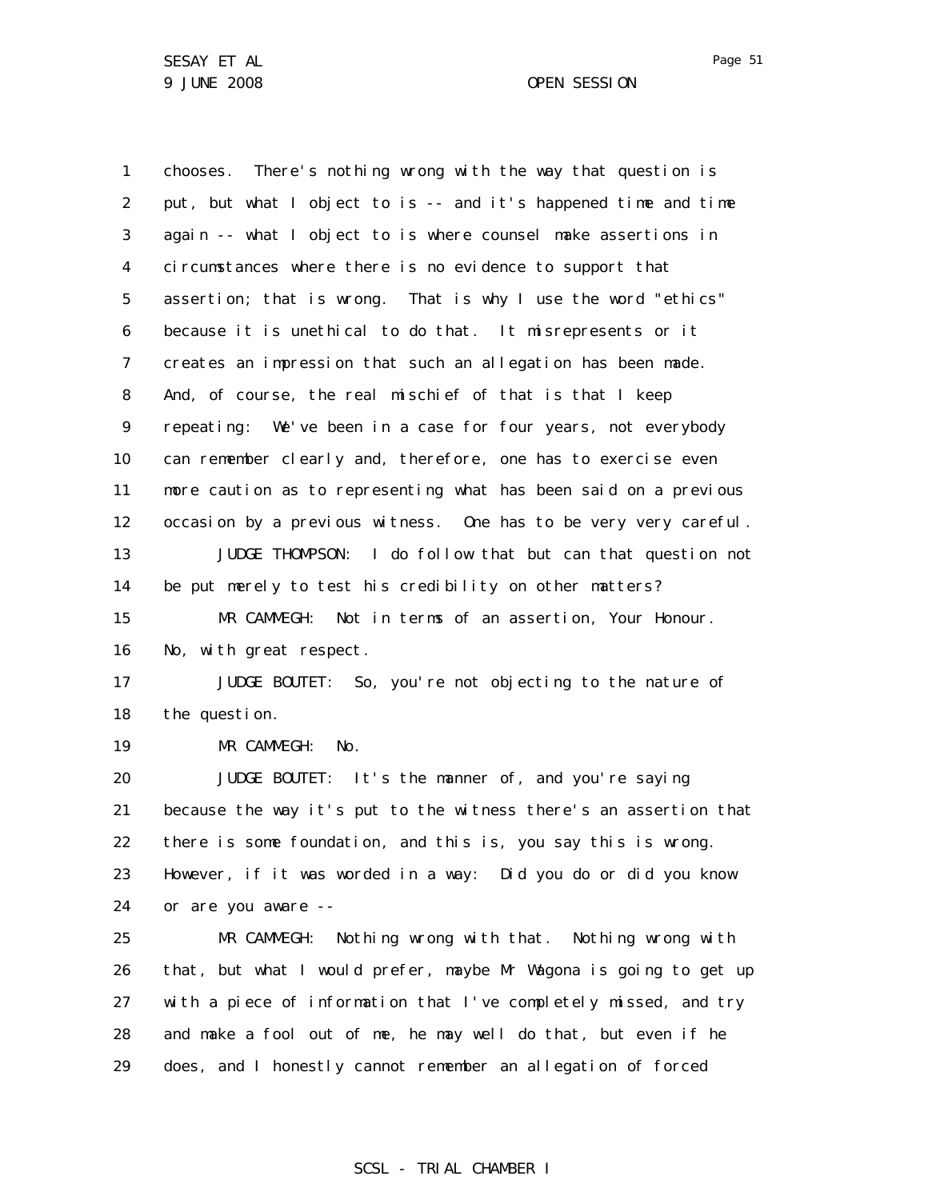chooses. There's nothing wrong with the way that question is put, but what I object to is -- and it's happened time and time again -- what I object to is where counsel make assertions in circumstances where there is no evidence to support that assertion; that is wrong. That is why I use the word "ethics" because it is unethical to do that. It misrepresents or it creates an impression that such an allegation has been made. And, of course, the real mischief of that is that I keep repeating: We've been in a case for four years, not everybody can remember clearly and, therefore, one has to exercise even more caution as to representing what has been said on a previous occasion by a previous witness. One has to be very very careful.

JUDGE THOMPSON: I do follow that but can that question not be put merely to test his credibility on other matters?

MR CAMMEGH: Not in terms of an assertion, Your Honour. No, with great respect.

JUDGE BOUTET: So, you're not objecting to the nature of the question.

MR CAMMEGH: No.

JUDGE BOUTET: It's the manner of, and you're saying because the way it's put to the witness there's an assertion that there is some foundation, and this is, you say this is wrong. However, if it was worded in a way: Did you do or did you know or are you aware --

MR CAMMEGH: Nothing wrong with that. Nothing wrong with that, but what I would prefer, maybe Mr Wagona is going to get up with a piece of information that I've completely missed, and try and make a fool out of me, he may well do that, but even if he does, and I honestly cannot remember an allegation of forced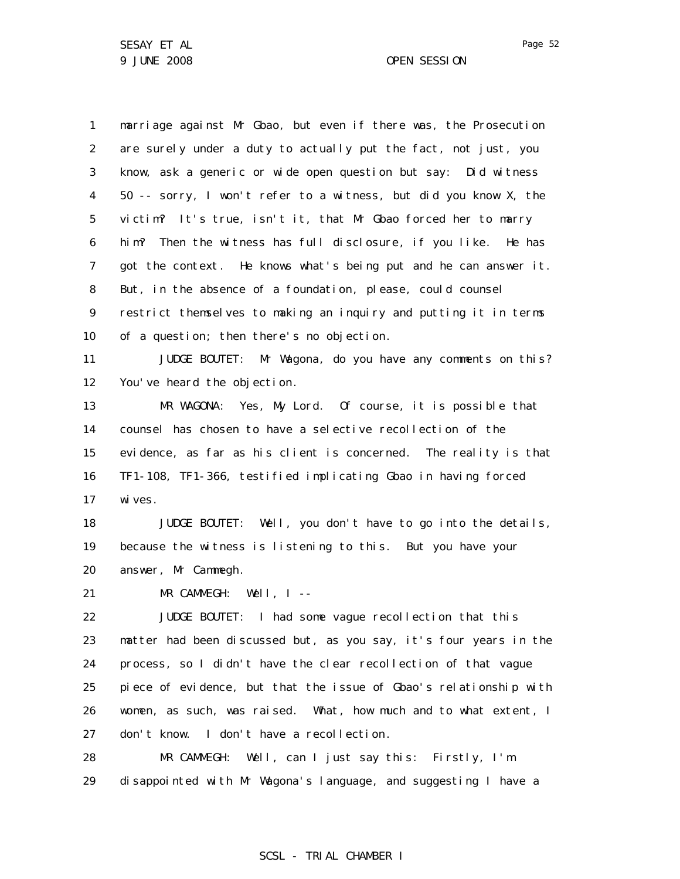1 marriage against Mr Gbao, but even if there was, the Prosecution
2 are surely under a duty to actually put the fact, not just, you
3 know, ask a generic or wide open question but say: Did witness
4 50 -- sorry, I won't refer to a witness, but did you know X, the
5 victim? It's true, isn't it, that Mr Gbao forced her to marry
6 him? Then the witness has full disclosure, if you like. He has
7 got the context. He knows what's being put and he can answer it.
8 But, in the absence of a foundation, please, could counsel
9 restrict themselves to making an inquiry and putting it in terms
10 of a question; then there's no objection.

11 JUDGE BOUTET: Mr Wagona, do you have any comments on this?
12 You've heard the objection.

13 MR WAGONA: Yes, My Lord. Of course, it is possible that
14 counsel has chosen to have a selective recollection of the
15 evidence, as far as his client is concerned. The reality is that
16 TF1-108, TF1-366, testified implicating Gbao in having forced
17 wives.

18 JUDGE BOUTET: Well, you don't have to go into the details,
19 because the witness is listening to this. But you have your
20 answer, Mr Cammegh.

21 MR CAMMEGH: Well, I --

22 JUDGE BOUTET: I had some vague recollection that this
23 matter had been discussed but, as you say, it's four years in the
24 process, so I didn't have the clear recollection of that vague
25 piece of evidence, but that the issue of Gbao's relationship with
26 women, as such, was raised. What, how much and to what extent, I
27 don't know. I don't have a recollection.

28 MR CAMMEGH: Well, can I just say this: Firstly, I'm
29 disappointed with Mr Wagona's language, and suggesting I have a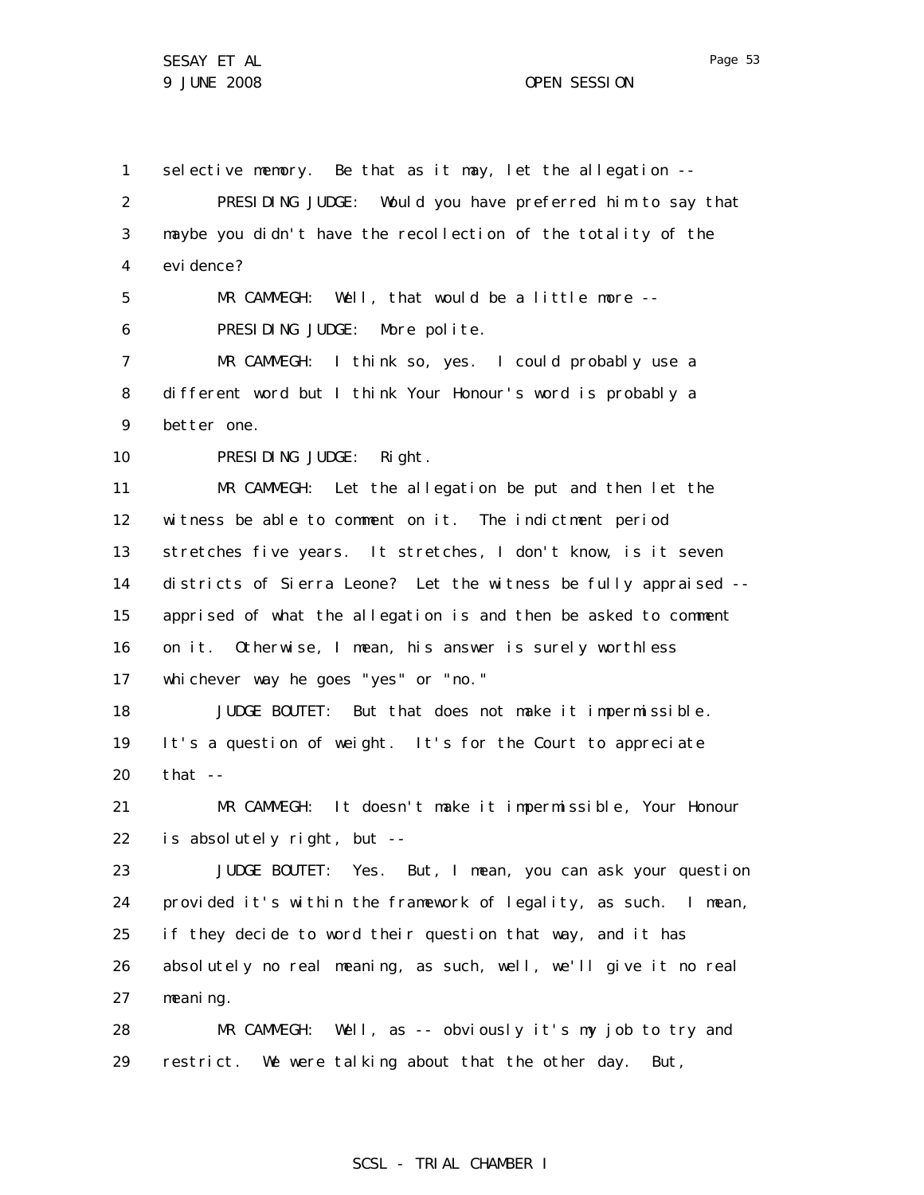selective memory. Be that as it may, let the allegation --

PRESIDING JUDGE: Would you have preferred him to say that maybe you didn't have the recollection of the totality of the evidence?

MR CAMMEGH: Well, that would be a little more --

PRESIDING JUDGE: More polite.

MR CAMMEGH: I think so, yes. I could probably use a different word but I think Your Honour's word is probably a better one.

PRESIDING JUDGE: Right.

MR CAMMEGH: Let the allegation be put and then let the witness be able to comment on it. The indictment period stretches five years. It stretches, I don't know, is it seven districts of Sierra Leone? Let the witness be fully appraised -- apprised of what the allegation is and then be asked to comment on it. Otherwise, I mean, his answer is surely worthless whichever way he goes "yes" or "no."

JUDGE BOUTET: But that does not make it impermissible. It's a question of weight. It's for the Court to appreciate that --

MR CAMMEGH: It doesn't make it impermissible, Your Honour is absolutely right, but --

JUDGE BOUTET: Yes. But, I mean, you can ask your question provided it's within the framework of legality, as such. I mean, if they decide to word their question that way, and it has absolutely no real meaning, as such, well, we'll give it no real meaning.

MR CAMMEGH: Well, as -- obviously it's my job to try and restrict. We were talking about that the other day. But,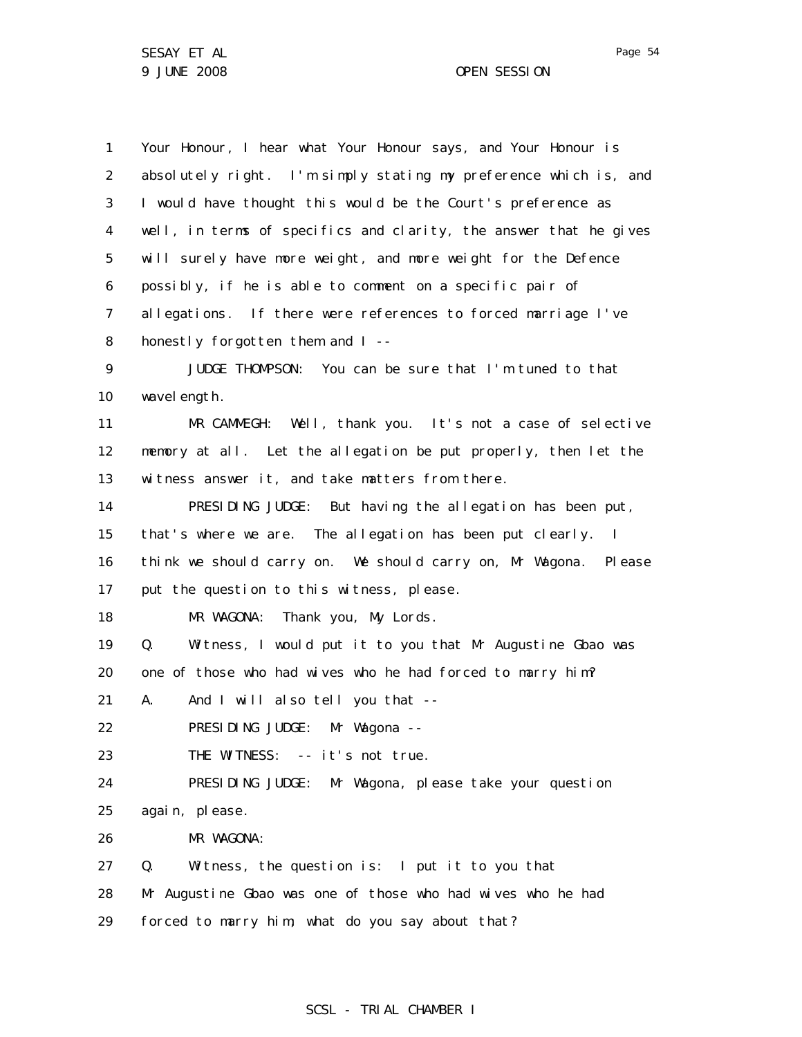1 Your Honour, I hear what Your Honour says, and Your Honour is
2 absolutely right. I'm simply stating my preference which is, and
3 I would have thought this would be the Court's preference as
4 well, in terms of specifics and clarity, the answer that he gives
5 will surely have more weight, and more weight for the Defence
6 possibly, if he is able to comment on a specific pair of
7 allegations. If there were references to forced marriage I've
8 honestly forgotten them and I --
9 JUDGE THOMPSON: You can be sure that I'm tuned to that
10 wavelength.
11 MR CAMMEGH: Well, thank you. It's not a case of selective
12 memory at all. Let the allegation be put properly, then let the
13 witness answer it, and take matters from there.
14 PRESIDING JUDGE: But having the allegation has been put,
15 that's where we are. The allegation has been put clearly. I
16 think we should carry on. We should carry on, Mr Wagona. Please
17 put the question to this witness, please.
18 MR WAGONA: Thank you, My Lords.
19 Q. Witness, I would put it to you that Mr Augustine Gbao was
20 one of those who had wives who he had forced to marry him?
21 A. And I will also tell you that --
22 PRESIDING JUDGE: Mr Wagona --
23 THE WITNESS: -- it's not true.
24 PRESIDING JUDGE: Mr Wagona, please take your question
25 again, please.
26 MR WAGONA:
27 Q. Witness, the question is: I put it to you that
28 Mr Augustine Gbao was one of those who had wives who he had
29 forced to marry him; what do you say about that?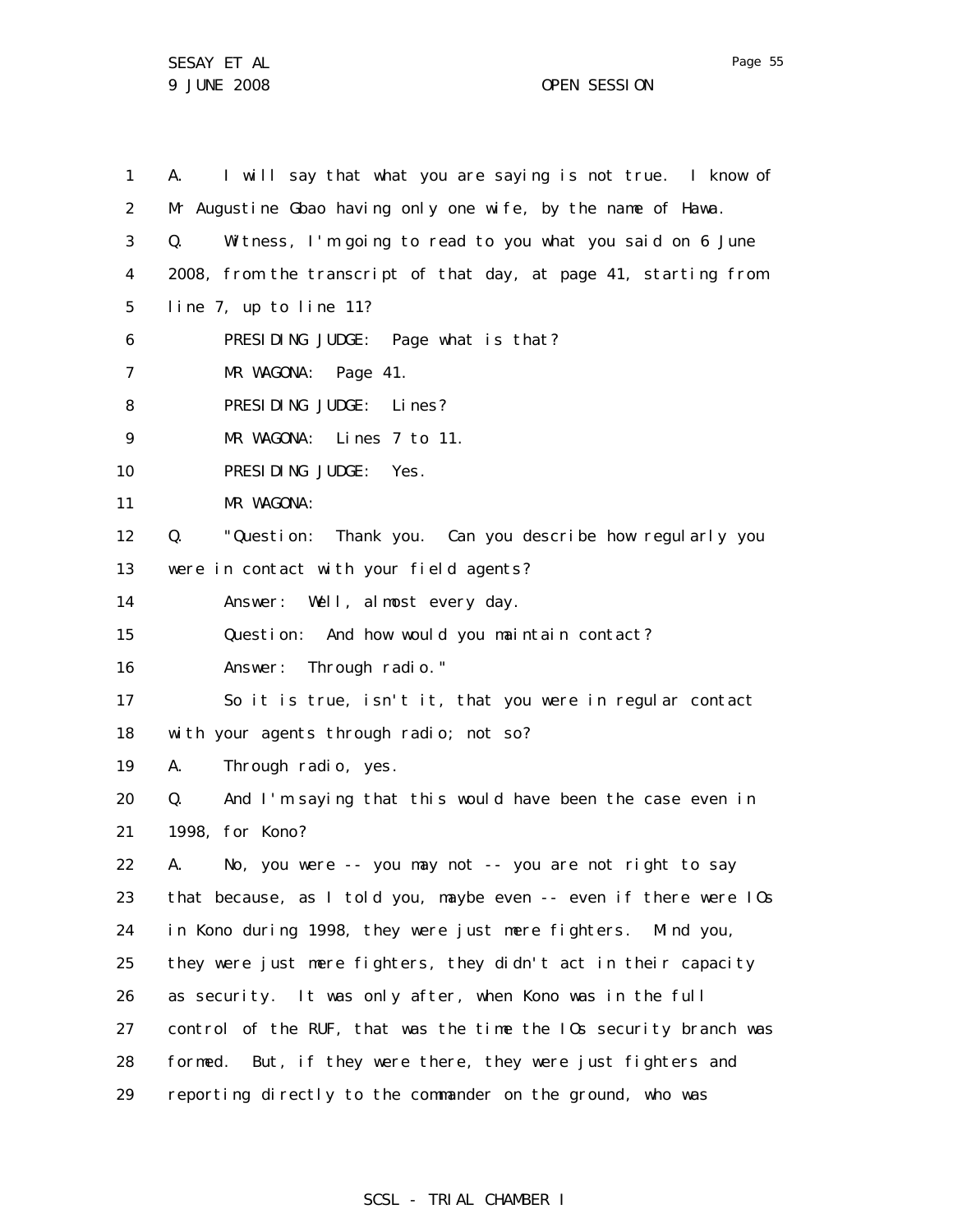A. I will say that what you are saying is not true. I know of Mr Augustine Gbao having only one wife, by the name of Hawa.

Q. Witness, I'm going to read to you what you said on 6 June 2008, from the transcript of that day, at page 41, starting from line 7, up to line 11?

PRESIDING JUDGE: Page what is that?

MR WAGONA: Page 41.

PRESIDING JUDGE: Lines?

MR WAGONA: Lines 7 to 11.

PRESIDING JUDGE: Yes.

MR WAGONA:

Q. "Question: Thank you. Can you describe how regularly you were in contact with your field agents?

Answer: Well, almost every day.

Question: And how would you maintain contact?

Answer: Through radio."

So it is true, isn't it, that you were in regular contact with your agents through radio; not so?

A. Through radio, yes.

Q. And I'm saying that this would have been the case even in 1998, for Kono?

A. No, you were -- you may not -- you are not right to say that because, as I told you, maybe even -- even if there were IOs in Kono during 1998, they were just mere fighters. Mind you, they were just mere fighters, they didn't act in their capacity as security. It was only after, when Kono was in the full control of the RUF, that was the time the IOs security branch was formed. But, if they were there, they were just fighters and reporting directly to the commander on the ground, who was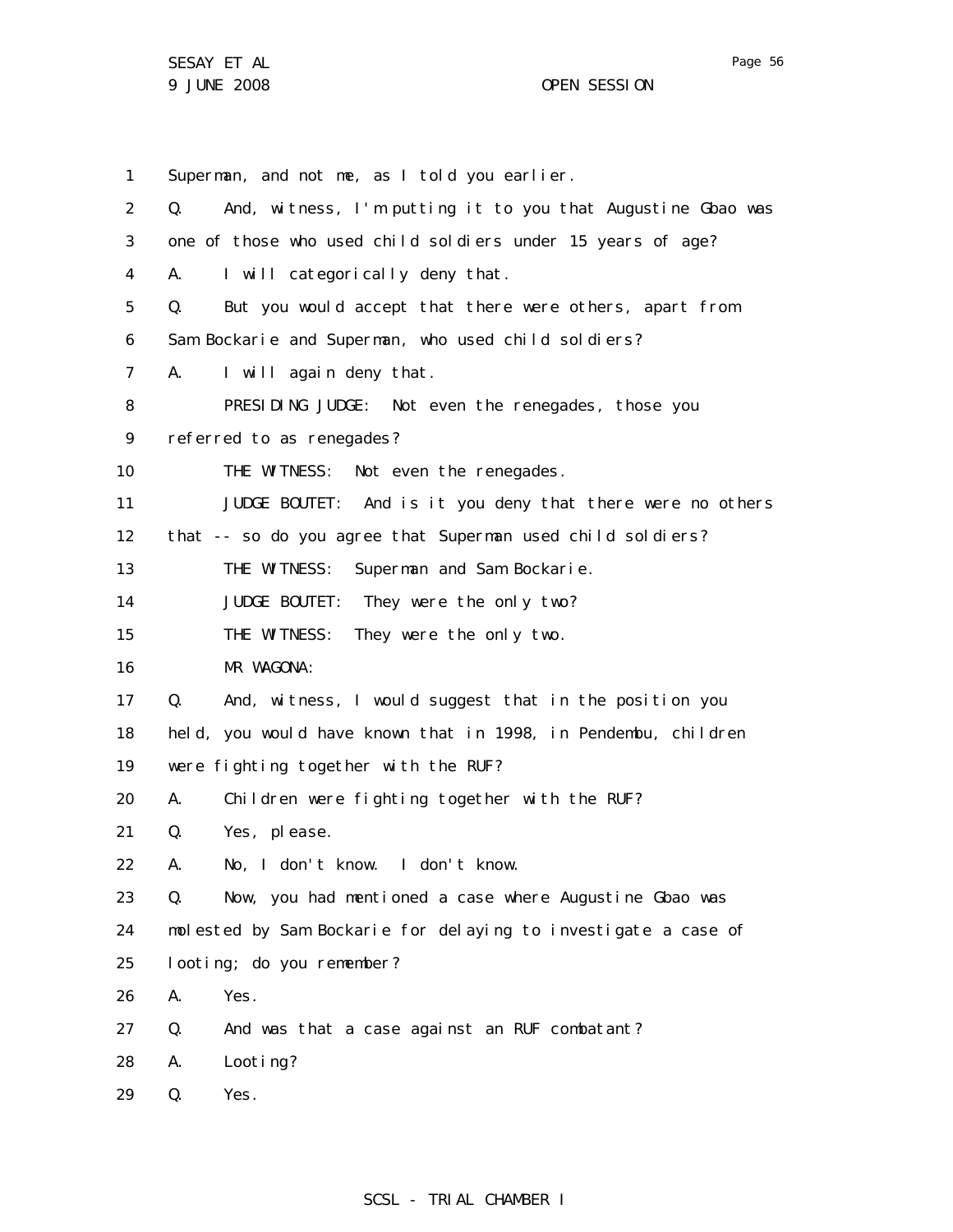Superman, and not me, as I told you earlier.

Q. And, witness, I'm putting it to you that Augustine Gbao was one of those who used child soldiers under 15 years of age?

A. I will categorically deny that.

Q. But you would accept that there were others, apart from Sam Bockarie and Superman, who used child soldiers?

A. I will again deny that.

PRESIDING JUDGE: Not even the renegades, those you referred to as renegades?

THE WITNESS: Not even the renegades.

JUDGE BOUTET: And is it you deny that there were no others that -- so do you agree that Superman used child soldiers?

THE WITNESS: Superman and Sam Bockarie.

JUDGE BOUTET: They were the only two?

THE WITNESS: They were the only two.

MR WAGONA:

Q. And, witness, I would suggest that in the position you held, you would have known that in 1998, in Pendembu, children were fighting together with the RUF?

A. Children were fighting together with the RUF?

Q. Yes, please.

A. No, I don't know. I don't know.

Q. Now, you had mentioned a case where Augustine Gbao was molested by Sam Bockarie for delaying to investigate a case of looting; do you remember?

A. Yes.

Q. And was that a case against an RUF combatant?

A. Looting?

Q. Yes.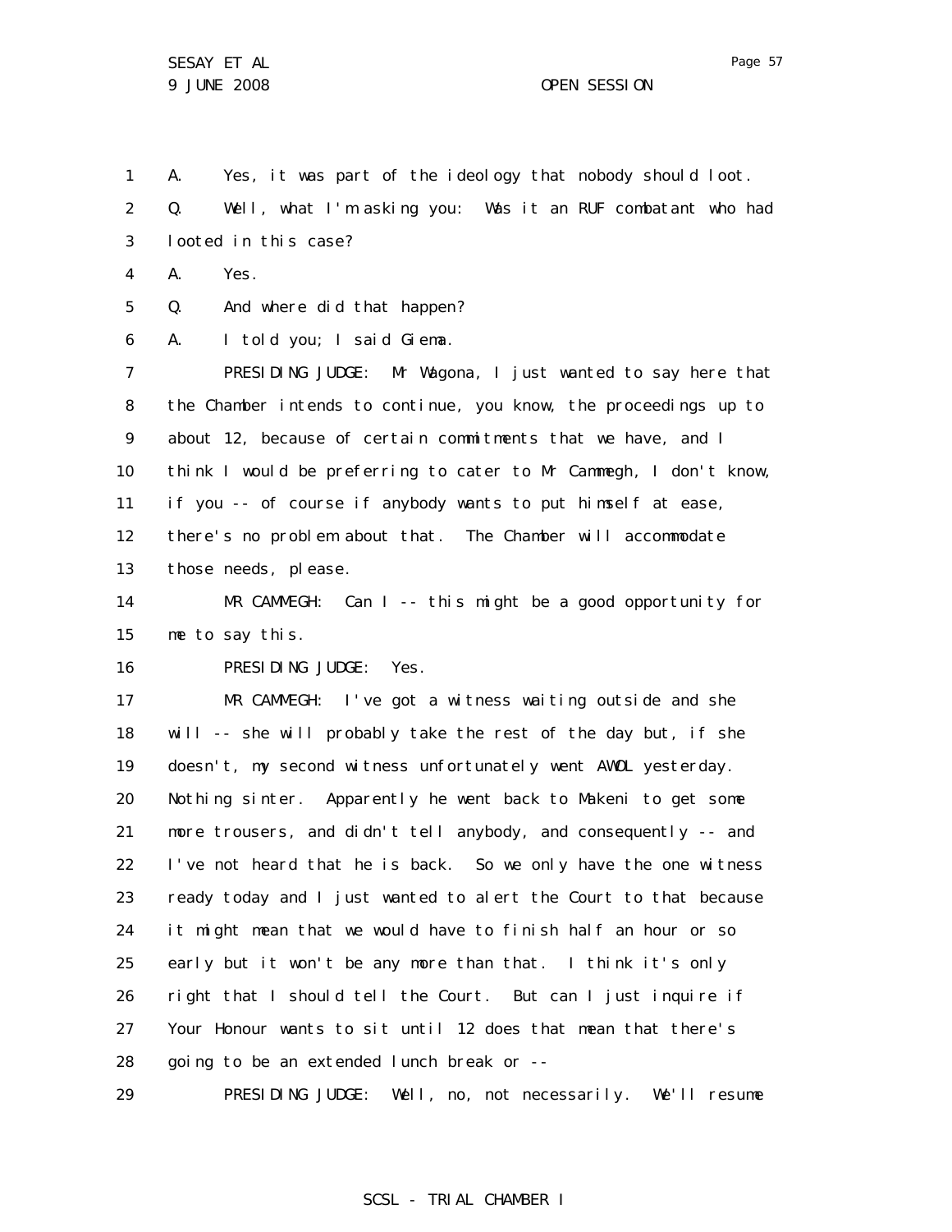A. Yes, it was part of the ideology that nobody should loot.

Q. Well, what I'm asking you: Was it an RUF combatant who had looted in this case?

A. Yes.

Q. And where did that happen?

A. I told you; I said Giema.

PRESIDING JUDGE: Mr Wagona, I just wanted to say here that the Chamber intends to continue, you know, the proceedings up to about 12, because of certain commitments that we have, and I think I would be preferring to cater to Mr Cammegh, I don't know, if you -- of course if anybody wants to put himself at ease, there's no problem about that. The Chamber will accommodate those needs, please.

MR CAMMEGH: Can I -- this might be a good opportunity for me to say this.

PRESIDING JUDGE: Yes.

MR CAMMEGH: I've got a witness waiting outside and she will -- she will probably take the rest of the day but, if she doesn't, my second witness unfortunately went AWOL yesterday. Nothing sinter. Apparently he went back to Makeni to get some more trousers, and didn't tell anybody, and consequently -- and I've not heard that he is back. So we only have the one witness ready today and I just wanted to alert the Court to that because it might mean that we would have to finish half an hour or so early but it won't be any more than that. I think it's only right that I should tell the Court. But can I just inquire if Your Honour wants to sit until 12 does that mean that there's going to be an extended lunch break or --

PRESIDING JUDGE: Well, no, not necessarily. We'll resume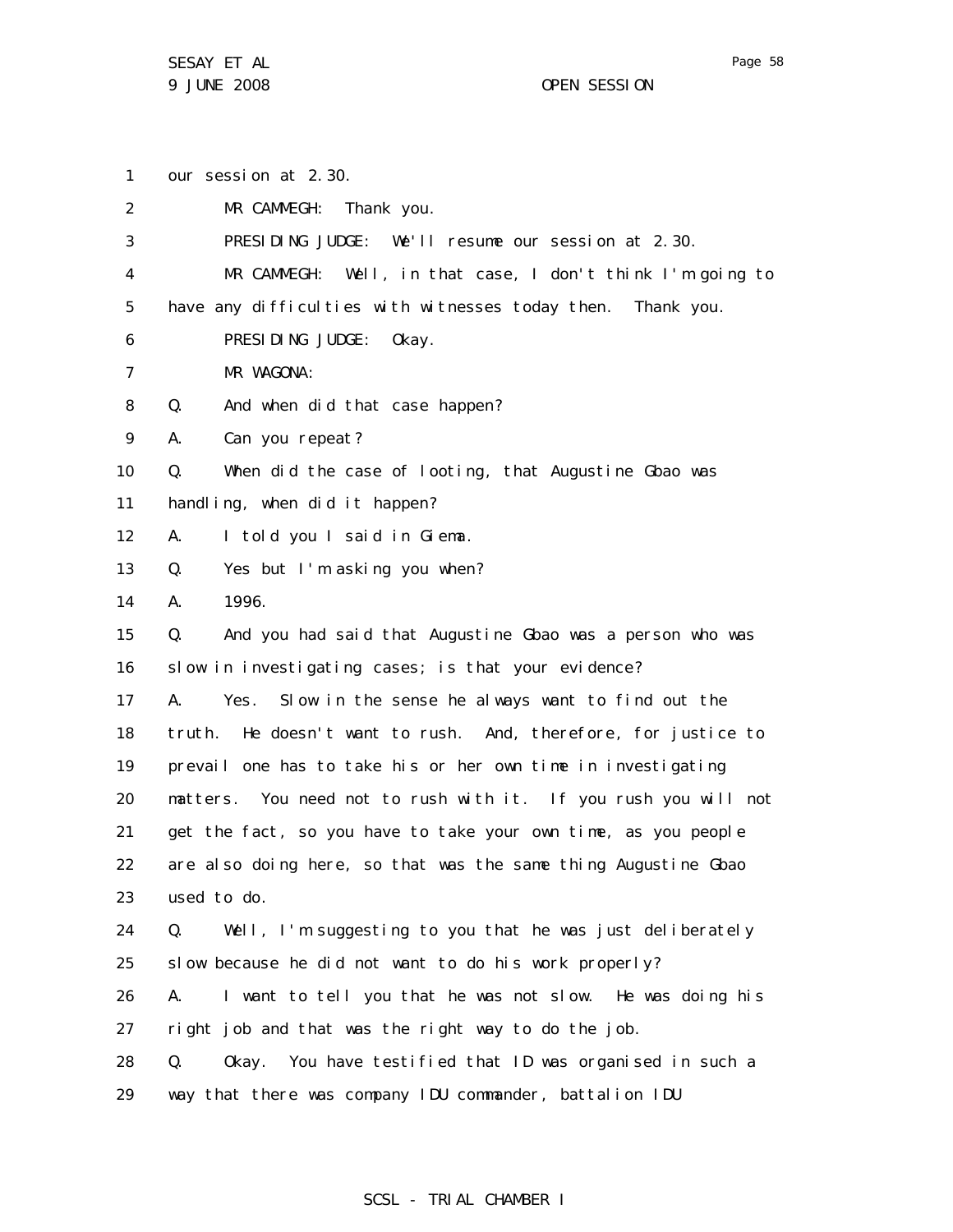our session at 2.30.

MR CAMMEGH: Thank you.

PRESIDING JUDGE: We'll resume our session at 2.30.

MR CAMMEGH: Well, in that case, I don't think I'm going to have any difficulties with witnesses today then. Thank you.

PRESIDING JUDGE: Okay.

MR WAGONA:

Q. And when did that case happen?

A. Can you repeat?

Q. When did the case of looting, that Augustine Gbao was handling, when did it happen?

A. I told you I said in Giema.

Q. Yes but I'm asking you when?

A. 1996.

Q. And you had said that Augustine Gbao was a person who was slow in investigating cases; is that your evidence?

A. Yes. Slow in the sense he always want to find out the truth. He doesn't want to rush. And, therefore, for justice to prevail one has to take his or her own time in investigating matters. You need not to rush with it. If you rush you will not get the fact, so you have to take your own time, as you people are also doing here, so that was the same thing Augustine Gbao used to do.

Q. Well, I'm suggesting to you that he was just deliberately slow because he did not want to do his work properly?

A. I want to tell you that he was not slow. He was doing his right job and that was the right way to do the job.

Q. Okay. You have testified that ID was organised in such a way that there was company IDU commander, battalion IDU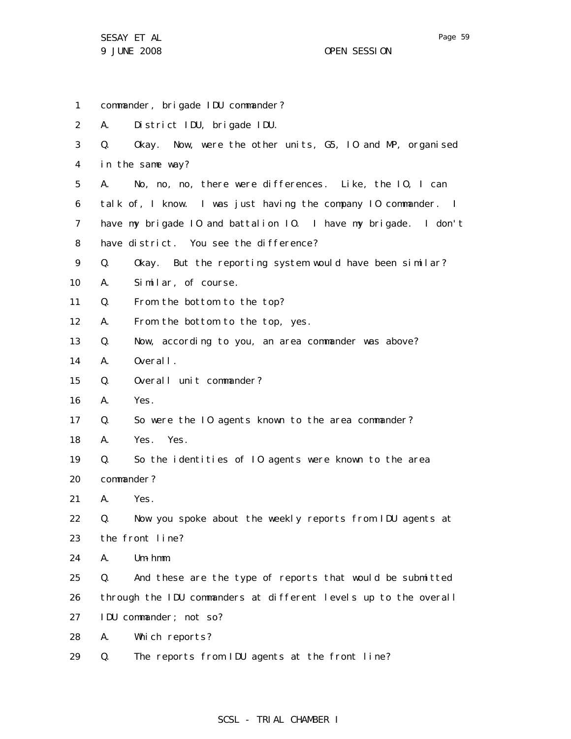1 commander, brigade IDU commander?

2 A. District IDU, brigade IDU.

3 Q. Okay. Now, were the other units, G5, IO and MP, organised

4 in the same way?

5 A. No, no, no, there were differences. Like, the IO, I can

6 talk of, I know. I was just having the company IO commander. I

7 have my brigade IO and battalion IO. I have my brigade. I don't

8 have district. You see the difference?

9 Q. Okay. But the reporting system would have been similar?

10 A. Similar, of course.

11 Q. From the bottom to the top?

12 A. From the bottom to the top, yes.

13 Q. Now, according to you, an area commander was above?

14 A. Overall.

15 Q. Overall unit commander?

16 A. Yes.

17 Q. So were the IO agents known to the area commander?

18 A. Yes. Yes.

19 Q. So the identities of IO agents were known to the area

20 commander?

21 A. Yes.

22 Q. Now you spoke about the weekly reports from IDU agents at

23 the front line?

24 A. Um-hmm.

25 Q. And these are the type of reports that would be submitted

26 through the IDU commanders at different levels up to the overall

27 IDU commander; not so?

28 A. Which reports?

29 Q. The reports from IDU agents at the front line?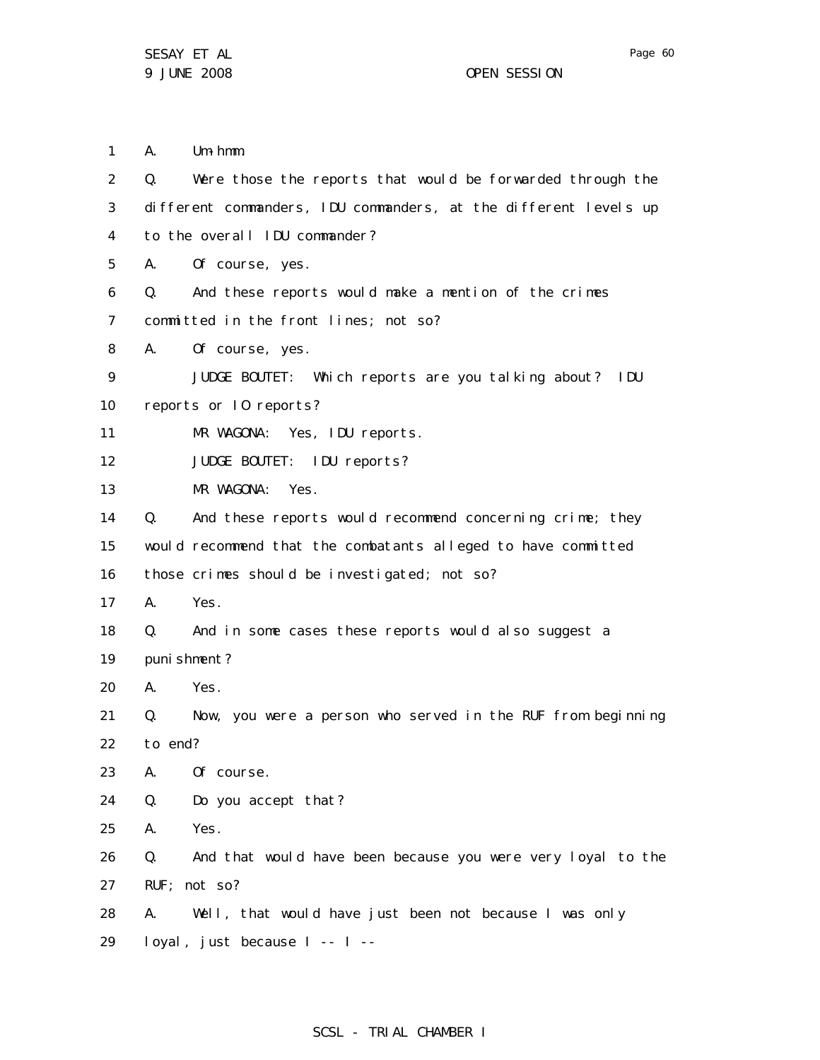A. Um-hmm.

Q. Were those the reports that would be forwarded through the different commanders, IDU commanders, at the different levels up to the overall IDU commander?

A. Of course, yes.

Q. And these reports would make a mention of the crimes committed in the front lines; not so?

A. Of course, yes.

JUDGE BOUTET: Which reports are you talking about? IDU reports or IO reports?

MR WAGONA: Yes, IDU reports.

JUDGE BOUTET: IDU reports?

MR WAGONA: Yes.

Q. And these reports would recommend concerning crime; they would recommend that the combatants alleged to have committed those crimes should be investigated; not so?

A. Yes.

Q. And in some cases these reports would also suggest a punishment?

A. Yes.

Q. Now, you were a person who served in the RUF from beginning to end?

A. Of course.

Q. Do you accept that?

A. Yes.

Q. And that would have been because you were very loyal to the RUF; not so?

A. Well, that would have just been not because I was only loyal, just because I -- I --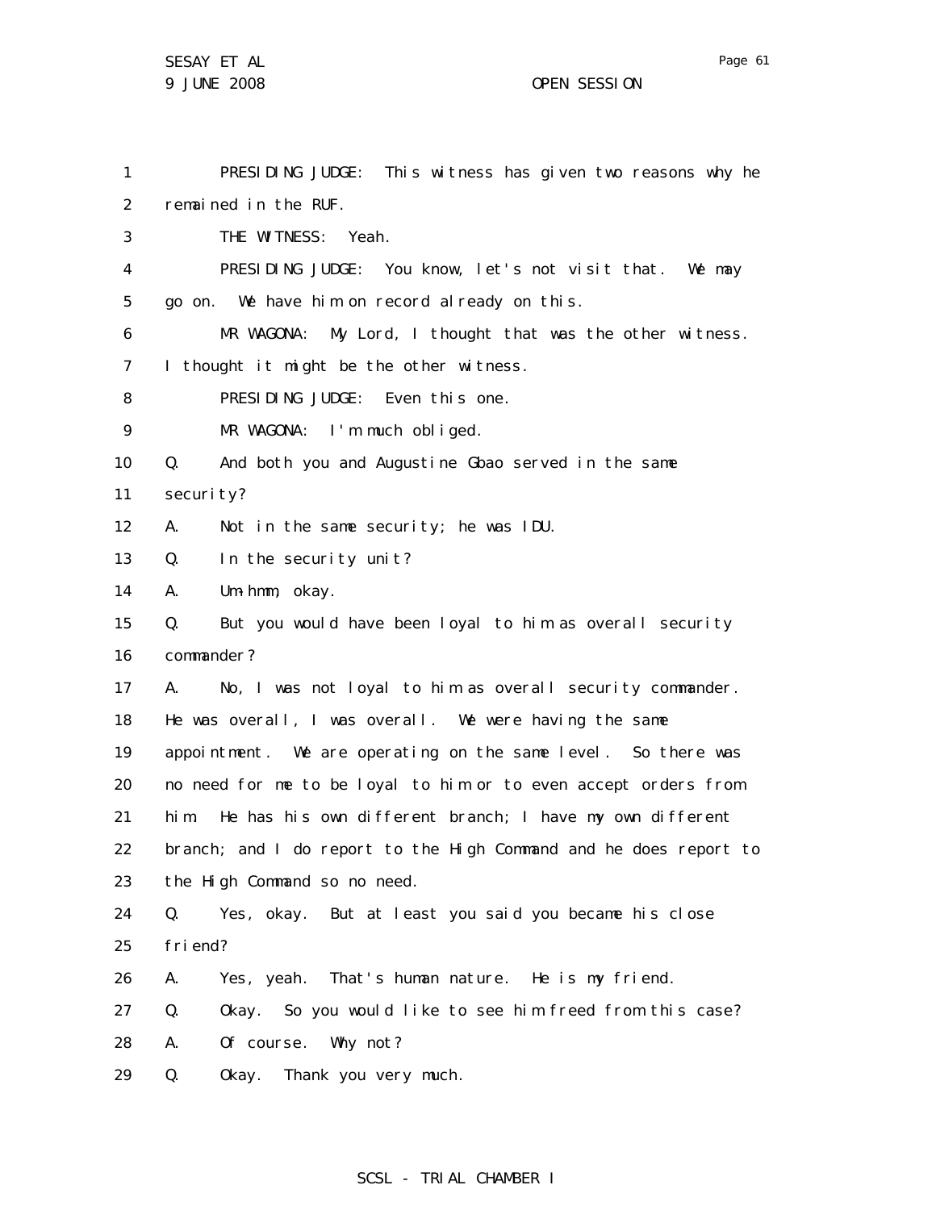PRESIDING JUDGE: This witness has given two reasons why he remained in the RUF.

THE WITNESS: Yeah.

PRESIDING JUDGE: You know, let's not visit that. We may go on. We have him on record already on this.

MR WAGONA: My Lord, I thought that was the other witness. I thought it might be the other witness.

PRESIDING JUDGE: Even this one.

MR WAGONA: I'm much obliged.

Q. And both you and Augustine Gbao served in the same security?

A. Not in the same security; he was IDU.

Q. In the security unit?

A. Um-hmm, okay.

Q. But you would have been loyal to him as overall security commander?

A. No, I was not loyal to him as overall security commander. He was overall, I was overall. We were having the same appointment. We are operating on the same level. So there was no need for me to be loyal to him or to even accept orders from him. He has his own different branch; I have my own different branch; and I do report to the High Command and he does report to the High Command so no need.

Q. Yes, okay. But at least you said you became his close friend?

A. Yes, yeah. That's human nature. He is my friend.

Q. Okay. So you would like to see him freed from this case?

A. Of course. Why not?

Q. Okay. Thank you very much.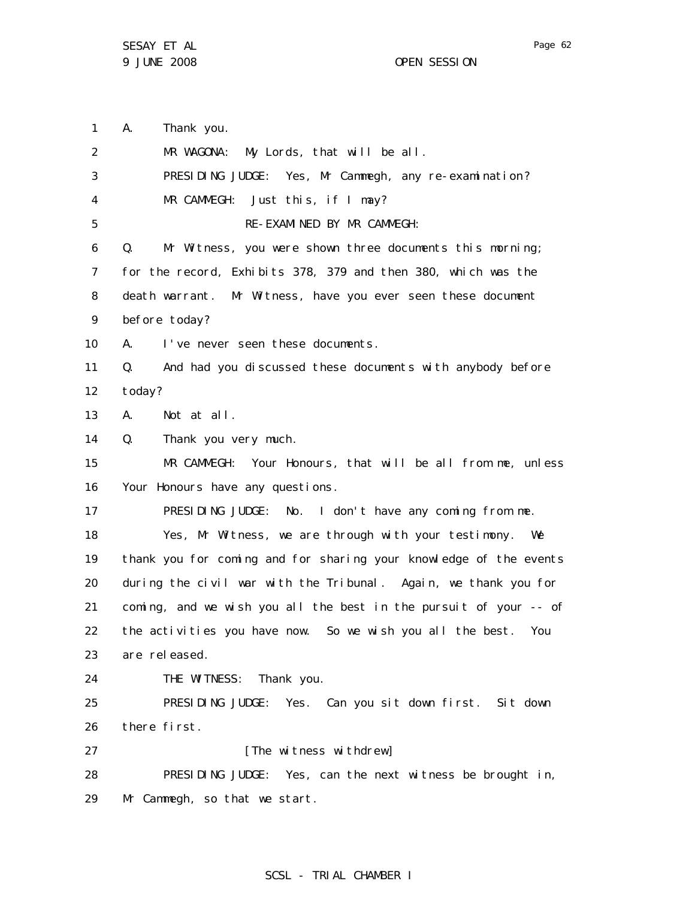1 A. Thank you.

2 MR WAGONA: My Lords, that will be all.

3 PRESIDING JUDGE: Yes, Mr Cammegh, any re-examination?

4 MR CAMMEGH: Just this, if I may?

5 RE-EXAMINED BY MR CAMMEGH:

6 Q. Mr Witness, you were shown three documents this morning;

7 for the record, Exhibits 378, 379 and then 380, which was the

8 death warrant. Mr Witness, have you ever seen these document

9 before today?

10 A. I've never seen these documents.

11 Q. And had you discussed these documents with anybody before

12 today?

13 A. Not at all.

14 Q. Thank you very much.

15 MR CAMMEGH: Your Honours, that will be all from me, unless

16 Your Honours have any questions.

17 PRESIDING JUDGE: No. I don't have any coming from me.

18 Yes, Mr Witness, we are through with your testimony. We

19 thank you for coming and for sharing your knowledge of the events

20 during the civil war with the Tribunal. Again, we thank you for

21 coming, and we wish you all the best in the pursuit of your -- of

22 the activities you have now. So we wish you all the best. You

23 are released.

24 THE WITNESS: Thank you.

25 PRESIDING JUDGE: Yes. Can you sit down first. Sit down

26 there first.

27 [The witness withdrew]

28 PRESIDING JUDGE: Yes, can the next witness be brought in,

29 Mr Cammegh, so that we start.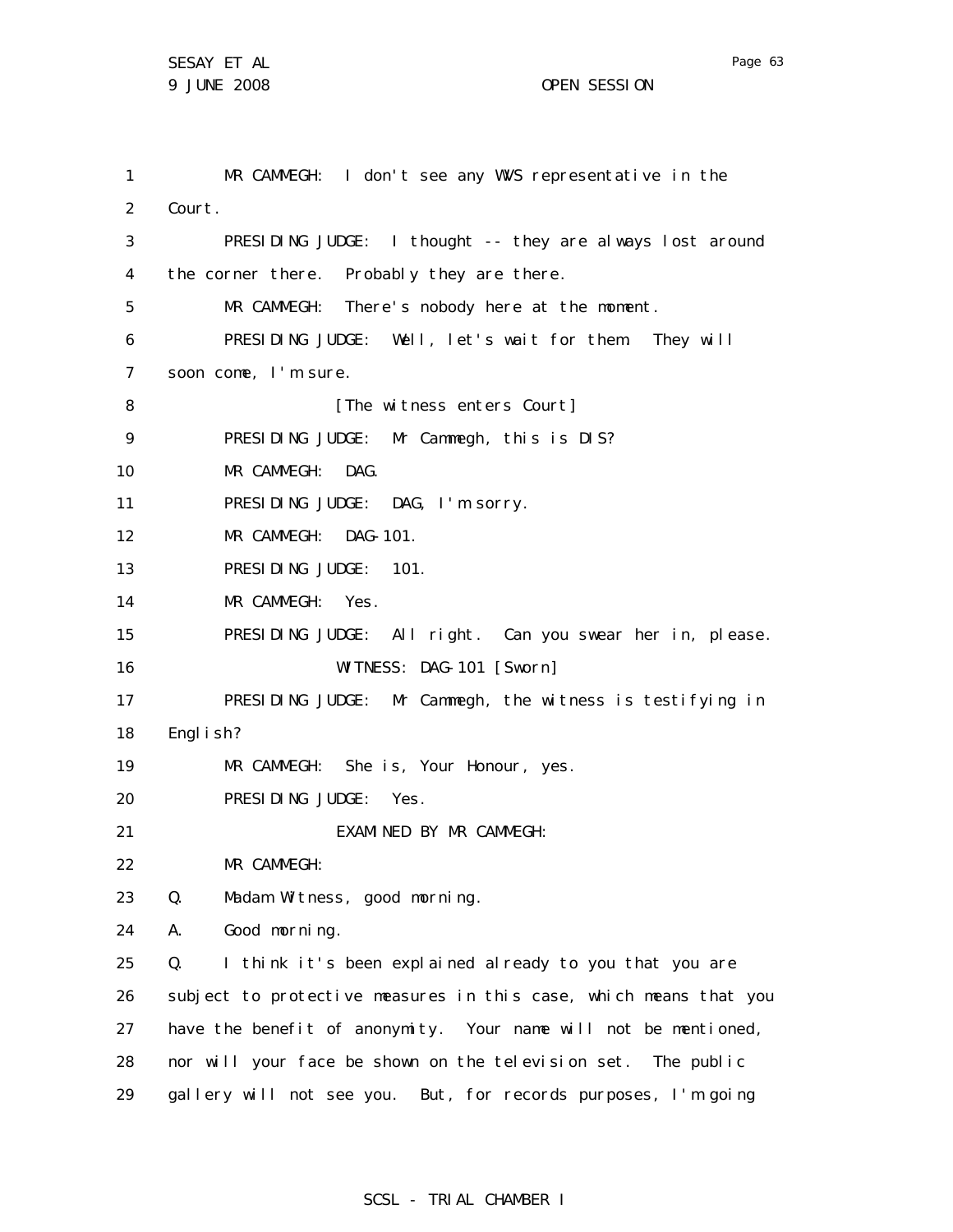MR CAMMEGH: I don't see any WVS representative in the Court.

PRESIDING JUDGE: I thought -- they are always lost around the corner there. Probably they are there.

MR CAMMEGH: There's nobody here at the moment.

PRESIDING JUDGE: Well, let's wait for them. They will soon come, I'm sure.

[The witness enters Court]

PRESIDING JUDGE: Mr Cammegh, this is DIS?

MR CAMMEGH: DAG.

PRESIDING JUDGE: DAG, I'm sorry.

MR CAMMEGH: DAG-101.

PRESIDING JUDGE: 101.

MR CAMMEGH: Yes.

PRESIDING JUDGE: All right. Can you swear her in, please.

WITNESS: DAG-101 [Sworn]

PRESIDING JUDGE: Mr Cammegh, the witness is testifying in English?

MR CAMMEGH: She is, Your Honour, yes.

PRESIDING JUDGE: Yes.

EXAMINED BY MR CAMMEGH:

MR CAMMEGH:

Q. Madam Witness, good morning.

A. Good morning.

Q. I think it's been explained already to you that you are subject to protective measures in this case, which means that you have the benefit of anonymity. Your name will not be mentioned, nor will your face be shown on the television set. The public gallery will not see you. But, for records purposes, I'm going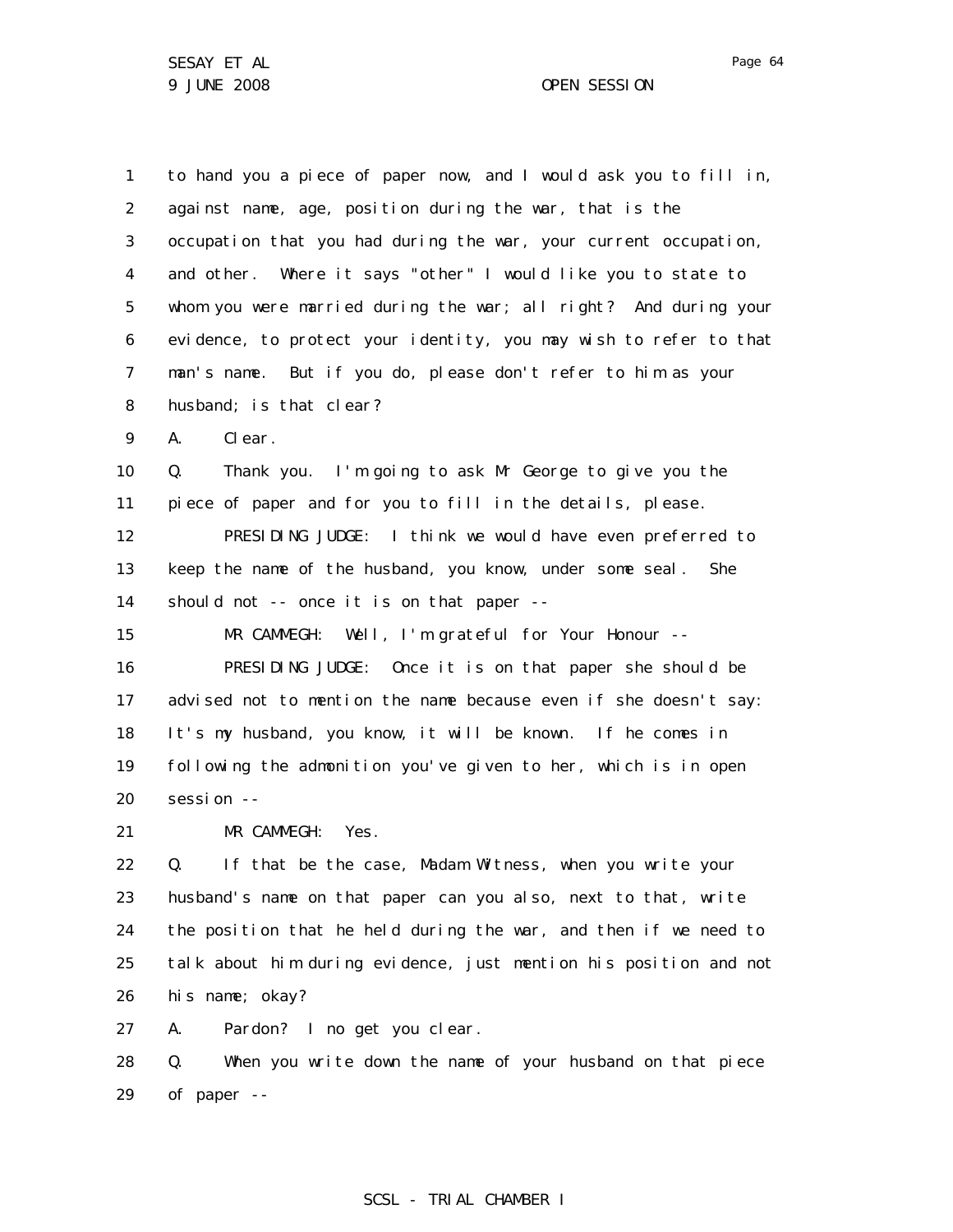1 to hand you a piece of paper now, and I would ask you to fill in,
2 against name, age, position during the war, that is the
3 occupation that you had during the war, your current occupation,
4 and other. Where it says "other" I would like you to state to
5 whom you were married during the war; all right? And during your
6 evidence, to protect your identity, you may wish to refer to that
7 man's name. But if you do, please don't refer to him as your
8 husband; is that clear?
9 A. Clear.
10 Q. Thank you. I'm going to ask Mr George to give you the
11 piece of paper and for you to fill in the details, please.
12 PRESIDING JUDGE: I think we would have even preferred to
13 keep the name of the husband, you know, under some seal. She
14 should not -- once it is on that paper --
15 MR CAMMEGH: Well, I'm grateful for Your Honour --
16 PRESIDING JUDGE: Once it is on that paper she should be
17 advised not to mention the name because even if she doesn't say:
18 It's my husband, you know, it will be known. If he comes in
19 following the admonition you've given to her, which is in open
20 session --
21 MR CAMMEGH: Yes.
22 Q. If that be the case, Madam Witness, when you write your
23 husband's name on that paper can you also, next to that, write
24 the position that he held during the war, and then if we need to
25 talk about him during evidence, just mention his position and not
26 his name; okay?
27 A. Pardon? I no get you clear.
28 Q. When you write down the name of your husband on that piece
29 of paper --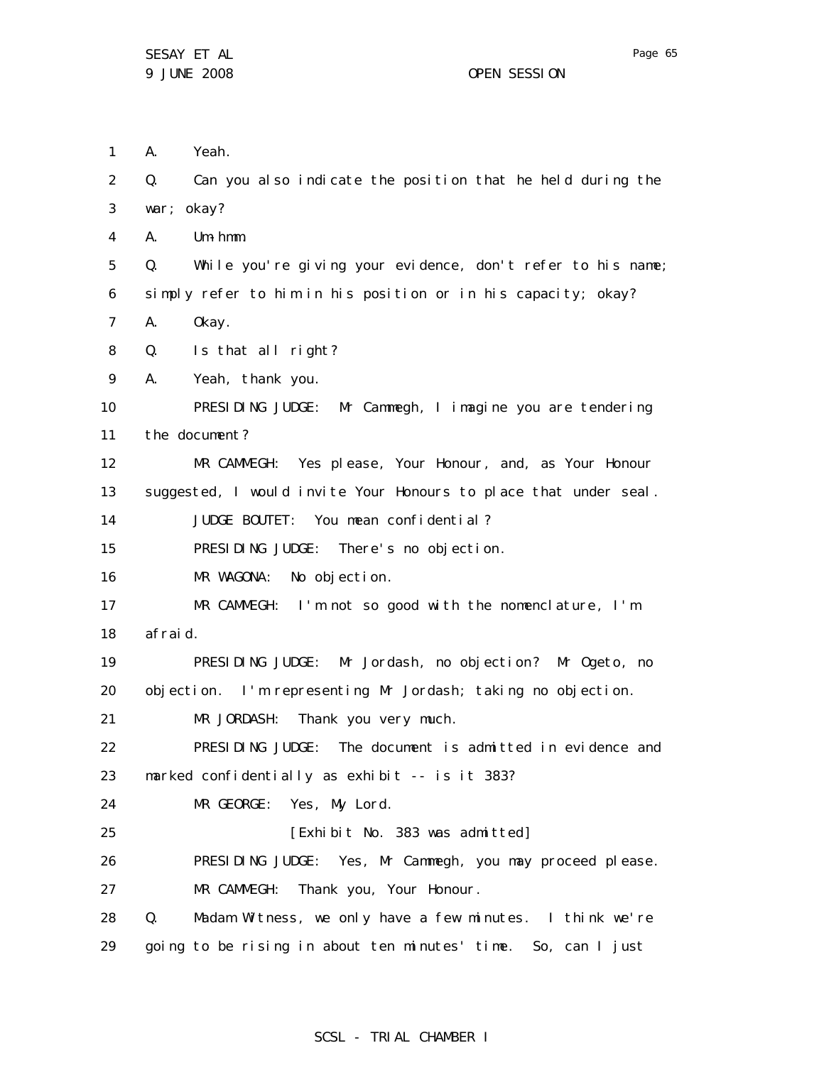1 A. Yeah.

2 Q. Can you also indicate the position that he held during the

3 war; okay?

4 A. Um-hmm.

5 Q. While you're giving your evidence, don't refer to his name;

6 simply refer to him in his position or in his capacity; okay?

7 A. Okay.

8 Q. Is that all right?

9 A. Yeah, thank you.

10 PRESIDING JUDGE: Mr Cammegh, I imagine you are tendering

11 the document?

12 MR CAMMEGH: Yes please, Your Honour, and, as Your Honour

13 suggested, I would invite Your Honours to place that under seal.

14 JUDGE BOUTET: You mean confidential?

15 PRESIDING JUDGE: There's no objection.

16 MR WAGONA: No objection.

17 MR CAMMEGH: I'm not so good with the nomenclature, I'm

18 afraid.

19 PRESIDING JUDGE: Mr Jordash, no objection? Mr Ogeto, no

20 objection. I'm representing Mr Jordash; taking no objection.

21 MR JORDASH: Thank you very much.

22 PRESIDING JUDGE: The document is admitted in evidence and

23 marked confidentially as exhibit -- is it 383?

24 MR GEORGE: Yes, My Lord.

25 [Exhibit No. 383 was admitted]

26 PRESIDING JUDGE: Yes, Mr Cammegh, you may proceed please.

27 MR CAMMEGH: Thank you, Your Honour.

28 Q. Madam Witness, we only have a few minutes. I think we're

29 going to be rising in about ten minutes' time. So, can I just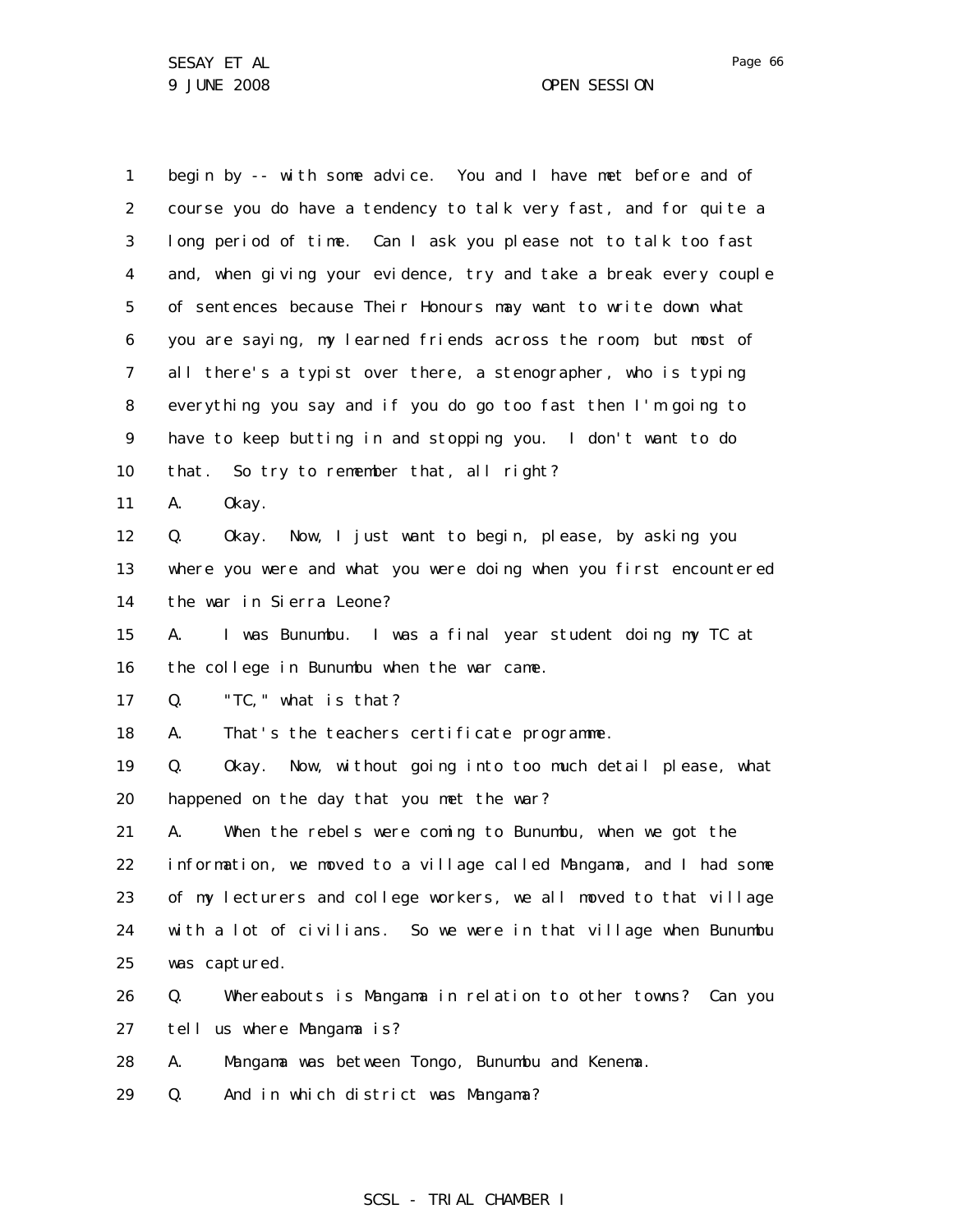begin by -- with some advice. You and I have met before and of course you do have a tendency to talk very fast, and for quite a long period of time. Can I ask you please not to talk too fast and, when giving your evidence, try and take a break every couple of sentences because Their Honours may want to write down what you are saying, my learned friends across the room, but most of all there's a typist over there, a stenographer, who is typing everything you say and if you do go too fast then I'm going to have to keep butting in and stopping you. I don't want to do that. So try to remember that, all right?

A. Okay.

Q. Okay. Now, I just want to begin, please, by asking you where you were and what you were doing when you first encountered the war in Sierra Leone?

A. I was Bunumbu. I was a final year student doing my TC at the college in Bunumbu when the war came.

Q. "TC," what is that?

A. That's the teachers certificate programme.

Q. Okay. Now, without going into too much detail please, what happened on the day that you met the war?

A. When the rebels were coming to Bunumbu, when we got the information, we moved to a village called Mangama, and I had some of my lecturers and college workers, we all moved to that village with a lot of civilians. So we were in that village when Bunumbu was captured.

Q. Whereabouts is Mangama in relation to other towns? Can you tell us where Mangama is?

A. Mangama was between Tongo, Bunumbu and Kenema.

Q. And in which district was Mangama?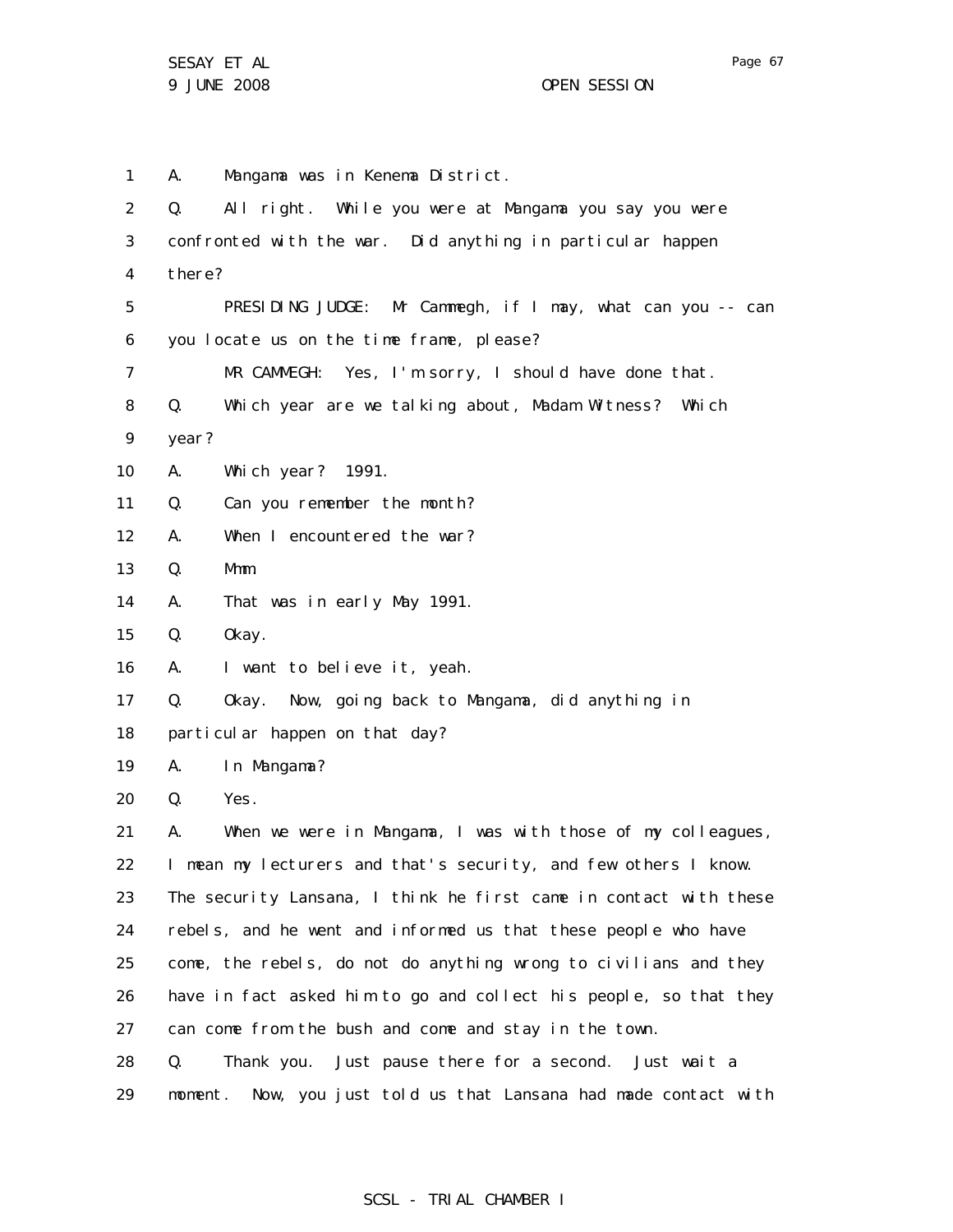A. Mangama was in Kenema District.

Q. All right. While you were at Mangama you say you were confronted with the war. Did anything in particular happen there?

PRESIDING JUDGE: Mr Cammegh, if I may, what can you -- can you locate us on the time frame, please?

MR CAMMEGH: Yes, I'm sorry, I should have done that.

Q. Which year are we talking about, Madam Witness? Which year?

A. Which year? 1991.

Q. Can you remember the month?

A. When I encountered the war?

Q. Mmm.

A. That was in early May 1991.

Q. Okay.

A. I want to believe it, yeah.

Q. Okay. Now, going back to Mangama, did anything in particular happen on that day?

A. In Mangama?

Q. Yes.

A. When we were in Mangama, I was with those of my colleagues, I mean my lecturers and that's security, and few others I know. The security Lansana, I think he first came in contact with these rebels, and he went and informed us that these people who have come, the rebels, do not do anything wrong to civilians and they have in fact asked him to go and collect his people, so that they can come from the bush and come and stay in the town.

Q. Thank you. Just pause there for a second. Just wait a moment. Now, you just told us that Lansana had made contact with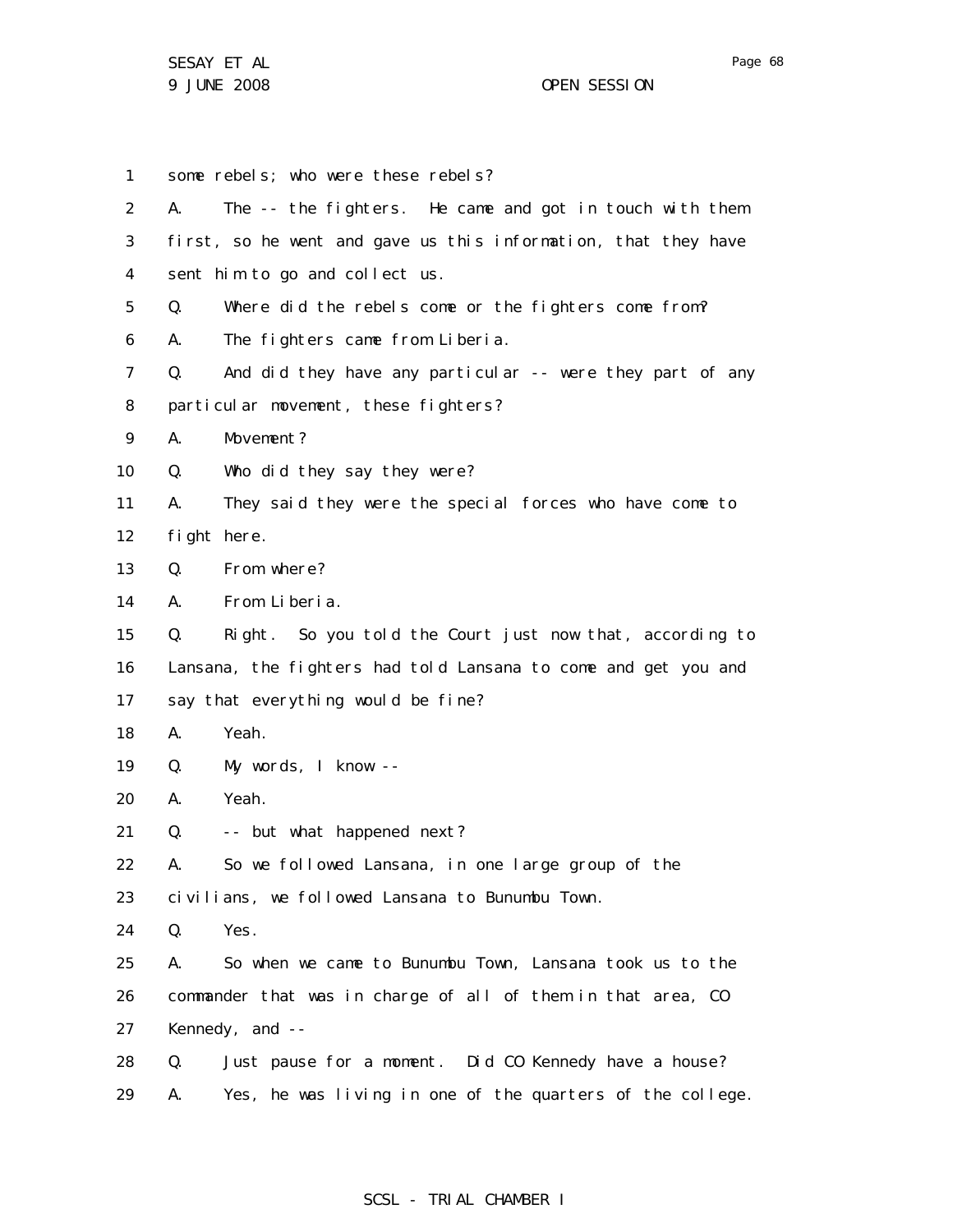1 some rebels; who were these rebels?

2 A. The -- the fighters. He came and got in touch with them

3 first, so he went and gave us this information, that they have

4 sent him to go and collect us.

5 Q. Where did the rebels come or the fighters come from?

6 A. The fighters came from Liberia.

7 Q. And did they have any particular -- were they part of any

8 particular movement, these fighters?

9 A. Movement?

10 Q. Who did they say they were?

11 A. They said they were the special forces who have come to

12 fight here.

13 Q. From where?

14 A. From Liberia.

15 Q. Right. So you told the Court just now that, according to

16 Lansana, the fighters had told Lansana to come and get you and

17 say that everything would be fine?

18 A. Yeah.

19 Q. My words, I know --

20 A. Yeah.

21 Q. -- but what happened next?

22 A. So we followed Lansana, in one large group of the

23 civilians, we followed Lansana to Bunumbu Town.

24 Q. Yes.

25 A. So when we came to Bunumbu Town, Lansana took us to the

26 commander that was in charge of all of them in that area, CO

27 Kennedy, and --

28 Q. Just pause for a moment. Did CO Kennedy have a house?

29 A. Yes, he was living in one of the quarters of the college.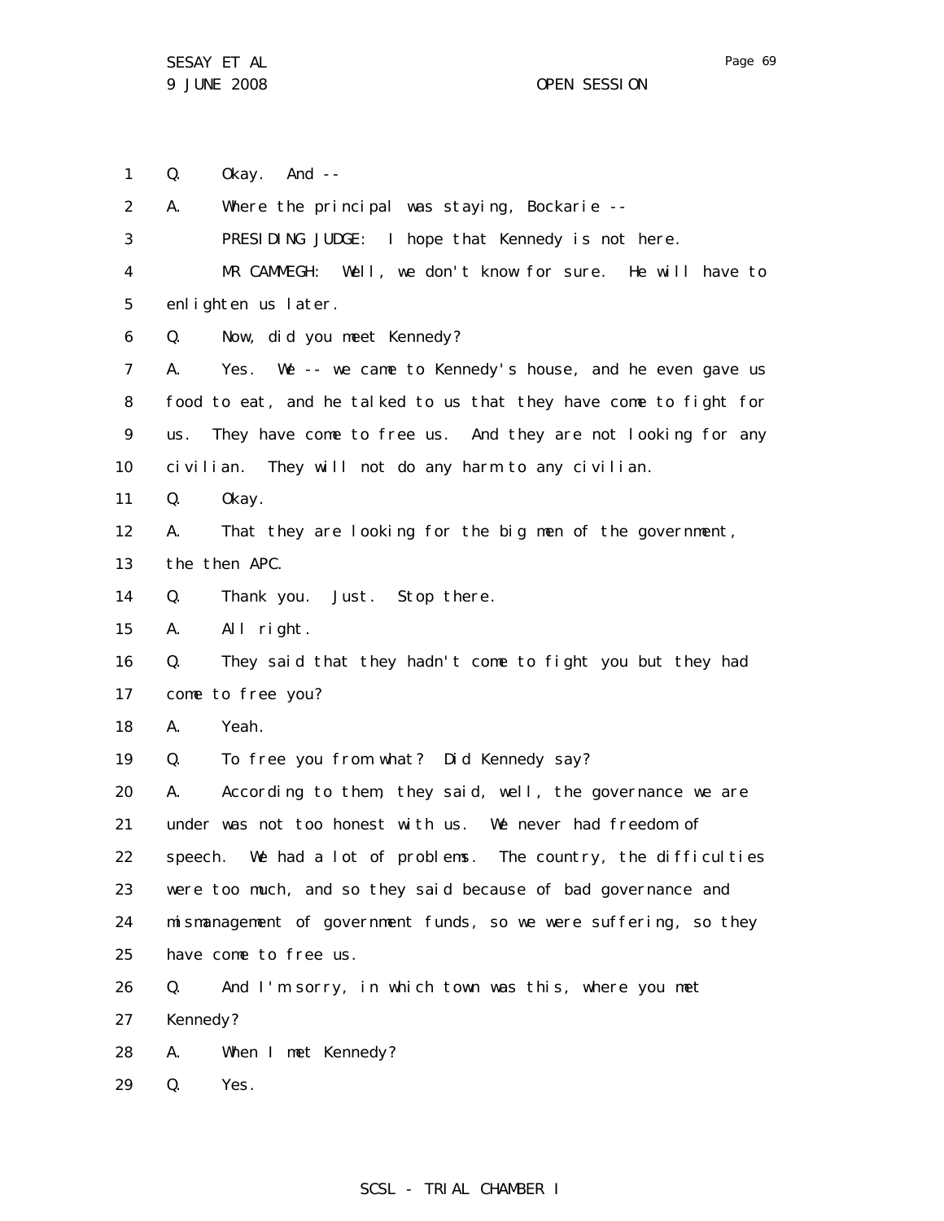Q. Okay. And --

A. Where the principal was staying, Bockarie --

PRESIDING JUDGE: I hope that Kennedy is not here.

MR CAMMEGH: Well, we don't know for sure. He will have to enlighten us later.

Q. Now, did you meet Kennedy?

A. Yes. We -- we came to Kennedy's house, and he even gave us food to eat, and he talked to us that they have come to fight for us. They have come to free us. And they are not looking for any civilian. They will not do any harm to any civilian.

Q. Okay.

A. That they are looking for the big men of the government, the then APC.

Q. Thank you. Just. Stop there.

A. All right.

Q. They said that they hadn't come to fight you but they had come to free you?

A. Yeah.

Q. To free you from what? Did Kennedy say?

A. According to them, they said, well, the governance we are under was not too honest with us. We never had freedom of speech. We had a lot of problems. The country, the difficulties were too much, and so they said because of bad governance and mismanagement of government funds, so we were suffering, so they have come to free us.

Q. And I'm sorry, in which town was this, where you met Kennedy?

A. When I met Kennedy?

Q. Yes.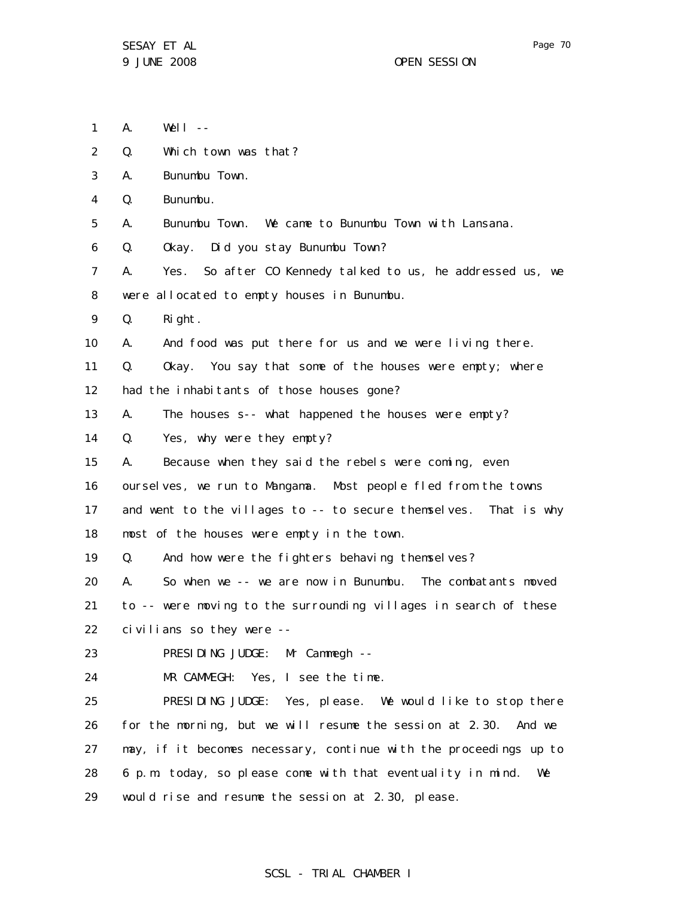1 A. Well --

2 Q. Which town was that?

3 A. Bunumbu Town.

4 Q. Bunumbu.

5 A. Bunumbu Town. We came to Bunumbu Town with Lansana.

6 Q. Okay. Did you stay Bunumbu Town?

7 A. Yes. So after CO Kennedy talked to us, he addressed us, we
8 were allocated to empty houses in Bunumbu.

9 Q. Right.

10 A. And food was put there for us and we were living there.

11 Q. Okay. You say that some of the houses were empty; where
12 had the inhabitants of those houses gone?

13 A. The houses s-- what happened the houses were empty?

14 Q. Yes, why were they empty?

15 A. Because when they said the rebels were coming, even
16 ourselves, we run to Mangama. Most people fled from the towns
17 and went to the villages to -- to secure themselves. That is why
18 most of the houses were empty in the town.

19 Q. And how were the fighters behaving themselves?

20 A. So when we -- we are now in Bunumbu. The combatants moved
21 to -- were moving to the surrounding villages in search of these
22 civilians so they were --

23 PRESIDING JUDGE: Mr Cammegh --

24 MR CAMMEGH: Yes, I see the time.

25 PRESIDING JUDGE: Yes, please. We would like to stop there
26 for the morning, but we will resume the session at 2.30. And we
27 may, if it becomes necessary, continue with the proceedings up to
28 6 p.m. today, so please come with that eventuality in mind. We
29 would rise and resume the session at 2.30, please.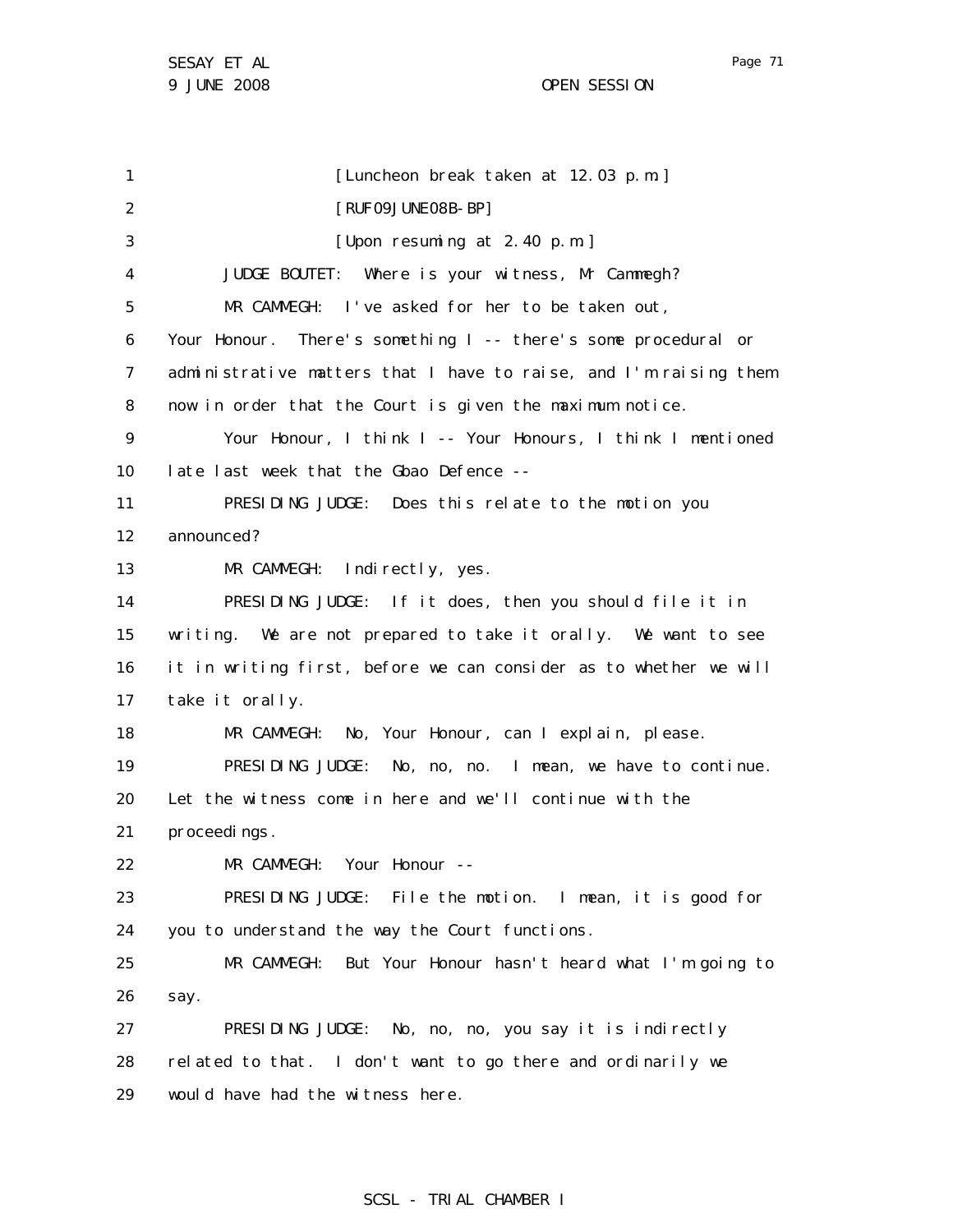[Luncheon break taken at 12.03 p.m.]

[RUF09JUNE08B-BP]

[Upon resuming at 2.40 p.m.]

JUDGE BOUTET: Where is your witness, Mr Cammegh?

MR CAMMEGH: I've asked for her to be taken out, Your Honour. There's something I -- there's some procedural or administrative matters that I have to raise, and I'm raising them now in order that the Court is given the maximum notice.

Your Honour, I think I -- Your Honours, I think I mentioned late last week that the Gbao Defence --

PRESIDING JUDGE: Does this relate to the motion you announced?

MR CAMMEGH: Indirectly, yes.

PRESIDING JUDGE: If it does, then you should file it in writing. We are not prepared to take it orally. We want to see it in writing first, before we can consider as to whether we will take it orally.

MR CAMMEGH: No, Your Honour, can I explain, please.

PRESIDING JUDGE: No, no, no. I mean, we have to continue. Let the witness come in here and we'll continue with the proceedings.

MR CAMMEGH: Your Honour --

PRESIDING JUDGE: File the motion. I mean, it is good for you to understand the way the Court functions.

MR CAMMEGH: But Your Honour hasn't heard what I'm going to say.

PRESIDING JUDGE: No, no, no, you say it is indirectly related to that. I don't want to go there and ordinarily we would have had the witness here.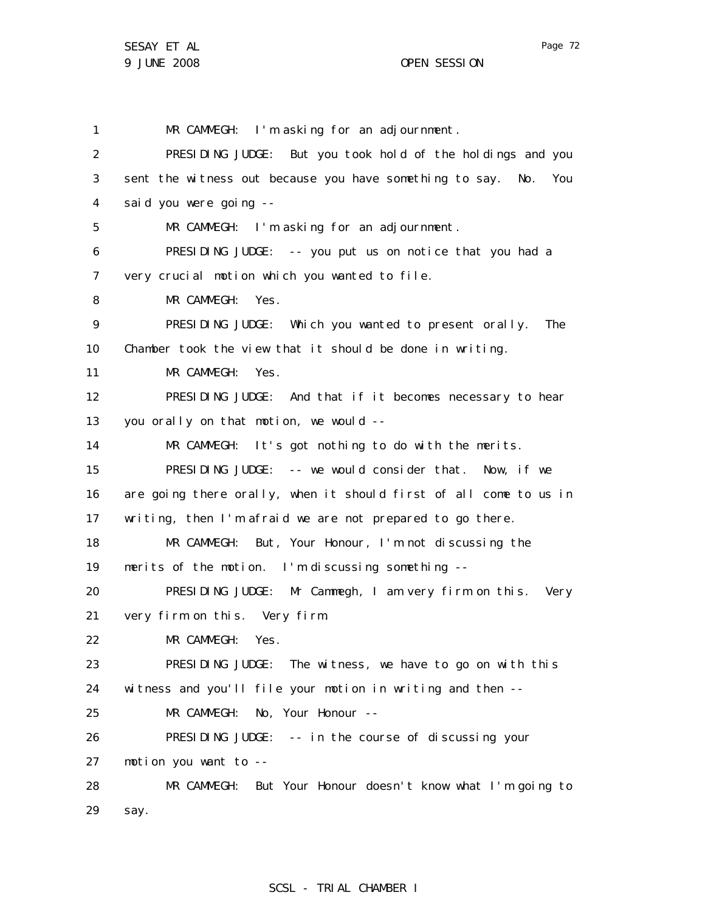1 MR CAMMEGH: I'm asking for an adjournment.

2 PRESIDING JUDGE: But you took hold of the holdings and you

3 sent the witness out because you have something to say. No. You

4 said you were going --

5 MR CAMMEGH: I'm asking for an adjournment.

6 PRESIDING JUDGE: -- you put us on notice that you had a

7 very crucial motion which you wanted to file.

8 MR CAMMEGH: Yes.

9 PRESIDING JUDGE: Which you wanted to present orally. The

10 Chamber took the view that it should be done in writing.

11 MR CAMMEGH: Yes.

12 PRESIDING JUDGE: And that if it becomes necessary to hear

13 you orally on that motion, we would --

14 MR CAMMEGH: It's got nothing to do with the merits.

15 PRESIDING JUDGE: -- we would consider that. Now, if we

16 are going there orally, when it should first of all come to us in

17 writing, then I'm afraid we are not prepared to go there.

18 MR CAMMEGH: But, Your Honour, I'm not discussing the

19 merits of the motion. I'm discussing something --

20 PRESIDING JUDGE: Mr Cammegh, I am very firm on this. Very

21 very firm on this. Very firm.

22 MR CAMMEGH: Yes.

23 PRESIDING JUDGE: The witness, we have to go on with this

24 witness and you'll file your motion in writing and then --

25 MR CAMMEGH: No, Your Honour --

26 PRESIDING JUDGE: -- in the course of discussing your

27 motion you want to --

28 MR CAMMEGH: But Your Honour doesn't know what I'm going to

29 say.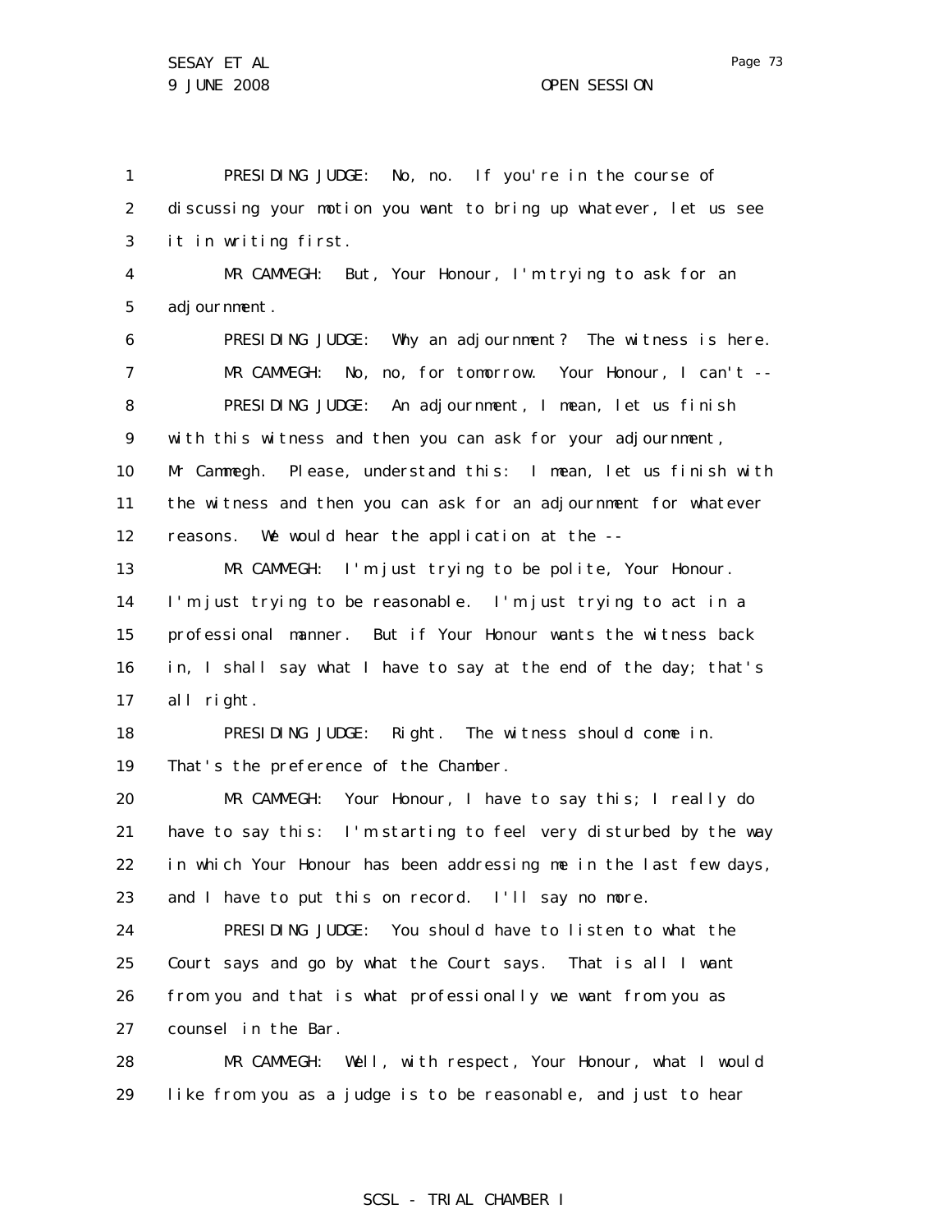1 PRESIDING JUDGE: No, no. If you're in the course of
2 discussing your motion you want to bring up whatever, let us see
3 it in writing first.

4 MR CAMMEGH: But, Your Honour, I'm trying to ask for an
5 adjournment.

6 PRESIDING JUDGE: Why an adjournment? The witness is here.

7 MR CAMMEGH: No, no, for tomorrow. Your Honour, I can't --

8 PRESIDING JUDGE: An adjournment, I mean, let us finish
9 with this witness and then you can ask for your adjournment,
10 Mr Cammegh. Please, understand this: I mean, let us finish with
11 the witness and then you can ask for an adjournment for whatever
12 reasons. We would hear the application at the --

13 MR CAMMEGH: I'm just trying to be polite, Your Honour.
14 I'm just trying to be reasonable. I'm just trying to act in a
15 professional manner. But if Your Honour wants the witness back
16 in, I shall say what I have to say at the end of the day; that's
17 all right.

18 PRESIDING JUDGE: Right. The witness should come in.
19 That's the preference of the Chamber.

20 MR CAMMEGH: Your Honour, I have to say this; I really do
21 have to say this: I'm starting to feel very disturbed by the way
22 in which Your Honour has been addressing me in the last few days,
23 and I have to put this on record. I'll say no more.

24 PRESIDING JUDGE: You should have to listen to what the
25 Court says and go by what the Court says. That is all I want
26 from you and that is what professionally we want from you as
27 counsel in the Bar.

28 MR CAMMEGH: Well, with respect, Your Honour, what I would
29 like from you as a judge is to be reasonable, and just to hear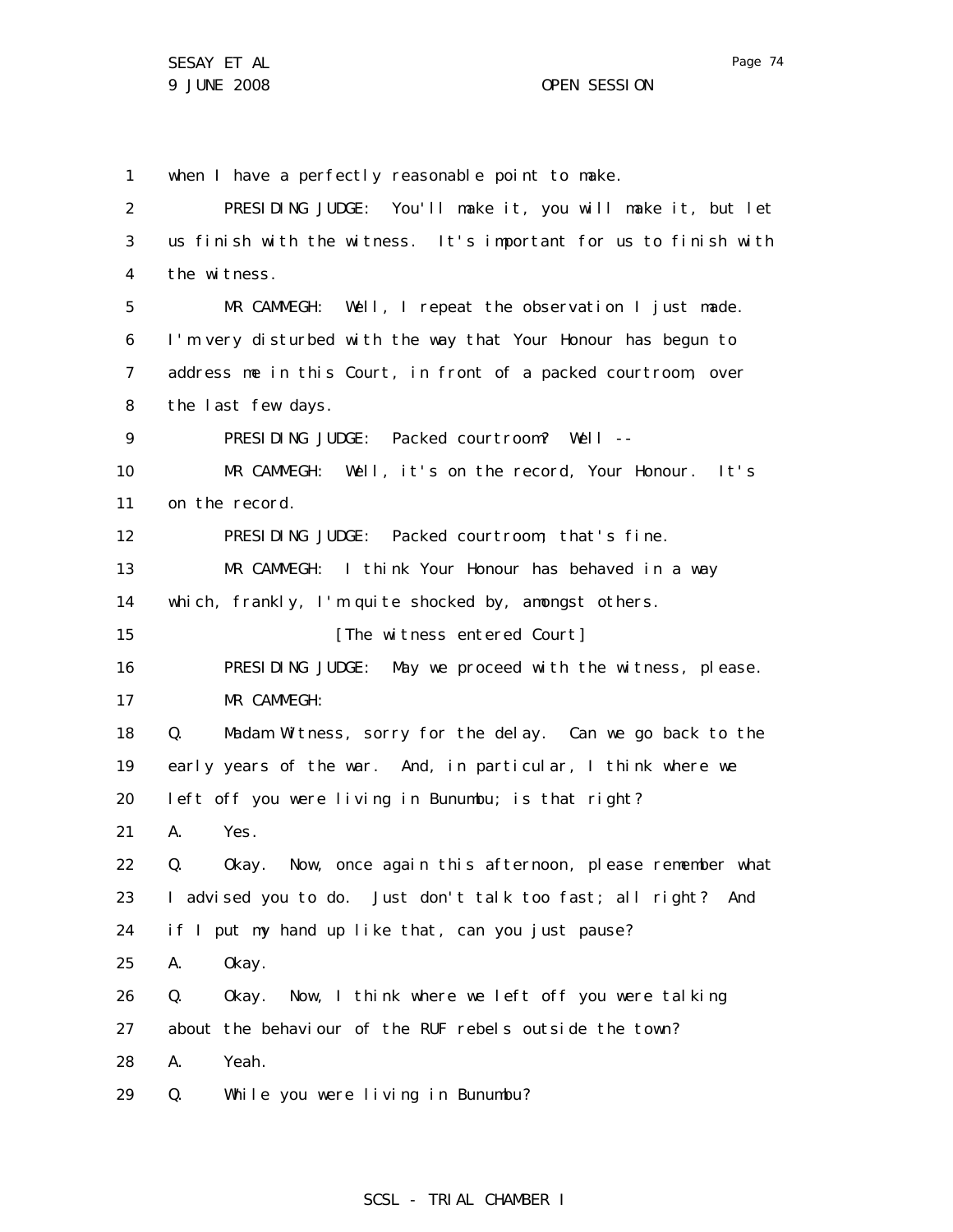when I have a perfectly reasonable point to make.

PRESIDING JUDGE: You'll make it, you will make it, but let us finish with the witness. It's important for us to finish with the witness.

MR CAMMEGH: Well, I repeat the observation I just made. I'm very disturbed with the way that Your Honour has begun to address me in this Court, in front of a packed courtroom, over the last few days.

PRESIDING JUDGE: Packed courtroom? Well --

MR CAMMEGH: Well, it's on the record, Your Honour. It's on the record.

PRESIDING JUDGE: Packed courtroom, that's fine.

MR CAMMEGH: I think Your Honour has behaved in a way which, frankly, I'm quite shocked by, amongst others.

[The witness entered Court]

PRESIDING JUDGE: May we proceed with the witness, please.

MR CAMMEGH:

Q. Madam Witness, sorry for the delay. Can we go back to the early years of the war. And, in particular, I think where we left off you were living in Bunumbu; is that right?

A. Yes.

Q. Okay. Now, once again this afternoon, please remember what I advised you to do. Just don't talk too fast; all right? And if I put my hand up like that, can you just pause?

A. Okay.

Q. Okay. Now, I think where we left off you were talking about the behaviour of the RUF rebels outside the town?

A. Yeah.

Q. While you were living in Bunumbu?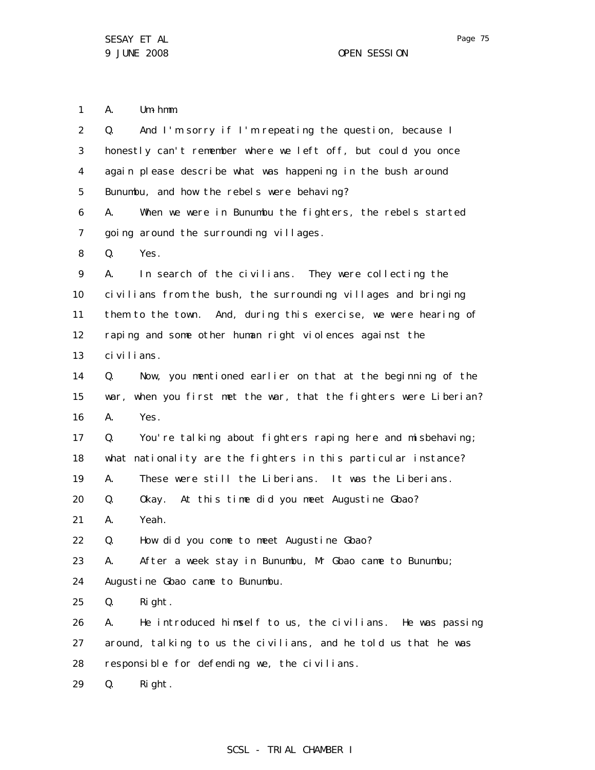A. Um-hmm.

Q. And I'm sorry if I'm repeating the question, because I honestly can't remember where we left off, but could you once again please describe what was happening in the bush around Bunumbu, and how the rebels were behaving?

A. When we were in Bunumbu the fighters, the rebels started going around the surrounding villages.

Q. Yes.

A. In search of the civilians. They were collecting the civilians from the bush, the surrounding villages and bringing them to the town. And, during this exercise, we were hearing of raping and some other human right violences against the civilians.

Q. Now, you mentioned earlier on that at the beginning of the war, when you first met the war, that the fighters were Liberian?

A. Yes.

Q. You're talking about fighters raping here and misbehaving; what nationality are the fighters in this particular instance?

A. These were still the Liberians. It was the Liberians.

Q. Okay. At this time did you meet Augustine Gbao?

A. Yeah.

Q. How did you come to meet Augustine Gbao?

A. After a week stay in Bunumbu, Mr Gbao came to Bunumbu; Augustine Gbao came to Bunumbu.

Q. Right.

A. He introduced himself to us, the civilians. He was passing around, talking to us the civilians, and he told us that he was responsible for defending we, the civilians.

Q. Right.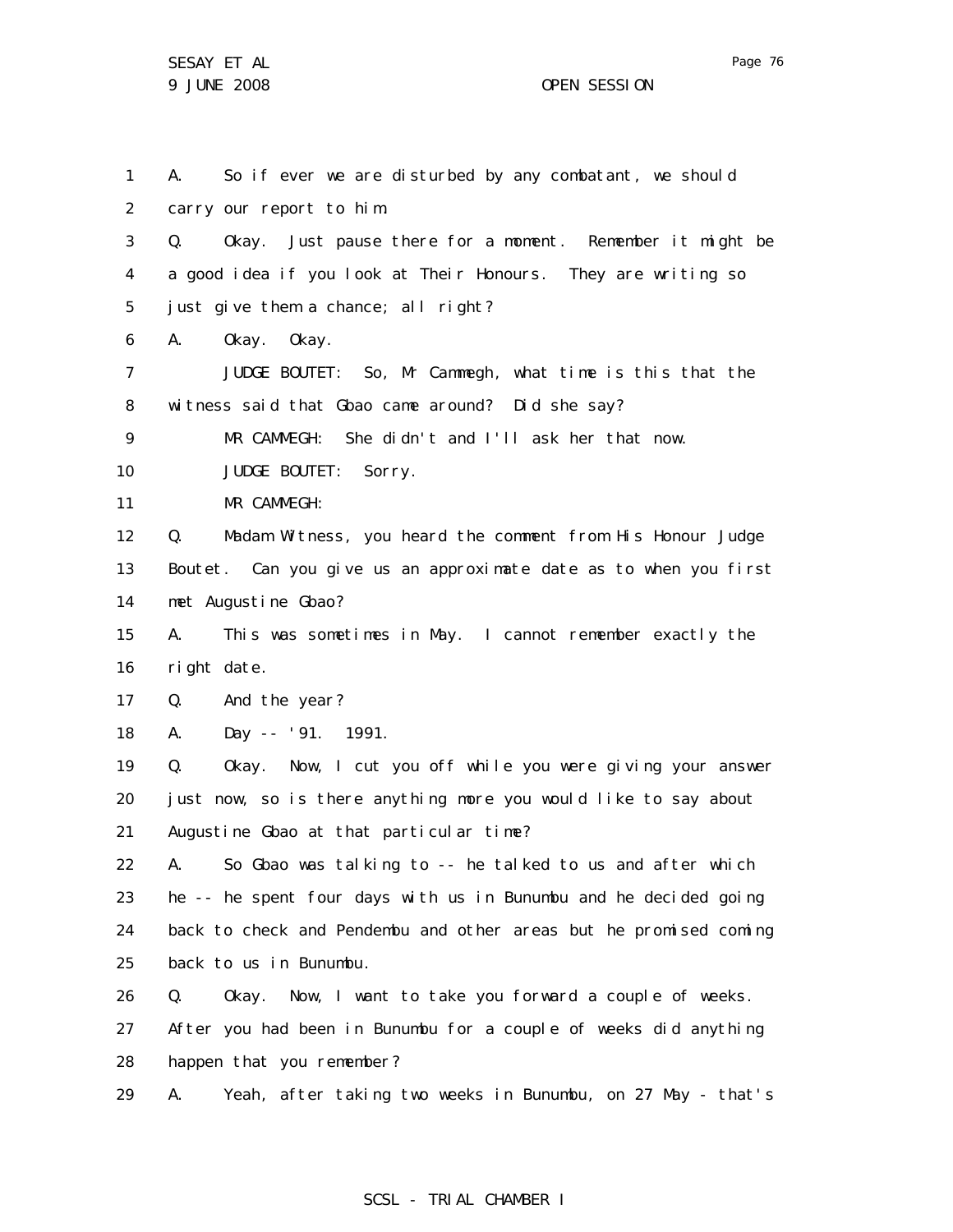1 A. So if ever we are disturbed by any combatant, we should
2 carry our report to him.
3 Q. Okay. Just pause there for a moment. Remember it might be
4 a good idea if you look at Their Honours. They are writing so
5 just give them a chance; all right?
6 A. Okay. Okay.
7 JUDGE BOUTET: So, Mr Cammegh, what time is this that the
8 witness said that Gbao came around? Did she say?
9 MR CAMMEGH: She didn't and I'll ask her that now.
10 JUDGE BOUTET: Sorry.
11 MR CAMMEGH:
12 Q. Madam Witness, you heard the comment from His Honour Judge
13 Boutet. Can you give us an approximate date as to when you first
14 met Augustine Gbao?
15 A. This was sometimes in May. I cannot remember exactly the
16 right date.
17 Q. And the year?
18 A. Day -- '91. 1991.
19 Q. Okay. Now, I cut you off while you were giving your answer
20 just now, so is there anything more you would like to say about
21 Augustine Gbao at that particular time?
22 A. So Gbao was talking to -- he talked to us and after which
23 he -- he spent four days with us in Bunumbu and he decided going
24 back to check and Pendembu and other areas but he promised coming
25 back to us in Bunumbu.
26 Q. Okay. Now, I want to take you forward a couple of weeks.
27 After you had been in Bunumbu for a couple of weeks did anything
28 happen that you remember?
29 A. Yeah, after taking two weeks in Bunumbu, on 27 May - that's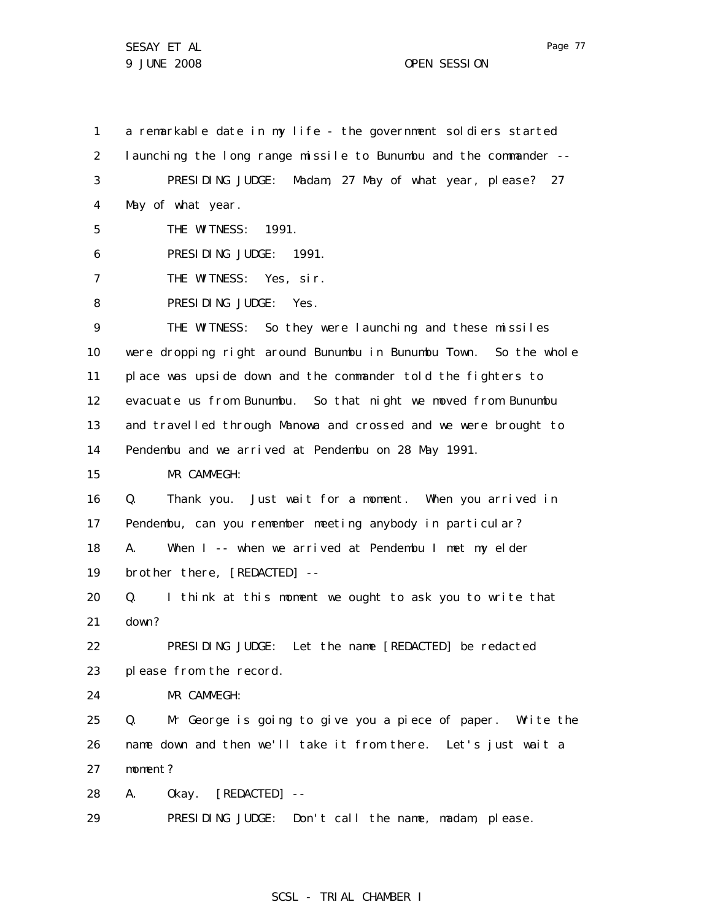a remarkable date in my life - the government soldiers started launching the long range missile to Bunumbu and the commander --

PRESIDING JUDGE: Madam, 27 May of what year, please? 27 May of what year.

THE WITNESS: 1991.

PRESIDING JUDGE: 1991.

THE WITNESS: Yes, sir.

PRESIDING JUDGE: Yes.

THE WITNESS: So they were launching and these missiles were dropping right around Bunumbu in Bunumbu Town. So the whole place was upside down and the commander told the fighters to evacuate us from Bunumbu. So that night we moved from Bunumbu and travelled through Manowa and crossed and we were brought to Pendembu and we arrived at Pendembu on 28 May 1991.

MR CAMMEGH:

Q. Thank you. Just wait for a moment. When you arrived in Pendembu, can you remember meeting anybody in particular?

A. When I -- when we arrived at Pendembu I met my elder brother there, [REDACTED] --

Q. I think at this moment we ought to ask you to write that down?

PRESIDING JUDGE: Let the name [REDACTED] be redacted please from the record.

MR CAMMEGH:

Q. Mr George is going to give you a piece of paper. Write the name down and then we'll take it from there. Let's just wait a moment?

A. Okay. [REDACTED] --

PRESIDING JUDGE: Don't call the name, madam, please.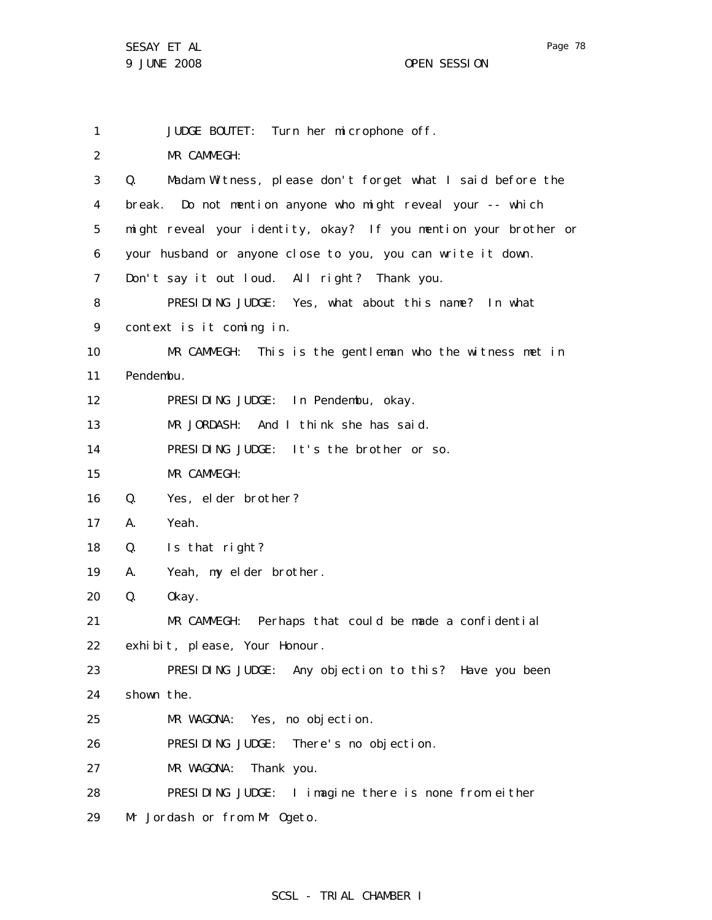1 JUDGE BOUTET: Turn her microphone off.

2 MR CAMMEGH:

3 Q. Madam Witness, please don't forget what I said before the

4 break. Do not mention anyone who might reveal your -- which

5 might reveal your identity, okay? If you mention your brother or

6 your husband or anyone close to you, you can write it down.

7 Don't say it out loud. All right? Thank you.

8 PRESIDING JUDGE: Yes, what about this name? In what

9 context is it coming in.

10 MR CAMMEGH: This is the gentleman who the witness met in

11 Pendembu.

12 PRESIDING JUDGE: In Pendembu, okay.

13 MR JORDASH: And I think she has said.

14 PRESIDING JUDGE: It's the brother or so.

15 MR CAMMEGH:

16 Q. Yes, elder brother?

17 A. Yeah.

18 Q. Is that right?

19 A. Yeah, my elder brother.

20 Q. Okay.

21 MR CAMMEGH: Perhaps that could be made a confidential

22 exhibit, please, Your Honour.

23 PRESIDING JUDGE: Any objection to this? Have you been

24 shown the.

25 MR WAGONA: Yes, no objection.

26 PRESIDING JUDGE: There's no objection.

27 MR WAGONA: Thank you.

28 PRESIDING JUDGE: I imagine there is none from either

29 Mr Jordash or from Mr Ogeto.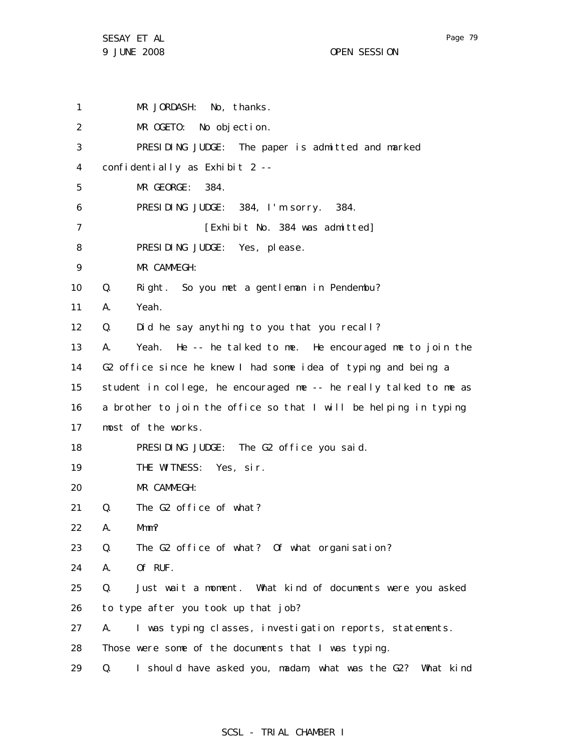1 MR JORDASH: No, thanks.

2 MR OGETO: No objection.

3 PRESIDING JUDGE: The paper is admitted and marked

4 confidentially as Exhibit 2 --

5 MR GEORGE: 384.

6 PRESIDING JUDGE: 384, I'm sorry. 384.

7 [Exhibit No. 384 was admitted]

8 PRESIDING JUDGE: Yes, please.

9 MR CAMMEGH:

10 Q. Right. So you met a gentleman in Pendembu?

11 A. Yeah.

12 Q. Did he say anything to you that you recall?

13 A. Yeah. He -- he talked to me. He encouraged me to join the

14 G2 office since he knew I had some idea of typing and being a

15 student in college, he encouraged me -- he really talked to me as

16 a brother to join the office so that I will be helping in typing

17 most of the works.

18 PRESIDING JUDGE: The G2 office you said.

19 THE WITNESS: Yes, sir.

20 MR CAMMEGH:

21 Q. The G2 office of what?

22 A. Mmm?

23 Q. The G2 office of what? Of what organisation?

24 A. Of RUF.

25 Q. Just wait a moment. What kind of documents were you asked

26 to type after you took up that job?

27 A. I was typing classes, investigation reports, statements.

28 Those were some of the documents that I was typing.

29 Q. I should have asked you, madam, what was the G2? What kind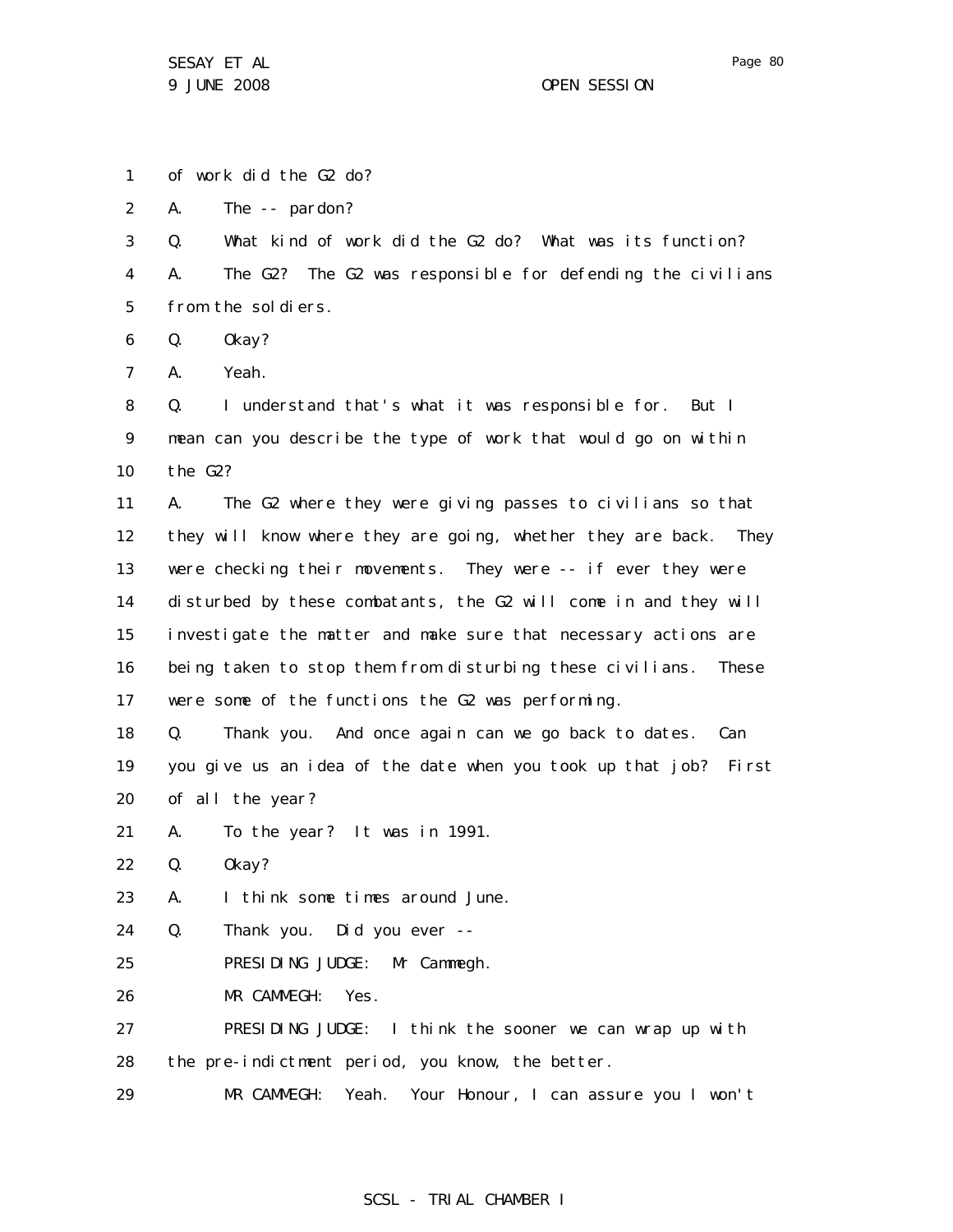1 of work did the G2 do?

2 A. The -- pardon?

3 Q. What kind of work did the G2 do? What was its function?

4 A. The G2? The G2 was responsible for defending the civilians

5 from the soldiers.

6 Q. Okay?

7 A. Yeah.

8 Q. I understand that's what it was responsible for. But I

9 mean can you describe the type of work that would go on within

10 the G2?

11 A. The G2 where they were giving passes to civilians so that

12 they will know where they are going, whether they are back. They

13 were checking their movements. They were -- if ever they were

14 disturbed by these combatants, the G2 will come in and they will

15 investigate the matter and make sure that necessary actions are

16 being taken to stop them from disturbing these civilians. These

17 were some of the functions the G2 was performing.

18 Q. Thank you. And once again can we go back to dates. Can

19 you give us an idea of the date when you took up that job? First

20 of all the year?

21 A. To the year? It was in 1991.

22 Q. Okay?

23 A. I think some times around June.

24 Q. Thank you. Did you ever --

25 PRESIDING JUDGE: Mr Cammegh.

26 MR CAMMEGH: Yes.

27 PRESIDING JUDGE: I think the sooner we can wrap up with

28 the pre-indictment period, you know, the better.

29 MR CAMMEGH: Yeah. Your Honour, I can assure you I won't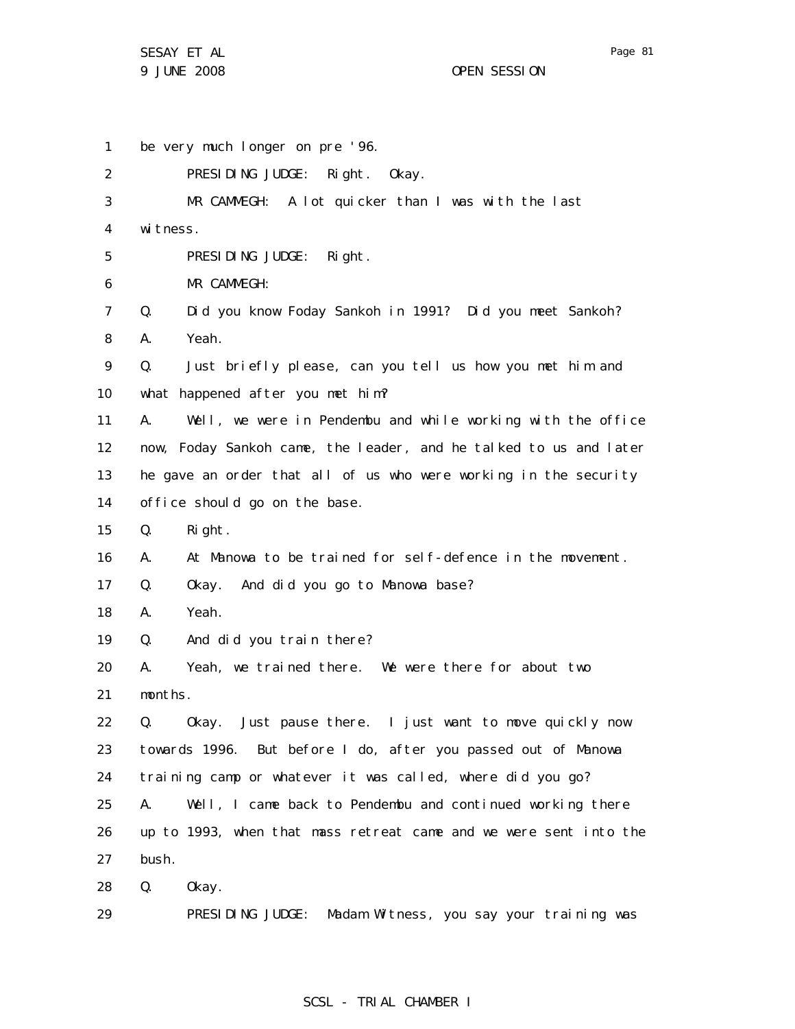1 be very much longer on pre '96.

2 PRESIDING JUDGE: Right. Okay.

3 MR CAMMEGH: A lot quicker than I was with the last

4 witness.

5 PRESIDING JUDGE: Right.

6 MR CAMMEGH:

7 Q. Did you know Foday Sankoh in 1991? Did you meet Sankoh?

8 A. Yeah.

9 Q. Just briefly please, can you tell us how you met him and

10 what happened after you met him?

11 A. Well, we were in Pendembu and while working with the office

12 now, Foday Sankoh came, the leader, and he talked to us and later

13 he gave an order that all of us who were working in the security

14 office should go on the base.

15 Q. Right.

16 A. At Manowa to be trained for self-defence in the movement.

17 Q. Okay. And did you go to Manowa base?

18 A. Yeah.

19 Q. And did you train there?

20 A. Yeah, we trained there. We were there for about two

21 months.

22 Q. Okay. Just pause there. I just want to move quickly now

23 towards 1996. But before I do, after you passed out of Manowa

24 training camp or whatever it was called, where did you go?

25 A. Well, I came back to Pendembu and continued working there

26 up to 1993, when that mass retreat came and we were sent into the

27 bush.

28 Q. Okay.

29 PRESIDING JUDGE: Madam Witness, you say your training was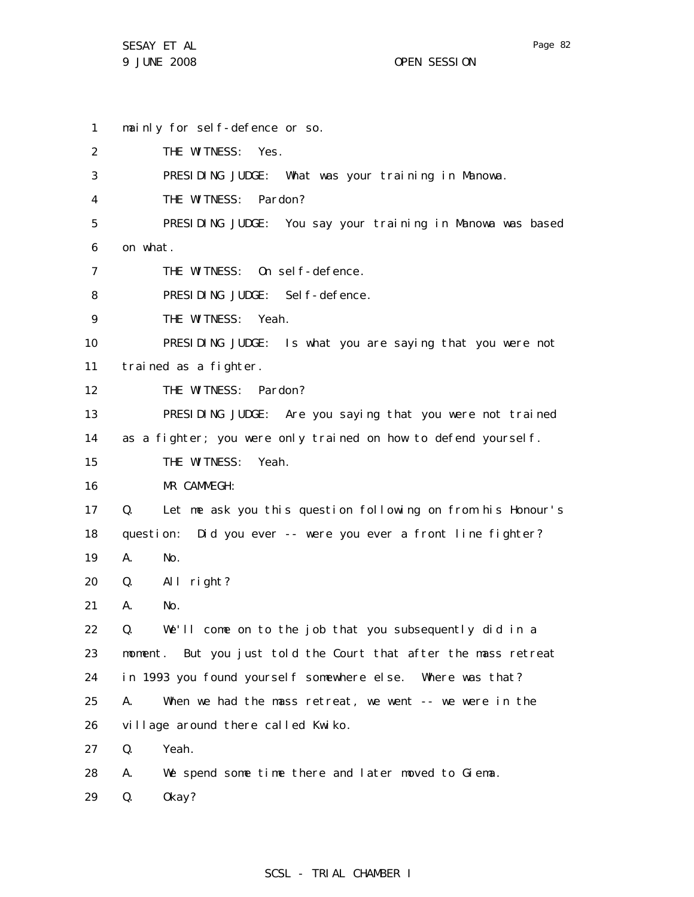1 mainly for self-defence or so.

2 THE WITNESS: Yes.

3 PRESIDING JUDGE: What was your training in Manowa.

4 THE WITNESS: Pardon?

5 PRESIDING JUDGE: You say your training in Manowa was based

6 on what.

7 THE WITNESS: On self-defence.

8 PRESIDING JUDGE: Self-defence.

9 THE WITNESS: Yeah.

10 PRESIDING JUDGE: Is what you are saying that you were not

11 trained as a fighter.

12 THE WITNESS: Pardon?

13 PRESIDING JUDGE: Are you saying that you were not trained

14 as a fighter; you were only trained on how to defend yourself.

15 THE WITNESS: Yeah.

16 MR CAMMEGH:

17 Q. Let me ask you this question following on from his Honour's

18 question: Did you ever -- were you ever a front line fighter?

19 A. No.

20 Q. All right?

21 A. No.

22 Q. We'll come on to the job that you subsequently did in a

23 moment. But you just told the Court that after the mass retreat

24 in 1993 you found yourself somewhere else. Where was that?

25 A. When we had the mass retreat, we went -- we were in the

26 village around there called Kwiko.

27 Q. Yeah.

28 A. We spend some time there and later moved to Giema.

29 Q. Okay?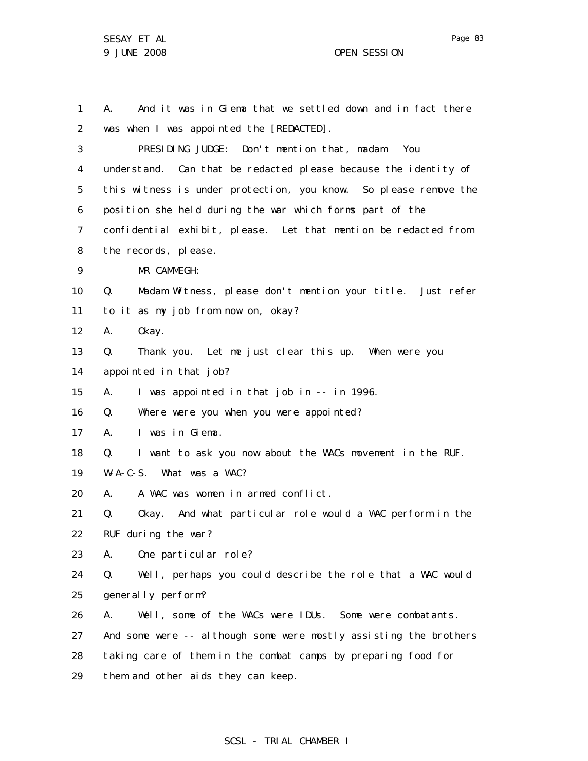1 A. And it was in Giema that we settled down and in fact there
2 was when I was appointed the [REDACTED].
3 PRESIDING JUDGE: Don't mention that, madam. You
4 understand. Can that be redacted please because the identity of
5 this witness is under protection, you know. So please remove the
6 position she held during the war which forms part of the
7 confidential exhibit, please. Let that mention be redacted from
8 the records, please.
9 MR CAMMEGH:
10 Q. Madam Witness, please don't mention your title. Just refer
11 to it as my job from now on, okay?
12 A. Okay.
13 Q. Thank you. Let me just clear this up. When were you
14 appointed in that job?
15 A. I was appointed in that job in -- in 1996.
16 Q. Where were you when you were appointed?
17 A. I was in Giema.
18 Q. I want to ask you now about the WACs movement in the RUF.
19 W-A-C-S. What was a WAC?
20 A. A WAC was women in armed conflict.
21 Q. Okay. And what particular role would a WAC perform in the
22 RUF during the war?
23 A. One particular role?
24 Q. Well, perhaps you could describe the role that a WAC would
25 generally perform?
26 A. Well, some of the WACs were IDUs. Some were combatants.
27 And some were -- although some were mostly assisting the brothers
28 taking care of them in the combat camps by preparing food for
29 them and other aids they can keep.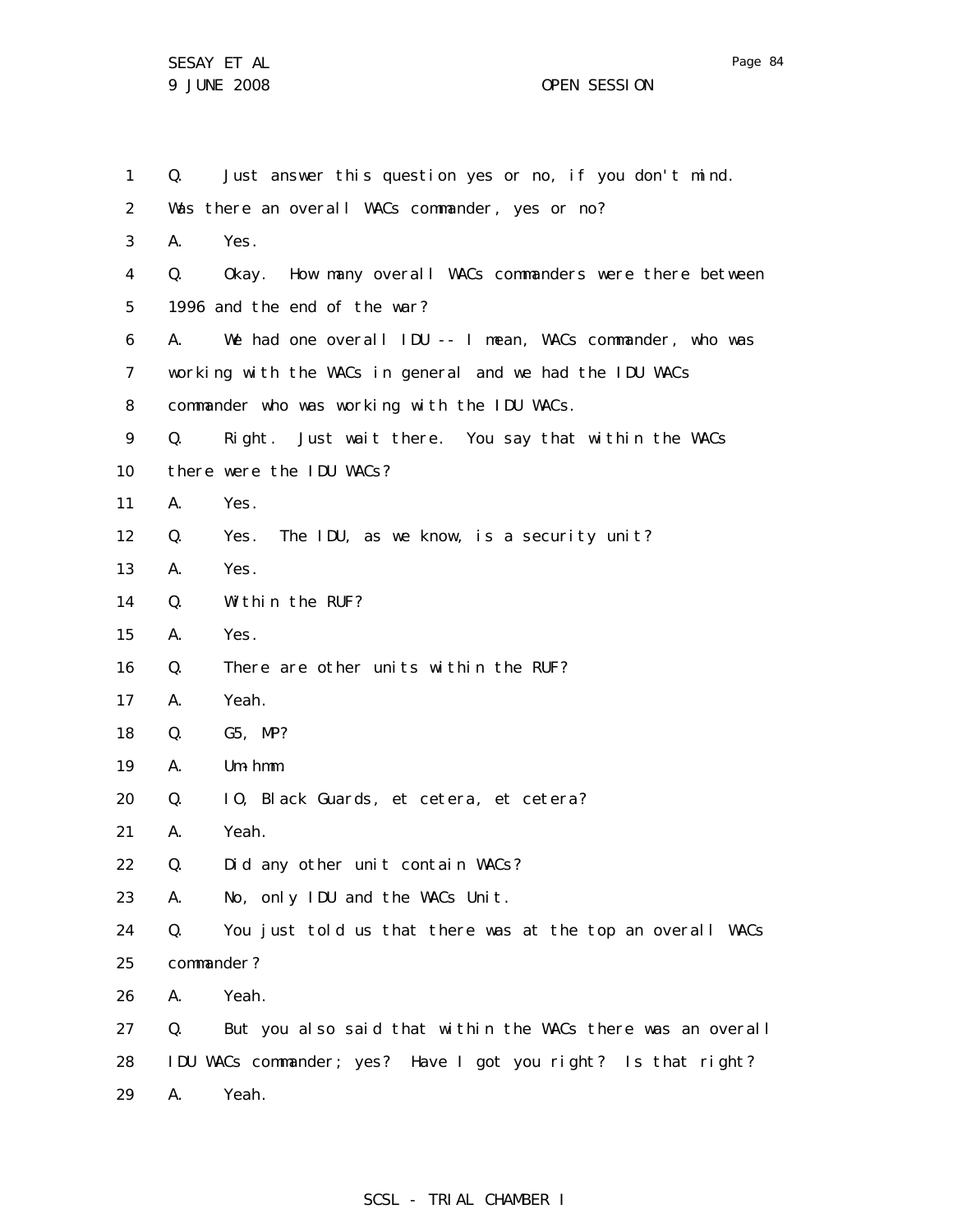1 Q. Just answer this question yes or no, if you don't mind.
2 Was there an overall WACs commander, yes or no?
3 A. Yes.
4 Q. Okay. How many overall WACs commanders were there between
5 1996 and the end of the war?
6 A. We had one overall IDU -- I mean, WACs commander, who was
7 working with the WACs in general and we had the IDU WACs
8 commander who was working with the IDU WACs.
9 Q. Right. Just wait there. You say that within the WACs
10 there were the IDU WACs?
11 A. Yes.
12 Q. Yes. The IDU, as we know, is a security unit?
13 A. Yes.
14 Q. Within the RUF?
15 A. Yes.
16 Q. There are other units within the RUF?
17 A. Yeah.
18 Q. G5, MP?
19 A. Um-hmm.
20 Q. IO, Black Guards, et cetera, et cetera?
21 A. Yeah.
22 Q. Did any other unit contain WACs?
23 A. No, only IDU and the WACs Unit.
24 Q. You just told us that there was at the top an overall WACs
25 commander?
26 A. Yeah.
27 Q. But you also said that within the WACs there was an overall
28 IDU WACs commander; yes? Have I got you right? Is that right?
29 A. Yeah.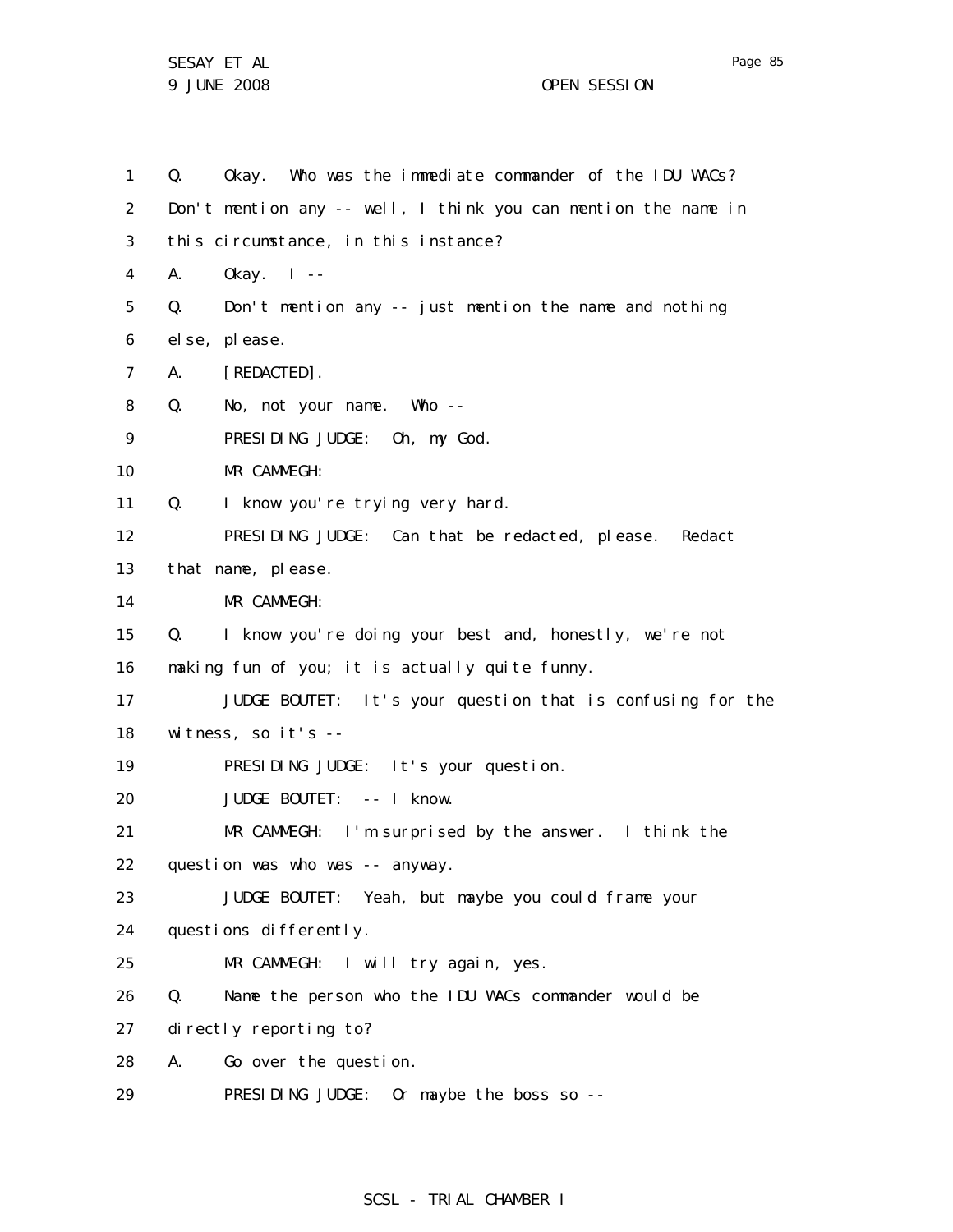1 Q. Okay. Who was the immediate commander of the IDU WACs?
2 Don't mention any -- well, I think you can mention the name in
3 this circumstance, in this instance?
4 A. Okay. I --
5 Q. Don't mention any -- just mention the name and nothing
6 else, please.
7 A. [REDACTED].
8 Q. No, not your name. Who --
9 PRESIDING JUDGE: Oh, my God.
10 MR CAMMEGH:
11 Q. I know you're trying very hard.
12 PRESIDING JUDGE: Can that be redacted, please. Redact
13 that name, please.
14 MR CAMMEGH:
15 Q. I know you're doing your best and, honestly, we're not
16 making fun of you; it is actually quite funny.
17 JUDGE BOUTET: It's your question that is confusing for the
18 witness, so it's --
19 PRESIDING JUDGE: It's your question.
20 JUDGE BOUTET: -- I know.
21 MR CAMMEGH: I'm surprised by the answer. I think the
22 question was who was -- anyway.
23 JUDGE BOUTET: Yeah, but maybe you could frame your
24 questions differently.
25 MR CAMMEGH: I will try again, yes.
26 Q. Name the person who the IDU WACs commander would be
27 directly reporting to?
28 A. Go over the question.
29 PRESIDING JUDGE: Or maybe the boss so --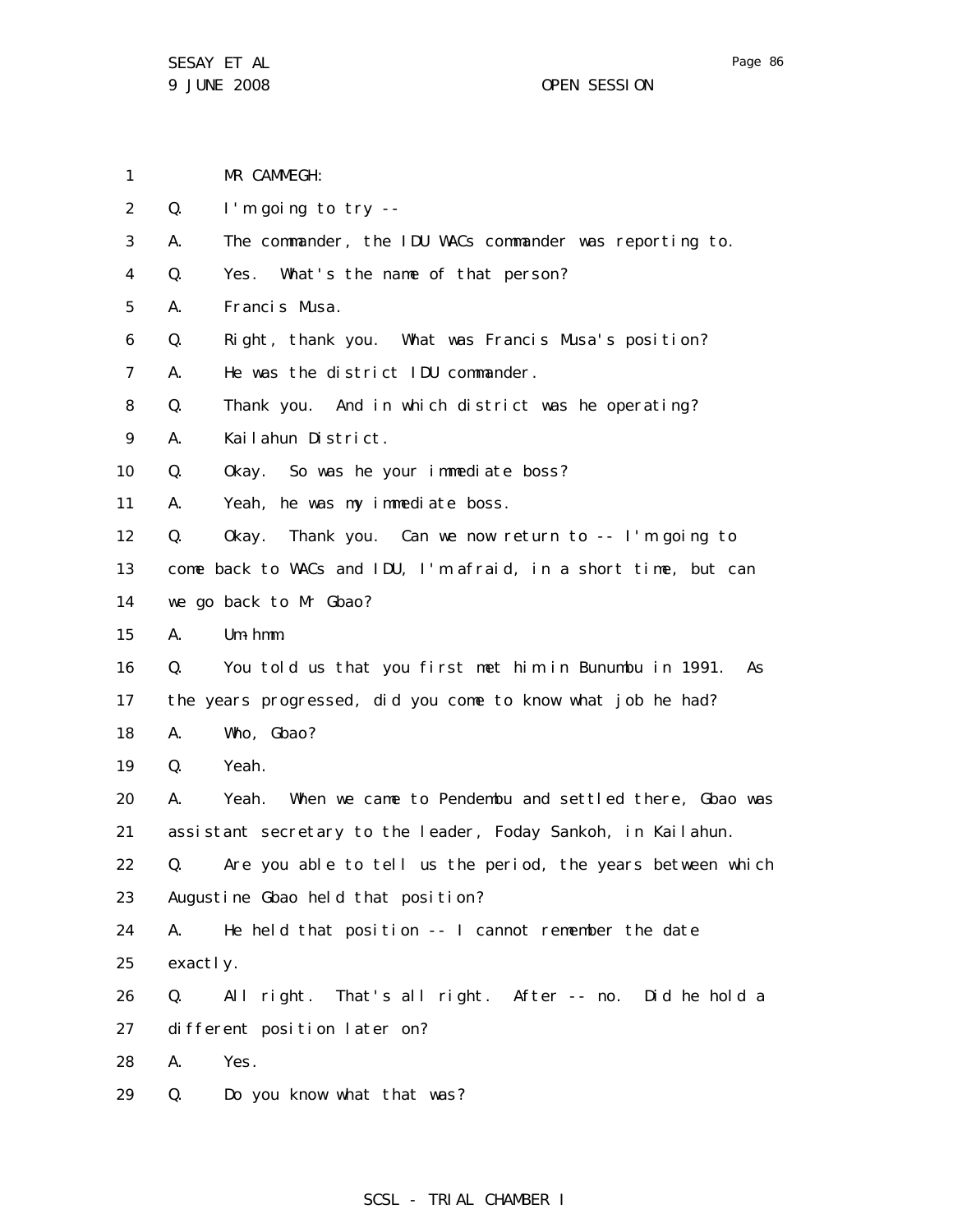MR CAMMEGH:

Q. I'm going to try --

A. The commander, the IDU WACs commander was reporting to.

Q. Yes. What's the name of that person?

A. Francis Musa.

Q. Right, thank you. What was Francis Musa's position?

A. He was the district IDU commander.

Q. Thank you. And in which district was he operating?

A. Kailahun District.

Q. Okay. So was he your immediate boss?

A. Yeah, he was my immediate boss.

Q. Okay. Thank you. Can we now return to -- I'm going to come back to WACs and IDU, I'm afraid, in a short time, but can we go back to Mr Gbao?

A. Um-hmm.

Q. You told us that you first met him in Bunumbu in 1991. As the years progressed, did you come to know what job he had?

A. Who, Gbao?

Q. Yeah.

A. Yeah. When we came to Pendembu and settled there, Gbao was assistant secretary to the leader, Foday Sankoh, in Kailahun.

Q. Are you able to tell us the period, the years between which Augustine Gbao held that position?

A. He held that position -- I cannot remember the date exactly.

Q. All right. That's all right. After -- no. Did he hold a different position later on?

A. Yes.

Q. Do you know what that was?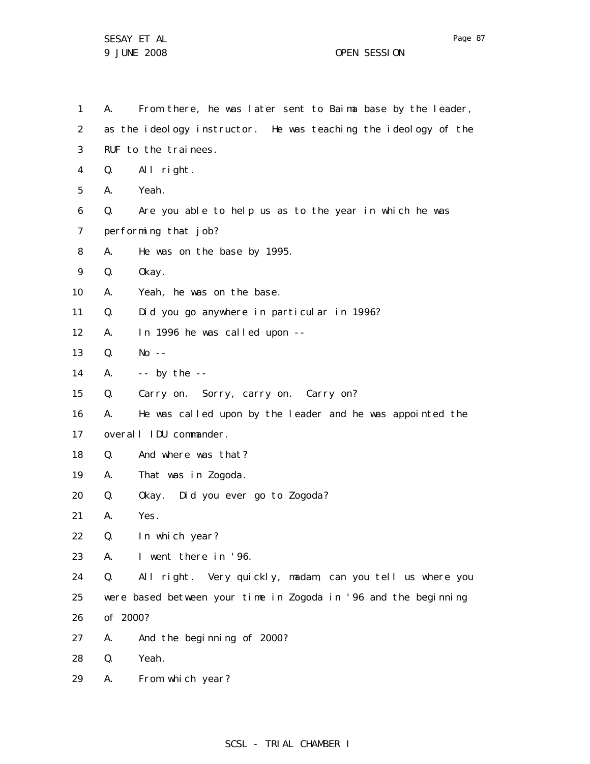1 A. From there, he was later sent to Baima base by the leader,
2 as the ideology instructor. He was teaching the ideology of the
3 RUF to the trainees.
4 Q. All right.
5 A. Yeah.
6 Q. Are you able to help us as to the year in which he was
7 performing that job?
8 A. He was on the base by 1995.
9 Q. Okay.
10 A. Yeah, he was on the base.
11 Q. Did you go anywhere in particular in 1996?
12 A. In 1996 he was called upon --
13 Q. No --
14 A. -- by the --
15 Q. Carry on. Sorry, carry on. Carry on?
16 A. He was called upon by the leader and he was appointed the
17 overall IDU commander.
18 Q. And where was that?
19 A. That was in Zogoda.
20 Q. Okay. Did you ever go to Zogoda?
21 A. Yes.
22 Q. In which year?
23 A. I went there in '96.
24 Q. All right. Very quickly, madam, can you tell us where you
25 were based between your time in Zogoda in '96 and the beginning
26 of 2000?
27 A. And the beginning of 2000?
28 Q. Yeah.
29 A. From which year?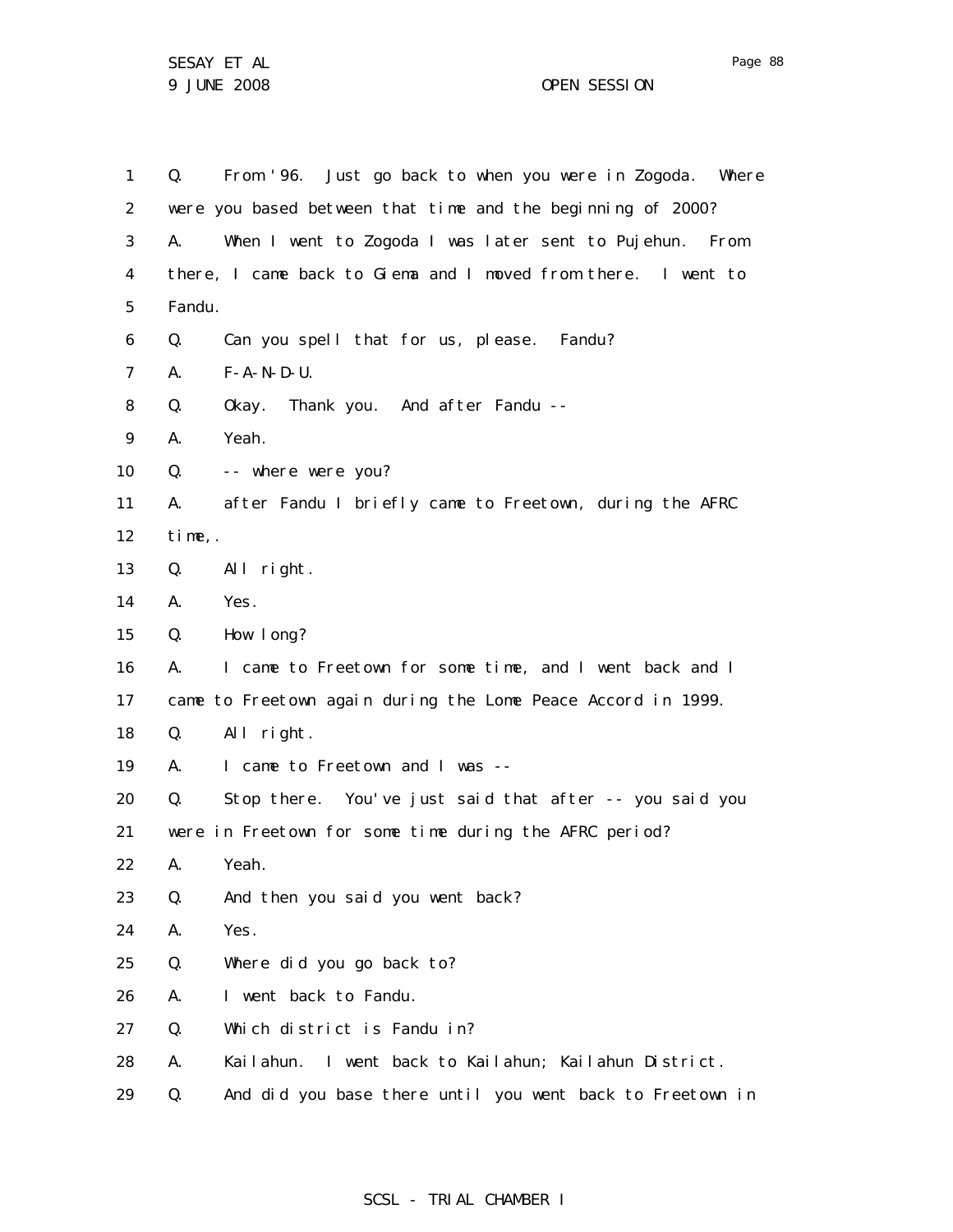1 Q. From '96. Just go back to when you were in Zogoda. Where
2 were you based between that time and the beginning of 2000?
3 A. When I went to Zogoda I was later sent to Pujehun. From
4 there, I came back to Giema and I moved from there. I went to
5 Fandu.
6 Q. Can you spell that for us, please. Fandu?
7 A. F-A-N-D-U.
8 Q. Okay. Thank you. And after Fandu --
9 A. Yeah.
10 Q. -- where were you?
11 A. after Fandu I briefly came to Freetown, during the AFRC
12 time,.
13 Q. All right.
14 A. Yes.
15 Q. How long?
16 A. I came to Freetown for some time, and I went back and I
17 came to Freetown again during the Lome Peace Accord in 1999.
18 Q. All right.
19 A. I came to Freetown and I was --
20 Q. Stop there. You've just said that after -- you said you
21 were in Freetown for some time during the AFRC period?
22 A. Yeah.
23 Q. And then you said you went back?
24 A. Yes.
25 Q. Where did you go back to?
26 A. I went back to Fandu.
27 Q. Which district is Fandu in?
28 A. Kailahun. I went back to Kailahun; Kailahun District.
29 Q. And did you base there until you went back to Freetown in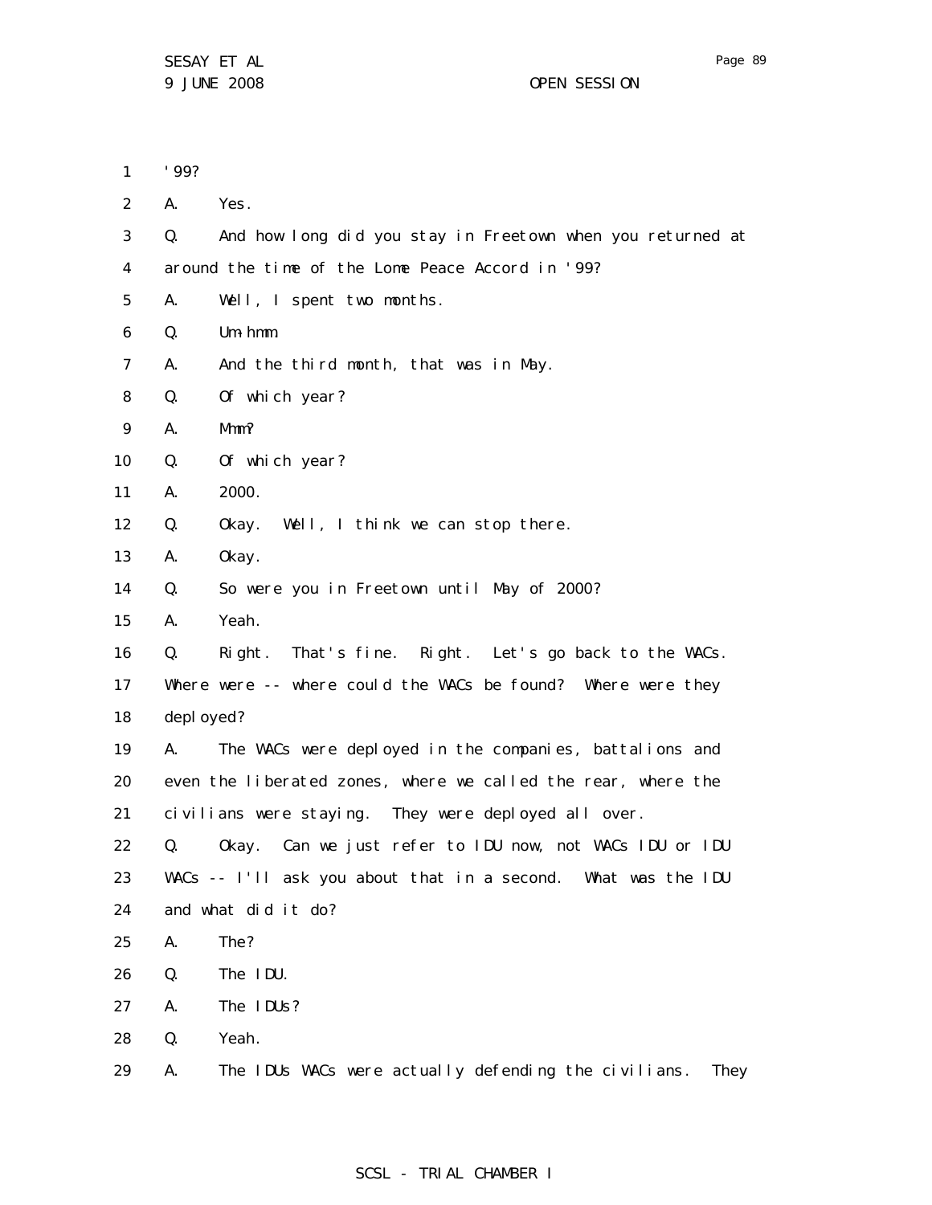'99?

A. Yes.

Q. And how long did you stay in Freetown when you returned at around the time of the Lome Peace Accord in '99?

A. Well, I spent two months.

Q. Um-hmm.

A. And the third month, that was in May.

Q. Of which year?

A. Mmm?

Q. Of which year?

A. 2000.

Q. Okay. Well, I think we can stop there.

A. Okay.

Q. So were you in Freetown until May of 2000?

A. Yeah.

Q. Right. That's fine. Right. Let's go back to the WACs. Where were -- where could the WACs be found? Where were they deployed?

A. The WACs were deployed in the companies, battalions and even the liberated zones, where we called the rear, where the civilians were staying. They were deployed all over.

Q. Okay. Can we just refer to IDU now, not WACs IDU or IDU WACs -- I'll ask you about that in a second. What was the IDU and what did it do?

A. The?

Q. The IDU.

A. The IDUs?

Q. Yeah.

A. The IDUs WACs were actually defending the civilians. They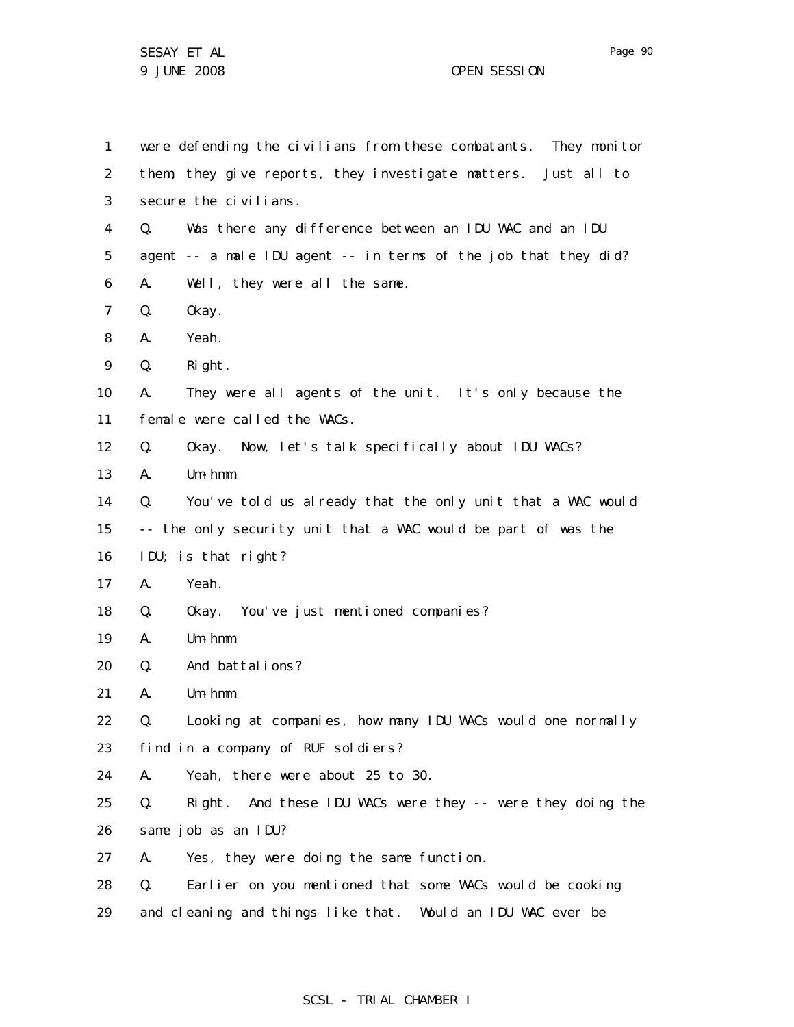1 were defending the civilians from these combatants. They monitor
2 them, they give reports, they investigate matters. Just all to
3 secure the civilians.

4 Q. Was there any difference between an IDU WAC and an IDU
5 agent -- a male IDU agent -- in terms of the job that they did?

6 A. Well, they were all the same.

7 Q. Okay.

8 A. Yeah.

9 Q. Right.

10 A. They were all agents of the unit. It's only because the
11 female were called the WACs.

12 Q. Okay. Now, let's talk specifically about IDU WACs?

13 A. Um-hmm.

14 Q. You've told us already that the only unit that a WAC would
15 -- the only security unit that a WAC would be part of was the
16 IDU; is that right?

17 A. Yeah.

18 Q. Okay. You've just mentioned companies?

19 A. Um-hmm.

20 Q. And battalions?

21 A. Um-hmm.

22 Q. Looking at companies, how many IDU WACs would one normally
23 find in a company of RUF soldiers?

24 A. Yeah, there were about 25 to 30.

25 Q. Right. And these IDU WACs were they -- were they doing the
26 same job as an IDU?

27 A. Yes, they were doing the same function.

28 Q. Earlier on you mentioned that some WACs would be cooking
29 and cleaning and things like that. Would an IDU WAC ever be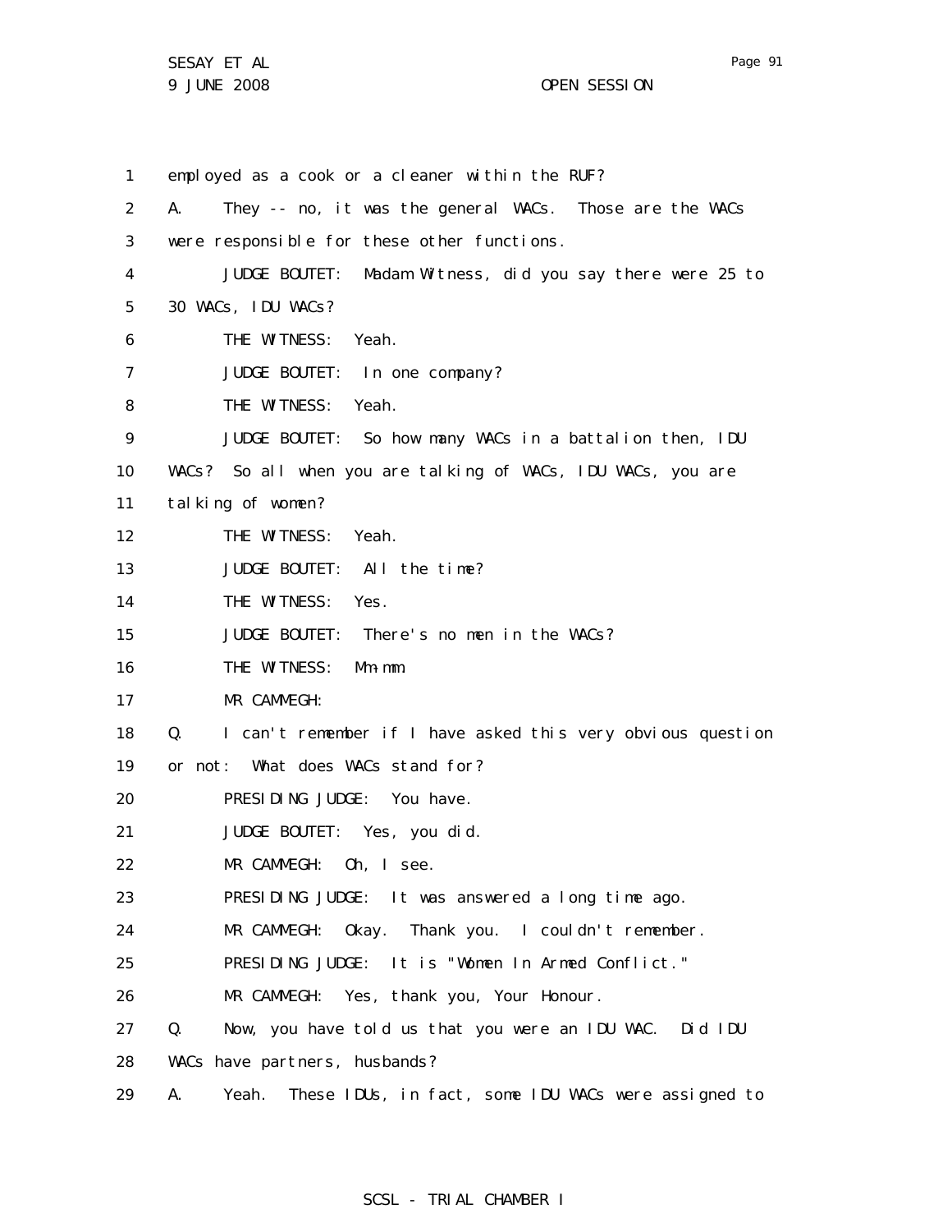employed as a cook or a cleaner within the RUF?

A. They -- no, it was the general WACs. Those are the WACs were responsible for these other functions.

JUDGE BOUTET: Madam Witness, did you say there were 25 to 30 WACs, IDU WACs?

THE WITNESS: Yeah.

JUDGE BOUTET: In one company?

THE WITNESS: Yeah.

JUDGE BOUTET: So how many WACs in a battalion then, IDU WACs? So all when you are talking of WACs, IDU WACs, you are talking of women?

THE WITNESS: Yeah.

JUDGE BOUTET: All the time?

THE WITNESS: Yes.

JUDGE BOUTET: There's no men in the WACs?

THE WITNESS: Mm-mm.

MR CAMMEGH:

Q. I can't remember if I have asked this very obvious question or not: What does WACs stand for?

PRESIDING JUDGE: You have.

JUDGE BOUTET: Yes, you did.

MR CAMMEGH: Oh, I see.

PRESIDING JUDGE: It was answered a long time ago.

MR CAMMEGH: Okay. Thank you. I couldn't remember.

PRESIDING JUDGE: It is "Women In Armed Conflict."

MR CAMMEGH: Yes, thank you, Your Honour.

Q. Now, you have told us that you were an IDU WAC. Did IDU WACs have partners, husbands?

A. Yeah. These IDUs, in fact, some IDU WACs were assigned to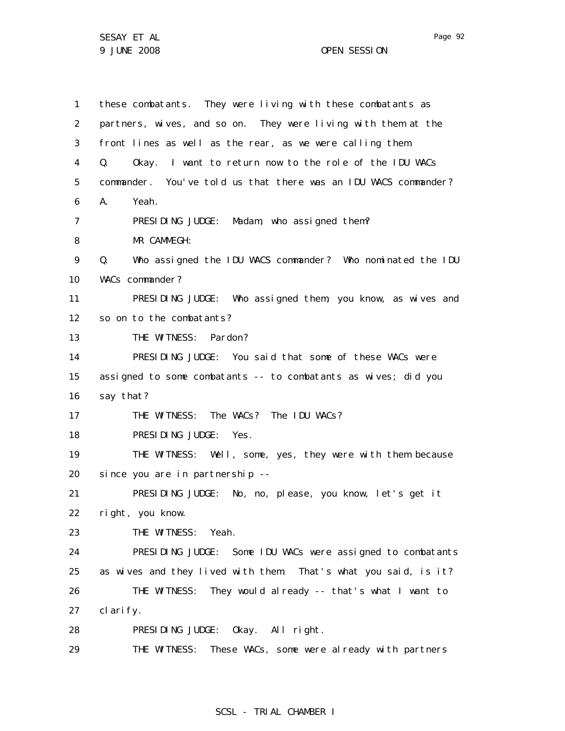1 these combatants. They were living with these combatants as
2 partners, wives, and so on. They were living with them at the
3 front lines as well as the rear, as we were calling them.
4 Q. Okay. I want to return now to the role of the IDU WACs
5 commander. You've told us that there was an IDU WACS commander?
6 A. Yeah.
7 PRESIDING JUDGE: Madam, who assigned them?
8 MR CAMMEGH:
9 Q. Who assigned the IDU WACS commander? Who nominated the IDU
10 WACs commander?
11 PRESIDING JUDGE: Who assigned them, you know, as wives and
12 so on to the combatants?
13 THE WITNESS: Pardon?
14 PRESIDING JUDGE: You said that some of these WACs were
15 assigned to some combatants -- to combatants as wives; did you
16 say that?
17 THE WITNESS: The WACs? The IDU WACs?
18 PRESIDING JUDGE: Yes.
19 THE WITNESS: Well, some, yes, they were with them because
20 since you are in partnership --
21 PRESIDING JUDGE: No, no, please, you know, let's get it
22 right, you know.
23 THE WITNESS: Yeah.
24 PRESIDING JUDGE: Some IDU WACs were assigned to combatants
25 as wives and they lived with them. That's what you said, is it?
26 THE WITNESS: They would already -- that's what I want to
27 clarify.
28 PRESIDING JUDGE: Okay. All right.
29 THE WITNESS: These WACs, some were already with partners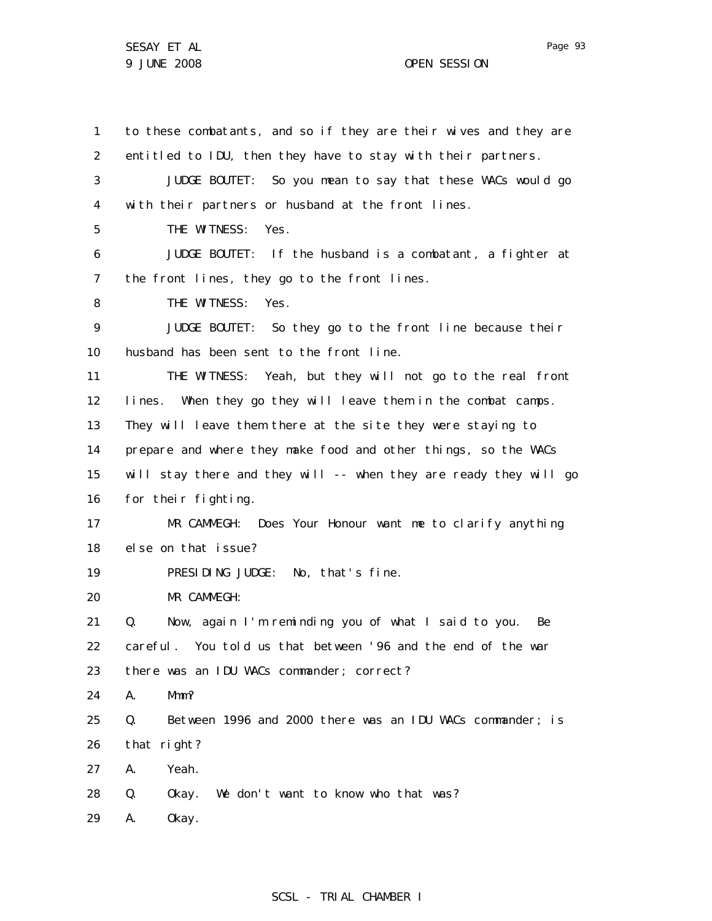to these combatants, and so if they are their wives and they are entitled to IDU, then they have to stay with their partners.

JUDGE BOUTET: So you mean to say that these WACs would go with their partners or husband at the front lines.

THE WITNESS: Yes.

JUDGE BOUTET: If the husband is a combatant, a fighter at the front lines, they go to the front lines.

THE WITNESS: Yes.

JUDGE BOUTET: So they go to the front line because their husband has been sent to the front line.

THE WITNESS: Yeah, but they will not go to the real front lines. When they go they will leave them in the combat camps. They will leave them there at the site they were staying to prepare and where they make food and other things, so the WACs will stay there and they will -- when they are ready they will go for their fighting.

MR CAMMEGH: Does Your Honour want me to clarify anything else on that issue?

PRESIDING JUDGE: No, that's fine.

MR CAMMEGH:

Q. Now, again I'm reminding you of what I said to you. Be careful. You told us that between '96 and the end of the war there was an IDU WACs commander; correct?

A. Mmm?

Q. Between 1996 and 2000 there was an IDU WACs commander; is that right?

A. Yeah.

Q. Okay. We don't want to know who that was?

A. Okay.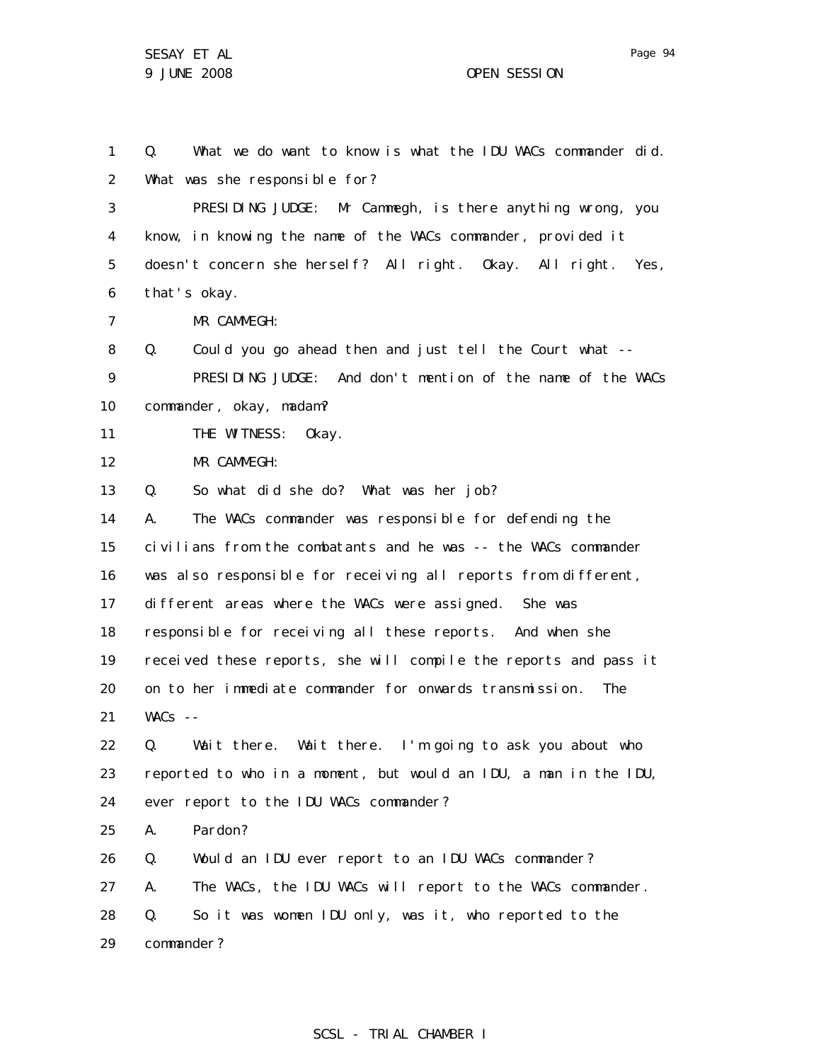Q. What we do want to know is what the IDU WACs commander did. What was she responsible for?

PRESIDING JUDGE: Mr Cammegh, is there anything wrong, you know, in knowing the name of the WACs commander, provided it doesn't concern she herself? All right. Okay. All right. Yes, that's okay.

MR CAMMEGH:

Q. Could you go ahead then and just tell the Court what --

PRESIDING JUDGE: And don't mention of the name of the WACs commander, okay, madam?

THE WITNESS: Okay.

MR CAMMEGH:

Q. So what did she do? What was her job?

A. The WACs commander was responsible for defending the civilians from the combatants and he was -- the WACs commander was also responsible for receiving all reports from different, different areas where the WACs were assigned. She was responsible for receiving all these reports. And when she received these reports, she will compile the reports and pass it on to her immediate commander for onwards transmission. The WACs --

Q. Wait there. Wait there. I'm going to ask you about who reported to who in a moment, but would an IDU, a man in the IDU, ever report to the IDU WACs commander?

A. Pardon?

Q. Would an IDU ever report to an IDU WACs commander?

A. The WACs, the IDU WACs will report to the WACs commander.

Q. So it was women IDU only, was it, who reported to the commander?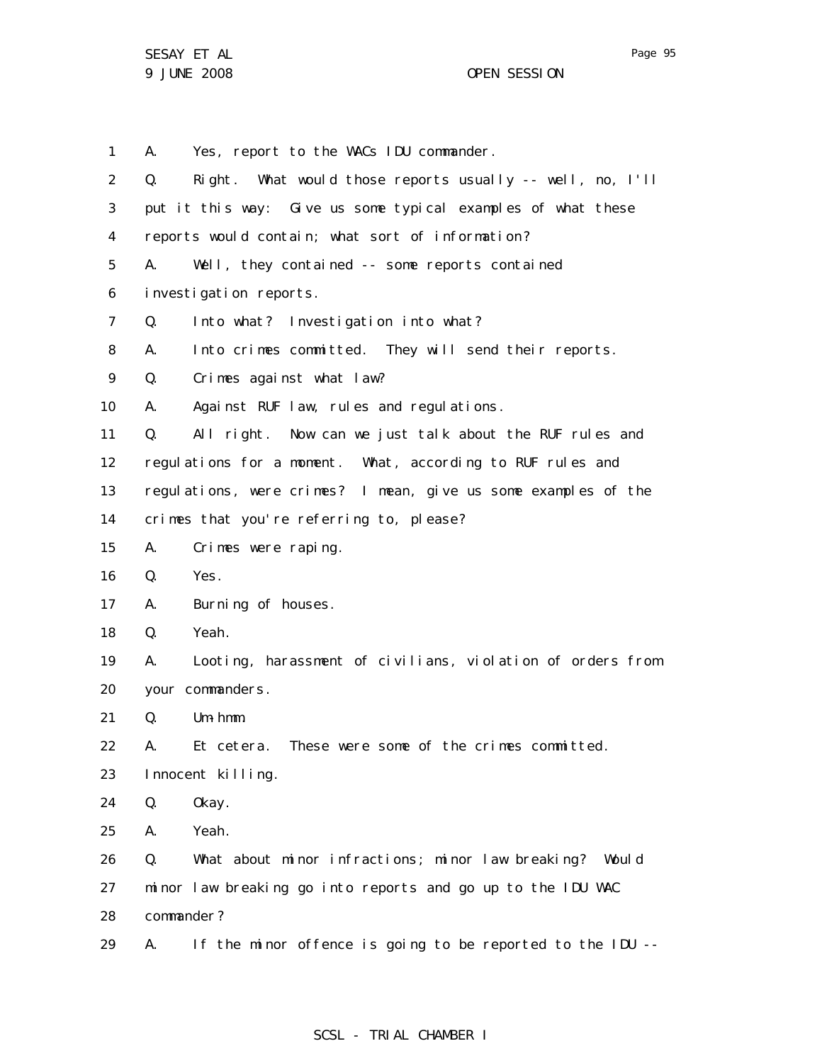A. Yes, report to the WACs IDU commander.

Q. Right. What would those reports usually -- well, no, I'll put it this way: Give us some typical examples of what these reports would contain; what sort of information?

A. Well, they contained -- some reports contained investigation reports.

Q. Into what? Investigation into what?

A. Into crimes committed. They will send their reports.

Q. Crimes against what law?

A. Against RUF law, rules and regulations.

Q. All right. Now can we just talk about the RUF rules and regulations for a moment. What, according to RUF rules and regulations, were crimes? I mean, give us some examples of the crimes that you're referring to, please?

A. Crimes were raping.

Q. Yes.

A. Burning of houses.

Q. Yeah.

A. Looting, harassment of civilians, violation of orders from your commanders.

Q. Um-hmm.

A. Et cetera. These were some of the crimes committed. Innocent killing.

Q. Okay.

A. Yeah.

Q. What about minor infractions; minor law breaking? Would minor law breaking go into reports and go up to the IDU WAC commander?

A. If the minor offence is going to be reported to the IDU --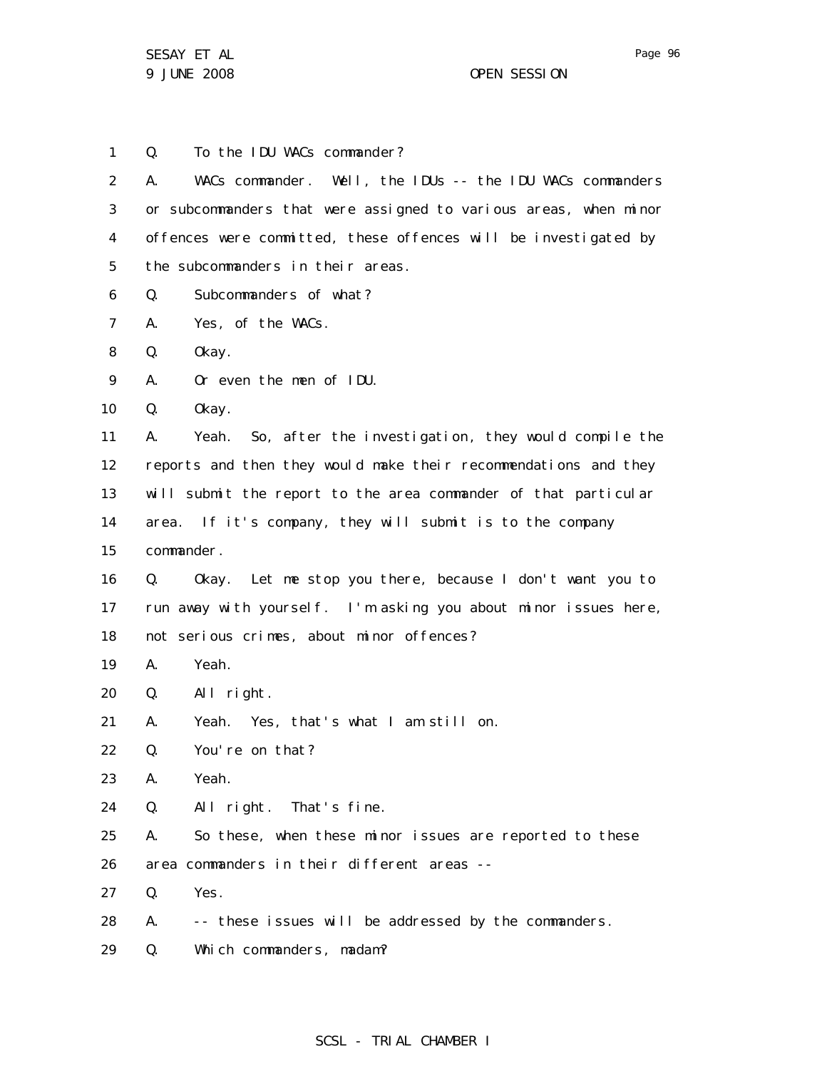Q. To the IDU WACs commander?

A. WACs commander. Well, the IDUs -- the IDU WACs commanders or subcommanders that were assigned to various areas, when minor offences were committed, these offences will be investigated by the subcommanders in their areas.

Q. Subcommanders of what?

A. Yes, of the WACs.

Q. Okay.

A. Or even the men of IDU.

Q. Okay.

A. Yeah. So, after the investigation, they would compile the reports and then they would make their recommendations and they will submit the report to the area commander of that particular area. If it's company, they will submit is to the company commander.

Q. Okay. Let me stop you there, because I don't want you to run away with yourself. I'm asking you about minor issues here, not serious crimes, about minor offences?

A. Yeah.

Q. All right.

A. Yeah. Yes, that's what I am still on.

Q. You're on that?

A. Yeah.

Q. All right. That's fine.

A. So these, when these minor issues are reported to these area commanders in their different areas --

Q. Yes.

A. -- these issues will be addressed by the commanders.

Q. Which commanders, madam?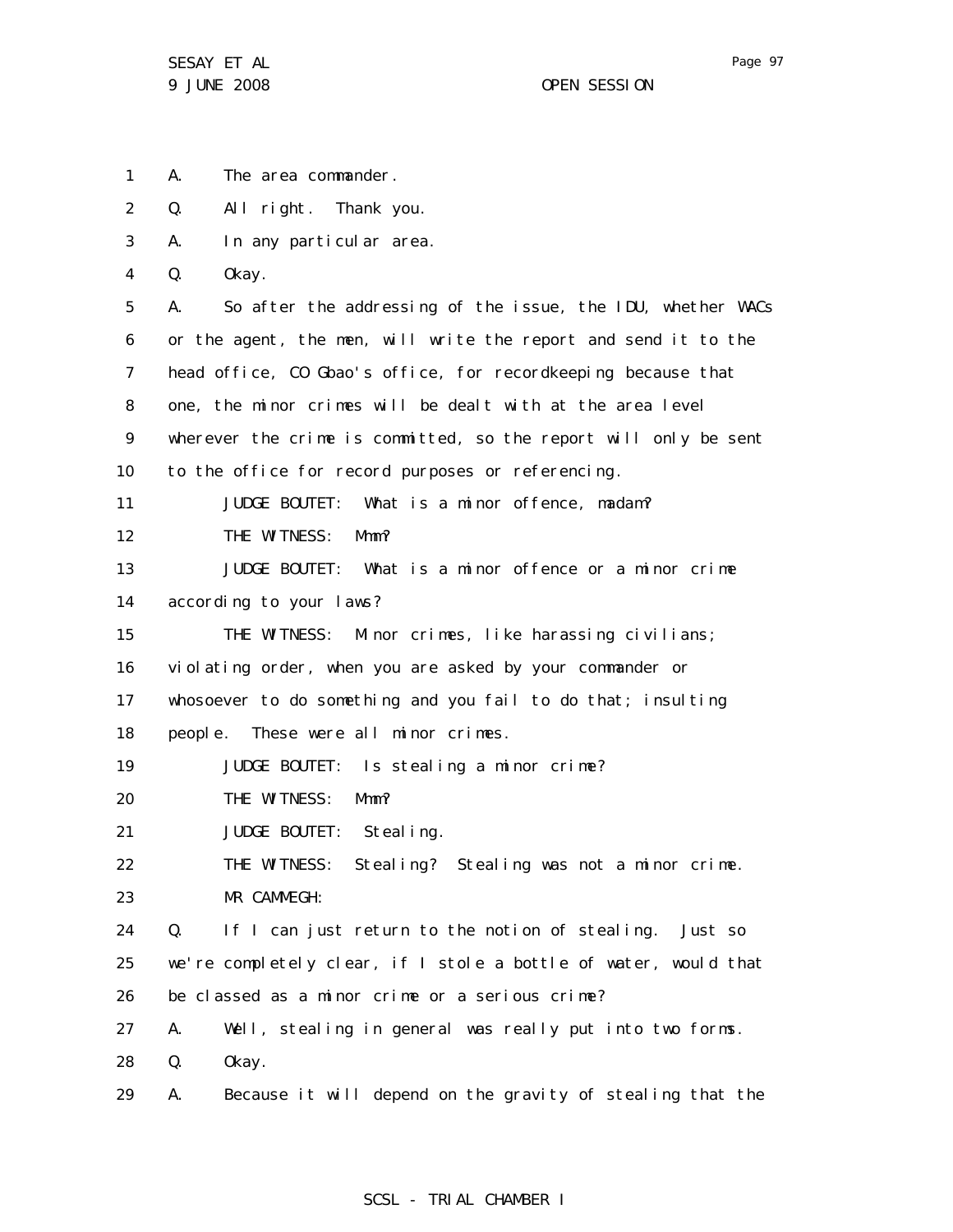1 A. The area commander.

2 Q. All right. Thank you.

3 A. In any particular area.

4 Q. Okay.

5 A. So after the addressing of the issue, the IDU, whether WACs

6 or the agent, the men, will write the report and send it to the

7 head office, CO Gbao's office, for recordkeeping because that

8 one, the minor crimes will be dealt with at the area level

9 wherever the crime is committed, so the report will only be sent

10 to the office for record purposes or referencing.

11 JUDGE BOUTET: What is a minor offence, madam?

12 THE WITNESS: Mmm?

13 JUDGE BOUTET: What is a minor offence or a minor crime

14 according to your laws?

15 THE WITNESS: Minor crimes, like harassing civilians;

16 violating order, when you are asked by your commander or

17 whosoever to do something and you fail to do that; insulting

18 people. These were all minor crimes.

19 JUDGE BOUTET: Is stealing a minor crime?

20 THE WITNESS: Mmm?

21 JUDGE BOUTET: Stealing.

22 THE WITNESS: Stealing? Stealing was not a minor crime.

23 MR CAMMEGH:

24 Q. If I can just return to the notion of stealing. Just so

25 we're completely clear, if I stole a bottle of water, would that

26 be classed as a minor crime or a serious crime?

27 A. Well, stealing in general was really put into two forms.

28 Q. Okay.

29 A. Because it will depend on the gravity of stealing that the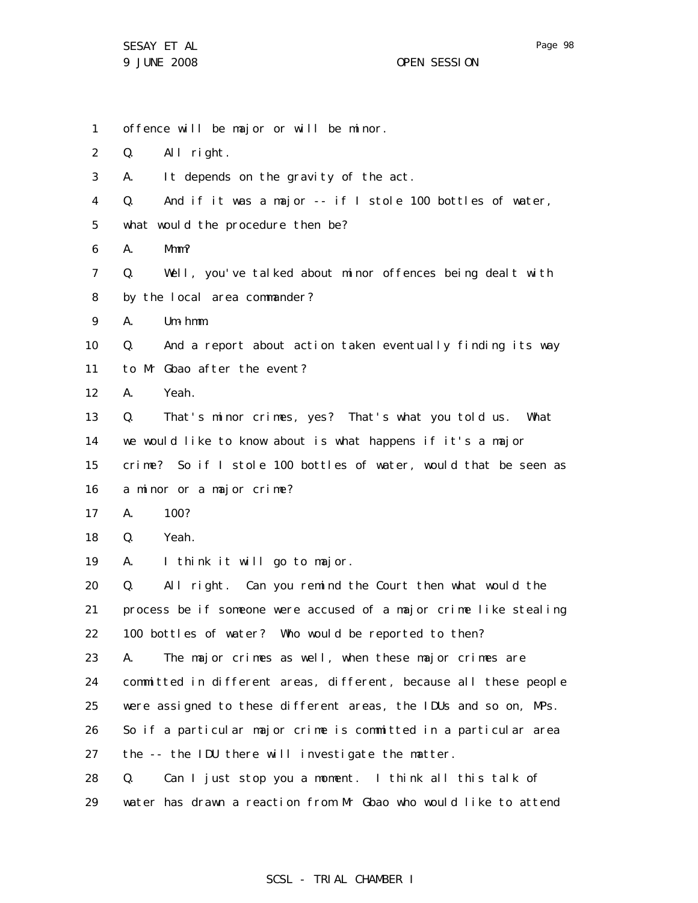1 offence will be major or will be minor.

2 Q. All right.

3 A. It depends on the gravity of the act.

4 Q. And if it was a major -- if I stole 100 bottles of water,

5 what would the procedure then be?

6 A. Mmm?

7 Q. Well, you've talked about minor offences being dealt with

8 by the local area commander?

9 A. Um-hmm.

10 Q. And a report about action taken eventually finding its way

11 to Mr Gbao after the event?

12 A. Yeah.

13 Q. That's minor crimes, yes? That's what you told us. What

14 we would like to know about is what happens if it's a major

15 crime? So if I stole 100 bottles of water, would that be seen as

16 a minor or a major crime?

17 A. 100?

18 Q. Yeah.

19 A. I think it will go to major.

20 Q. All right. Can you remind the Court then what would the

21 process be if someone were accused of a major crime like stealing

22 100 bottles of water? Who would be reported to then?

23 A. The major crimes as well, when these major crimes are

24 committed in different areas, different, because all these people

25 were assigned to these different areas, the IDUs and so on, MPs.

26 So if a particular major crime is committed in a particular area

27 the -- the IDU there will investigate the matter.

28 Q. Can I just stop you a moment. I think all this talk of

29 water has drawn a reaction from Mr Gbao who would like to attend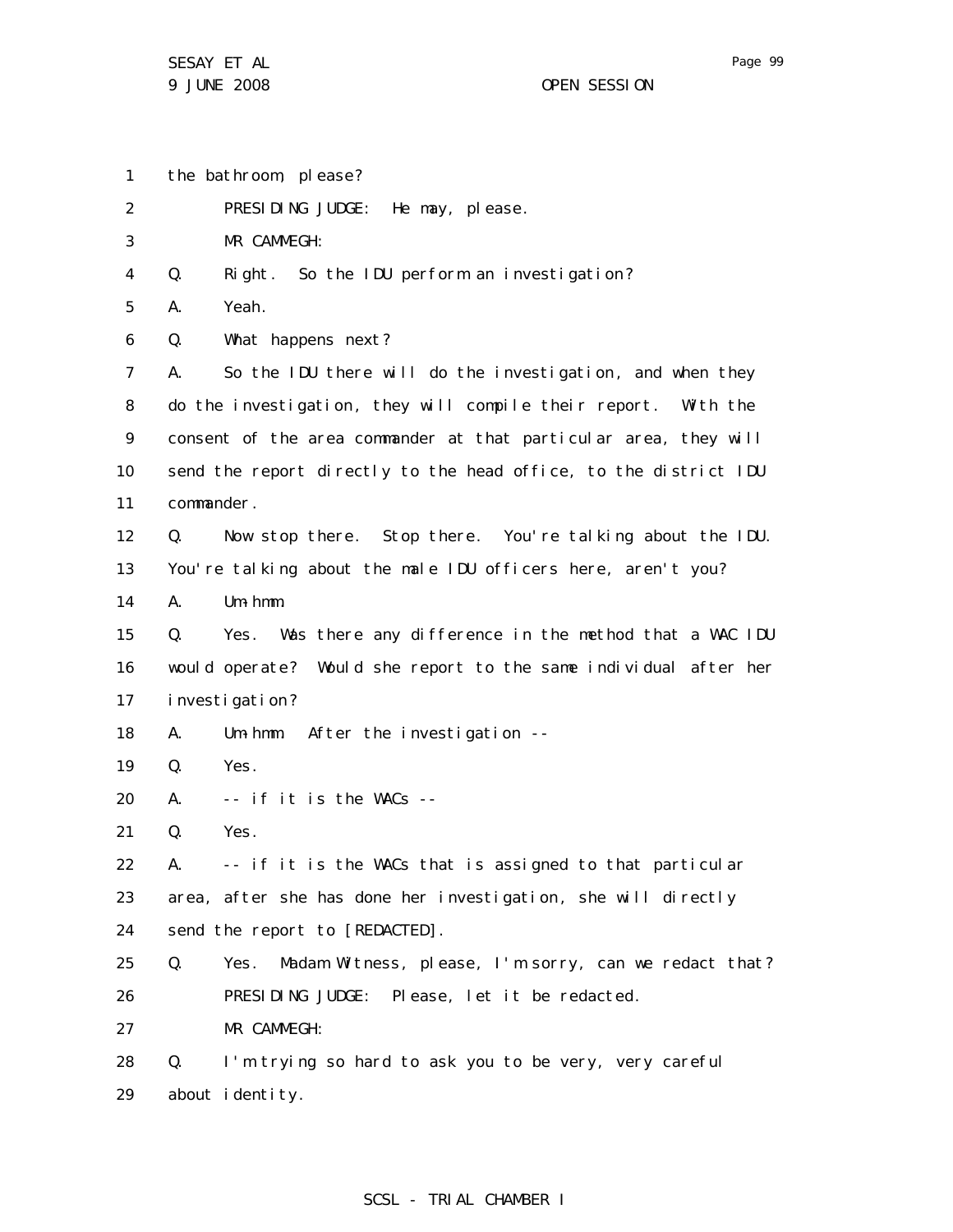1 the bathroom, please?

2 PRESIDING JUDGE: He may, please.

3 MR CAMMEGH:

4 Q. Right. So the IDU perform an investigation?

5 A. Yeah.

6 Q. What happens next?

7 A. So the IDU there will do the investigation, and when they

8 do the investigation, they will compile their report. With the

9 consent of the area commander at that particular area, they will

10 send the report directly to the head office, to the district IDU

11 commander.

12 Q. Now stop there. Stop there. You're talking about the IDU.

13 You're talking about the male IDU officers here, aren't you?

14 A. Um-hmm.

15 Q. Yes. Was there any difference in the method that a WAC IDU

16 would operate? Would she report to the same individual after her

17 investigation?

18 A. Um-hmm. After the investigation --

19 Q. Yes.

20 A. -- if it is the WACs --

21 Q. Yes.

22 A. -- if it is the WACs that is assigned to that particular

23 area, after she has done her investigation, she will directly

24 send the report to [REDACTED].

25 Q. Yes. Madam Witness, please, I'm sorry, can we redact that?

26 PRESIDING JUDGE: Please, let it be redacted.

27 MR CAMMEGH:

28 Q. I'm trying so hard to ask you to be very, very careful

29 about identity.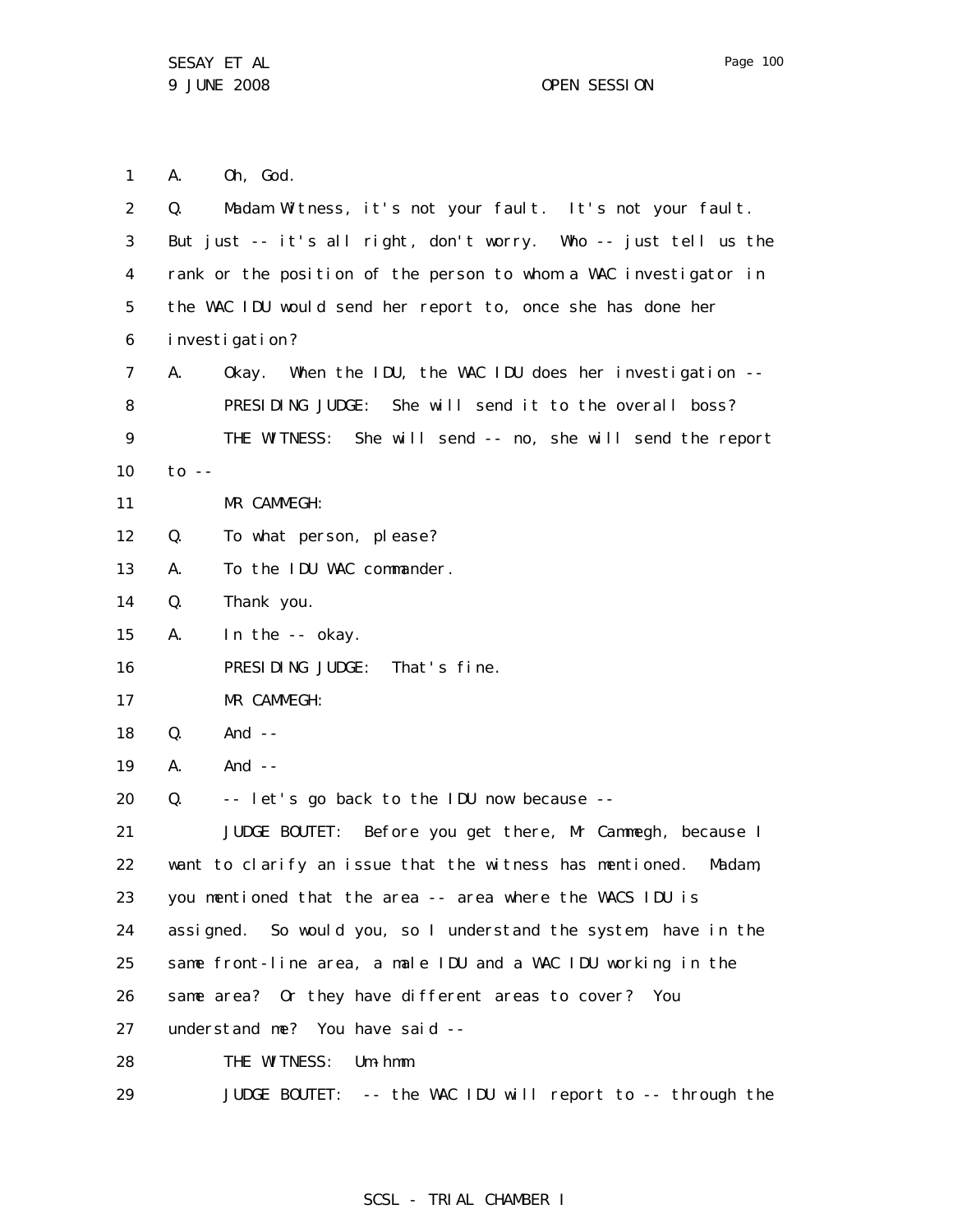1 A. Oh, God.

2 Q. Madam Witness, it's not your fault. It's not your fault.

3 But just -- it's all right, don't worry. Who -- just tell us the

4 rank or the position of the person to whom a WAC investigator in

5 the WAC IDU would send her report to, once she has done her

6 investigation?

7 A. Okay. When the IDU, the WAC IDU does her investigation --

8 PRESIDING JUDGE: She will send it to the overall boss?

9 THE WITNESS: She will send -- no, she will send the report

10 to --

11 MR CAMMEGH:

12 Q. To what person, please?

13 A. To the IDU WAC commander.

14 Q. Thank you.

15 A. In the -- okay.

16 PRESIDING JUDGE: That's fine.

17 MR CAMMEGH:

18 Q. And --

19 A. And --

20 Q. -- let's go back to the IDU now because --

21 JUDGE BOUTET: Before you get there, Mr Cammegh, because I

22 want to clarify an issue that the witness has mentioned. Madam,

23 you mentioned that the area -- area where the WACS IDU is

24 assigned. So would you, so I understand the system, have in the

25 same front-line area, a male IDU and a WAC IDU working in the

26 same area? Or they have different areas to cover? You

27 understand me? You have said --

28 THE WITNESS: Um-hmm.

29 JUDGE BOUTET: -- the WAC IDU will report to -- through the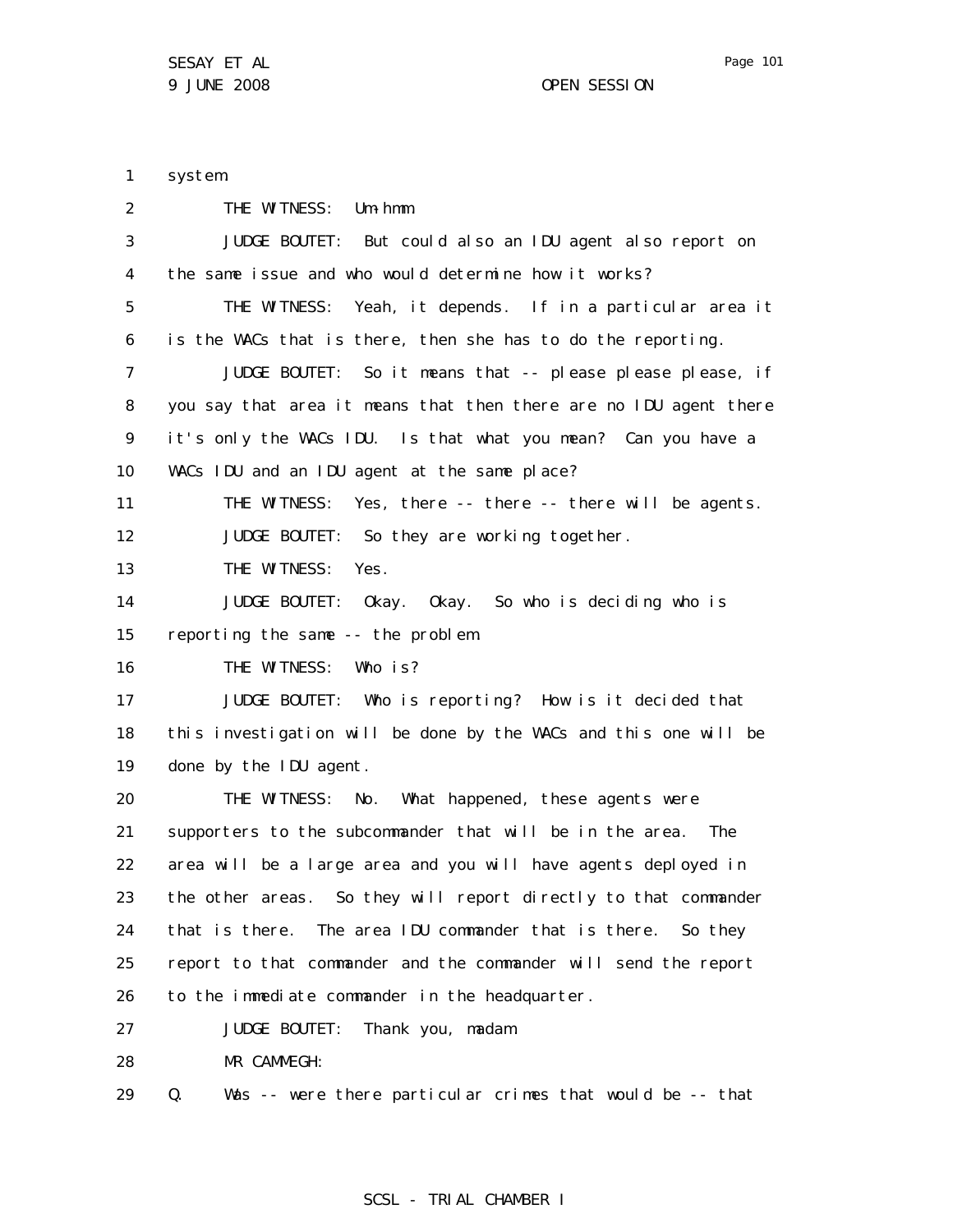system.

THE WITNESS: Um-hmm.

JUDGE BOUTET: But could also an IDU agent also report on the same issue and who would determine how it works?

THE WITNESS: Yeah, it depends. If in a particular area it is the WACs that is there, then she has to do the reporting.

JUDGE BOUTET: So it means that -- please please please, if you say that area it means that then there are no IDU agent there it's only the WACs IDU. Is that what you mean? Can you have a WACs IDU and an IDU agent at the same place?

THE WITNESS: Yes, there -- there -- there will be agents.

JUDGE BOUTET: So they are working together.

THE WITNESS: Yes.

JUDGE BOUTET: Okay. Okay. So who is deciding who is reporting the same -- the problem.

THE WITNESS: Who is?

JUDGE BOUTET: Who is reporting? How is it decided that this investigation will be done by the WACs and this one will be done by the IDU agent.

THE WITNESS: No. What happened, these agents were supporters to the subcommander that will be in the area. The area will be a large area and you will have agents deployed in the other areas. So they will report directly to that commander that is there. The area IDU commander that is there. So they report to that commander and the commander will send the report to the immediate commander in the headquarter.

JUDGE BOUTET: Thank you, madam.

MR CAMMEGH:

Q. Was -- were there particular crimes that would be -- that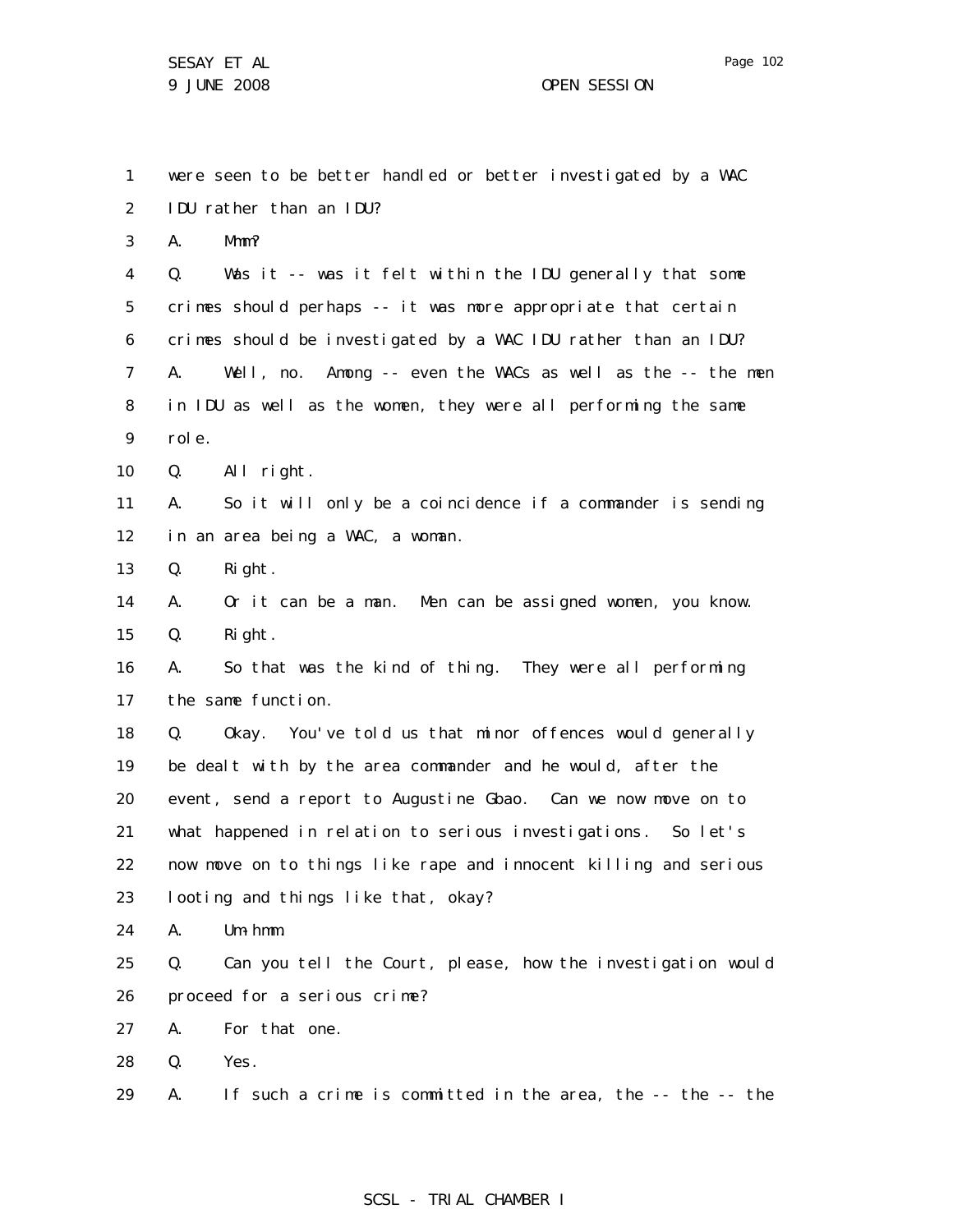1 were seen to be better handled or better investigated by a WAC
2 IDU rather than an IDU?
3 A. Mmm?
4 Q. Was it -- was it felt within the IDU generally that some
5 crimes should perhaps -- it was more appropriate that certain
6 crimes should be investigated by a WAC IDU rather than an IDU?
7 A. Well, no. Among -- even the WACs as well as the -- the men
8 in IDU as well as the women, they were all performing the same
9 role.
10 Q. All right.
11 A. So it will only be a coincidence if a commander is sending
12 in an area being a WAC, a woman.
13 Q. Right.
14 A. Or it can be a man. Men can be assigned women, you know.
15 Q. Right.
16 A. So that was the kind of thing. They were all performing
17 the same function.
18 Q. Okay. You've told us that minor offences would generally
19 be dealt with by the area commander and he would, after the
20 event, send a report to Augustine Gbao. Can we now move on to
21 what happened in relation to serious investigations. So let's
22 now move on to things like rape and innocent killing and serious
23 looting and things like that, okay?
24 A. Um-hmm.
25 Q. Can you tell the Court, please, how the investigation would
26 proceed for a serious crime?
27 A. For that one.
28 Q. Yes.
29 A. If such a crime is committed in the area, the -- the -- the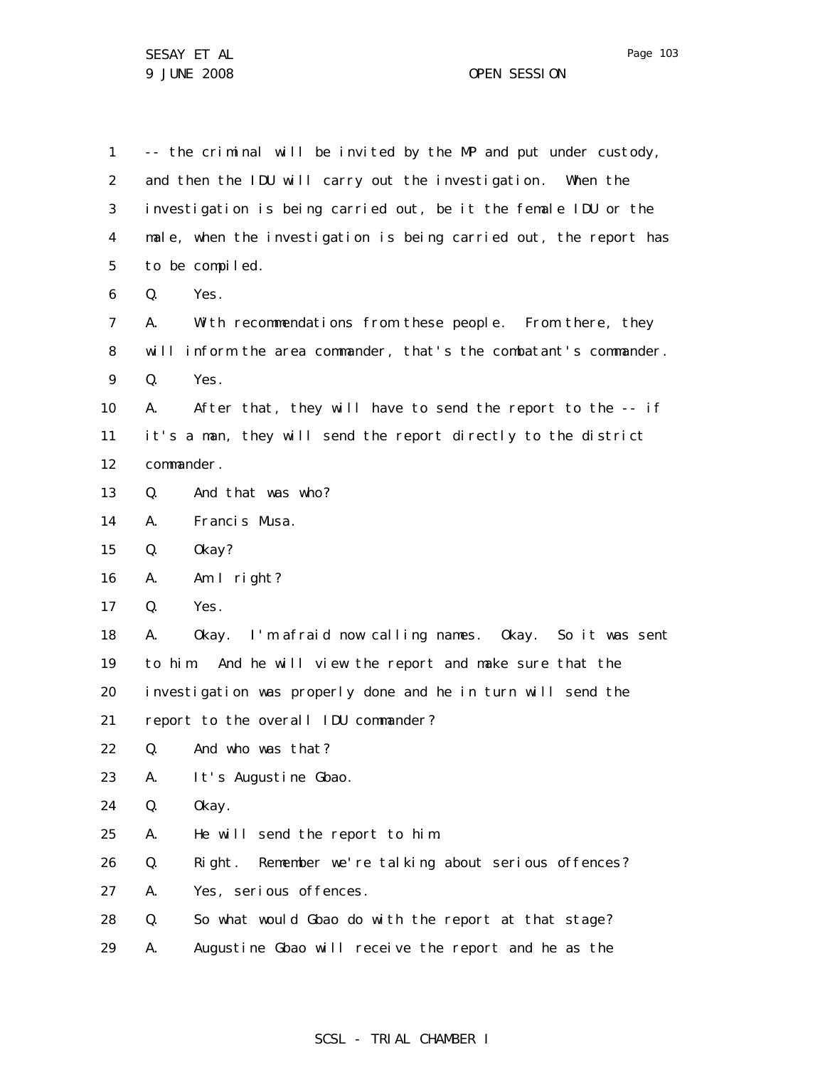-- the criminal will be invited by the MP and put under custody, and then the IDU will carry out the investigation. When the investigation is being carried out, be it the female IDU or the male, when the investigation is being carried out, the report has to be compiled.

Q. Yes.

A. With recommendations from these people. From there, they will inform the area commander, that's the combatant's commander.

Q. Yes.

A. After that, they will have to send the report to the -- if it's a man, they will send the report directly to the district commander.

Q. And that was who?

A. Francis Musa.

Q. Okay?

A. Am I right?

Q. Yes.

A. Okay. I'm afraid now calling names. Okay. So it was sent to him. And he will view the report and make sure that the investigation was properly done and he in turn will send the report to the overall IDU commander?

Q. And who was that?

A. It's Augustine Gbao.

Q. Okay.

A. He will send the report to him.

Q. Right. Remember we're talking about serious offences?

A. Yes, serious offences.

Q. So what would Gbao do with the report at that stage?

A. Augustine Gbao will receive the report and he as the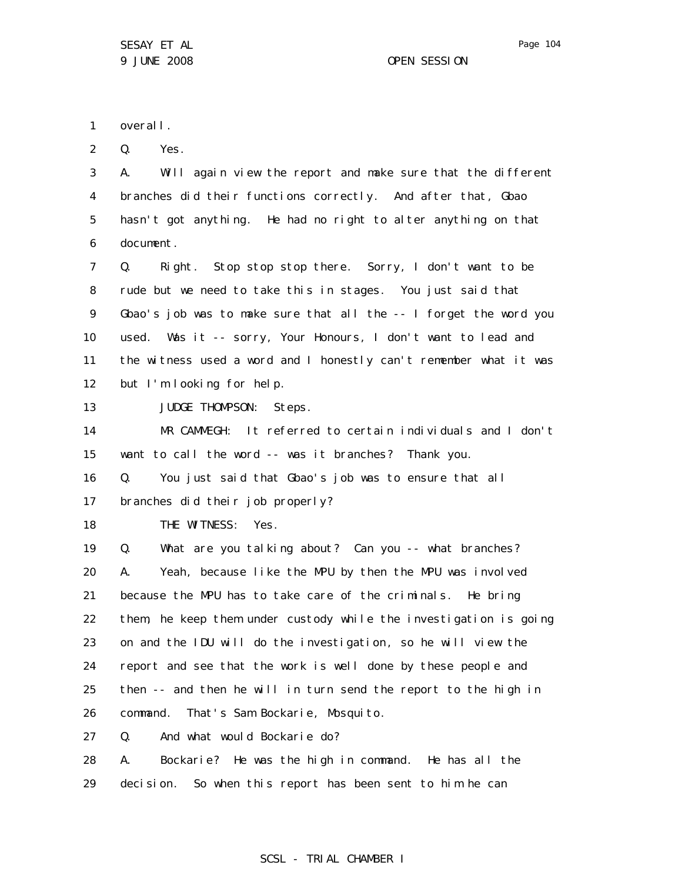overall.

Q. Yes.

A. Will again view the report and make sure that the different branches did their functions correctly. And after that, Gbao hasn't got anything. He had no right to alter anything on that document.

Q. Right. Stop stop stop there. Sorry, I don't want to be rude but we need to take this in stages. You just said that Gbao's job was to make sure that all the -- I forget the word you used. Was it -- sorry, Your Honours, I don't want to lead and the witness used a word and I honestly can't remember what it was but I'm looking for help.

JUDGE THOMPSON: Steps.

MR CAMMEGH: It referred to certain individuals and I don't want to call the word -- was it branches? Thank you.

Q. You just said that Gbao's job was to ensure that all branches did their job properly?

THE WITNESS: Yes.

Q. What are you talking about? Can you -- what branches?

A. Yeah, because like the MPU by then the MPU was involved because the MPU has to take care of the criminals. He bring them, he keep them under custody while the investigation is going on and the IDU will do the investigation, so he will view the report and see that the work is well done by these people and then -- and then he will in turn send the report to the high in command. That's Sam Bockarie, Mosquito.

Q. And what would Bockarie do?

A. Bockarie? He was the high in command. He has all the decision. So when this report has been sent to him he can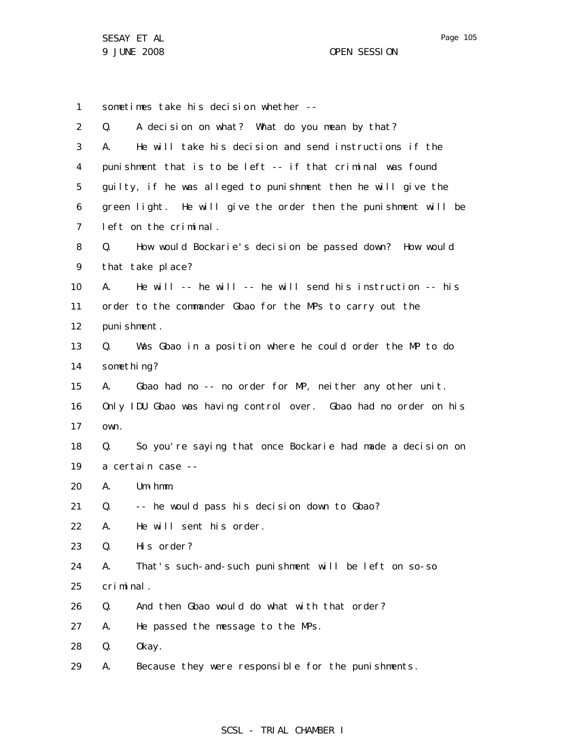1 sometimes take his decision whether --

2 Q. A decision on what? What do you mean by that?

3 A. He will take his decision and send instructions if the

4 punishment that is to be left -- if that criminal was found

5 guilty, if he was alleged to punishment then he will give the

6 green light. He will give the order then the punishment will be

7 left on the criminal.

8 Q. How would Bockarie's decision be passed down? How would

9 that take place?

10 A. He will -- he will -- he will send his instruction -- his

11 order to the commander Gbao for the MPs to carry out the

12 punishment.

13 Q. Was Gbao in a position where he could order the MP to do

14 something?

15 A. Gbao had no -- no order for MP, neither any other unit.

16 Only IDU Gbao was having control over. Gbao had no order on his

17 own.

18 Q. So you're saying that once Bockarie had made a decision on

19 a certain case --

20 A. Um-hmm.

21 Q. -- he would pass his decision down to Gbao?

22 A. He will sent his order.

23 Q. His order?

24 A. That's such-and-such punishment will be left on so-so

25 criminal.

26 Q. And then Gbao would do what with that order?

27 A. He passed the message to the MPs.

28 Q. Okay.

29 A. Because they were responsible for the punishments.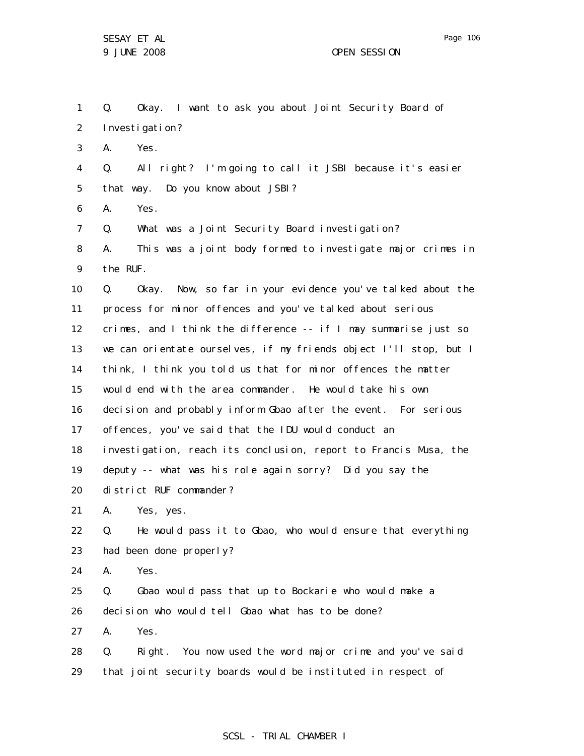Q. Okay. I want to ask you about Joint Security Board of Investigation?

A. Yes.

Q. All right? I'm going to call it JSBI because it's easier that way. Do you know about JSBI?

A. Yes.

Q. What was a Joint Security Board investigation?

A. This was a joint body formed to investigate major crimes in the RUF.

Q. Okay. Now, so far in your evidence you've talked about the process for minor offences and you've talked about serious crimes, and I think the difference -- if I may summarise just so we can orientate ourselves, if my friends object I'll stop, but I think, I think you told us that for minor offences the matter would end with the area commander. He would take his own decision and probably inform Gbao after the event. For serious offences, you've said that the IDU would conduct an investigation, reach its conclusion, report to Francis Musa, the deputy -- what was his role again sorry? Did you say the district RUF commander?

A. Yes, yes.

Q. He would pass it to Gbao, who would ensure that everything had been done properly?

A. Yes.

Q. Gbao would pass that up to Bockarie who would make a decision who would tell Gbao what has to be done?

A. Yes.

Q. Right. You now used the word major crime and you've said that joint security boards would be instituted in respect of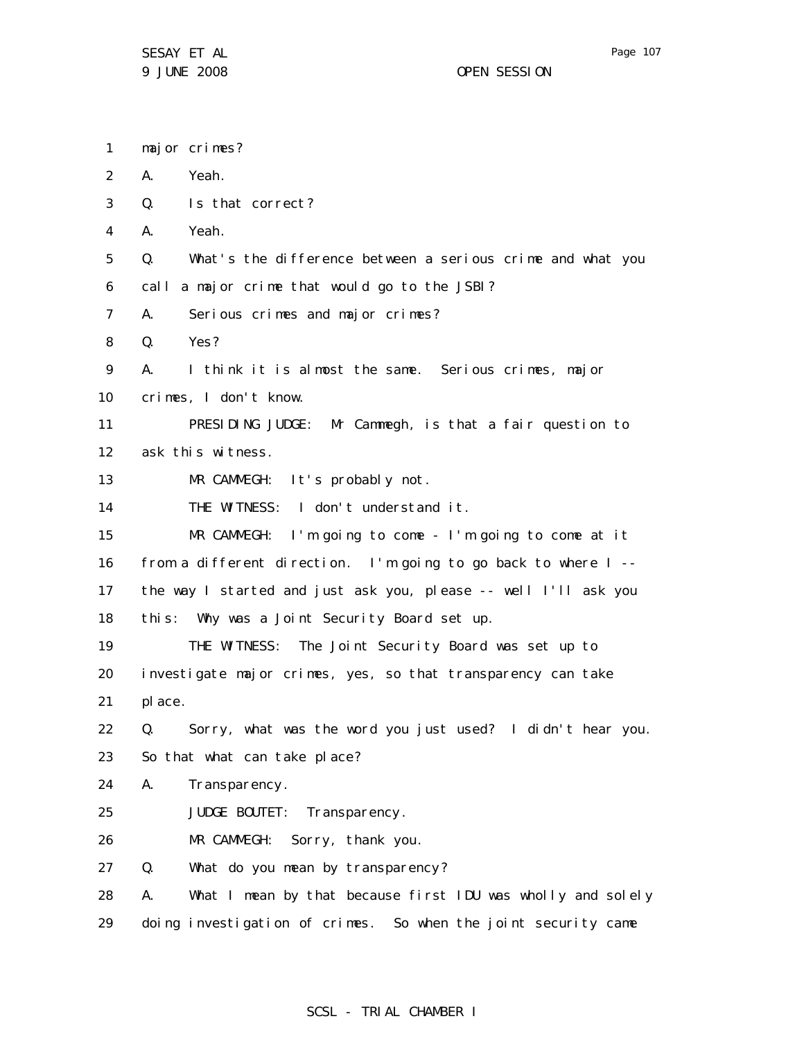major crimes?

A. Yeah.

Q. Is that correct?

A. Yeah.

Q. What's the difference between a serious crime and what you call a major crime that would go to the JSBI?

A. Serious crimes and major crimes?

Q. Yes?

A. I think it is almost the same. Serious crimes, major crimes, I don't know.

PRESIDING JUDGE: Mr Cammegh, is that a fair question to ask this witness.

MR CAMMEGH: It's probably not.

THE WITNESS: I don't understand it.

MR CAMMEGH: I'm going to come - I'm going to come at it from a different direction. I'm going to go back to where I -- the way I started and just ask you, please -- well I'll ask you this: Why was a Joint Security Board set up.

THE WITNESS: The Joint Security Board was set up to investigate major crimes, yes, so that transparency can take place.

Q. Sorry, what was the word you just used? I didn't hear you. So that what can take place?

A. Transparency.

JUDGE BOUTET: Transparency.

MR CAMMEGH: Sorry, thank you.

Q. What do you mean by transparency?

A. What I mean by that because first IDU was wholly and solely doing investigation of crimes. So when the joint security came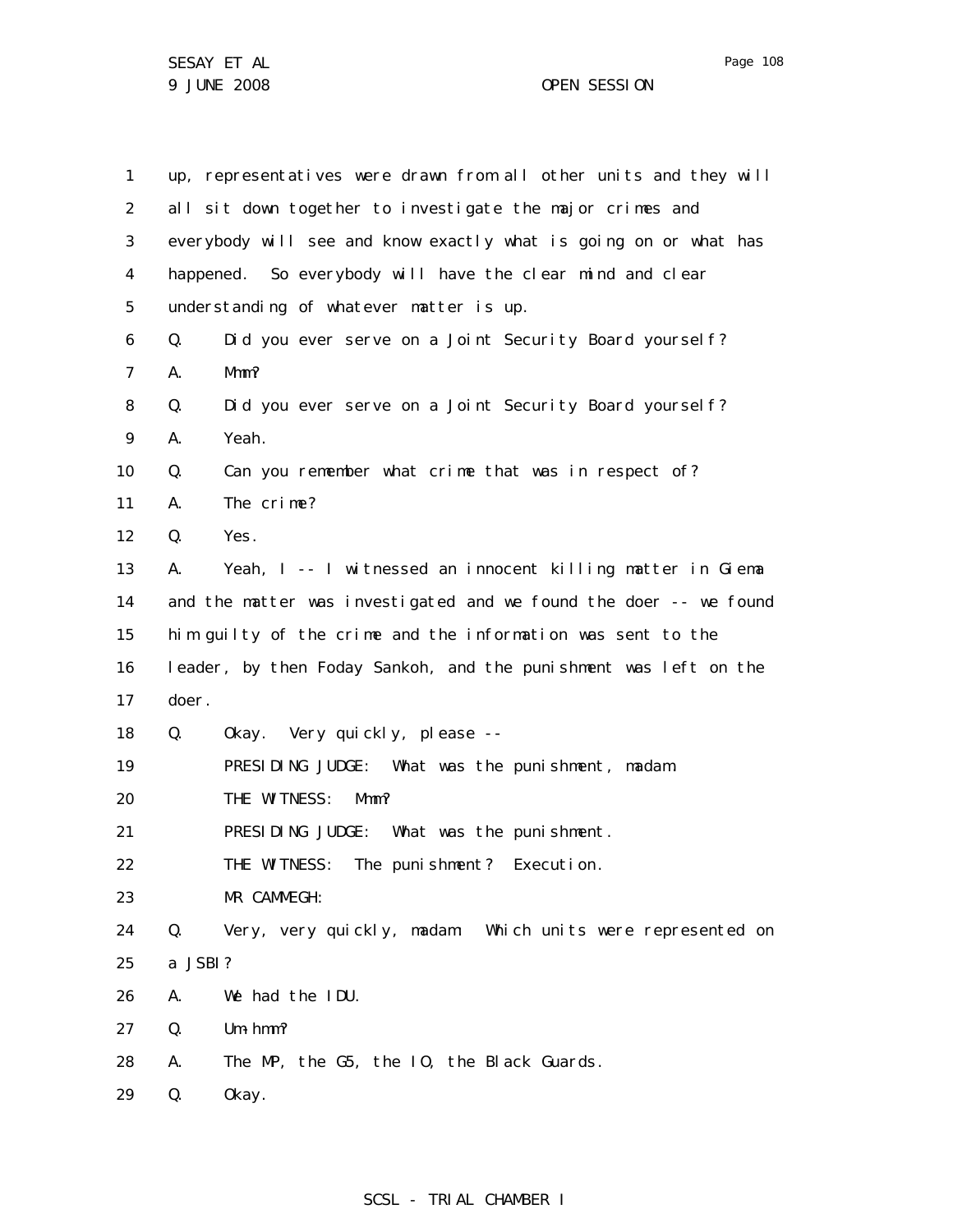up, representatives were drawn from all other units and they will all sit down together to investigate the major crimes and everybody will see and know exactly what is going on or what has happened. So everybody will have the clear mind and clear understanding of whatever matter is up.

Q. Did you ever serve on a Joint Security Board yourself?

A. Mmm?

Q. Did you ever serve on a Joint Security Board yourself?

A. Yeah.

Q. Can you remember what crime that was in respect of?

A. The crime?

Q. Yes.

A. Yeah, I -- I witnessed an innocent killing matter in Giema and the matter was investigated and we found the doer -- we found him guilty of the crime and the information was sent to the leader, by then Foday Sankoh, and the punishment was left on the doer.

Q. Okay. Very quickly, please --

PRESIDING JUDGE: What was the punishment, madam.

THE WITNESS: Mmm?

PRESIDING JUDGE: What was the punishment.

THE WITNESS: The punishment? Execution.

MR CAMMEGH:

Q. Very, very quickly, madam. Which units were represented on a JSBI?

A. We had the IDU.

Q. Um-hmm?

A. The MP, the G5, the IO, the Black Guards.

Q. Okay.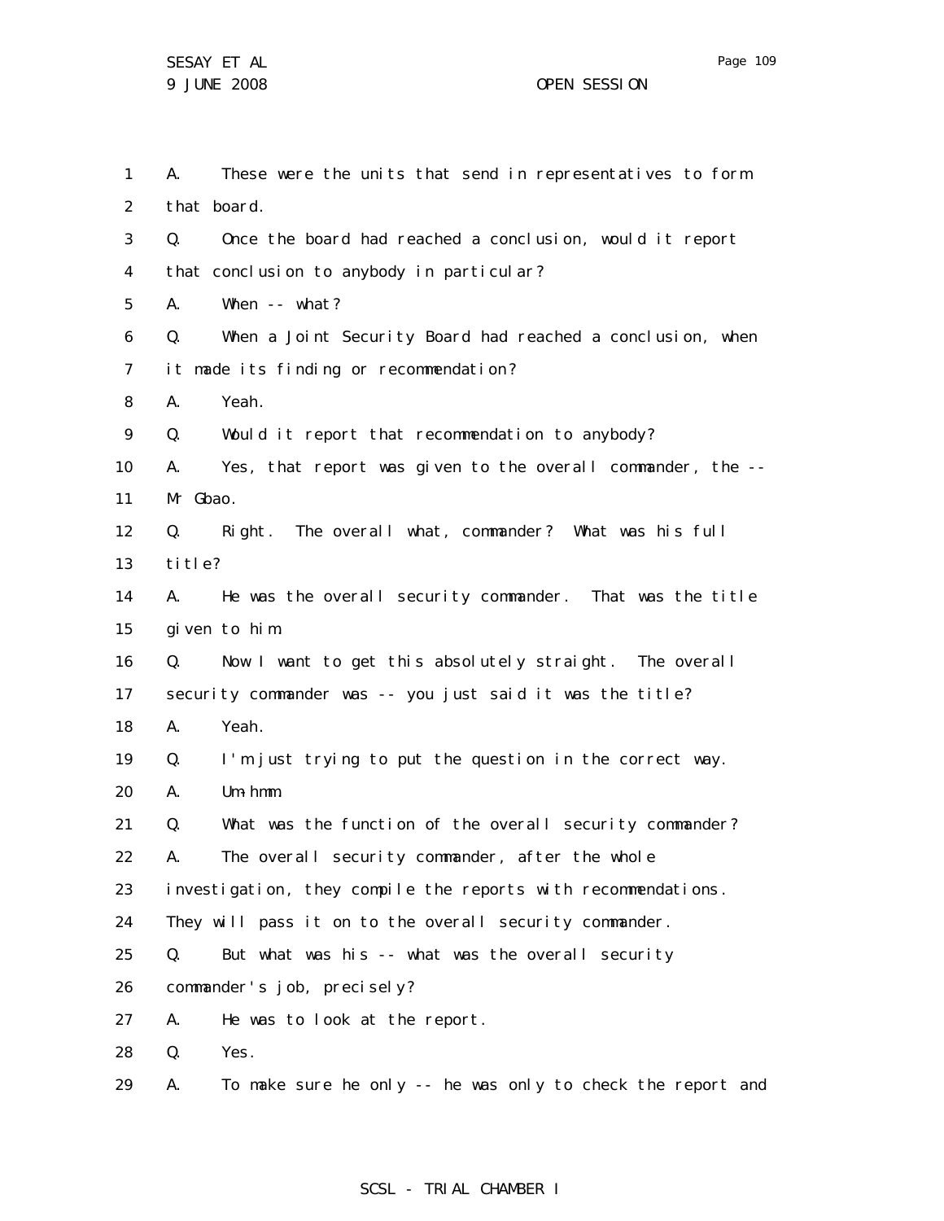1 A. These were the units that send in representatives to form
2 that board.
3 Q. Once the board had reached a conclusion, would it report
4 that conclusion to anybody in particular?
5 A. When -- what?
6 Q. When a Joint Security Board had reached a conclusion, when
7 it made its finding or recommendation?
8 A. Yeah.
9 Q. Would it report that recommendation to anybody?
10 A. Yes, that report was given to the overall commander, the --
11 Mr Gbao.
12 Q. Right. The overall what, commander? What was his full
13 title?
14 A. He was the overall security commander. That was the title
15 given to him.
16 Q. Now I want to get this absolutely straight. The overall
17 security commander was -- you just said it was the title?
18 A. Yeah.
19 Q. I'm just trying to put the question in the correct way.
20 A. Um-hmm.
21 Q. What was the function of the overall security commander?
22 A. The overall security commander, after the whole
23 investigation, they compile the reports with recommendations.
24 They will pass it on to the overall security commander.
25 Q. But what was his -- what was the overall security
26 commander's job, precisely?
27 A. He was to look at the report.
28 Q. Yes.
29 A. To make sure he only -- he was only to check the report and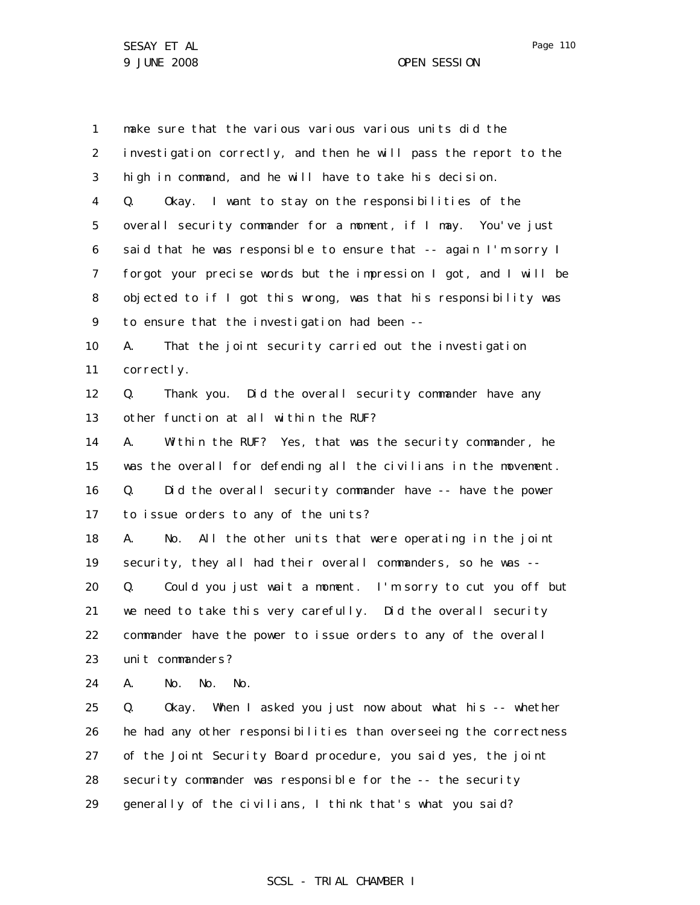1 make sure that the various various various units did the
2 investigation correctly, and then he will pass the report to the
3 high in command, and he will have to take his decision.
4 Q. Okay. I want to stay on the responsibilities of the
5 overall security commander for a moment, if I may. You've just
6 said that he was responsible to ensure that -- again I'm sorry I
7 forgot your precise words but the impression I got, and I will be
8 objected to if I got this wrong, was that his responsibility was
9 to ensure that the investigation had been --
10 A. That the joint security carried out the investigation
11 correctly.
12 Q. Thank you. Did the overall security commander have any
13 other function at all within the RUF?
14 A. Within the RUF? Yes, that was the security commander, he
15 was the overall for defending all the civilians in the movement.
16 Q. Did the overall security commander have -- have the power
17 to issue orders to any of the units?
18 A. No. All the other units that were operating in the joint
19 security, they all had their overall commanders, so he was --
20 Q. Could you just wait a moment. I'm sorry to cut you off but
21 we need to take this very carefully. Did the overall security
22 commander have the power to issue orders to any of the overall
23 unit commanders?
24 A. No. No. No.
25 Q. Okay. When I asked you just now about what his -- whether
26 he had any other responsibilities than overseeing the correctness
27 of the Joint Security Board procedure, you said yes, the joint
28 security commander was responsible for the -- the security
29 generally of the civilians, I think that's what you said?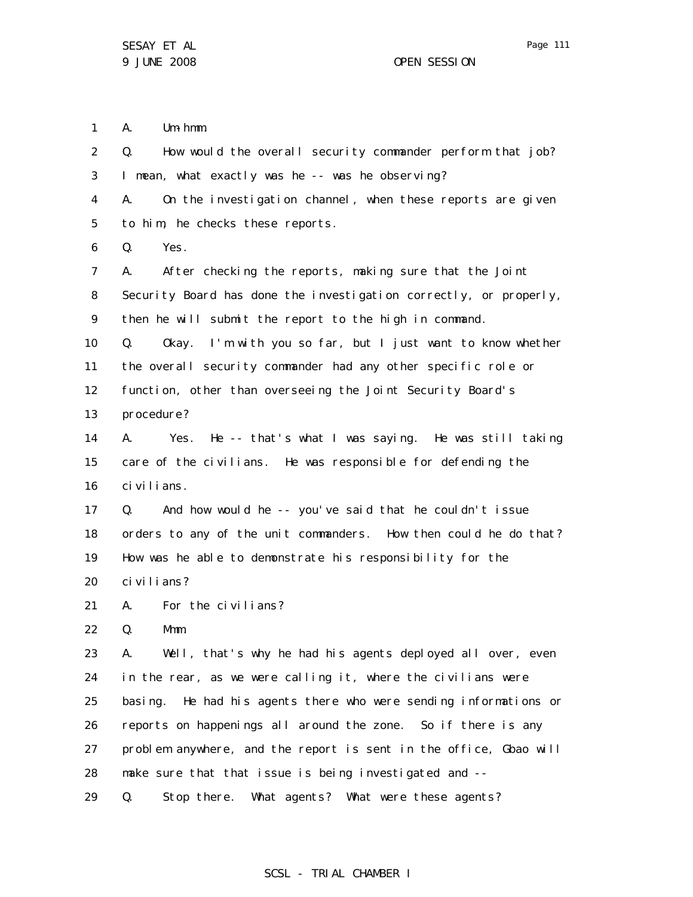A. Um-hmm.

Q. How would the overall security commander perform that job? I mean, what exactly was he -- was he observing?

A. On the investigation channel, when these reports are given to him, he checks these reports.

Q. Yes.

A. After checking the reports, making sure that the Joint Security Board has done the investigation correctly, or properly, then he will submit the report to the high in command.

Q. Okay. I'm with you so far, but I just want to know whether the overall security commander had any other specific role or function, other than overseeing the Joint Security Board's procedure?

A. Yes. He -- that's what I was saying. He was still taking care of the civilians. He was responsible for defending the civilians.

Q. And how would he -- you've said that he couldn't issue orders to any of the unit commanders. How then could he do that? How was he able to demonstrate his responsibility for the civilians?

A. For the civilians?

Q. Mmm.

A. Well, that's why he had his agents deployed all over, even in the rear, as we were calling it, where the civilians were basing. He had his agents there who were sending informations or reports on happenings all around the zone. So if there is any problem anywhere, and the report is sent in the office, Gbao will make sure that that issue is being investigated and --

Q. Stop there. What agents? What were these agents?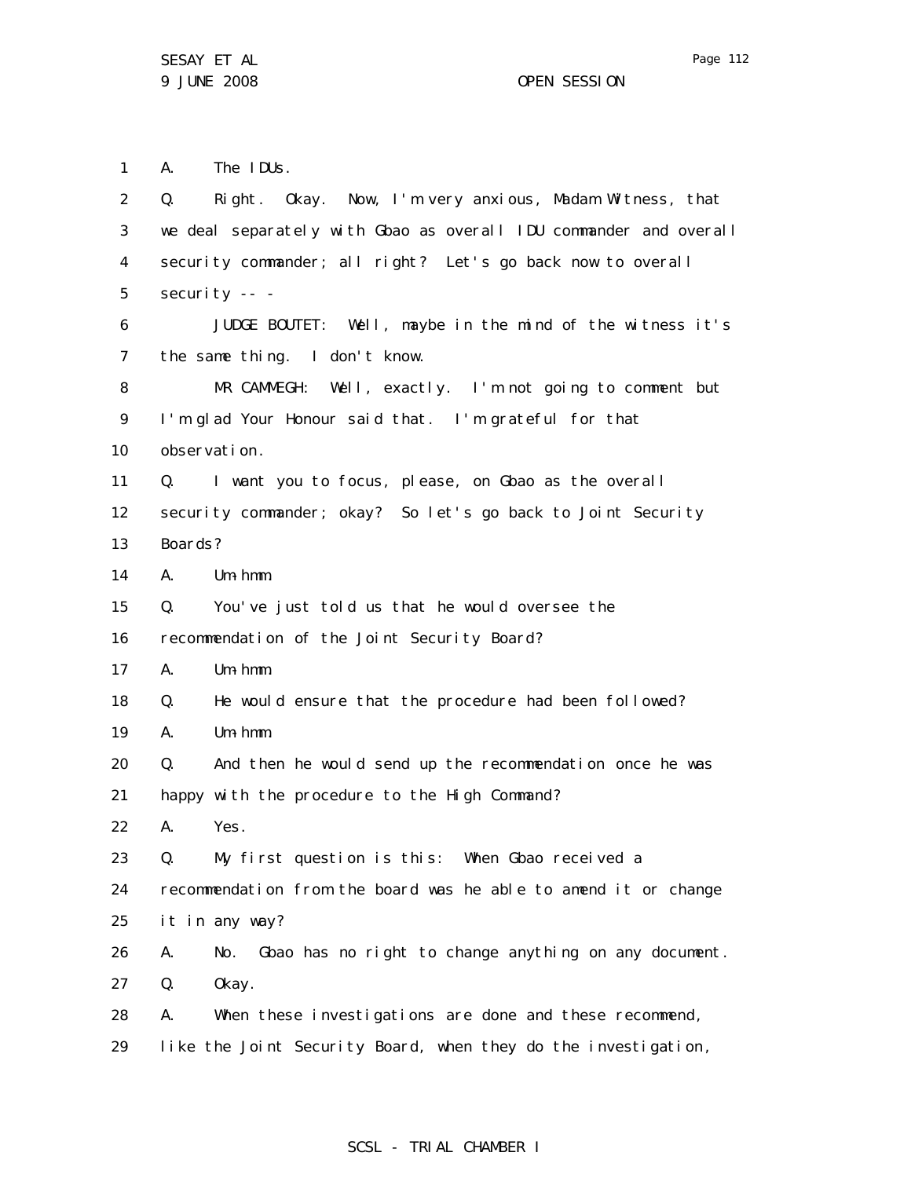A. The IDUs.

Q. Right. Okay. Now, I'm very anxious, Madam Witness, that we deal separately with Gbao as overall IDU commander and overall security commander; all right? Let's go back now to overall security -- -

JUDGE BOUTET: Well, maybe in the mind of the witness it's the same thing. I don't know.

MR CAMMEGH: Well, exactly. I'm not going to comment but I'm glad Your Honour said that. I'm grateful for that observation.

Q. I want you to focus, please, on Gbao as the overall security commander; okay? So let's go back to Joint Security Boards?

A. Um-hmm.

Q. You've just told us that he would oversee the recommendation of the Joint Security Board?

A. Um-hmm.

Q. He would ensure that the procedure had been followed?

A. Um-hmm.

Q. And then he would send up the recommendation once he was happy with the procedure to the High Command?

A. Yes.

Q. My first question is this: When Gbao received a recommendation from the board was he able to amend it or change it in any way?

A. No. Gbao has no right to change anything on any document.

Q. Okay.

A. When these investigations are done and these recommend, like the Joint Security Board, when they do the investigation,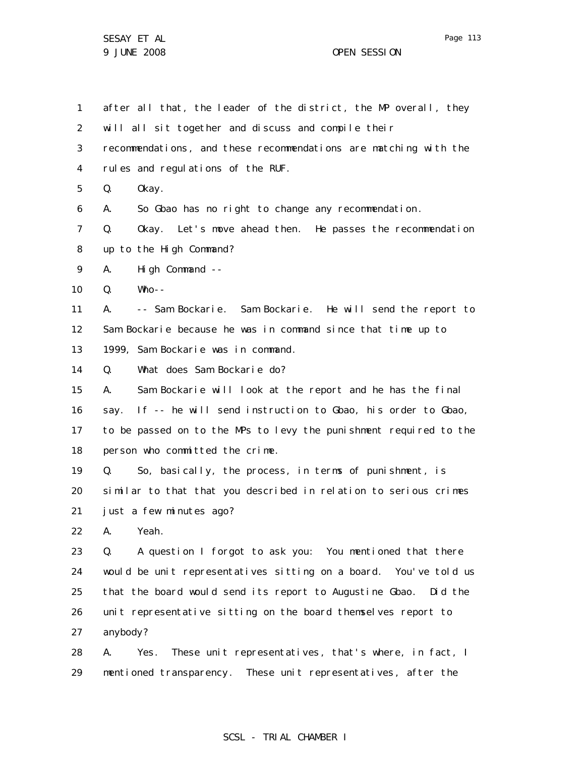after all that, the leader of the district, the MP overall, they will all sit together and discuss and compile their recommendations, and these recommendations are matching with the rules and regulations of the RUF.

Q. Okay.

A. So Gbao has no right to change any recommendation.

Q. Okay. Let's move ahead then. He passes the recommendation up to the High Command?

A. High Command --

Q. Who--

A. -- Sam Bockarie. Sam Bockarie. He will send the report to Sam Bockarie because he was in command since that time up to 1999, Sam Bockarie was in command.

Q. What does Sam Bockarie do?

A. Sam Bockarie will look at the report and he has the final say. If -- he will send instruction to Gbao, his order to Gbao, to be passed on to the MPs to levy the punishment required to the person who committed the crime.

Q. So, basically, the process, in terms of punishment, is similar to that that you described in relation to serious crimes just a few minutes ago?

A. Yeah.

Q. A question I forgot to ask you: You mentioned that there would be unit representatives sitting on a board. You've told us that the board would send its report to Augustine Gbao. Did the unit representative sitting on the board themselves report to anybody?

A. Yes. These unit representatives, that's where, in fact, I mentioned transparency. These unit representatives, after the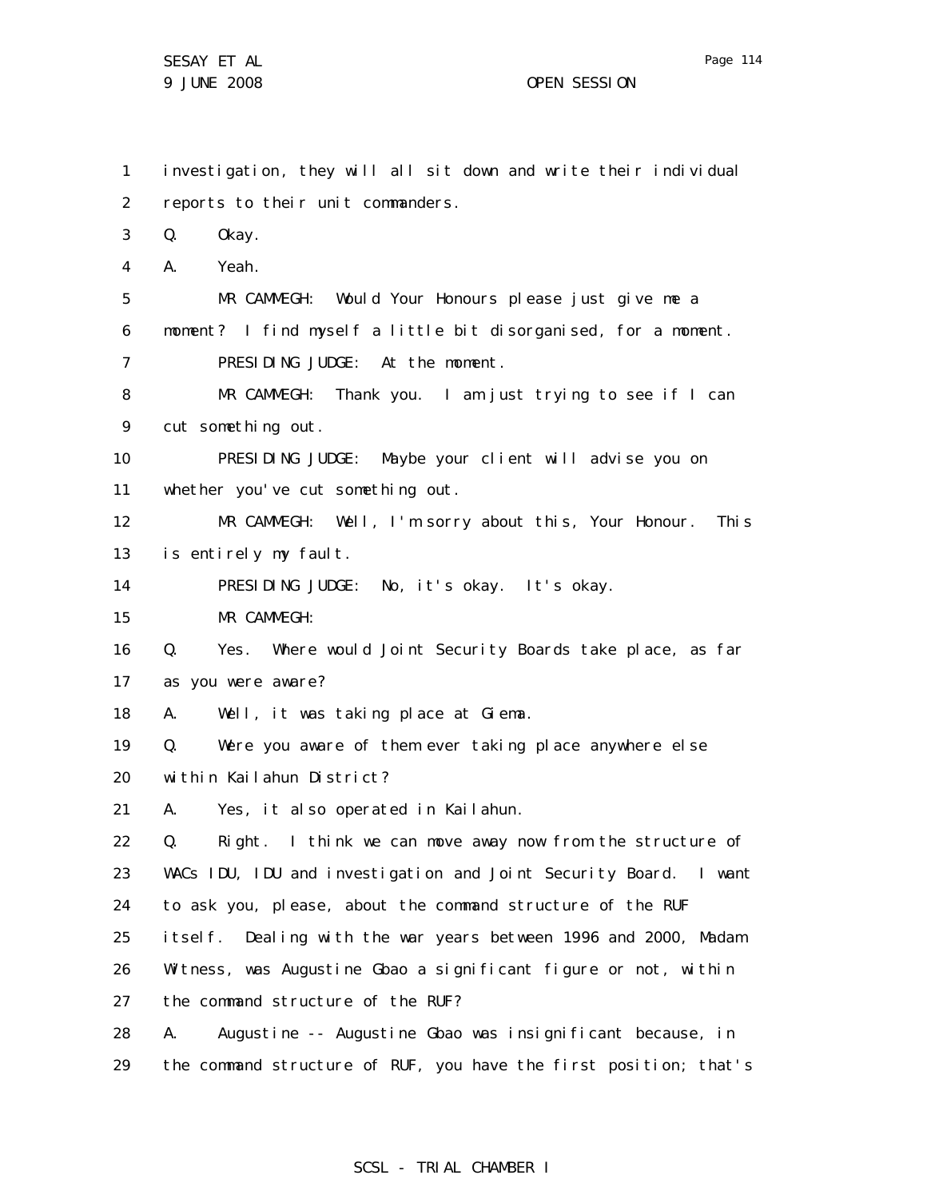1 investigation, they will all sit down and write their individual
2 reports to their unit commanders.
3 Q. Okay.
4 A. Yeah.
5 MR CAMMEGH: Would Your Honours please just give me a
6 moment? I find myself a little bit disorganised, for a moment.
7 PRESIDING JUDGE: At the moment.
8 MR CAMMEGH: Thank you. I am just trying to see if I can
9 cut something out.
10 PRESIDING JUDGE: Maybe your client will advise you on
11 whether you've cut something out.
12 MR CAMMEGH: Well, I'm sorry about this, Your Honour. This
13 is entirely my fault.
14 PRESIDING JUDGE: No, it's okay. It's okay.
15 MR CAMMEGH:
16 Q. Yes. Where would Joint Security Boards take place, as far
17 as you were aware?
18 A. Well, it was taking place at Giema.
19 Q. Were you aware of them ever taking place anywhere else
20 within Kailahun District?
21 A. Yes, it also operated in Kailahun.
22 Q. Right. I think we can move away now from the structure of
23 WACs IDU, IDU and investigation and Joint Security Board. I want
24 to ask you, please, about the command structure of the RUF
25 itself. Dealing with the war years between 1996 and 2000, Madam
26 Witness, was Augustine Gbao a significant figure or not, within
27 the command structure of the RUF?
28 A. Augustine -- Augustine Gbao was insignificant because, in
29 the command structure of RUF, you have the first position; that's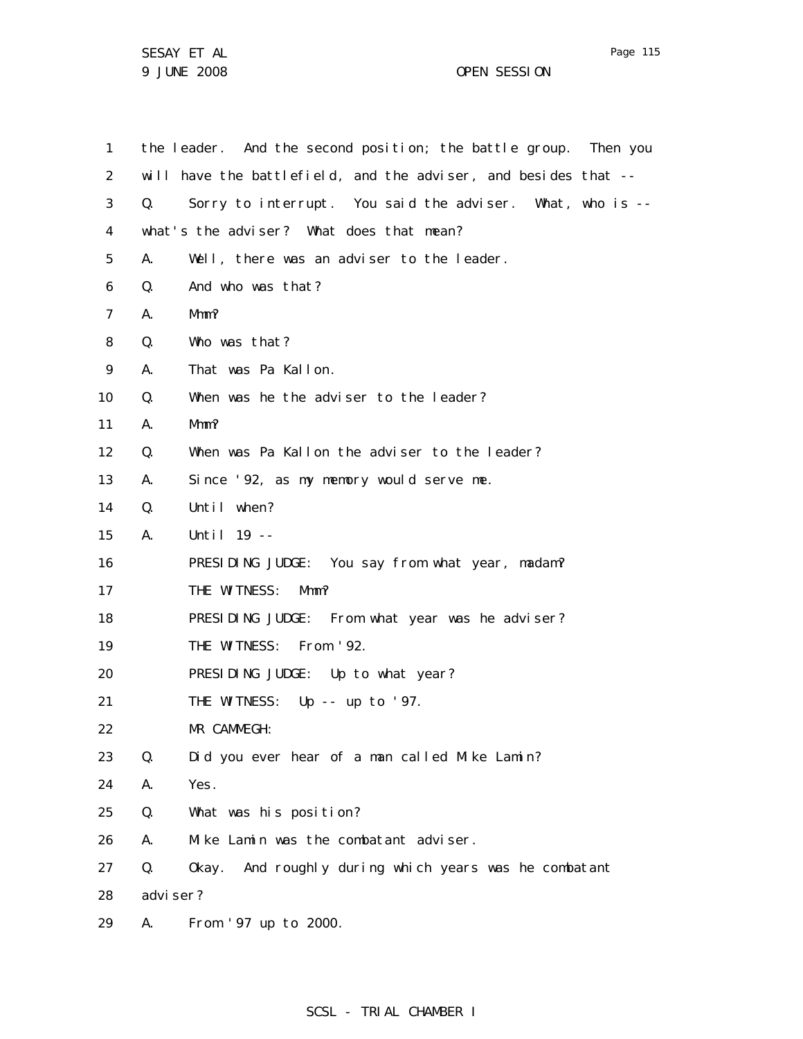the leader. And the second position; the battle group. Then you will have the battlefield, and the adviser, and besides that --

Q. Sorry to interrupt. You said the adviser. What, who is -- what's the adviser? What does that mean?

A. Well, there was an adviser to the leader.

Q. And who was that?

A. Mmm?

Q. Who was that?

A. That was Pa Kallon.

Q. When was he the adviser to the leader?

A. Mmm?

Q. When was Pa Kallon the adviser to the leader?

A. Since '92, as my memory would serve me.

Q. Until when?

A. Until 19 --

PRESIDING JUDGE: You say from what year, madam?

THE WITNESS: Mmm?

PRESIDING JUDGE: From what year was he adviser?

THE WITNESS: From '92.

PRESIDING JUDGE: Up to what year?

THE WITNESS: Up -- up to '97.

MR CAMMEGH:

Q. Did you ever hear of a man called Mike Lamin?

A. Yes.

Q. What was his position?

A. Mike Lamin was the combatant adviser.

Q. Okay. And roughly during which years was he combatant adviser?

A. From '97 up to 2000.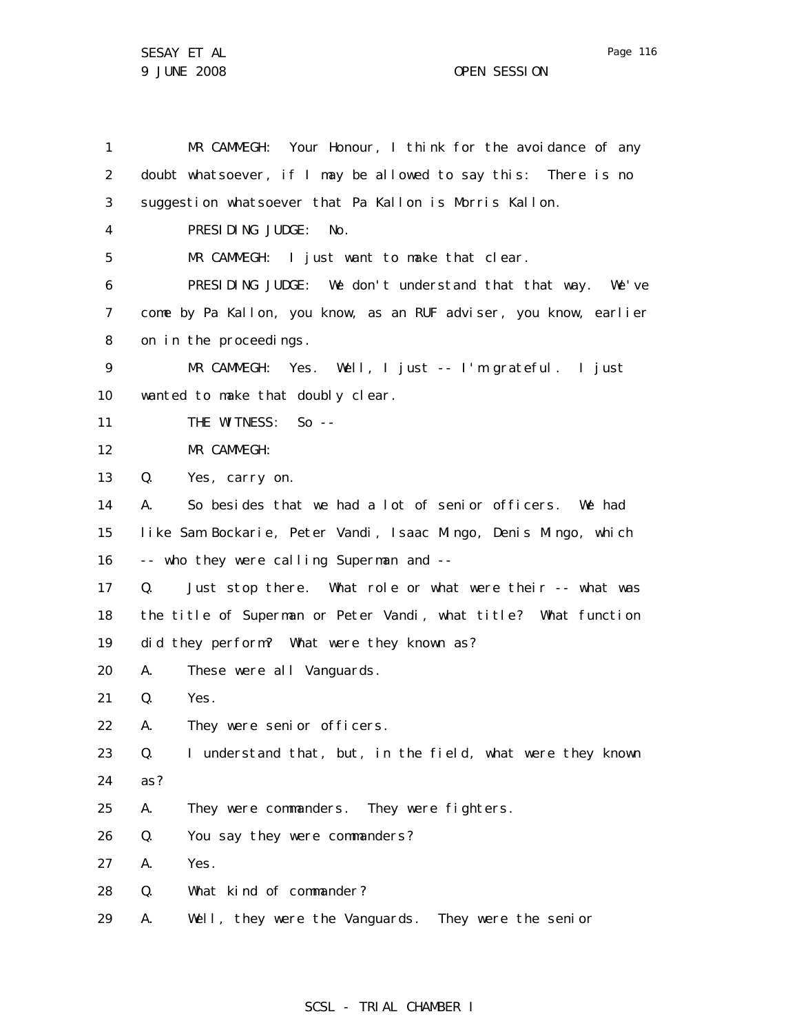MR CAMMEGH: Your Honour, I think for the avoidance of any doubt whatsoever, if I may be allowed to say this: There is no suggestion whatsoever that Pa Kallon is Morris Kallon.

PRESIDING JUDGE: No.

MR CAMMEGH: I just want to make that clear.

PRESIDING JUDGE: We don't understand that that way. We've come by Pa Kallon, you know, as an RUF adviser, you know, earlier on in the proceedings.

MR CAMMEGH: Yes. Well, I just -- I'm grateful. I just wanted to make that doubly clear.

THE WITNESS: So --

MR CAMMEGH:

Q. Yes, carry on.

A. So besides that we had a lot of senior officers. We had like Sam Bockarie, Peter Vandi, Isaac Mingo, Denis Mingo, which -- who they were calling Superman and --

Q. Just stop there. What role or what were their -- what was the title of Superman or Peter Vandi, what title? What function did they perform? What were they known as?

A. These were all Vanguards.

Q. Yes.

A. They were senior officers.

Q. I understand that, but, in the field, what were they known as?

A. They were commanders. They were fighters.

Q. You say they were commanders?

A. Yes.

Q. What kind of commander?

A. Well, they were the Vanguards. They were the senior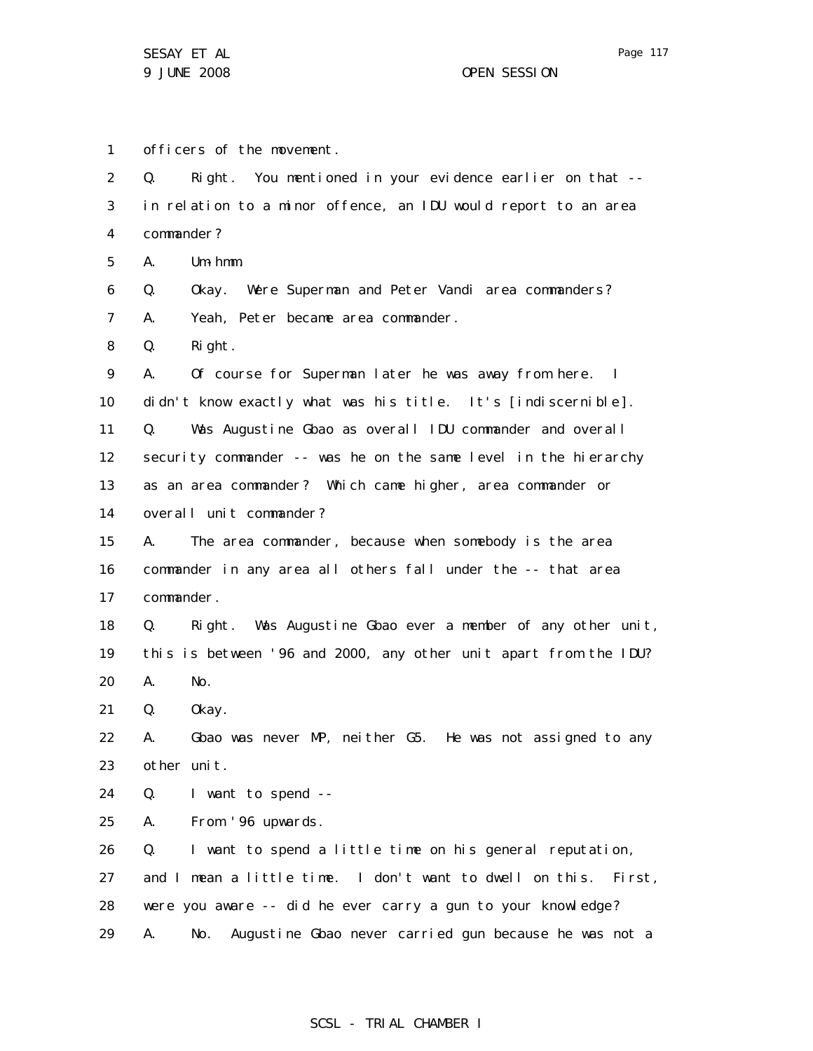officers of the movement.

Q. Right. You mentioned in your evidence earlier on that -- in relation to a minor offence, an IDU would report to an area commander?

A. Um-hmm.

Q. Okay. Were Superman and Peter Vandi area commanders?

A. Yeah, Peter became area commander.

Q. Right.

A. Of course for Superman later he was away from here. I didn't know exactly what was his title. It's [indiscernible].

Q. Was Augustine Gbao as overall IDU commander and overall security commander -- was he on the same level in the hierarchy as an area commander? Which came higher, area commander or overall unit commander?

A. The area commander, because when somebody is the area commander in any area all others fall under the -- that area commander.

Q. Right. Was Augustine Gbao ever a member of any other unit, this is between '96 and 2000, any other unit apart from the IDU?

A. No.

Q. Okay.

A. Gbao was never MP, neither G5. He was not assigned to any other unit.

Q. I want to spend --

A. From '96 upwards.

Q. I want to spend a little time on his general reputation, and I mean a little time. I don't want to dwell on this. First, were you aware -- did he ever carry a gun to your knowledge?

A. No. Augustine Gbao never carried gun because he was not a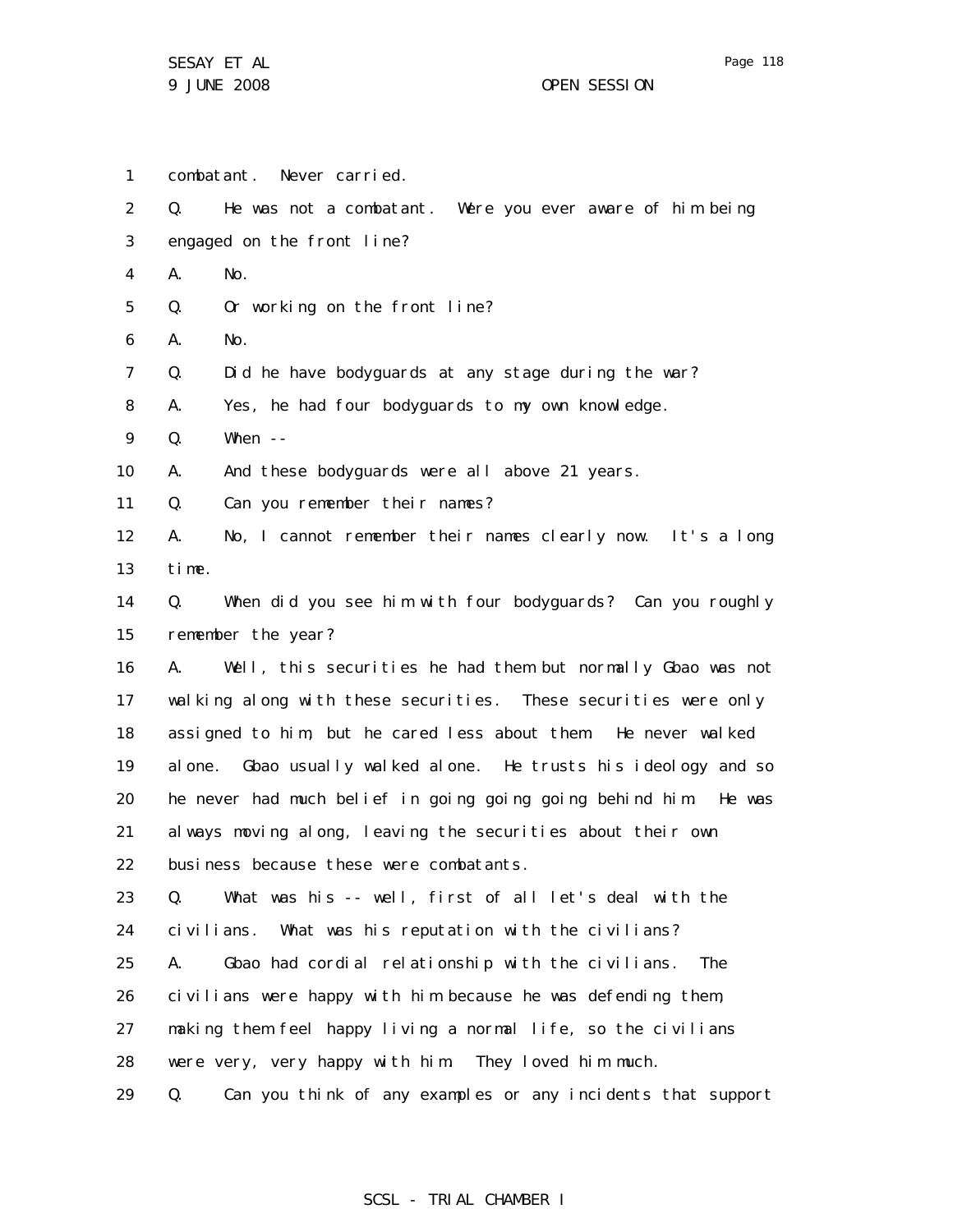1 combatant. Never carried.

2 Q. He was not a combatant. Were you ever aware of him being

3 engaged on the front line?

4 A. No.

5 Q. Or working on the front line?

6 A. No.

7 Q. Did he have bodyguards at any stage during the war?

8 A. Yes, he had four bodyguards to my own knowledge.

9 Q. When --

10 A. And these bodyguards were all above 21 years.

11 Q. Can you remember their names?

12 A. No, I cannot remember their names clearly now. It's a long

13 time.

14 Q. When did you see him with four bodyguards? Can you roughly

15 remember the year?

16 A. Well, this securities he had them but normally Gbao was not

17 walking along with these securities. These securities were only

18 assigned to him, but he cared less about them. He never walked

19 alone. Gbao usually walked alone. He trusts his ideology and so

20 he never had much belief in going going going behind him. He was

21 always moving along, leaving the securities about their own

22 business because these were combatants.

23 Q. What was his -- well, first of all let's deal with the

24 civilians. What was his reputation with the civilians?

25 A. Gbao had cordial relationship with the civilians. The

26 civilians were happy with him because he was defending them,

27 making them feel happy living a normal life, so the civilians

28 were very, very happy with him. They loved him much.

29 Q. Can you think of any examples or any incidents that support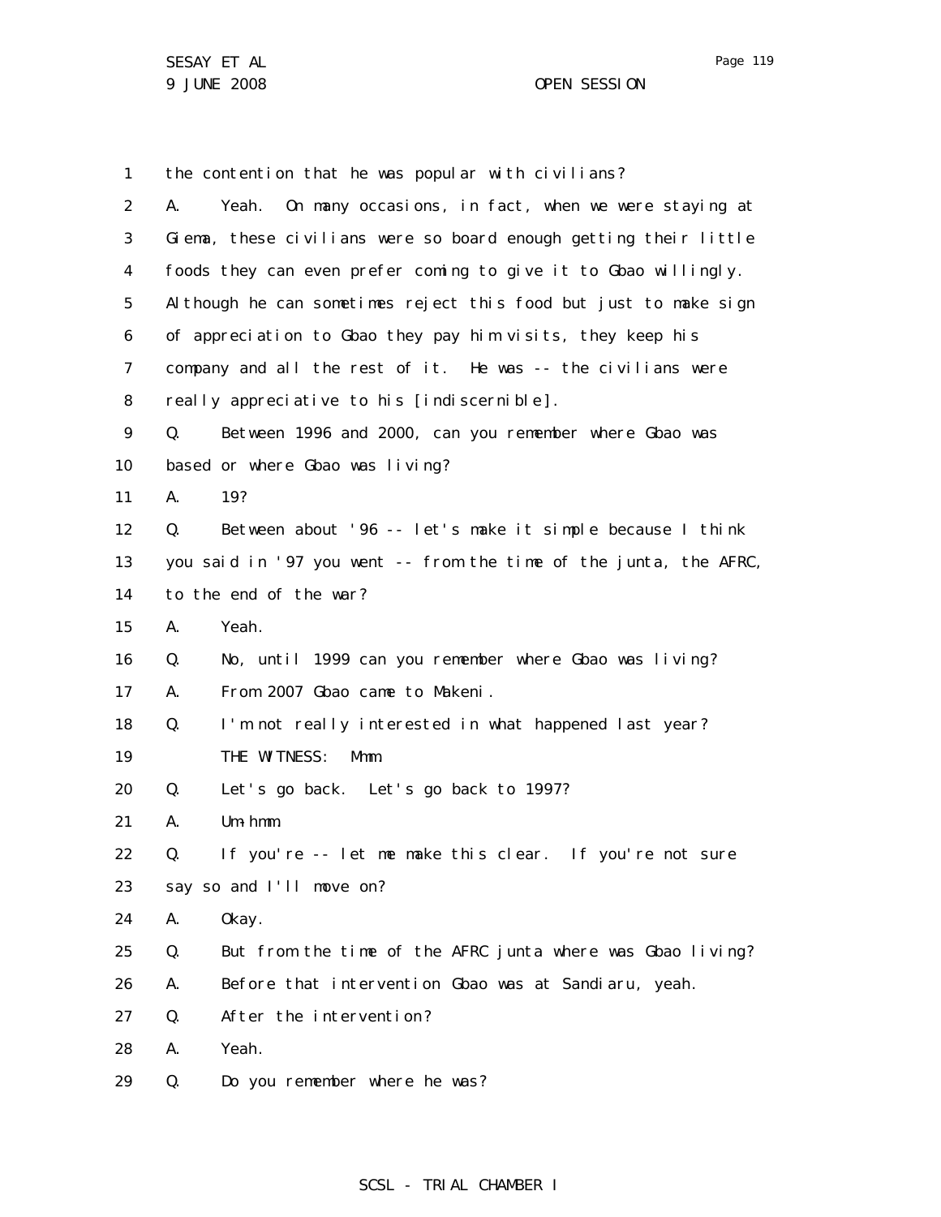1 the contention that he was popular with civilians?

2 A. Yeah. On many occasions, in fact, when we were staying at

3 Giema, these civilians were so board enough getting their little

4 foods they can even prefer coming to give it to Gbao willingly.

5 Although he can sometimes reject this food but just to make sign

6 of appreciation to Gbao they pay him visits, they keep his

7 company and all the rest of it. He was -- the civilians were

8 really appreciative to his [indiscernible].

9 Q. Between 1996 and 2000, can you remember where Gbao was

10 based or where Gbao was living?

11 A. 19?

12 Q. Between about '96 -- let's make it simple because I think

13 you said in '97 you went -- from the time of the junta, the AFRC,

14 to the end of the war?

15 A. Yeah.

16 Q. No, until 1999 can you remember where Gbao was living?

17 A. From 2007 Gbao came to Makeni.

18 Q. I'm not really interested in what happened last year?

19 THE WITNESS: Mmm.

20 Q. Let's go back. Let's go back to 1997?

21 A. Um-hmm.

22 Q. If you're -- let me make this clear. If you're not sure

23 say so and I'll move on?

24 A. Okay.

25 Q. But from the time of the AFRC junta where was Gbao living?

26 A. Before that intervention Gbao was at Sandiaru, yeah.

27 Q. After the intervention?

28 A. Yeah.

29 Q. Do you remember where he was?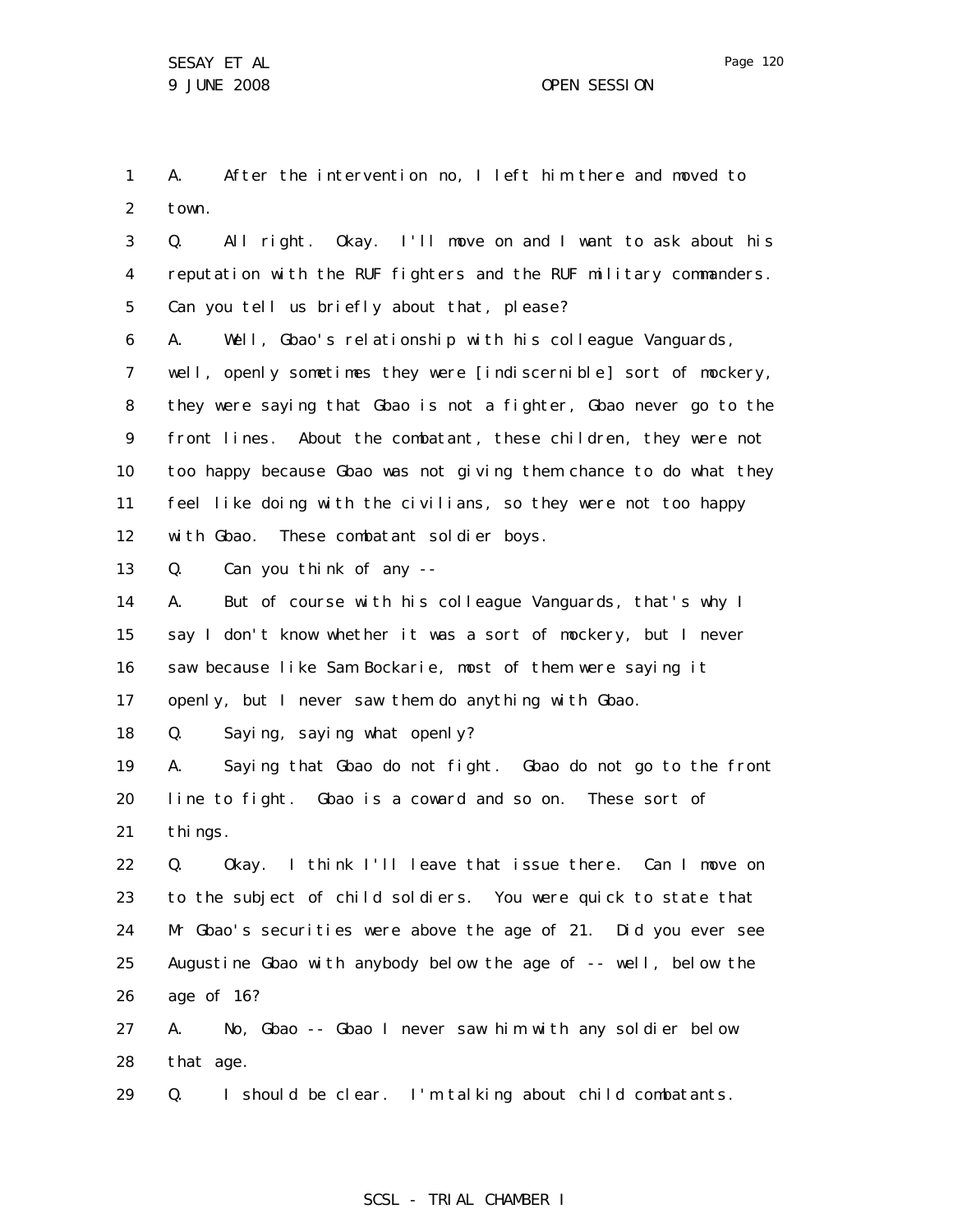1 A. After the intervention no, I left him there and moved to
2 town.

3 Q. All right. Okay. I'll move on and I want to ask about his
4 reputation with the RUF fighters and the RUF military commanders.
5 Can you tell us briefly about that, please?

6 A. Well, Gbao's relationship with his colleague Vanguards,
7 well, openly sometimes they were [indiscernible] sort of mockery,
8 they were saying that Gbao is not a fighter, Gbao never go to the
9 front lines. About the combatant, these children, they were not
10 too happy because Gbao was not giving them chance to do what they
11 feel like doing with the civilians, so they were not too happy
12 with Gbao. These combatant soldier boys.

13 Q. Can you think of any --

14 A. But of course with his colleague Vanguards, that's why I
15 say I don't know whether it was a sort of mockery, but I never
16 saw because like Sam Bockarie, most of them were saying it
17 openly, but I never saw them do anything with Gbao.

18 Q. Saying, saying what openly?

19 A. Saying that Gbao do not fight. Gbao do not go to the front
20 line to fight. Gbao is a coward and so on. These sort of
21 things.

22 Q. Okay. I think I'll leave that issue there. Can I move on
23 to the subject of child soldiers. You were quick to state that
24 Mr Gbao's securities were above the age of 21. Did you ever see
25 Augustine Gbao with anybody below the age of -- well, below the
26 age of 16?

27 A. No, Gbao -- Gbao I never saw him with any soldier below
28 that age.

29 Q. I should be clear. I'm talking about child combatants.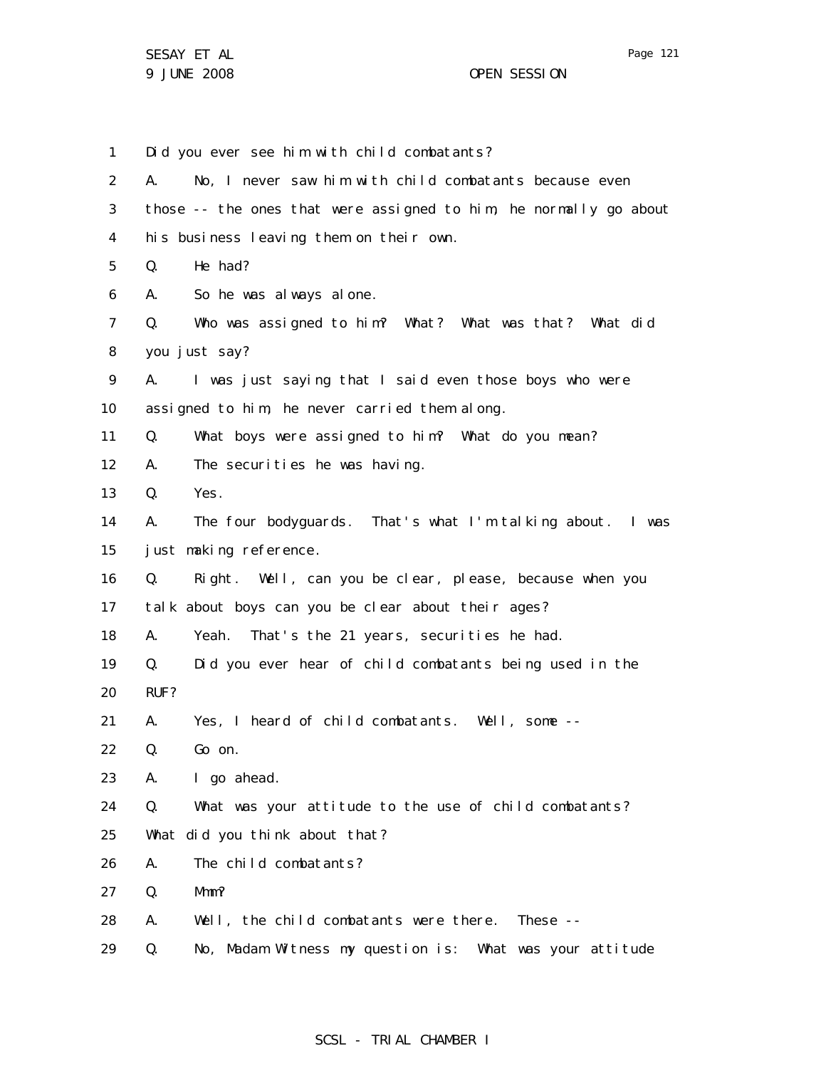Did you ever see him with child combatants?

A. No, I never saw him with child combatants because even those -- the ones that were assigned to him, he normally go about his business leaving them on their own.

Q. He had?

A. So he was always alone.

Q. Who was assigned to him? What? What was that? What did you just say?

A. I was just saying that I said even those boys who were assigned to him, he never carried them along.

Q. What boys were assigned to him? What do you mean?

A. The securities he was having.

Q. Yes.

A. The four bodyguards. That's what I'm talking about. I was just making reference.

Q. Right. Well, can you be clear, please, because when you talk about boys can you be clear about their ages?

A. Yeah. That's the 21 years, securities he had.

Q. Did you ever hear of child combatants being used in the RUF?

A. Yes, I heard of child combatants. Well, some --

Q. Go on.

A. I go ahead.

Q. What was your attitude to the use of child combatants? What did you think about that?

A. The child combatants?

Q. Mmm?

A. Well, the child combatants were there. These --

Q. No, Madam Witness my question is: What was your attitude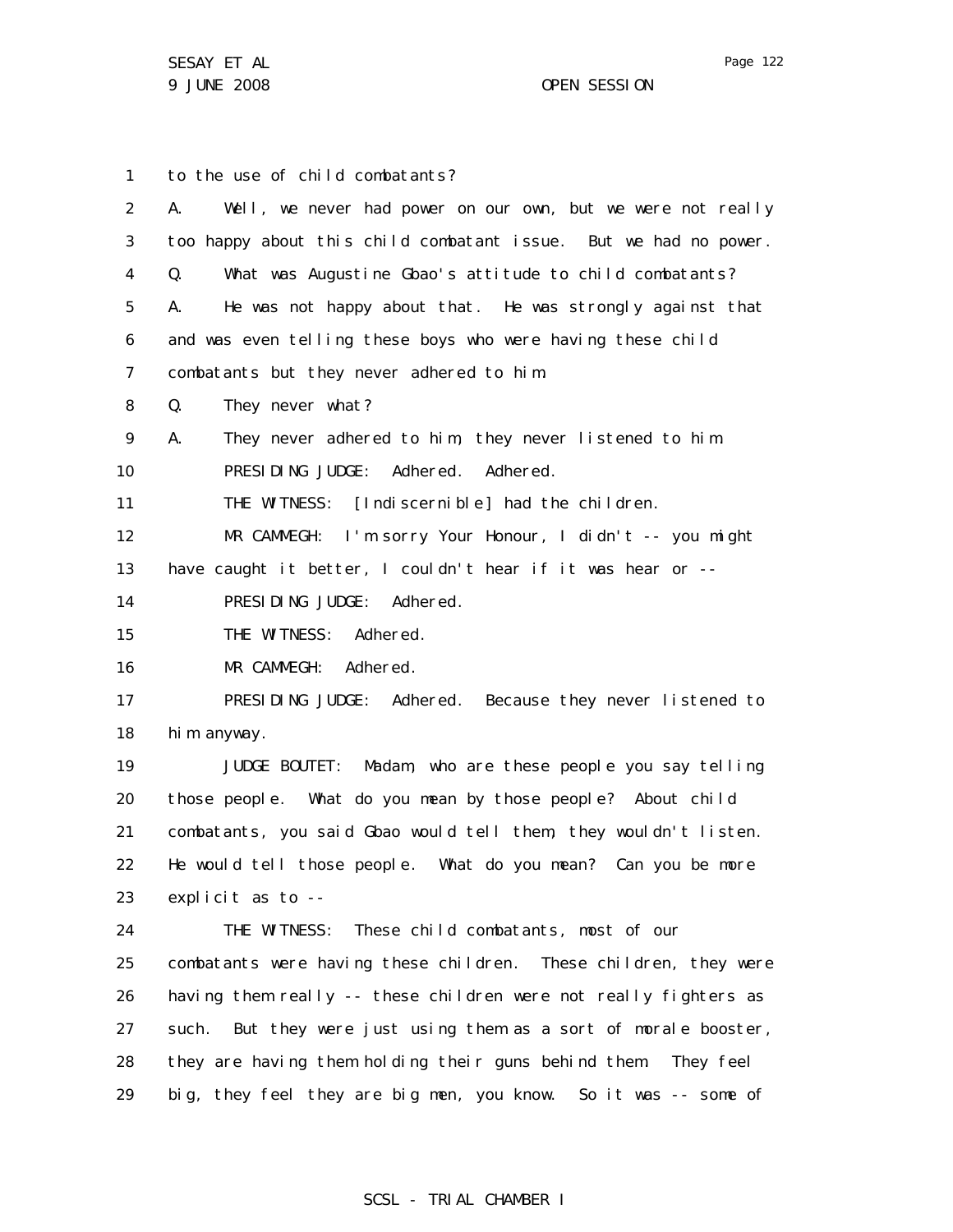1 to the use of child combatants?

2 A. Well, we never had power on our own, but we were not really

3 too happy about this child combatant issue. But we had no power.

4 Q. What was Augustine Gbao's attitude to child combatants?

5 A. He was not happy about that. He was strongly against that

6 and was even telling these boys who were having these child

7 combatants but they never adhered to him.

8 Q. They never what?

9 A. They never adhered to him, they never listened to him.

10 PRESIDING JUDGE: Adhered. Adhered.

11 THE WITNESS: [Indiscernible] had the children.

12 MR CAMMEGH: I'm sorry Your Honour, I didn't -- you might

13 have caught it better, I couldn't hear if it was hear or --

14 PRESIDING JUDGE: Adhered.

15 THE WITNESS: Adhered.

16 MR CAMMEGH: Adhered.

17 PRESIDING JUDGE: Adhered. Because they never listened to

18 him anyway.

19 JUDGE BOUTET: Madam, who are these people you say telling

20 those people. What do you mean by those people? About child

21 combatants, you said Gbao would tell them, they wouldn't listen.

22 He would tell those people. What do you mean? Can you be more

23 explicit as to --

24 THE WITNESS: These child combatants, most of our

25 combatants were having these children. These children, they were

26 having them really -- these children were not really fighters as

27 such. But they were just using them as a sort of morale booster,

28 they are having them holding their guns behind them. They feel

29 big, they feel they are big men, you know. So it was -- some of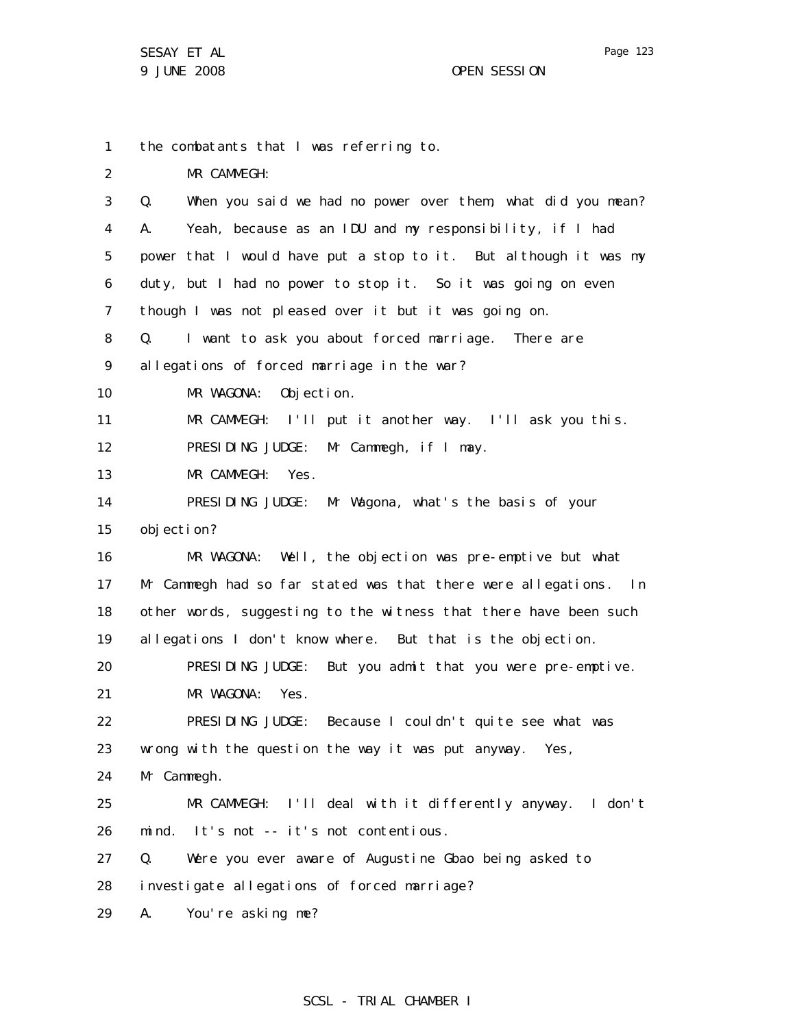the combatants that I was referring to.

MR CAMMEGH:

Q. When you said we had no power over them, what did you mean?

A. Yeah, because as an IDU and my responsibility, if I had power that I would have put a stop to it. But although it was my duty, but I had no power to stop it. So it was going on even though I was not pleased over it but it was going on.

Q. I want to ask you about forced marriage. There are allegations of forced marriage in the war?

MR WAGONA: Objection.

MR CAMMEGH: I'll put it another way. I'll ask you this.

PRESIDING JUDGE: Mr Cammegh, if I may.

MR CAMMEGH: Yes.

PRESIDING JUDGE: Mr Wagona, what's the basis of your objection?

MR WAGONA: Well, the objection was pre-emptive but what Mr Cammegh had so far stated was that there were allegations. In other words, suggesting to the witness that there have been such allegations I don't know where. But that is the objection.

PRESIDING JUDGE: But you admit that you were pre-emptive.

MR WAGONA: Yes.

PRESIDING JUDGE: Because I couldn't quite see what was wrong with the question the way it was put anyway. Yes, Mr Cammegh.

MR CAMMEGH: I'll deal with it differently anyway. I don't mind. It's not -- it's not contentious.

Q. Were you ever aware of Augustine Gbao being asked to investigate allegations of forced marriage?

A. You're asking me?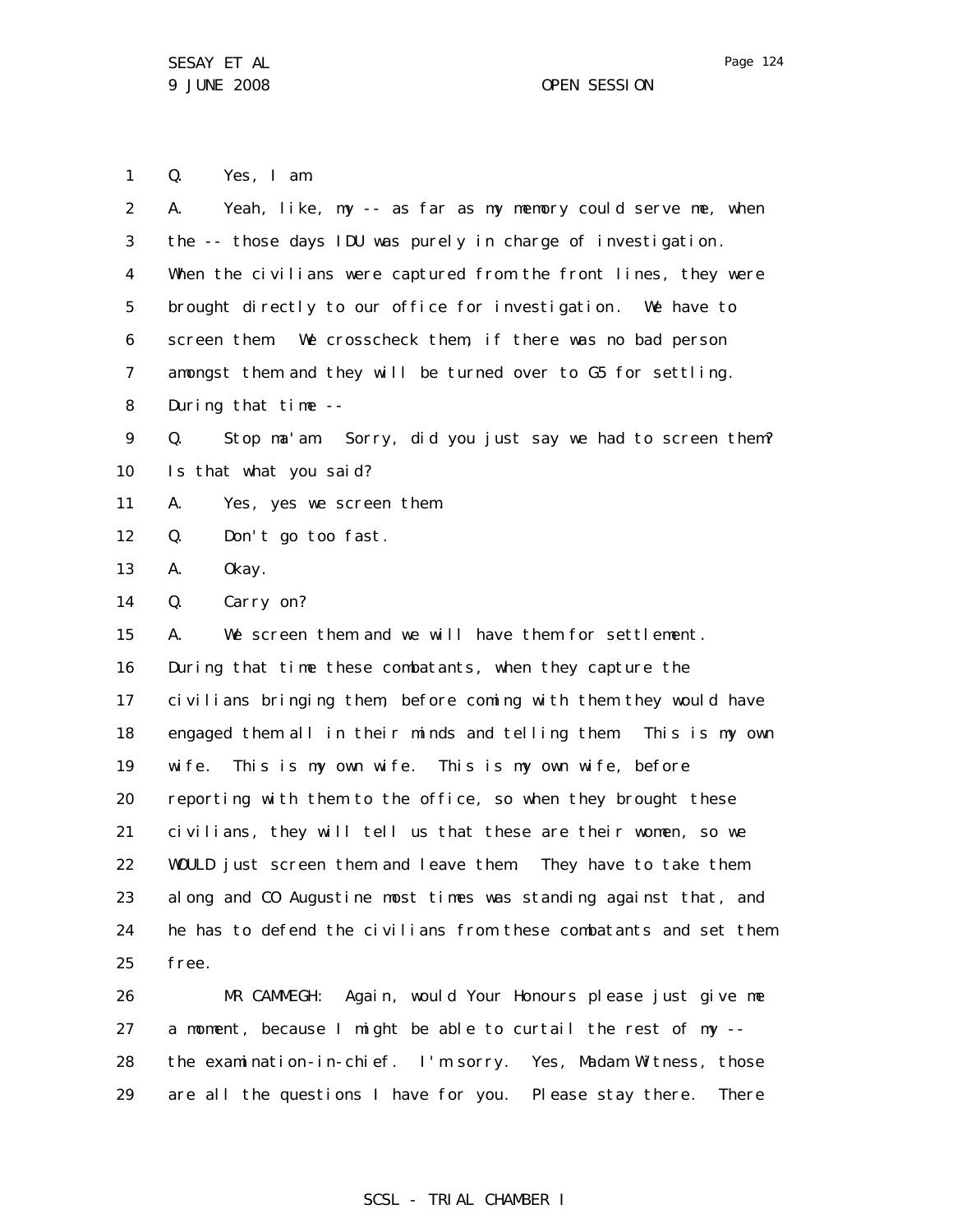Q. Yes, I am.

A. Yeah, like, my -- as far as my memory could serve me, when the -- those days IDU was purely in charge of investigation. When the civilians were captured from the front lines, they were brought directly to our office for investigation. We have to screen them. We crosscheck them, if there was no bad person amongst them and they will be turned over to G5 for settling. During that time --

Q. Stop ma'am. Sorry, did you just say we had to screen them? Is that what you said?

A. Yes, yes we screen them.

Q. Don't go too fast.

A. Okay.

Q. Carry on?

A. We screen them and we will have them for settlement. During that time these combatants, when they capture the civilians bringing them, before coming with them they would have engaged them all in their minds and telling them: This is my own wife. This is my own wife. This is my own wife, before reporting with them to the office, so when they brought these civilians, they will tell us that these are their women, so we WOULD just screen them and leave them. They have to take them along and CO Augustine most times was standing against that, and he has to defend the civilians from these combatants and set them free.

MR CAMMEGH: Again, would Your Honours please just give me a moment, because I might be able to curtail the rest of my -- the examination-in-chief. I'm sorry. Yes, Madam Witness, those are all the questions I have for you. Please stay there. There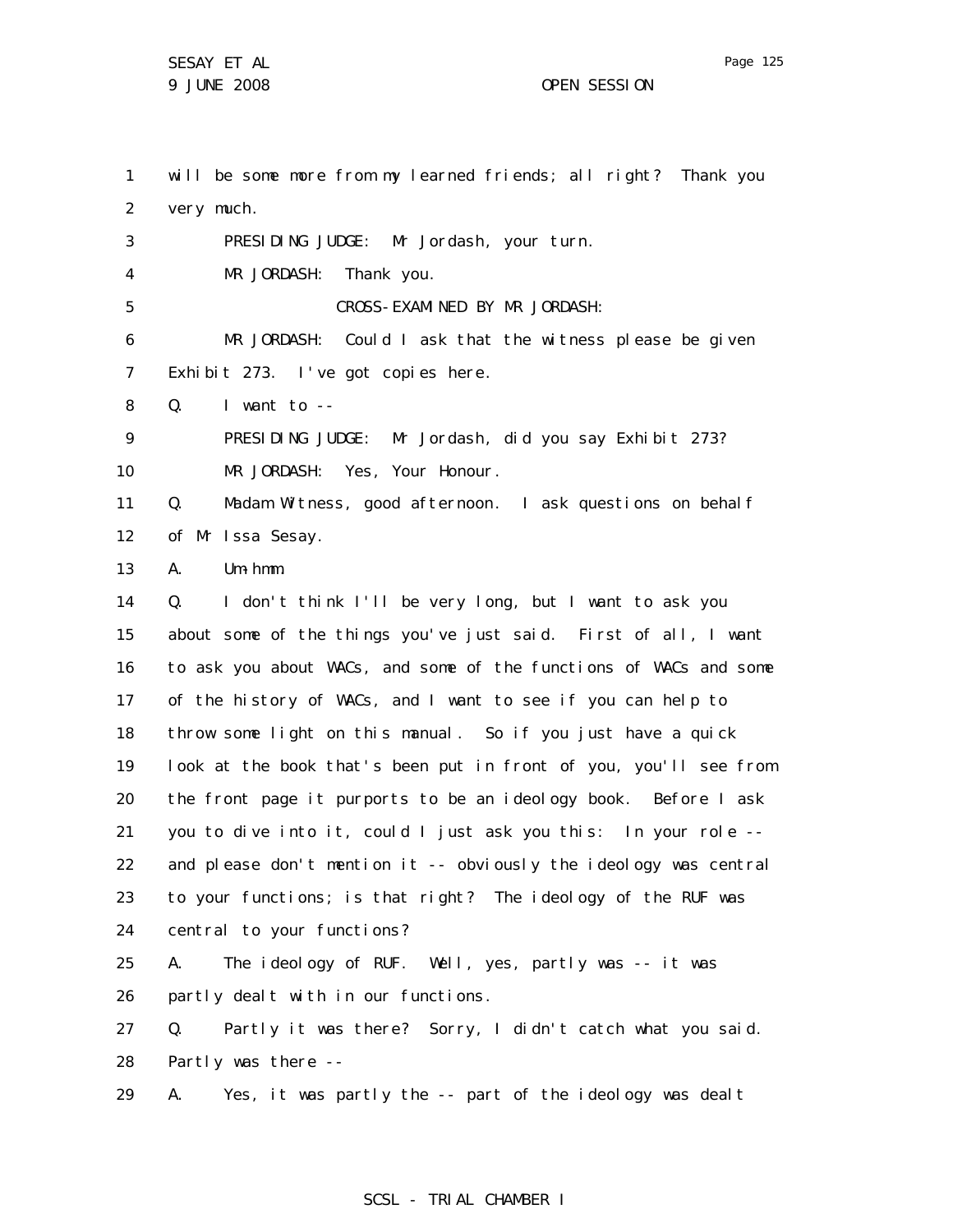1 will be some more from my learned friends; all right? Thank you
2 very much.
3 PRESIDING JUDGE: Mr Jordash, your turn.
4 MR JORDASH: Thank you.
5 CROSS-EXAMINED BY MR JORDASH:
6 MR JORDASH: Could I ask that the witness please be given
7 Exhibit 273. I've got copies here.
8 Q. I want to --
9 PRESIDING JUDGE: Mr Jordash, did you say Exhibit 273?
10 MR JORDASH: Yes, Your Honour.
11 Q. Madam Witness, good afternoon. I ask questions on behalf
12 of Mr Issa Sesay.
13 A. Um-hmm.
14 Q. I don't think I'll be very long, but I want to ask you
15 about some of the things you've just said. First of all, I want
16 to ask you about WACs, and some of the functions of WACs and some
17 of the history of WACs, and I want to see if you can help to
18 throw some light on this manual. So if you just have a quick
19 look at the book that's been put in front of you, you'll see from
20 the front page it purports to be an ideology book. Before I ask
21 you to dive into it, could I just ask you this: In your role --
22 and please don't mention it -- obviously the ideology was central
23 to your functions; is that right? The ideology of the RUF was
24 central to your functions?
25 A. The ideology of RUF. Well, yes, partly was -- it was
26 partly dealt with in our functions.
27 Q. Partly it was there? Sorry, I didn't catch what you said.
28 Partly was there --
29 A. Yes, it was partly the -- part of the ideology was dealt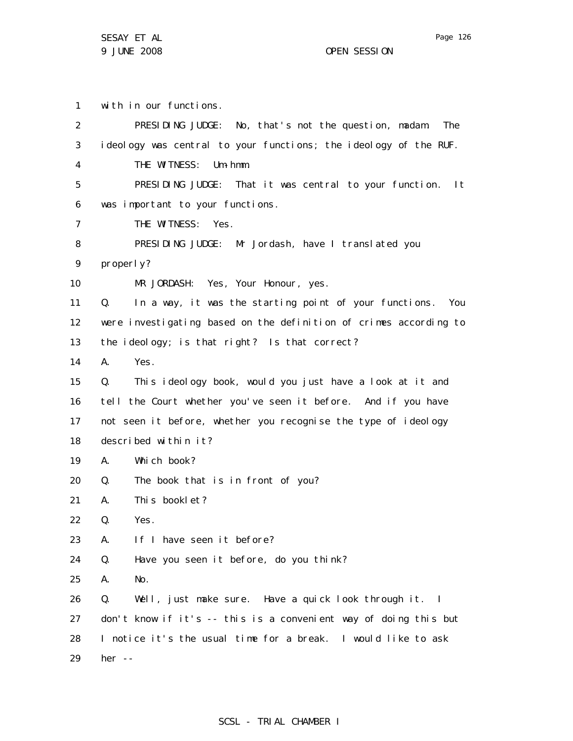with in our functions.

PRESIDING JUDGE: No, that's not the question, madam. The ideology was central to your functions; the ideology of the RUF.

THE WITNESS: Um-hmm.

PRESIDING JUDGE: That it was central to your function. It was important to your functions.

THE WITNESS: Yes.

PRESIDING JUDGE: Mr Jordash, have I translated you properly?

MR JORDASH: Yes, Your Honour, yes.

Q. In a way, it was the starting point of your functions. You were investigating based on the definition of crimes according to the ideology; is that right? Is that correct?

A. Yes.

Q. This ideology book, would you just have a look at it and tell the Court whether you've seen it before. And if you have not seen it before, whether you recognise the type of ideology described within it?

A. Which book?

Q. The book that is in front of you?

A. This booklet?

Q. Yes.

A. If I have seen it before?

Q. Have you seen it before, do you think?

A. No.

Q. Well, just make sure. Have a quick look through it. I don't know if it's -- this is a convenient way of doing this but I notice it's the usual time for a break. I would like to ask her --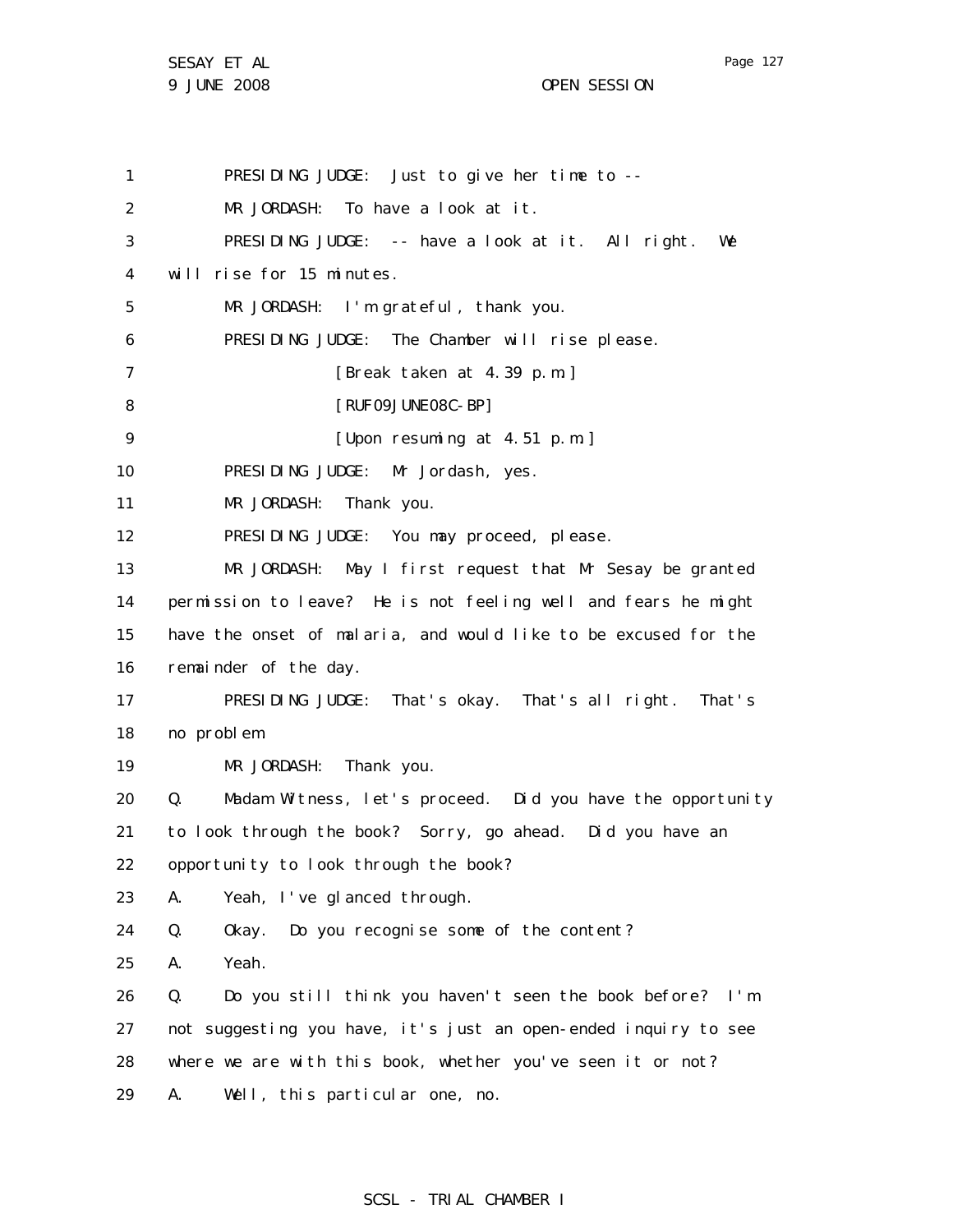1 PRESIDING JUDGE: Just to give her time to --

2 MR JORDASH: To have a look at it.

3 PRESIDING JUDGE: -- have a look at it. All right. We

4 will rise for 15 minutes.

5 MR JORDASH: I'm grateful, thank you.

6 PRESIDING JUDGE: The Chamber will rise please.

7 [Break taken at 4.39 p.m.]

8 [RUF09JUNE08C-BP]

9 [Upon resuming at 4.51 p.m.]

10 PRESIDING JUDGE: Mr Jordash, yes.

11 MR JORDASH: Thank you.

12 PRESIDING JUDGE: You may proceed, please.

13 MR JORDASH: May I first request that Mr Sesay be granted

14 permission to leave? He is not feeling well and fears he might

15 have the onset of malaria, and would like to be excused for the

16 remainder of the day.

17 PRESIDING JUDGE: That's okay. That's all right. That's

18 no problem.

19 MR JORDASH: Thank you.

20 Q. Madam Witness, let's proceed. Did you have the opportunity

21 to look through the book? Sorry, go ahead. Did you have an

22 opportunity to look through the book?

23 A. Yeah, I've glanced through.

24 Q. Okay. Do you recognise some of the content?

25 A. Yeah.

26 Q. Do you still think you haven't seen the book before? I'm

27 not suggesting you have, it's just an open-ended inquiry to see

28 where we are with this book, whether you've seen it or not?

29 A. Well, this particular one, no.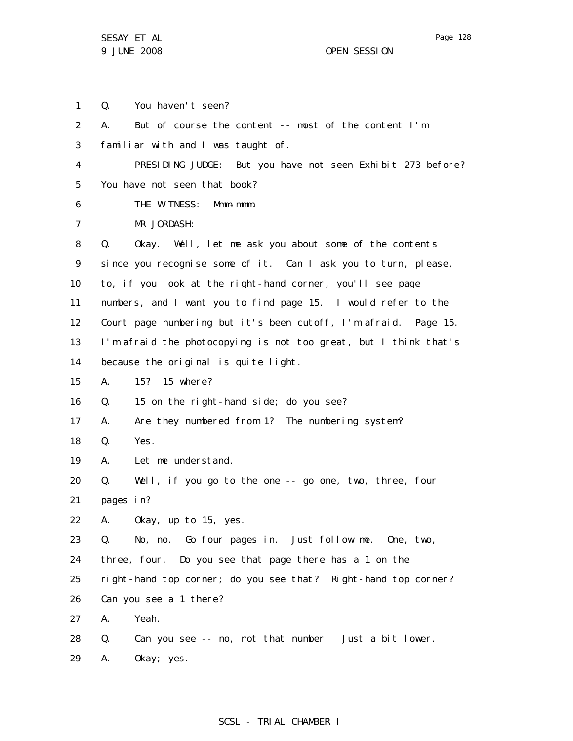Q. You haven't seen?

A. But of course the content -- most of the content I'm familiar with and I was taught of.

PRESIDING JUDGE: But you have not seen Exhibit 273 before? You have not seen that book?

THE WITNESS: Mmm-mmm.

MR JORDASH:

Q. Okay. Well, let me ask you about some of the contents since you recognise some of it. Can I ask you to turn, please, to, if you look at the right-hand corner, you'll see page numbers, and I want you to find page 15. I would refer to the Court page numbering but it's been cutoff, I'm afraid. Page 15. I'm afraid the photocopying is not too great, but I think that's because the original is quite light.

A. 15? 15 where?

Q. 15 on the right-hand side; do you see?

A. Are they numbered from 1? The numbering system?

Q. Yes.

A. Let me understand.

Q. Well, if you go to the one -- go one, two, three, four pages in?

A. Okay, up to 15, yes.

Q. No, no. Go four pages in. Just follow me. One, two, three, four. Do you see that page there has a 1 on the right-hand top corner; do you see that? Right-hand top corner? Can you see a 1 there?

A. Yeah.

Q. Can you see -- no, not that number. Just a bit lower.

A. Okay; yes.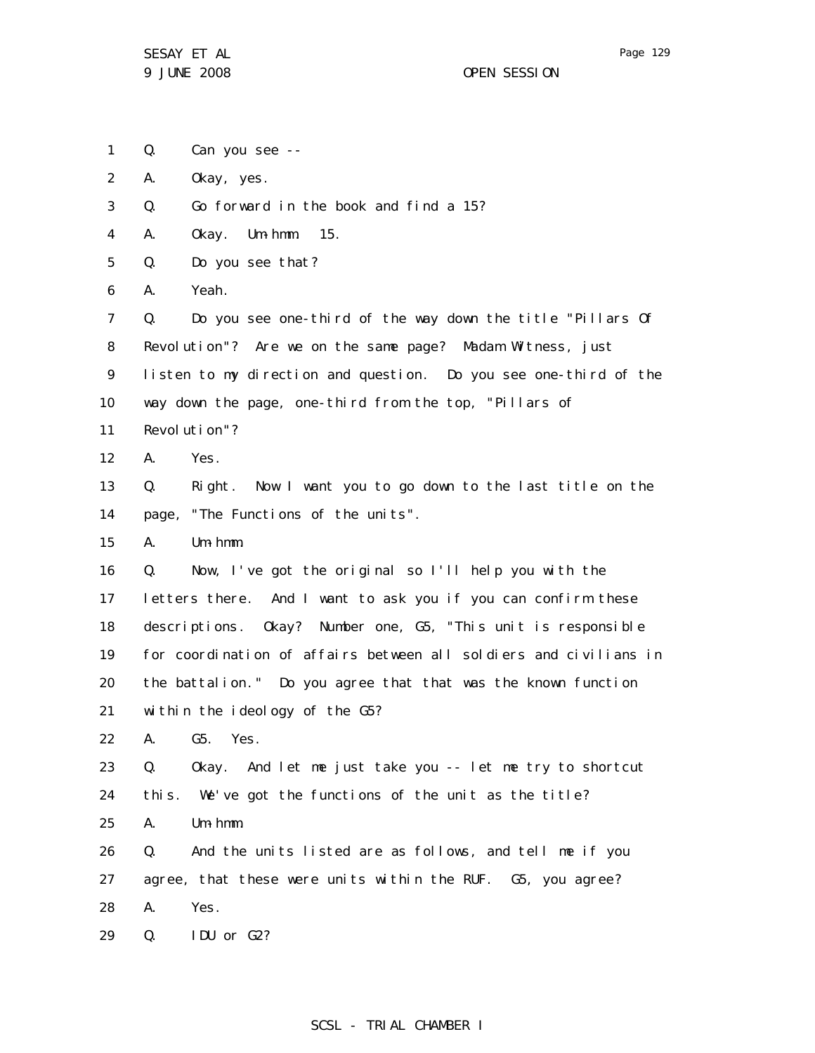1 Q. Can you see --

2 A. Okay, yes.

3 Q. Go forward in the book and find a 15?

4 A. Okay. Um-hmm. 15.

5 Q. Do you see that?

6 A. Yeah.

7 Q. Do you see one-third of the way down the title "Pillars Of

8 Revolution"? Are we on the same page? Madam Witness, just

9 listen to my direction and question. Do you see one-third of the

10 way down the page, one-third from the top, "Pillars of

11 Revolution"?

12 A. Yes.

13 Q. Right. Now I want you to go down to the last title on the

14 page, "The Functions of the units".

15 A. Um-hmm.

16 Q. Now, I've got the original so I'll help you with the

17 letters there. And I want to ask you if you can confirm these

18 descriptions. Okay? Number one, G5, "This unit is responsible

19 for coordination of affairs between all soldiers and civilians in

20 the battalion." Do you agree that that was the known function

21 within the ideology of the G5?

22 A. G5. Yes.

23 Q. Okay. And let me just take you -- let me try to shortcut

24 this. We've got the functions of the unit as the title?

25 A. Um-hmm.

26 Q. And the units listed are as follows, and tell me if you

27 agree, that these were units within the RUF. G5, you agree?

28 A. Yes.

29 Q. IDU or G2?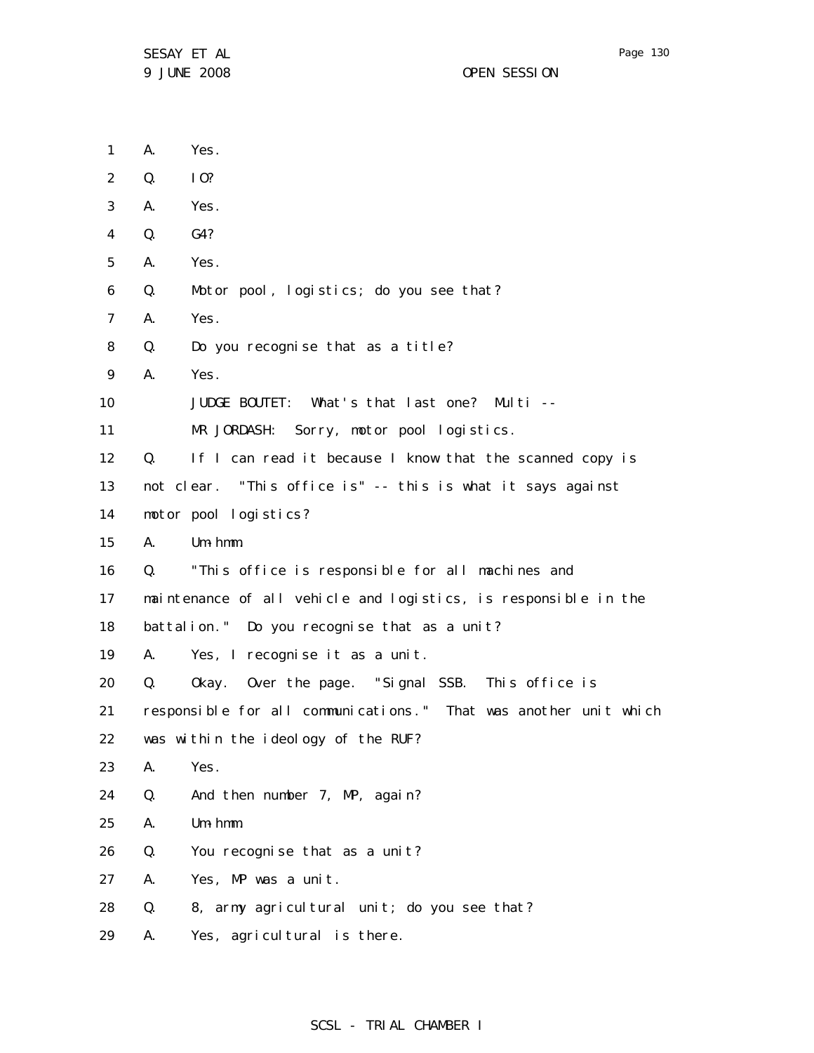1 A. Yes.

2 Q. IO?

3 A. Yes.

4 Q. G4?

5 A. Yes.

6 Q. Motor pool, logistics; do you see that?

7 A. Yes.

8 Q. Do you recognise that as a title?

9 A. Yes.

10 JUDGE BOUTET: What's that last one? Multi --

11 MR JORDASH: Sorry, motor pool logistics.

12 Q. If I can read it because I know that the scanned copy is

13 not clear. "This office is" -- this is what it says against

14 motor pool logistics?

15 A. Um-hmm.

16 Q. "This office is responsible for all machines and

17 maintenance of all vehicle and logistics, is responsible in the

18 battalion." Do you recognise that as a unit?

19 A. Yes, I recognise it as a unit.

20 Q. Okay. Over the page. "Signal SSB. This office is

21 responsible for all communications." That was another unit which

22 was within the ideology of the RUF?

23 A. Yes.

24 Q. And then number 7, MP, again?

25 A. Um-hmm.

26 Q. You recognise that as a unit?

27 A. Yes, MP was a unit.

28 Q. 8, army agricultural unit; do you see that?

29 A. Yes, agricultural is there.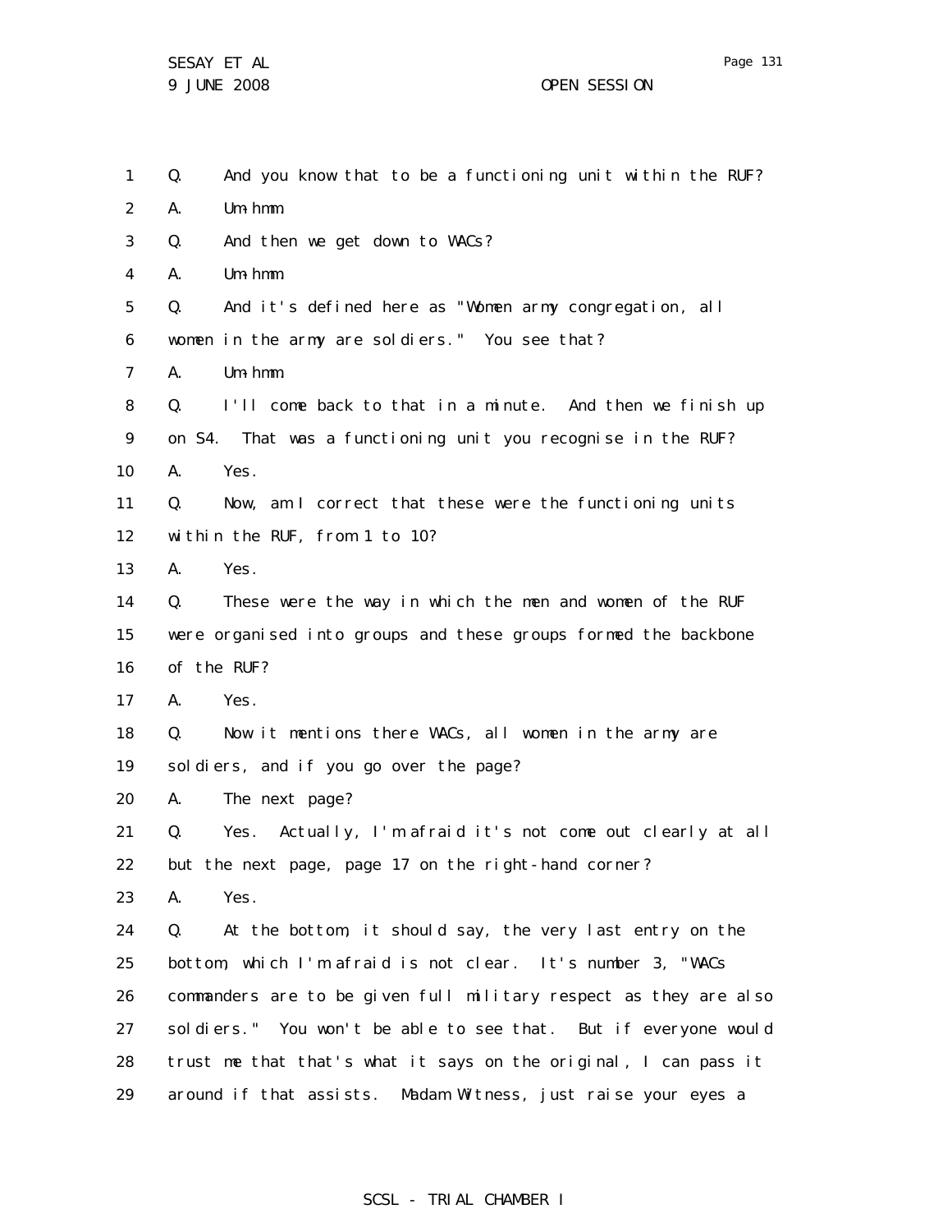1 Q. And you know that to be a functioning unit within the RUF?

2 A. Um-hmm.

3 Q. And then we get down to WACs?

4 A. Um-hmm.

5 Q. And it's defined here as "Women army congregation, all

6 women in the army are soldiers." You see that?

7 A. Um-hmm.

8 Q. I'll come back to that in a minute. And then we finish up

9 on S4. That was a functioning unit you recognise in the RUF?

10 A. Yes.

11 Q. Now, am I correct that these were the functioning units

12 within the RUF, from 1 to 10?

13 A. Yes.

14 Q. These were the way in which the men and women of the RUF

15 were organised into groups and these groups formed the backbone

16 of the RUF?

17 A. Yes.

18 Q. Now it mentions there WACs, all women in the army are

19 soldiers, and if you go over the page?

20 A. The next page?

21 Q. Yes. Actually, I'm afraid it's not come out clearly at all

22 but the next page, page 17 on the right-hand corner?

23 A. Yes.

24 Q. At the bottom, it should say, the very last entry on the

25 bottom, which I'm afraid is not clear. It's number 3, "WACs

26 commanders are to be given full military respect as they are also

27 soldiers." You won't be able to see that. But if everyone would

28 trust me that that's what it says on the original, I can pass it

29 around if that assists. Madam Witness, just raise your eyes a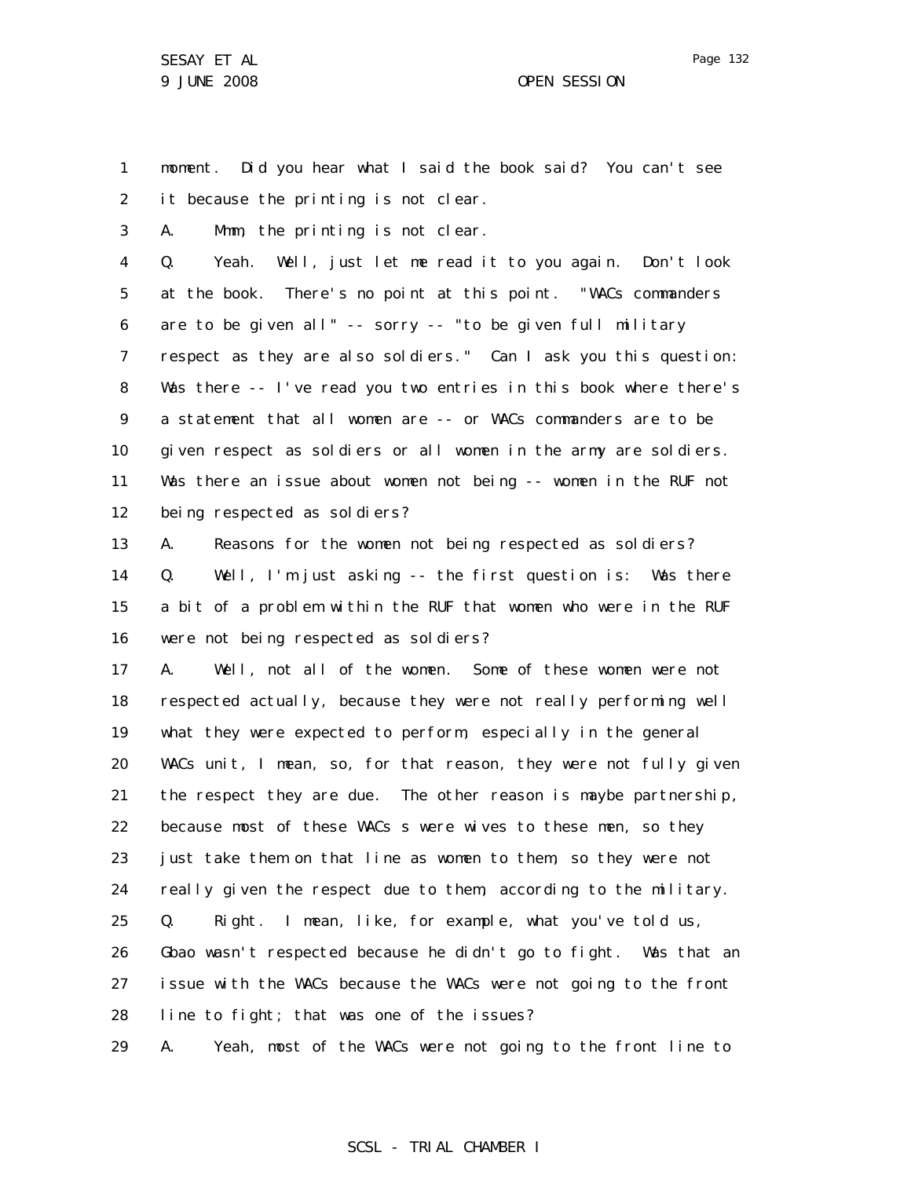1 moment. Did you hear what I said the book said? You can't see
2 it because the printing is not clear.
3 A. Mmm, the printing is not clear.
4 Q. Yeah. Well, just let me read it to you again. Don't look
5 at the book. There's no point at this point. "WACs commanders
6 are to be given all" -- sorry -- "to be given full military
7 respect as they are also soldiers." Can I ask you this question:
8 Was there -- I've read you two entries in this book where there's
9 a statement that all women are -- or WACs commanders are to be
10 given respect as soldiers or all women in the army are soldiers.
11 Was there an issue about women not being -- women in the RUF not
12 being respected as soldiers?
13 A. Reasons for the women not being respected as soldiers?
14 Q. Well, I'm just asking -- the first question is: Was there
15 a bit of a problem within the RUF that women who were in the RUF
16 were not being respected as soldiers?
17 A. Well, not all of the women. Some of these women were not
18 respected actually, because they were not really performing well
19 what they were expected to perform, especially in the general
20 WACs unit, I mean, so, for that reason, they were not fully given
21 the respect they are due. The other reason is maybe partnership,
22 because most of these WACs s were wives to these men, so they
23 just take them on that line as women to them, so they were not
24 really given the respect due to them, according to the military.
25 Q. Right. I mean, like, for example, what you've told us,
26 Gbao wasn't respected because he didn't go to fight. Was that an
27 issue with the WACs because the WACs were not going to the front
28 line to fight; that was one of the issues?
29 A. Yeah, most of the WACs were not going to the front line to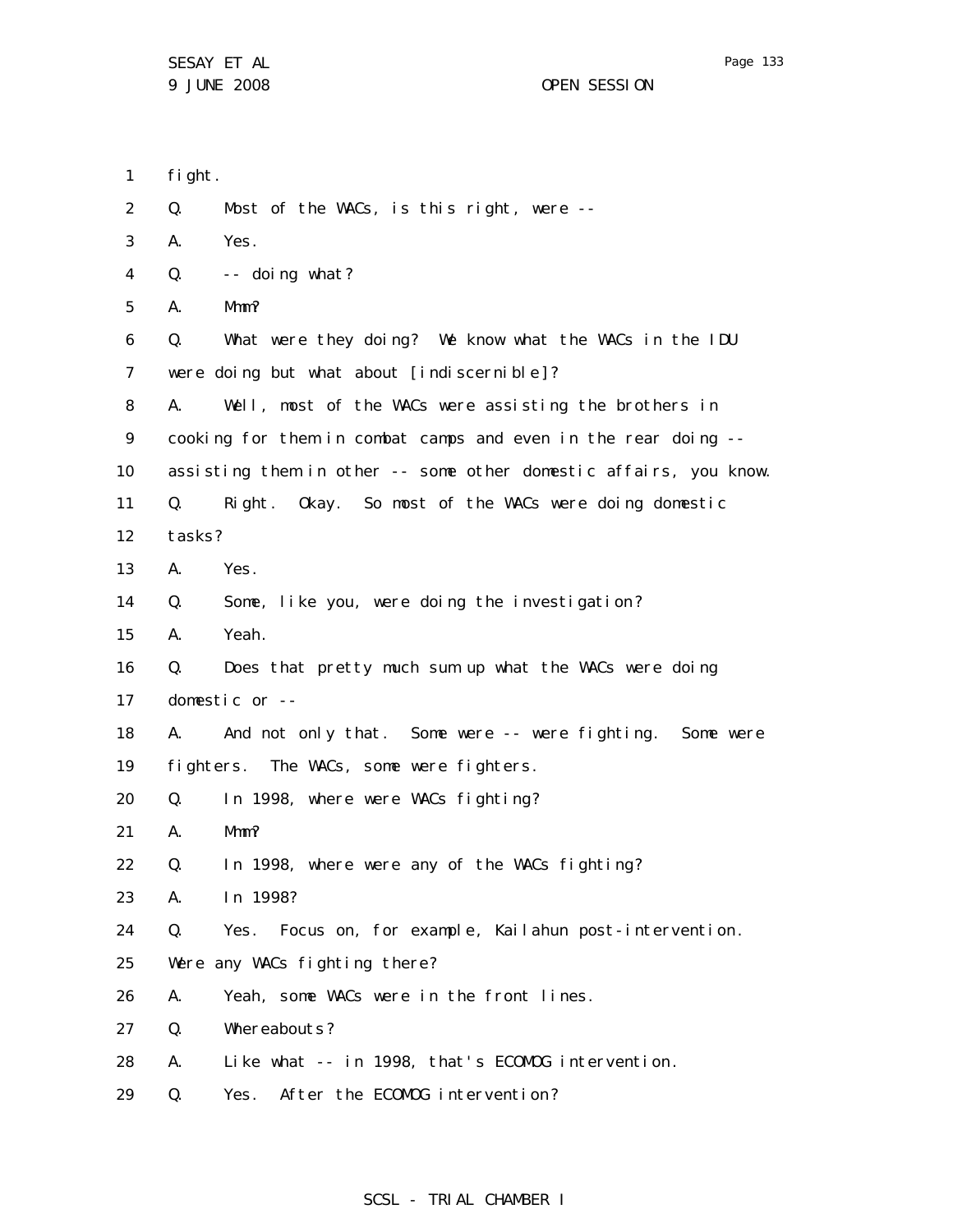1 fight.

2 Q. Most of the WACs, is this right, were --

3 A. Yes.

4 Q. -- doing what?

5 A. Mmm?

6 Q. What were they doing? We know what the WACs in the IDU

7 were doing but what about [indiscernible]?

8 A. Well, most of the WACs were assisting the brothers in

9 cooking for them in combat camps and even in the rear doing --

10 assisting them in other -- some other domestic affairs, you know.

11 Q. Right. Okay. So most of the WACs were doing domestic

12 tasks?

13 A. Yes.

14 Q. Some, like you, were doing the investigation?

15 A. Yeah.

16 Q. Does that pretty much sum up what the WACs were doing

17 domestic or --

18 A. And not only that. Some were -- were fighting. Some were

19 fighters. The WACs, some were fighters.

20 Q. In 1998, where were WACs fighting?

21 A. Mmm?

22 Q. In 1998, where were any of the WACs fighting?

23 A. In 1998?

24 Q. Yes. Focus on, for example, Kailahun post-intervention.

25 Were any WACs fighting there?

26 A. Yeah, some WACs were in the front lines.

27 Q. Whereabouts?

28 A. Like what -- in 1998, that's ECOMOG intervention.

29 Q. Yes. After the ECOMOG intervention?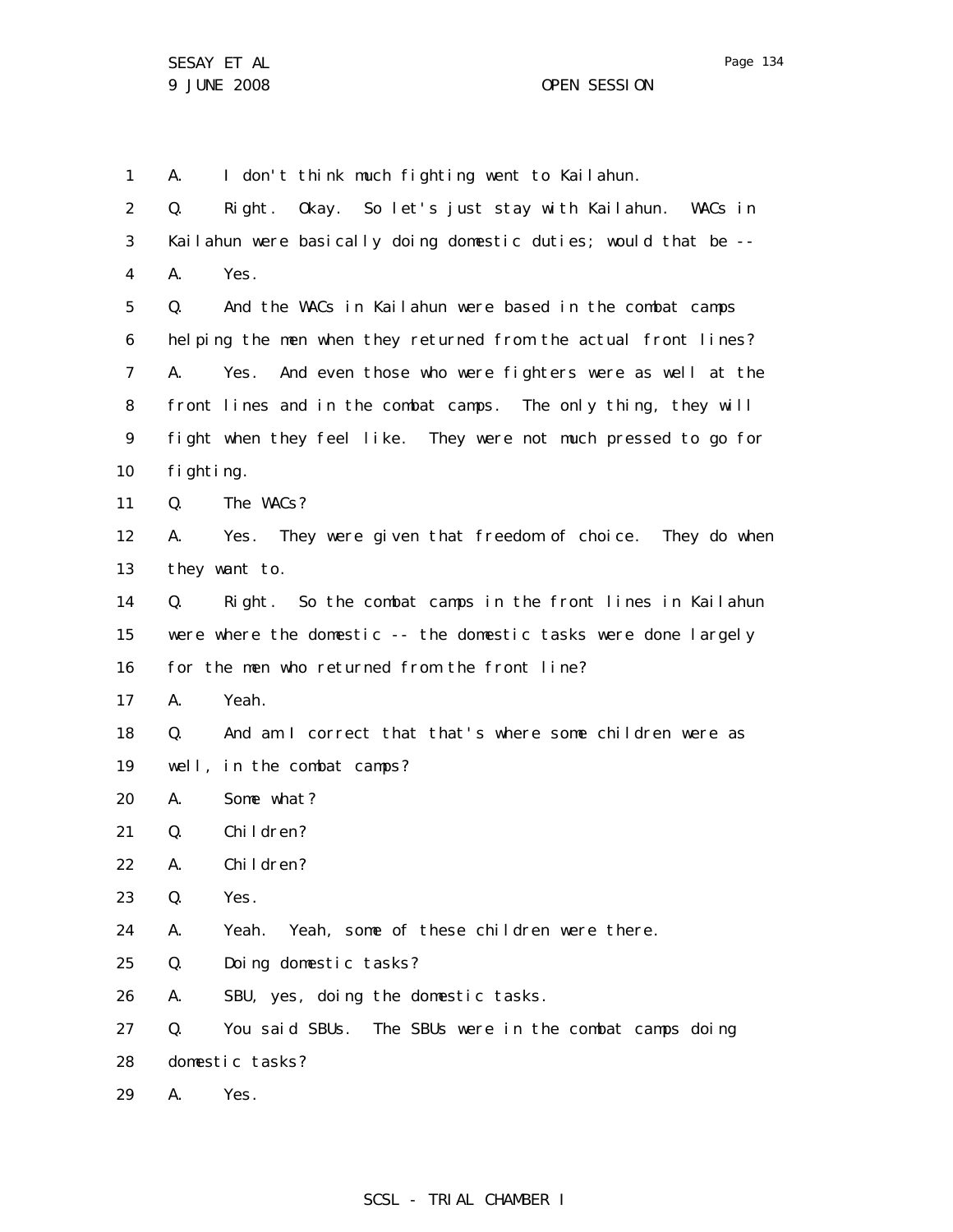1 A. I don't think much fighting went to Kailahun.

2 Q. Right. Okay. So let's just stay with Kailahun. WACs in

3 Kailahun were basically doing domestic duties; would that be --

4 A. Yes.

5 Q. And the WACs in Kailahun were based in the combat camps

6 helping the men when they returned from the actual front lines?

7 A. Yes. And even those who were fighters were as well at the

8 front lines and in the combat camps. The only thing, they will

9 fight when they feel like. They were not much pressed to go for

10 fighting.

11 Q. The WACs?

12 A. Yes. They were given that freedom of choice. They do when

13 they want to.

14 Q. Right. So the combat camps in the front lines in Kailahun

15 were where the domestic -- the domestic tasks were done largely

16 for the men who returned from the front line?

17 A. Yeah.

18 Q. And am I correct that that's where some children were as

19 well, in the combat camps?

20 A. Some what?

21 Q. Children?

22 A. Children?

23 Q. Yes.

24 A. Yeah. Yeah, some of these children were there.

25 Q. Doing domestic tasks?

26 A. SBU, yes, doing the domestic tasks.

27 Q. You said SBUs. The SBUs were in the combat camps doing

28 domestic tasks?

29 A. Yes.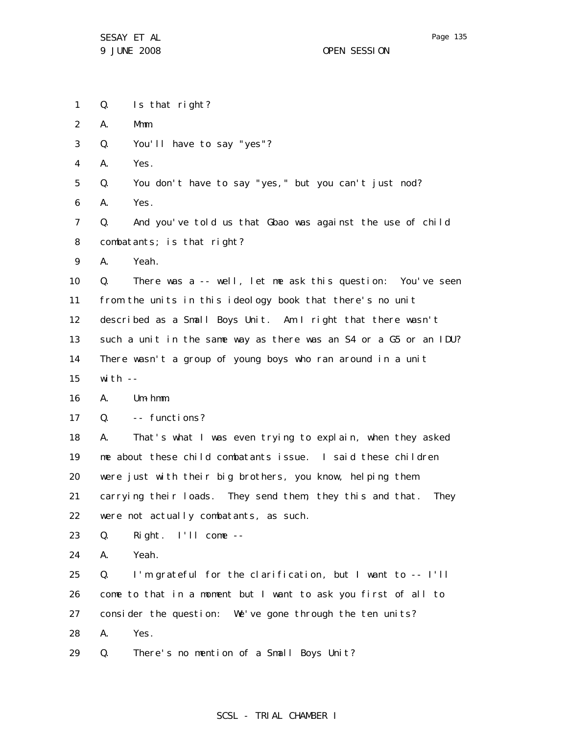1 Q. Is that right?

2 A. Mmm.

3 Q. You'll have to say "yes"?

4 A. Yes.

5 Q. You don't have to say "yes," but you can't just nod?

6 A. Yes.

7 Q. And you've told us that Gbao was against the use of child

8 combatants; is that right?

9 A. Yeah.

10 Q. There was a -- well, let me ask this question: You've seen

11 from the units in this ideology book that there's no unit

12 described as a Small Boys Unit. Am I right that there wasn't

13 such a unit in the same way as there was an S4 or a G5 or an IDU?

14 There wasn't a group of young boys who ran around in a unit

15 with --

16 A. Um-hmm.

17 Q. -- functions?

18 A. That's what I was even trying to explain, when they asked

19 me about these child combatants issue. I said these children

20 were just with their big brothers, you know, helping them

21 carrying their loads. They send them, they this and that. They

22 were not actually combatants, as such.

23 Q. Right. I'll come --

24 A. Yeah.

25 Q. I'm grateful for the clarification, but I want to -- I'll

26 come to that in a moment but I want to ask you first of all to

27 consider the question: We've gone through the ten units?

28 A. Yes.

29 Q. There's no mention of a Small Boys Unit?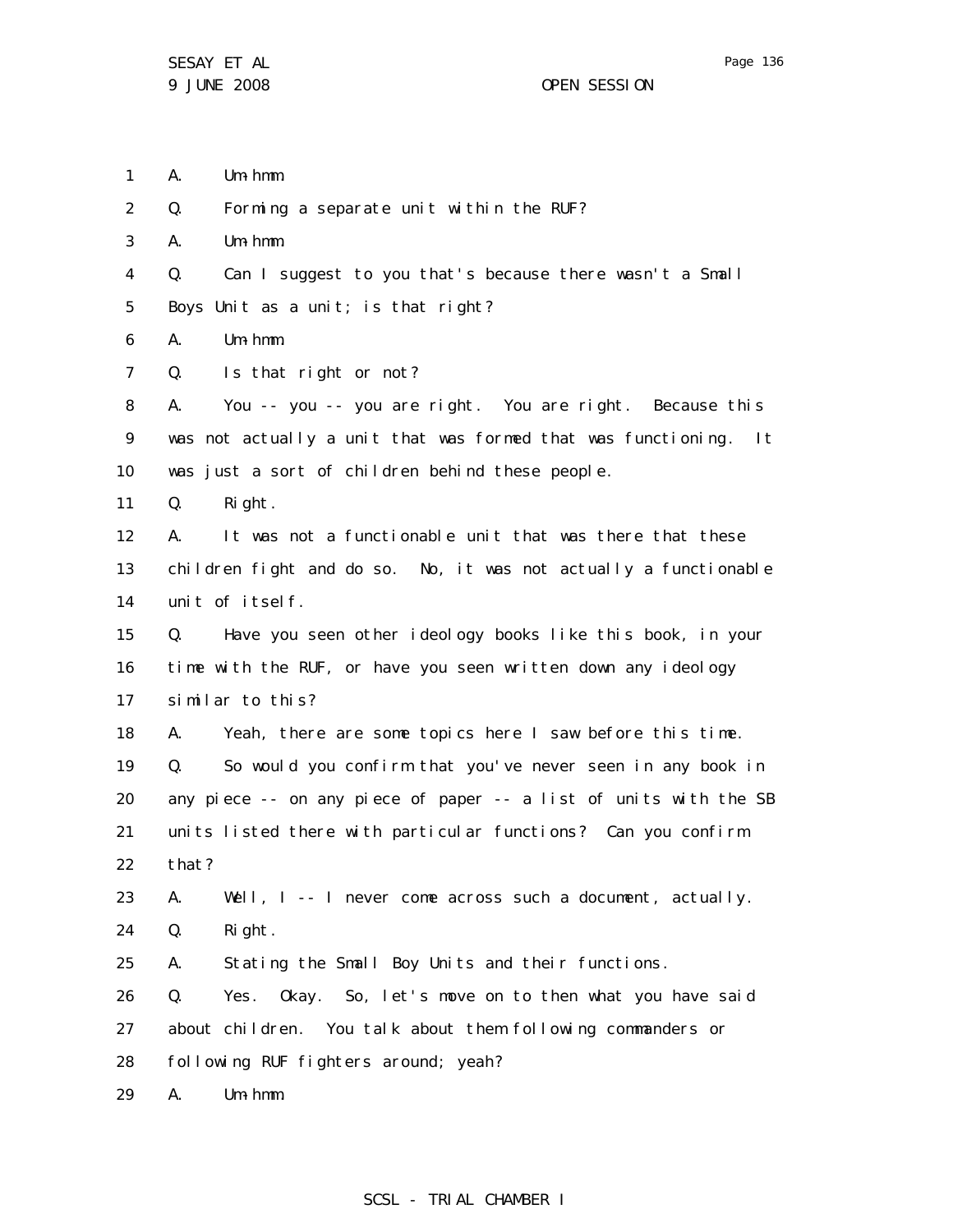1 A. Um-hmm.

2 Q. Forming a separate unit within the RUF?

3 A. Um-hmm.

4 Q. Can I suggest to you that's because there wasn't a Small

5 Boys Unit as a unit; is that right?

6 A. Um-hmm.

7 Q. Is that right or not?

8 A. You -- you -- you are right. You are right. Because this

9 was not actually a unit that was formed that was functioning. It

10 was just a sort of children behind these people.

11 Q. Right.

12 A. It was not a functionable unit that was there that these

13 children fight and do so. No, it was not actually a functionable

14 unit of itself.

15 Q. Have you seen other ideology books like this book, in your

16 time with the RUF, or have you seen written down any ideology

17 similar to this?

18 A. Yeah, there are some topics here I saw before this time.

19 Q. So would you confirm that you've never seen in any book in

20 any piece -- on any piece of paper -- a list of units with the SB

21 units listed there with particular functions? Can you confirm

22 that?

23 A. Well, I -- I never come across such a document, actually.

24 Q. Right.

25 A. Stating the Small Boy Units and their functions.

26 Q. Yes. Okay. So, let's move on to then what you have said

27 about children. You talk about them following commanders or

28 following RUF fighters around; yeah?

29 A. Um-hmm.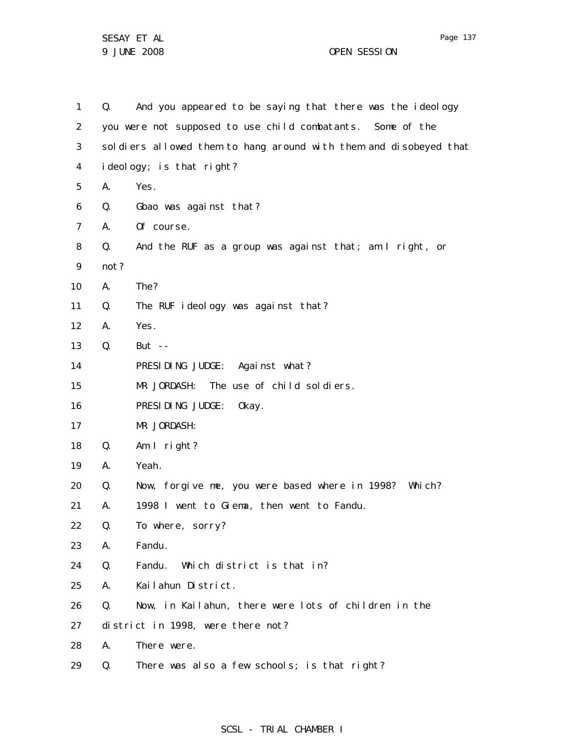Q. And you appeared to be saying that there was the ideology you were not supposed to use child combatants. Some of the soldiers allowed them to hang around with them and disobeyed that ideology; is that right?

A. Yes.

Q. Gbao was against that?

A. Of course.

Q. And the RUF as a group was against that; am I right, or not?

A. The?

Q. The RUF ideology was against that?

A. Yes.

Q. But --

PRESIDING JUDGE: Against what?

MR JORDASH: The use of child soldiers.

PRESIDING JUDGE: Okay.

MR JORDASH:

Q. Am I right?

A. Yeah.

Q. Now, forgive me, you were based where in 1998? Which?

A. 1998 I went to Giema, then went to Fandu.

Q. To where, sorry?

A. Fandu.

Q. Fandu. Which district is that in?

A. Kailahun District.

Q. Now, in Kailahun, there were lots of children in the district in 1998, were there not?

A. There were.

Q. There was also a few schools; is that right?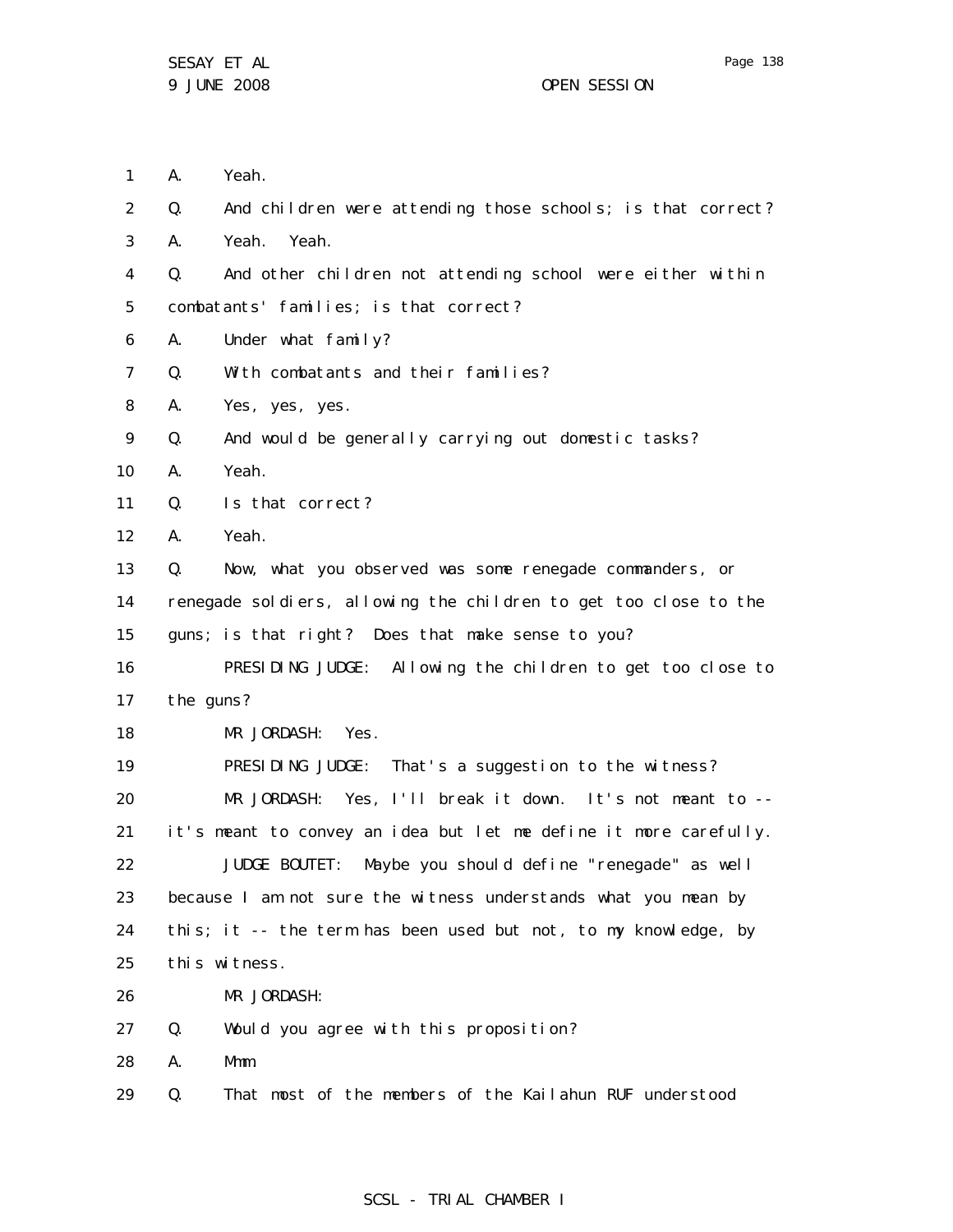1 A. Yeah.

2 Q. And children were attending those schools; is that correct?

3 A. Yeah. Yeah.

4 Q. And other children not attending school were either within

5 combatants' families; is that correct?

6 A. Under what family?

7 Q. With combatants and their families?

8 A. Yes, yes, yes.

9 Q. And would be generally carrying out domestic tasks?

10 A. Yeah.

11 Q. Is that correct?

12 A. Yeah.

13 Q. Now, what you observed was some renegade commanders, or

14 renegade soldiers, allowing the children to get too close to the

15 guns; is that right? Does that make sense to you?

16 PRESIDING JUDGE: Allowing the children to get too close to

17 the guns?

18 MR JORDASH: Yes.

19 PRESIDING JUDGE: That's a suggestion to the witness?

20 MR JORDASH: Yes, I'll break it down. It's not meant to --

21 it's meant to convey an idea but let me define it more carefully.

22 JUDGE BOUTET: Maybe you should define "renegade" as well

23 because I am not sure the witness understands what you mean by

24 this; it -- the term has been used but not, to my knowledge, by

25 this witness.

26 MR JORDASH:

27 Q. Would you agree with this proposition?

28 A. Mmm.

29 Q. That most of the members of the Kailahun RUF understood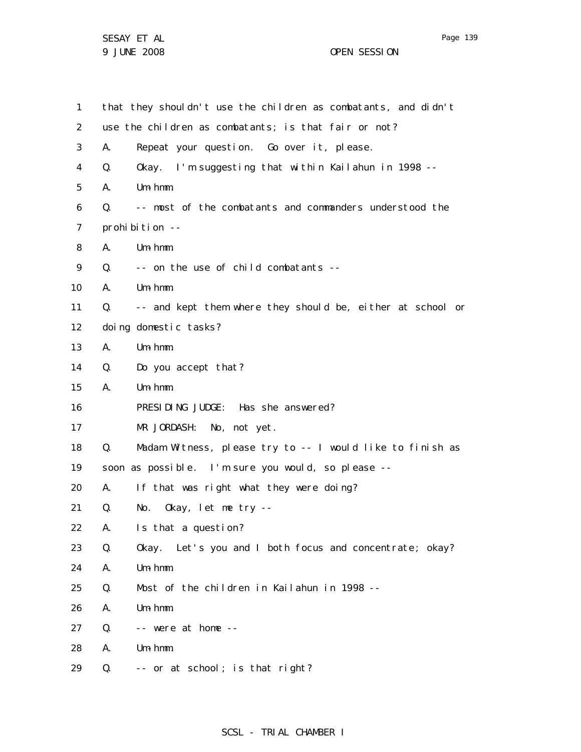1 that they shouldn't use the children as combatants, and didn't
2 use the children as combatants; is that fair or not?
3 A. Repeat your question. Go over it, please.
4 Q. Okay. I'm suggesting that within Kailahun in 1998 --
5 A. Um-hmm.
6 Q. -- most of the combatants and commanders understood the
7 prohibition --
8 A. Um-hmm.
9 Q. -- on the use of child combatants --
10 A. Um-hmm.
11 Q. -- and kept them where they should be, either at school or
12 doing domestic tasks?
13 A. Um-hmm.
14 Q. Do you accept that?
15 A. Um-hmm.
16 PRESIDING JUDGE: Has she answered?
17 MR JORDASH: No, not yet.
18 Q. Madam Witness, please try to -- I would like to finish as
19 soon as possible. I'm sure you would, so please --
20 A. If that was right what they were doing?
21 Q. No. Okay, let me try --
22 A. Is that a question?
23 Q. Okay. Let's you and I both focus and concentrate; okay?
24 A. Um-hmm.
25 Q. Most of the children in Kailahun in 1998 --
26 A. Um-hmm.
27 Q. -- were at home --
28 A. Um-hmm.
29 Q. -- or at school; is that right?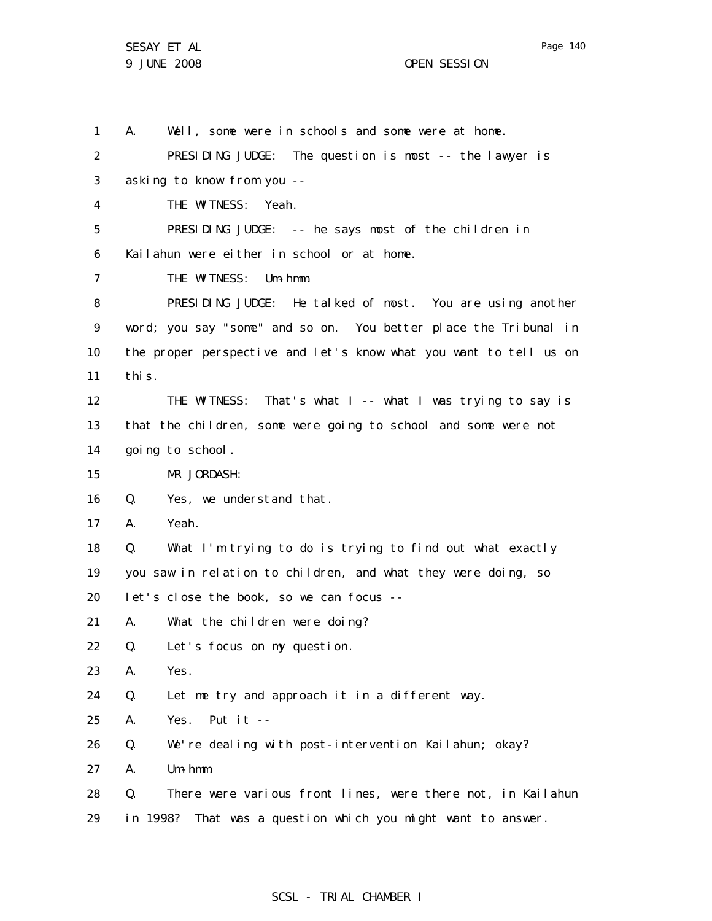1 A. Well, some were in schools and some were at home.

2 PRESIDING JUDGE: The question is most -- the lawyer is

3 asking to know from you --

4 THE WITNESS: Yeah.

5 PRESIDING JUDGE: -- he says most of the children in

6 Kailahun were either in school or at home.

7 THE WITNESS: Um-hmm.

8 PRESIDING JUDGE: He talked of most. You are using another

9 word; you say "some" and so on. You better place the Tribunal in

10 the proper perspective and let's know what you want to tell us on

11 this.

12 THE WITNESS: That's what I -- what I was trying to say is

13 that the children, some were going to school and some were not

14 going to school.

15 MR JORDASH:

16 Q. Yes, we understand that.

17 A. Yeah.

18 Q. What I'm trying to do is trying to find out what exactly

19 you saw in relation to children, and what they were doing, so

20 let's close the book, so we can focus --

21 A. What the children were doing?

22 Q. Let's focus on my question.

23 A. Yes.

24 Q. Let me try and approach it in a different way.

25 A. Yes. Put it --

26 Q. We're dealing with post-intervention Kailahun; okay?

27 A. Um-hmm.

28 Q. There were various front lines, were there not, in Kailahun

29 in 1998? That was a question which you might want to answer.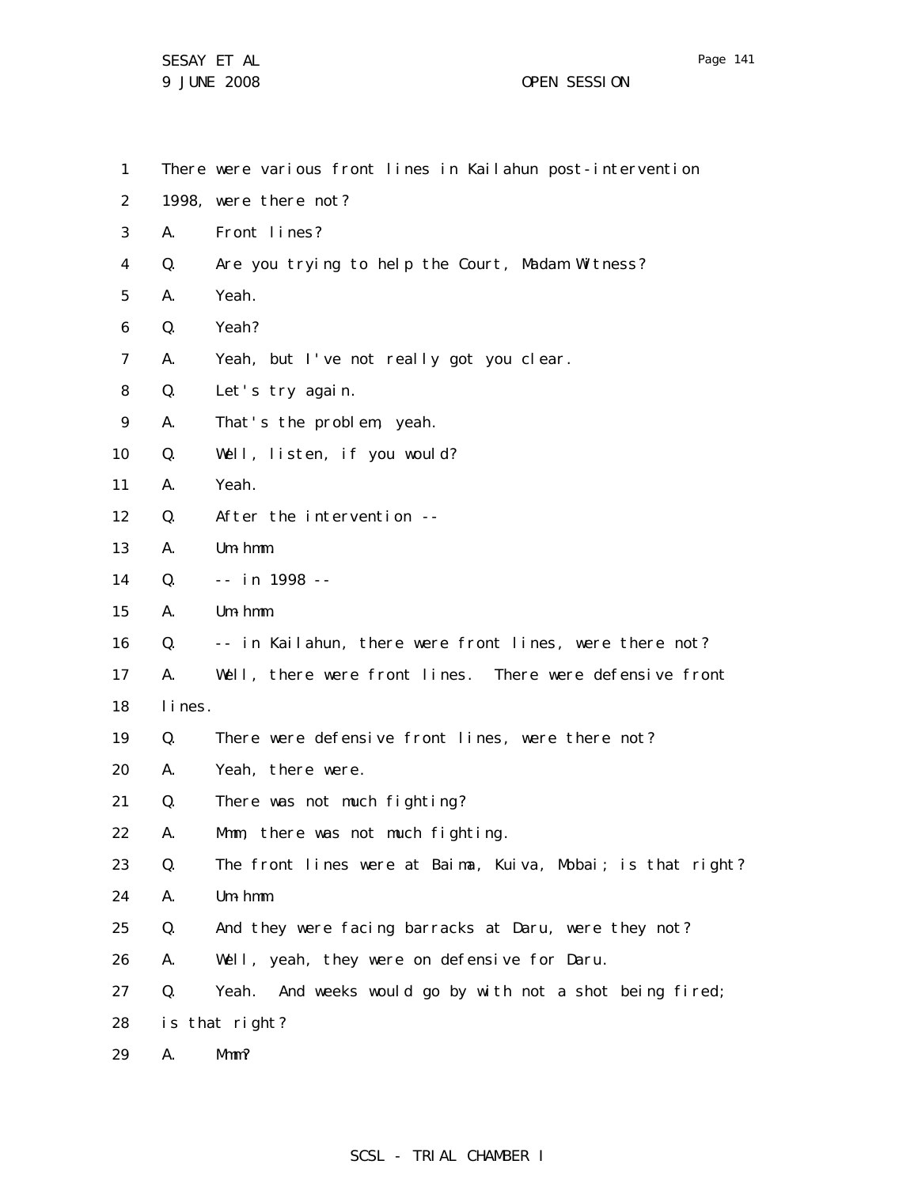1 There were various front lines in Kailahun post-intervention
2 1998, were there not?
3 A. Front lines?
4 Q. Are you trying to help the Court, Madam Witness?
5 A. Yeah.
6 Q. Yeah?
7 A. Yeah, but I've not really got you clear.
8 Q. Let's try again.
9 A. That's the problem, yeah.
10 Q. Well, listen, if you would?
11 A. Yeah.
12 Q. After the intervention --
13 A. Um-hmm.
14 Q. -- in 1998 --
15 A. Um-hmm.
16 Q. -- in Kailahun, there were front lines, were there not?
17 A. Well, there were front lines. There were defensive front
18 lines.
19 Q. There were defensive front lines, were there not?
20 A. Yeah, there were.
21 Q. There was not much fighting?
22 A. Mmm, there was not much fighting.
23 Q. The front lines were at Baima, Kuiva, Mobai; is that right?
24 A. Um-hmm.
25 Q. And they were facing barracks at Daru, were they not?
26 A. Well, yeah, they were on defensive for Daru.
27 Q. Yeah. And weeks would go by with not a shot being fired;
28 is that right?
29 A. Mmm?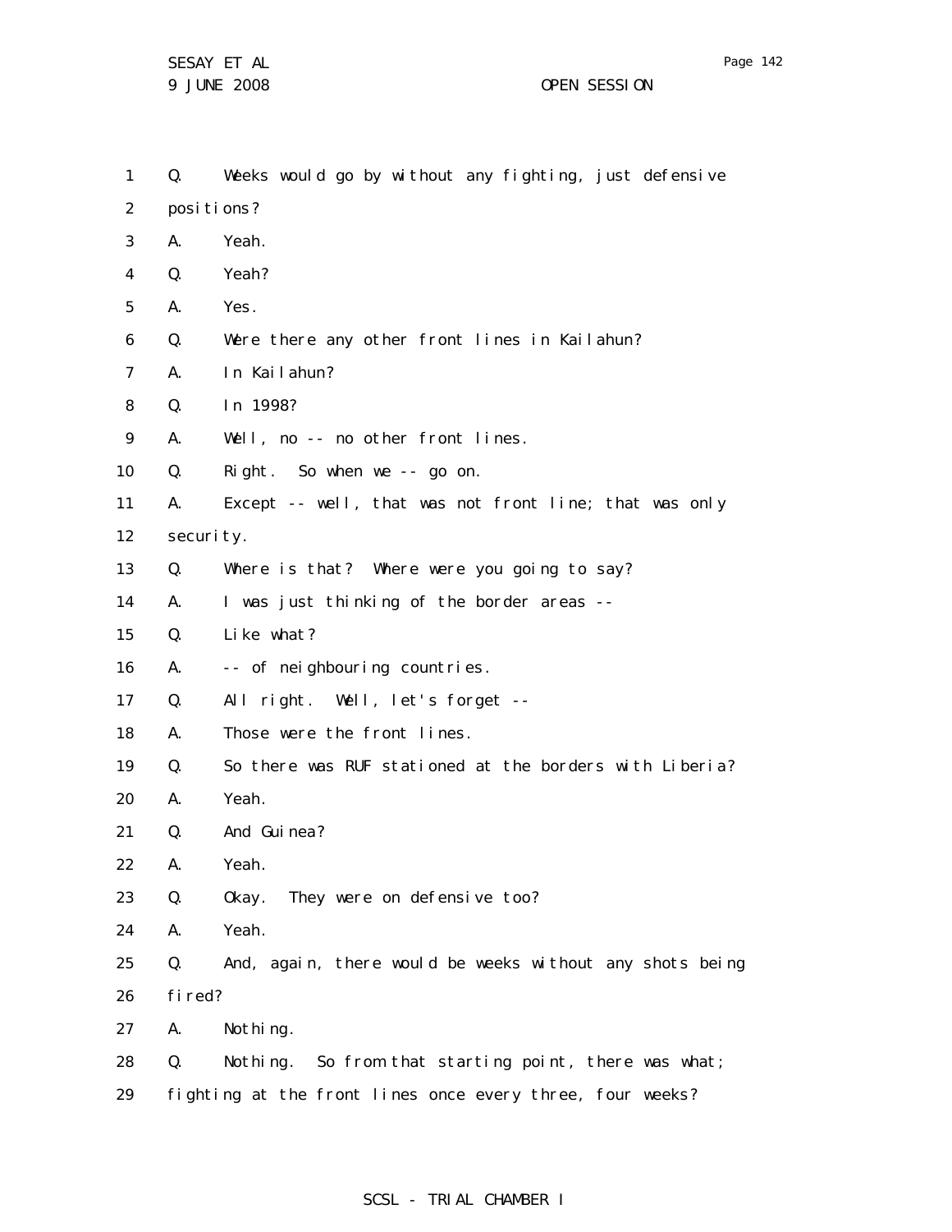1 Q. Weeks would go by without any fighting, just defensive
2 positions?
3 A. Yeah.
4 Q. Yeah?
5 A. Yes.
6 Q. Were there any other front lines in Kailahun?
7 A. In Kailahun?
8 Q. In 1998?
9 A. Well, no -- no other front lines.
10 Q. Right. So when we -- go on.
11 A. Except -- well, that was not front line; that was only
12 security.
13 Q. Where is that? Where were you going to say?
14 A. I was just thinking of the border areas --
15 Q. Like what?
16 A. -- of neighbouring countries.
17 Q. All right. Well, let's forget --
18 A. Those were the front lines.
19 Q. So there was RUF stationed at the borders with Liberia?
20 A. Yeah.
21 Q. And Guinea?
22 A. Yeah.
23 Q. Okay. They were on defensive too?
24 A. Yeah.
25 Q. And, again, there would be weeks without any shots being
26 fired?
27 A. Nothing.
28 Q. Nothing. So from that starting point, there was what;
29 fighting at the front lines once every three, four weeks?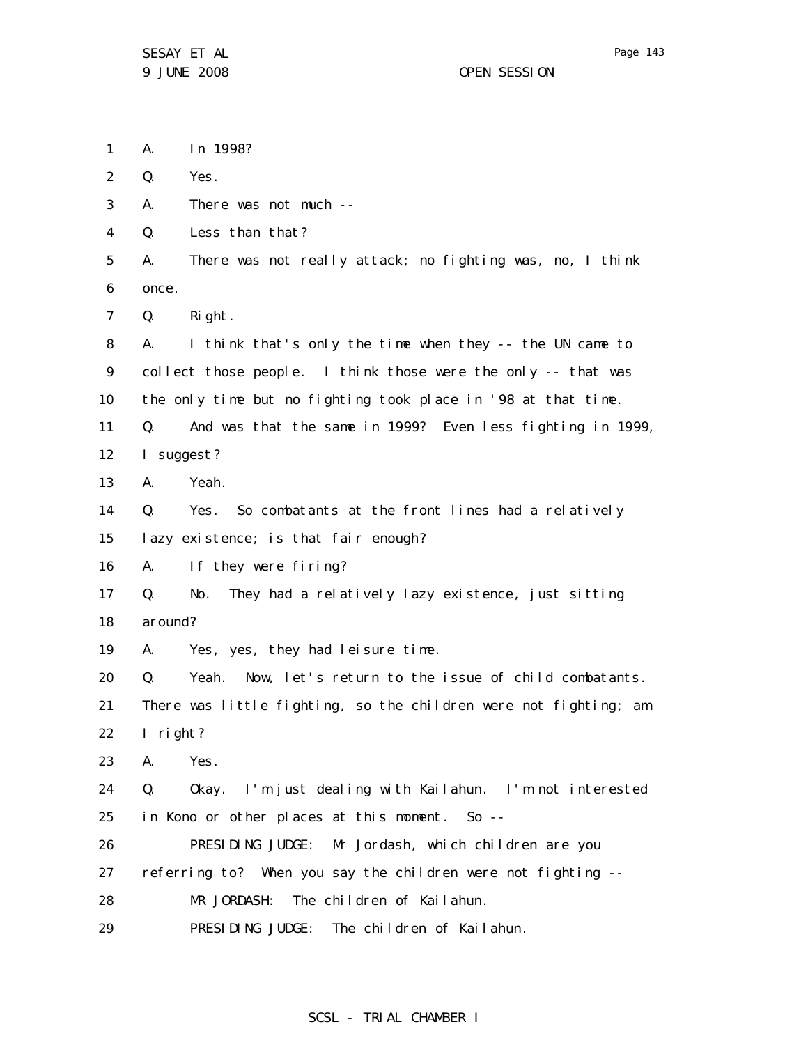1 A. In 1998?

2 Q. Yes.

3 A. There was not much --

4 Q. Less than that?

5 A. There was not really attack; no fighting was, no, I think
6 once.

7 Q. Right.

8 A. I think that's only the time when they -- the UN came to
9 collect those people. I think those were the only -- that was
10 the only time but no fighting took place in '98 at that time.

11 Q. And was that the same in 1999? Even less fighting in 1999,
12 I suggest?

13 A. Yeah.

14 Q. Yes. So combatants at the front lines had a relatively
15 lazy existence; is that fair enough?

16 A. If they were firing?

17 Q. No. They had a relatively lazy existence, just sitting
18 around?

19 A. Yes, yes, they had leisure time.

20 Q. Yeah. Now, let's return to the issue of child combatants.
21 There was little fighting, so the children were not fighting; am
22 I right?

23 A. Yes.

24 Q. Okay. I'm just dealing with Kailahun. I'm not interested
25 in Kono or other places at this moment. So --

26 PRESIDING JUDGE: Mr Jordash, which children are you
27 referring to? When you say the children were not fighting --

28 MR JORDASH: The children of Kailahun.

29 PRESIDING JUDGE: The children of Kailahun.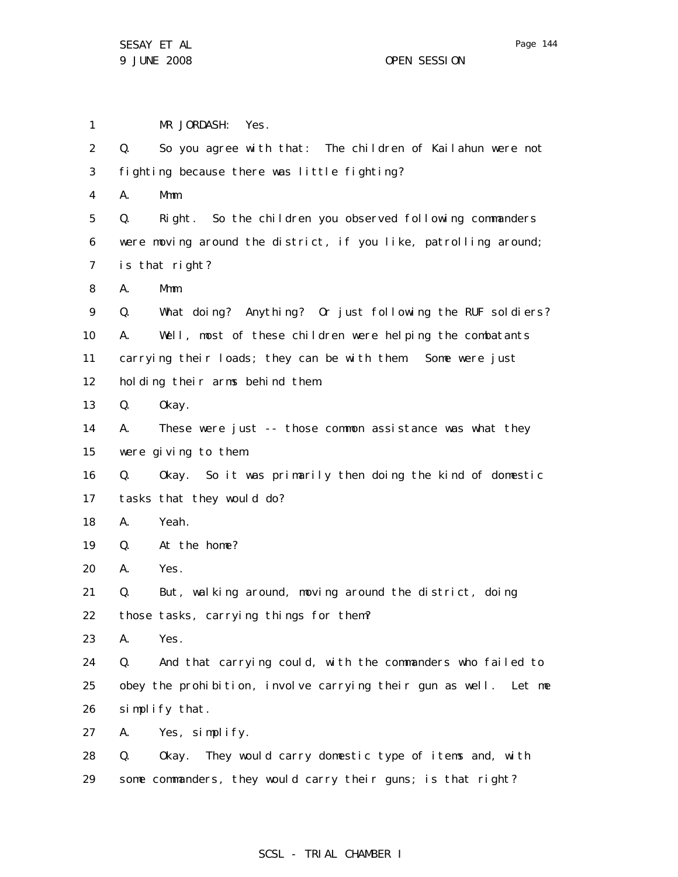MR JORDASH: Yes.

Q. So you agree with that: The children of Kailahun were not fighting because there was little fighting?

A. Mmm.

Q. Right. So the children you observed following commanders were moving around the district, if you like, patrolling around; is that right?

A. Mmm.

Q. What doing? Anything? Or just following the RUF soldiers?

A. Well, most of these children were helping the combatants carrying their loads; they can be with them. Some were just holding their arms behind them.

Q. Okay.

A. These were just -- those common assistance was what they were giving to them.

Q. Okay. So it was primarily then doing the kind of domestic tasks that they would do?

A. Yeah.

Q. At the home?

A. Yes.

Q. But, walking around, moving around the district, doing those tasks, carrying things for them?

A. Yes.

Q. And that carrying could, with the commanders who failed to obey the prohibition, involve carrying their gun as well. Let me simplify that.

A. Yes, simplify.

Q. Okay. They would carry domestic type of items and, with some commanders, they would carry their guns; is that right?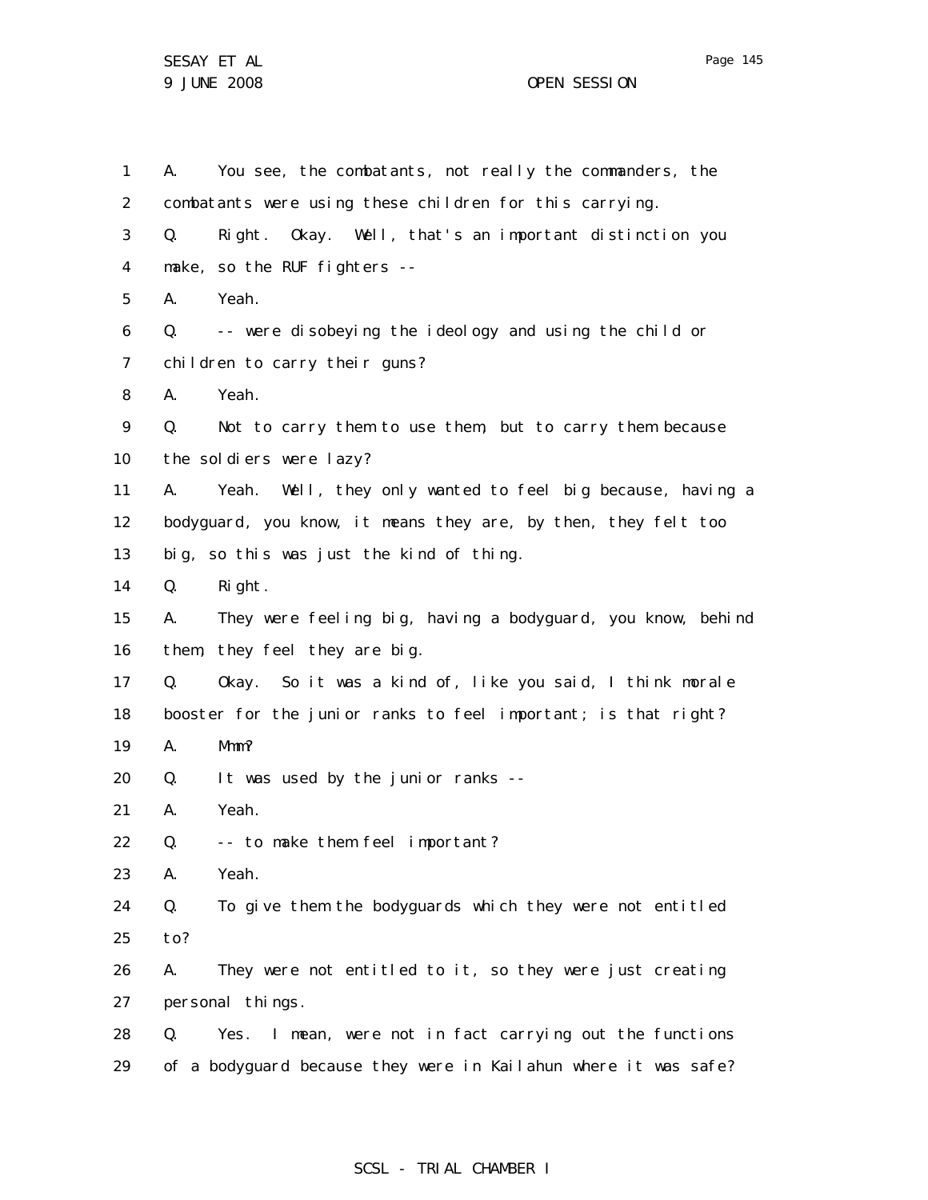A. You see, the combatants, not really the commanders, the combatants were using these children for this carrying.

Q. Right. Okay. Well, that's an important distinction you make, so the RUF fighters --

A. Yeah.

Q. -- were disobeying the ideology and using the child or children to carry their guns?

A. Yeah.

Q. Not to carry them to use them, but to carry them because the soldiers were lazy?

A. Yeah. Well, they only wanted to feel big because, having a bodyguard, you know, it means they are, by then, they felt too big, so this was just the kind of thing.

Q. Right.

A. They were feeling big, having a bodyguard, you know, behind them, they feel they are big.

Q. Okay. So it was a kind of, like you said, I think morale booster for the junior ranks to feel important; is that right?

A. Mmm?

Q. It was used by the junior ranks --

A. Yeah.

Q. -- to make them feel important?

A. Yeah.

Q. To give them the bodyguards which they were not entitled to?

A. They were not entitled to it, so they were just creating personal things.

Q. Yes. I mean, were not in fact carrying out the functions of a bodyguard because they were in Kailahun where it was safe?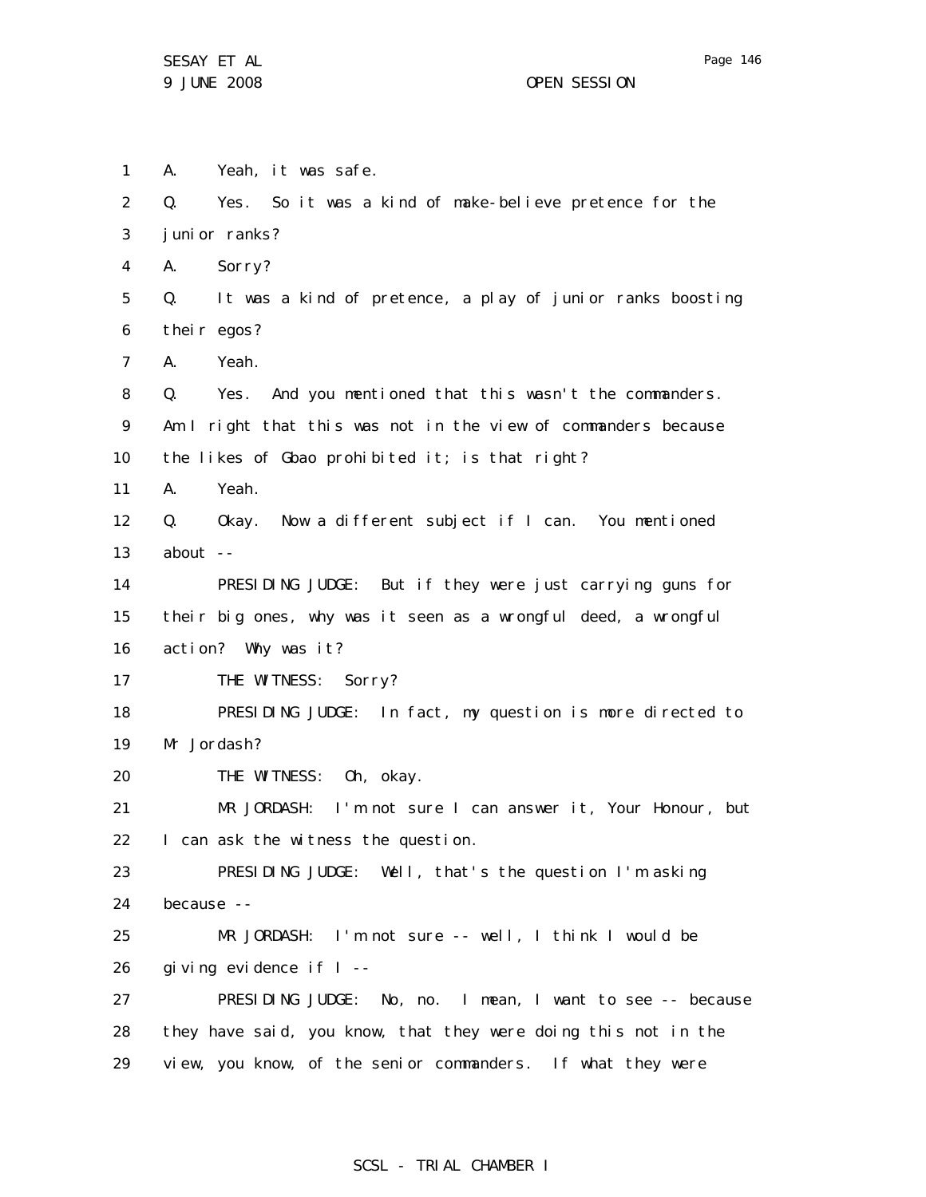1 A. Yeah, it was safe.

2 Q. Yes. So it was a kind of make-believe pretence for the

3 junior ranks?

4 A. Sorry?

5 Q. It was a kind of pretence, a play of junior ranks boosting

6 their egos?

7 A. Yeah.

8 Q. Yes. And you mentioned that this wasn't the commanders.

9 Am I right that this was not in the view of commanders because

10 the likes of Gbao prohibited it; is that right?

11 A. Yeah.

12 Q. Okay. Now a different subject if I can. You mentioned

13 about --

14 PRESIDING JUDGE: But if they were just carrying guns for

15 their big ones, why was it seen as a wrongful deed, a wrongful

16 action? Why was it?

17 THE WITNESS: Sorry?

18 PRESIDING JUDGE: In fact, my question is more directed to

19 Mr Jordash?

20 THE WITNESS: Oh, okay.

21 MR JORDASH: I'm not sure I can answer it, Your Honour, but

22 I can ask the witness the question.

23 PRESIDING JUDGE: Well, that's the question I'm asking

24 because --

25 MR JORDASH: I'm not sure -- well, I think I would be

26 giving evidence if I --

27 PRESIDING JUDGE: No, no. I mean, I want to see -- because

28 they have said, you know, that they were doing this not in the

29 view, you know, of the senior commanders. If what they were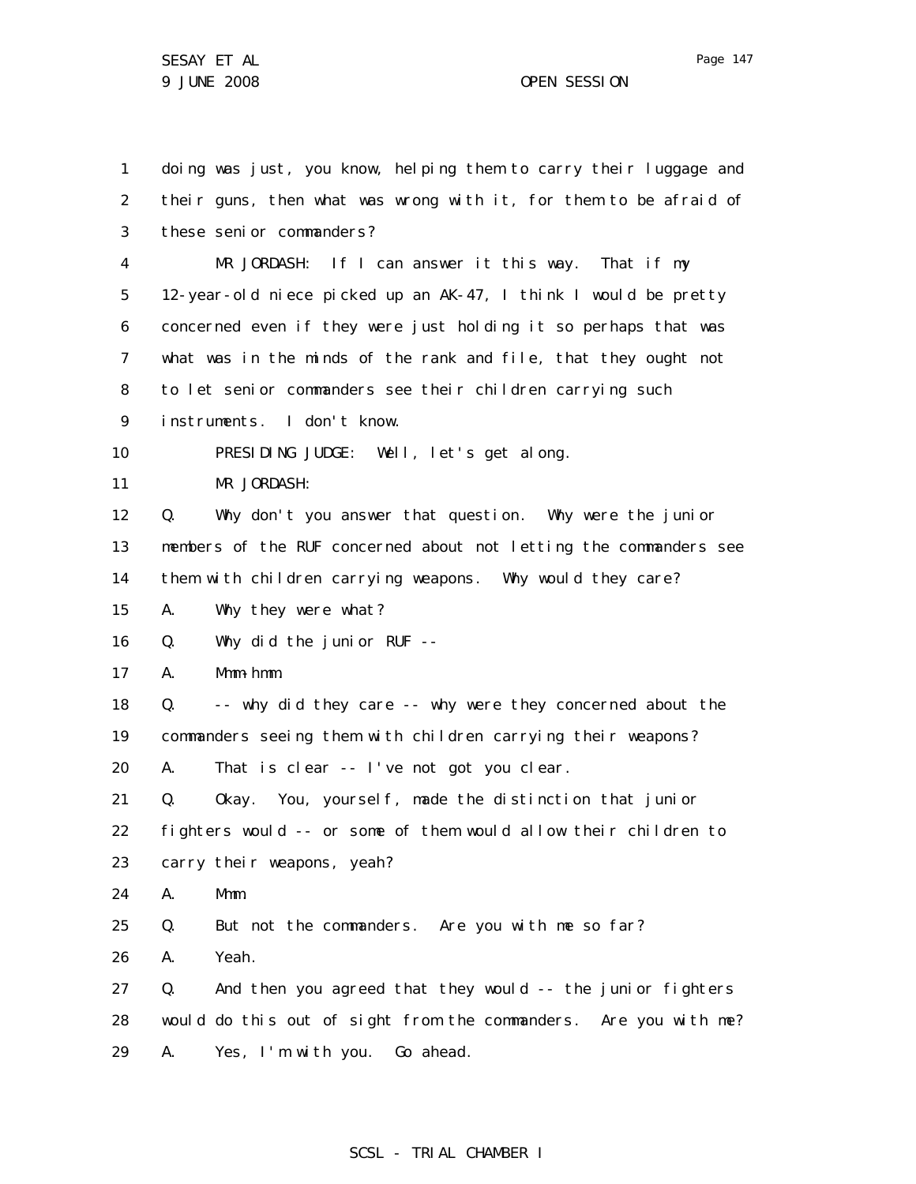doing was just, you know, helping them to carry their luggage and their guns, then what was wrong with it, for them to be afraid of these senior commanders?

MR JORDASH: If I can answer it this way. That if my 12-year-old niece picked up an AK-47, I think I would be pretty concerned even if they were just holding it so perhaps that was what was in the minds of the rank and file, that they ought not to let senior commanders see their children carrying such instruments. I don't know.

PRESIDING JUDGE: Well, let's get along.

MR JORDASH:

Q. Why don't you answer that question. Why were the junior members of the RUF concerned about not letting the commanders see them with children carrying weapons. Why would they care?

A. Why they were what?

Q. Why did the junior RUF --

A. Mmm-hmm.

Q. -- why did they care -- why were they concerned about the commanders seeing them with children carrying their weapons?

A. That is clear -- I've not got you clear.

Q. Okay. You, yourself, made the distinction that junior fighters would -- or some of them would allow their children to carry their weapons, yeah?

A. Mmm.

Q. But not the commanders. Are you with me so far?

A. Yeah.

Q. And then you agreed that they would -- the junior fighters would do this out of sight from the commanders. Are you with me?

A. Yes, I'm with you. Go ahead.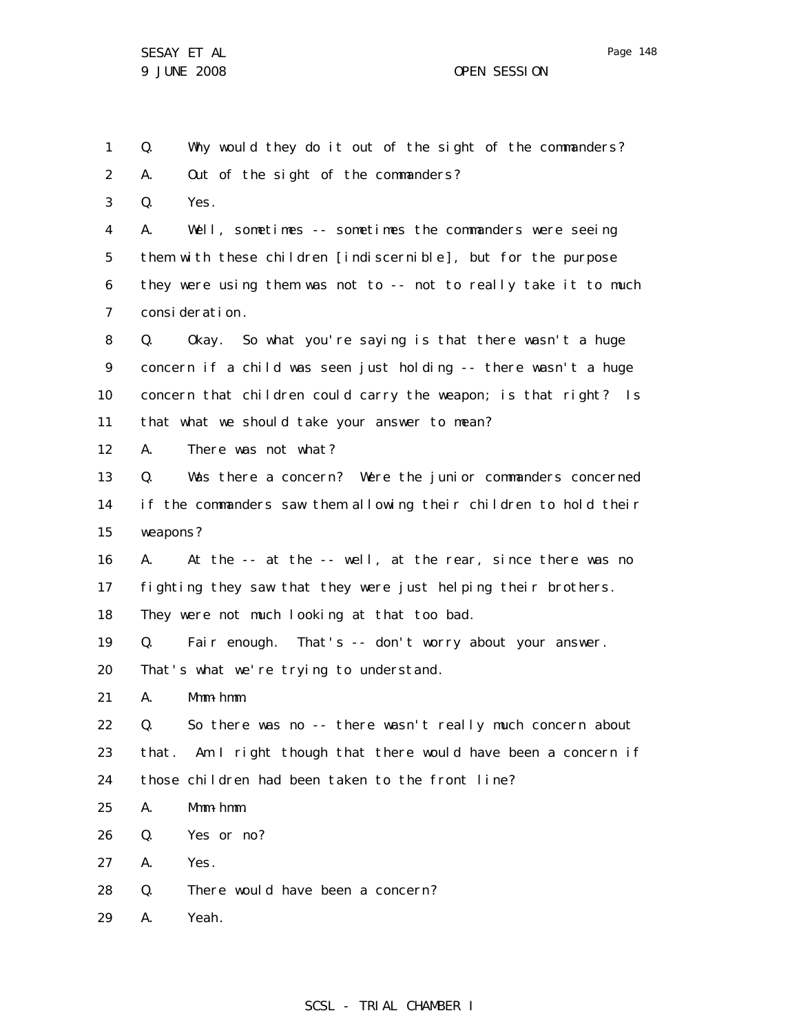1 Q. Why would they do it out of the sight of the commanders?

2 A. Out of the sight of the commanders?

3 Q. Yes.

4 A. Well, sometimes -- sometimes the commanders were seeing

5 them with these children [indiscernible], but for the purpose

6 they were using them was not to -- not to really take it to much

7 consideration.

8 Q. Okay. So what you're saying is that there wasn't a huge

9 concern if a child was seen just holding -- there wasn't a huge

10 concern that children could carry the weapon; is that right? Is

11 that what we should take your answer to mean?

12 A. There was not what?

13 Q. Was there a concern? Were the junior commanders concerned

14 if the commanders saw them allowing their children to hold their

15 weapons?

16 A. At the -- at the -- well, at the rear, since there was no

17 fighting they saw that they were just helping their brothers.

18 They were not much looking at that too bad.

19 Q. Fair enough. That's -- don't worry about your answer.

20 That's what we're trying to understand.

21 A. Mmm-hmm.

22 Q. So there was no -- there wasn't really much concern about

23 that. Am I right though that there would have been a concern if

24 those children had been taken to the front line?

25 A. Mmm-hmm.

26 Q. Yes or no?

27 A. Yes.

28 Q. There would have been a concern?

29 A. Yeah.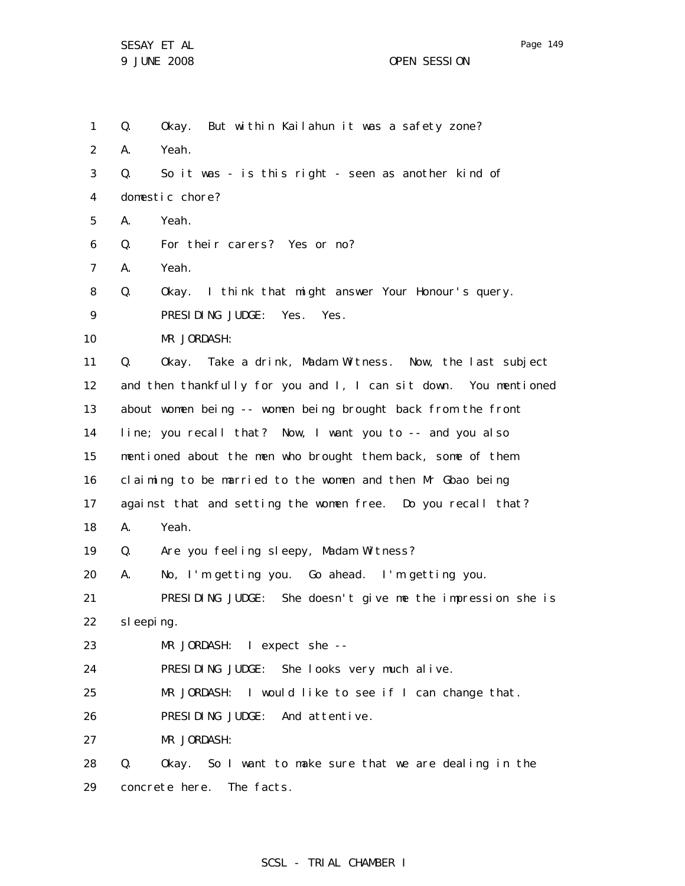Q. Okay. But within Kailahun it was a safety zone?

A. Yeah.

Q. So it was - is this right - seen as another kind of domestic chore?

A. Yeah.

Q. For their carers? Yes or no?

A. Yeah.

Q. Okay. I think that might answer Your Honour's query.

PRESIDING JUDGE: Yes. Yes.

MR JORDASH:

Q. Okay. Take a drink, Madam Witness. Now, the last subject and then thankfully for you and I, I can sit down. You mentioned about women being -- women being brought back from the front line; you recall that? Now, I want you to -- and you also mentioned about the men who brought them back, some of them claiming to be married to the women and then Mr Gbao being against that and setting the women free. Do you recall that?

A. Yeah.

Q. Are you feeling sleepy, Madam Witness?

A. No, I'm getting you. Go ahead. I'm getting you.

PRESIDING JUDGE: She doesn't give me the impression she is sleeping.

MR JORDASH: I expect she --

PRESIDING JUDGE: She looks very much alive.

MR JORDASH: I would like to see if I can change that.

PRESIDING JUDGE: And attentive.

MR JORDASH:

Q. Okay. So I want to make sure that we are dealing in the concrete here. The facts.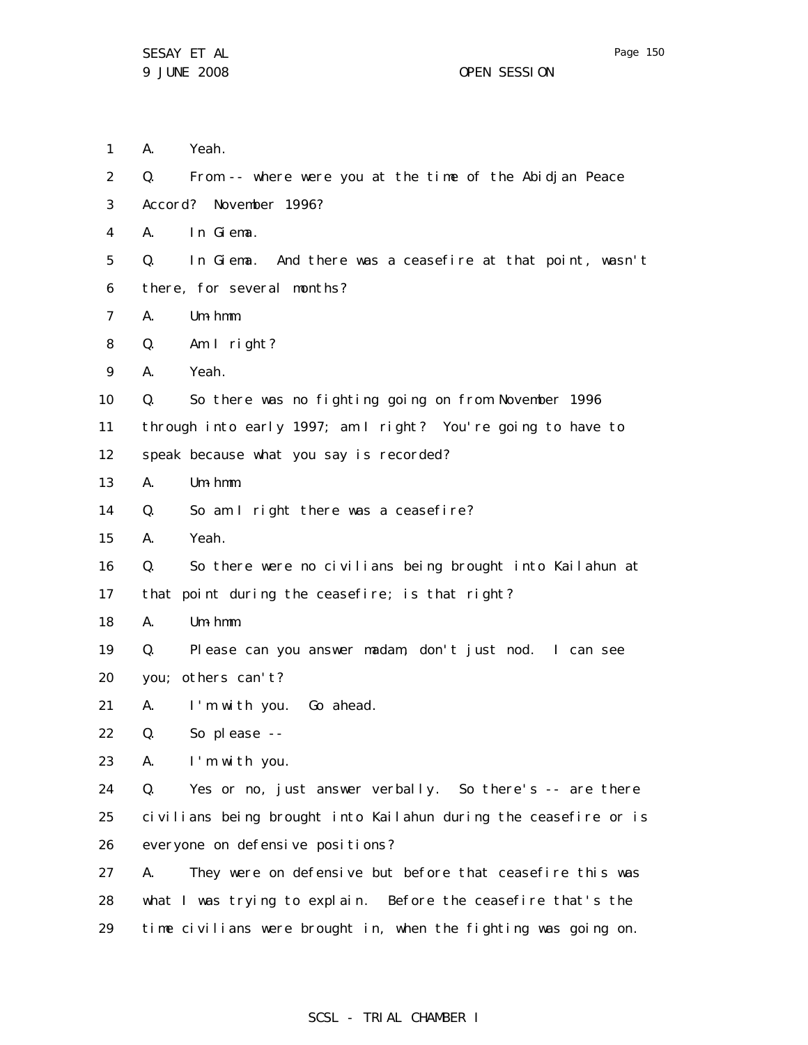1 A. Yeah.

2 Q. From -- where were you at the time of the Abidjan Peace

3 Accord? November 1996?

4 A. In Giema.

5 Q. In Giema. And there was a ceasefire at that point, wasn't

6 there, for several months?

7 A. Um-hmm.

8 Q. Am I right?

9 A. Yeah.

10 Q. So there was no fighting going on from November 1996

11 through into early 1997; am I right? You're going to have to

12 speak because what you say is recorded?

13 A. Um-hmm.

14 Q. So am I right there was a ceasefire?

15 A. Yeah.

16 Q. So there were no civilians being brought into Kailahun at

17 that point during the ceasefire; is that right?

18 A. Um-hmm.

19 Q. Please can you answer madam, don't just nod. I can see

20 you; others can't?

21 A. I'm with you. Go ahead.

22 Q. So please --

23 A. I'm with you.

24 Q. Yes or no, just answer verbally. So there's -- are there

25 civilians being brought into Kailahun during the ceasefire or is

26 everyone on defensive positions?

27 A. They were on defensive but before that ceasefire this was

28 what I was trying to explain. Before the ceasefire that's the

29 time civilians were brought in, when the fighting was going on.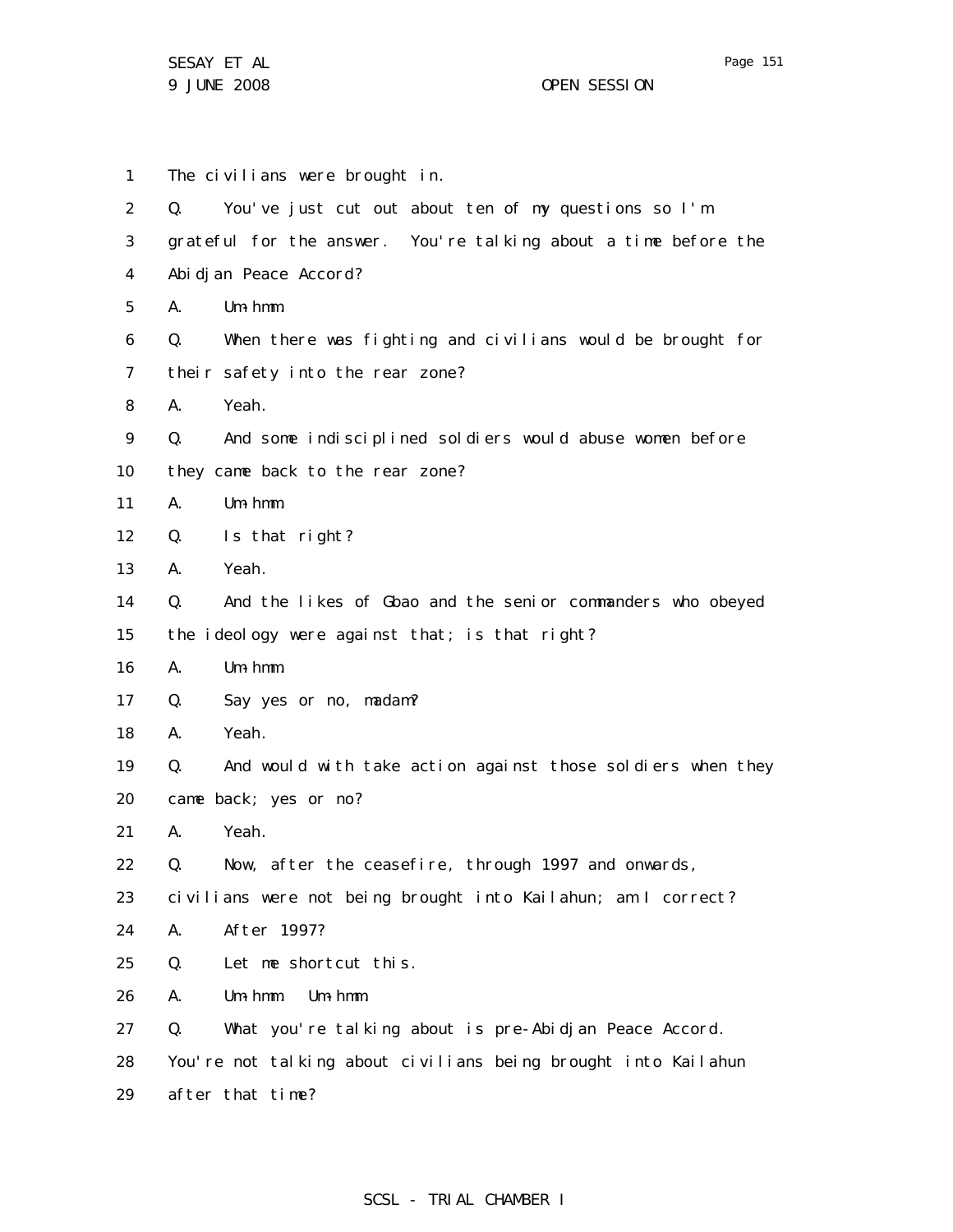1 The civilians were brought in.

2 Q. You've just cut out about ten of my questions so I'm

3 grateful for the answer. You're talking about a time before the

4 Abidjan Peace Accord?

5 A. Um-hmm.

6 Q. When there was fighting and civilians would be brought for

7 their safety into the rear zone?

8 A. Yeah.

9 Q. And some indisciplined soldiers would abuse women before

10 they came back to the rear zone?

11 A. Um-hmm.

12 Q. Is that right?

13 A. Yeah.

14 Q. And the likes of Gbao and the senior commanders who obeyed

15 the ideology were against that; is that right?

16 A. Um-hmm.

17 Q. Say yes or no, madam?

18 A. Yeah.

19 Q. And would with take action against those soldiers when they

20 came back; yes or no?

21 A. Yeah.

22 Q. Now, after the ceasefire, through 1997 and onwards,

23 civilians were not being brought into Kailahun; am I correct?

24 A. After 1997?

25 Q. Let me shortcut this.

26 A. Um-hmm. Um-hmm.

27 Q. What you're talking about is pre-Abidjan Peace Accord.

28 You're not talking about civilians being brought into Kailahun

29 after that time?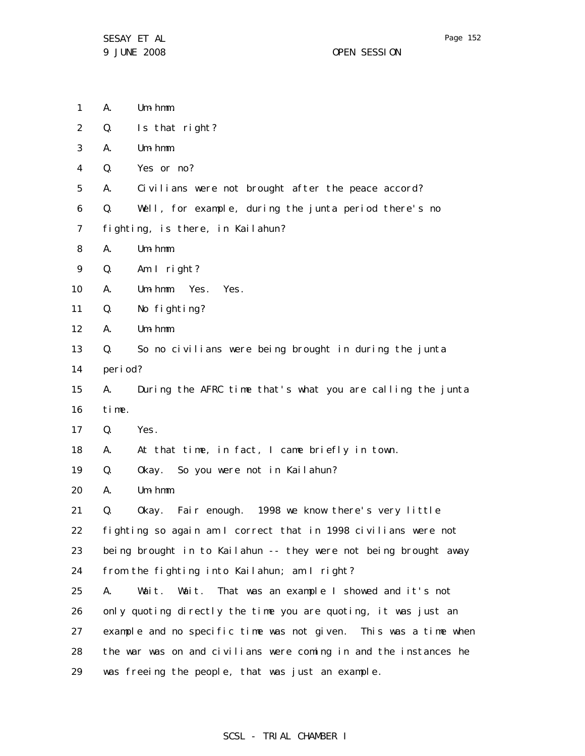1 A. Um-hmm.

2 Q. Is that right?

3 A. Um-hmm.

4 Q. Yes or no?

5 A. Civilians were not brought after the peace accord?

6 Q. Well, for example, during the junta period there's no

7 fighting, is there, in Kailahun?

8 A. Um-hmm.

9 Q. Am I right?

10 A. Um-hmm. Yes. Yes.

11 Q. No fighting?

12 A. Um-hmm.

13 Q. So no civilians were being brought in during the junta

14 period?

15 A. During the AFRC time that's what you are calling the junta

16 time.

17 Q. Yes.

18 A. At that time, in fact, I came briefly in town.

19 Q. Okay. So you were not in Kailahun?

20 A. Um-hmm.

21 Q. Okay. Fair enough. 1998 we know there's very little

22 fighting so again am I correct that in 1998 civilians were not

23 being brought in to Kailahun -- they were not being brought away

24 from the fighting into Kailahun; am I right?

25 A. Wait. Wait. That was an example I showed and it's not

26 only quoting directly the time you are quoting, it was just an

27 example and no specific time was not given. This was a time when

28 the war was on and civilians were coming in and the instances he

29 was freeing the people, that was just an example.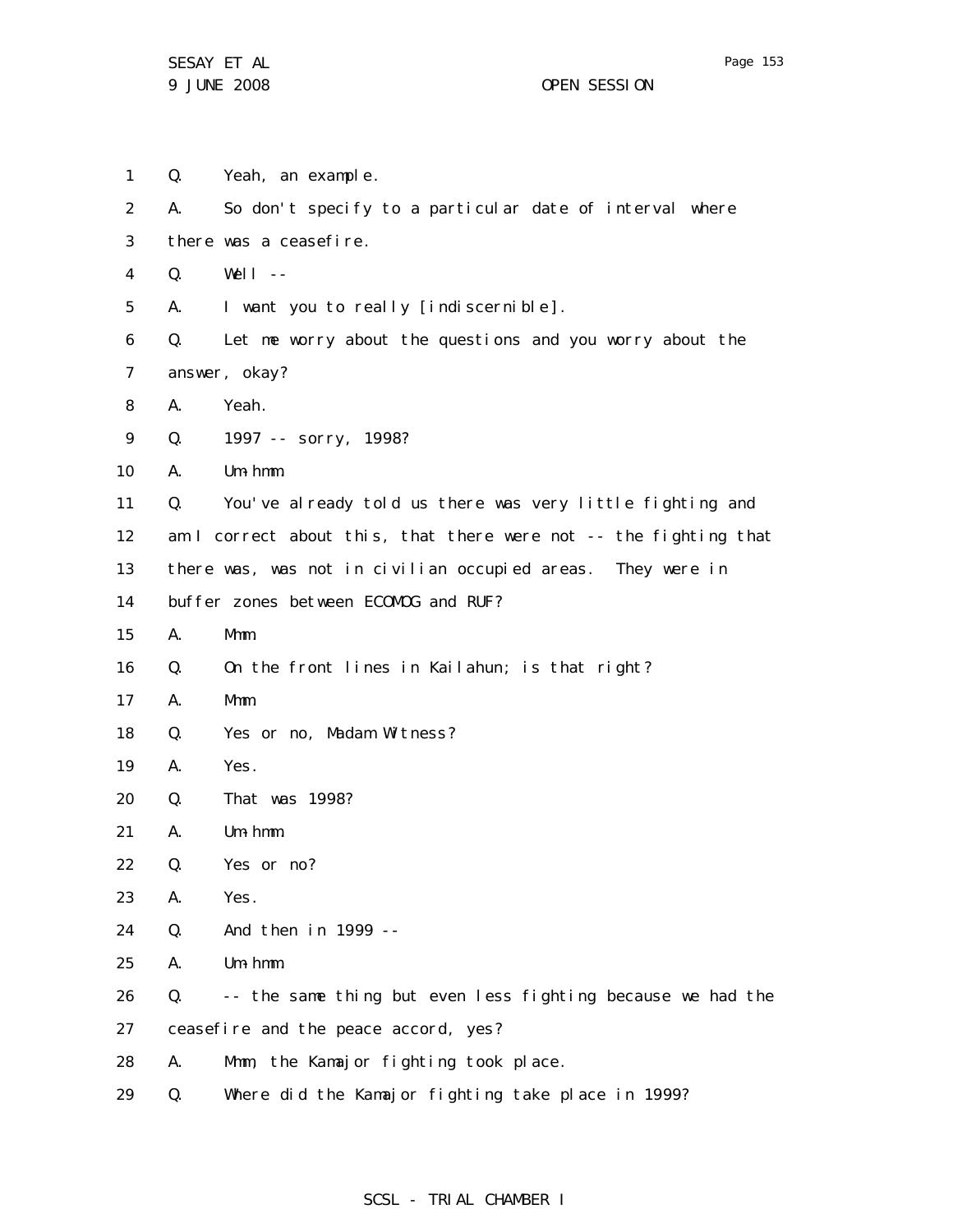1 Q. Yeah, an example.

2 A. So don't specify to a particular date of interval where

3 there was a ceasefire.

4 Q. Well --

5 A. I want you to really [indiscernible].

6 Q. Let me worry about the questions and you worry about the

7 answer, okay?

8 A. Yeah.

9 Q. 1997 -- sorry, 1998?

10 A. Um-hmm.

11 Q. You've already told us there was very little fighting and

12 am I correct about this, that there were not -- the fighting that

13 there was, was not in civilian occupied areas. They were in

14 buffer zones between ECOMOG and RUF?

15 A. Mmm.

16 Q. On the front lines in Kailahun; is that right?

17 A. Mmm.

18 Q. Yes or no, Madam Witness?

19 A. Yes.

20 Q. That was 1998?

21 A. Um-hmm.

22 Q. Yes or no?

23 A. Yes.

24 Q. And then in 1999 --

25 A. Um-hmm.

26 Q. -- the same thing but even less fighting because we had the

27 ceasefire and the peace accord, yes?

28 A. Mmm, the Kamajor fighting took place.

29 Q. Where did the Kamajor fighting take place in 1999?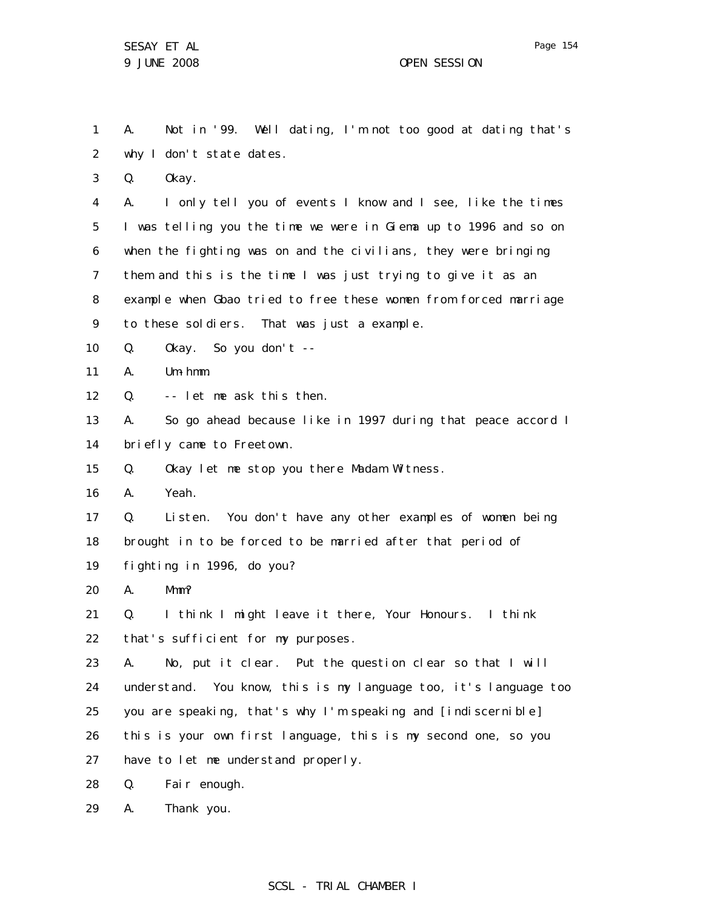1 A. Not in '99. Well dating, I'm not too good at dating that's
2 why I don't state dates.
3 Q. Okay.
4 A. I only tell you of events I know and I see, like the times
5 I was telling you the time we were in Giema up to 1996 and so on
6 when the fighting was on and the civilians, they were bringing
7 them and this is the time I was just trying to give it as an
8 example when Gbao tried to free these women from forced marriage
9 to these soldiers. That was just a example.
10 Q. Okay. So you don't --
11 A. Um-hmm.
12 Q. -- let me ask this then.
13 A. So go ahead because like in 1997 during that peace accord I
14 briefly came to Freetown.
15 Q. Okay let me stop you there Madam Witness.
16 A. Yeah.
17 Q. Listen. You don't have any other examples of women being
18 brought in to be forced to be married after that period of
19 fighting in 1996, do you?
20 A. Mmm?
21 Q. I think I might leave it there, Your Honours. I think
22 that's sufficient for my purposes.
23 A. No, put it clear. Put the question clear so that I will
24 understand. You know, this is my language too, it's language too
25 you are speaking, that's why I'm speaking and [indiscernible]
26 this is your own first language, this is my second one, so you
27 have to let me understand properly.
28 Q. Fair enough.
29 A. Thank you.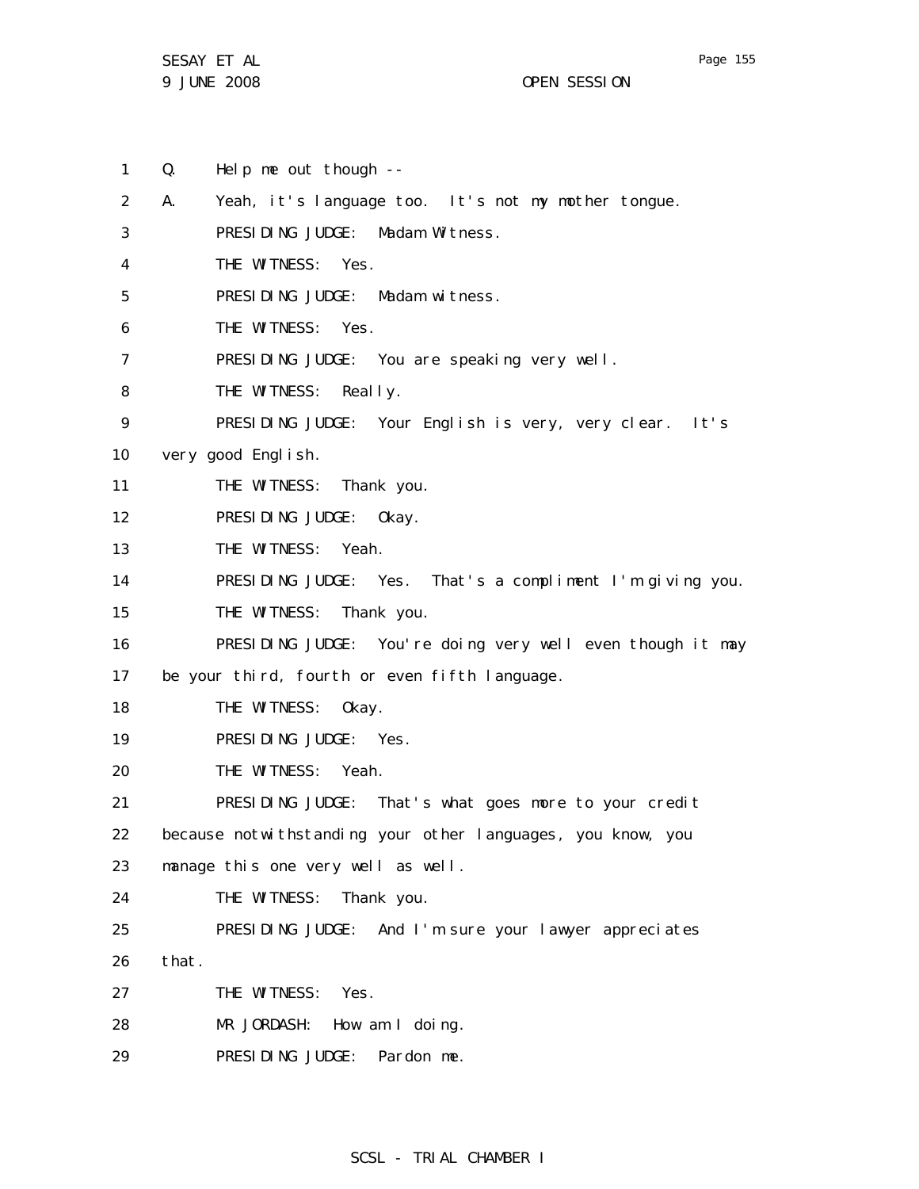Q. Help me out though --

A. Yeah, it's language too. It's not my mother tongue.

PRESIDING JUDGE: Madam Witness.

THE WITNESS: Yes.

PRESIDING JUDGE: Madam witness.

THE WITNESS: Yes.

PRESIDING JUDGE: You are speaking very well.

THE WITNESS: Really.

PRESIDING JUDGE: Your English is very, very clear. It's very good English.

THE WITNESS: Thank you.

PRESIDING JUDGE: Okay.

THE WITNESS: Yeah.

PRESIDING JUDGE: Yes. That's a compliment I'm giving you.

THE WITNESS: Thank you.

PRESIDING JUDGE: You're doing very well even though it may be your third, fourth or even fifth language.

THE WITNESS: Okay.

PRESIDING JUDGE: Yes.

THE WITNESS: Yeah.

PRESIDING JUDGE: That's what goes more to your credit because notwithstanding your other languages, you know, you manage this one very well as well.

THE WITNESS: Thank you.

PRESIDING JUDGE: And I'm sure your lawyer appreciates that.

THE WITNESS: Yes.

MR JORDASH: How am I doing.

PRESIDING JUDGE: Pardon me.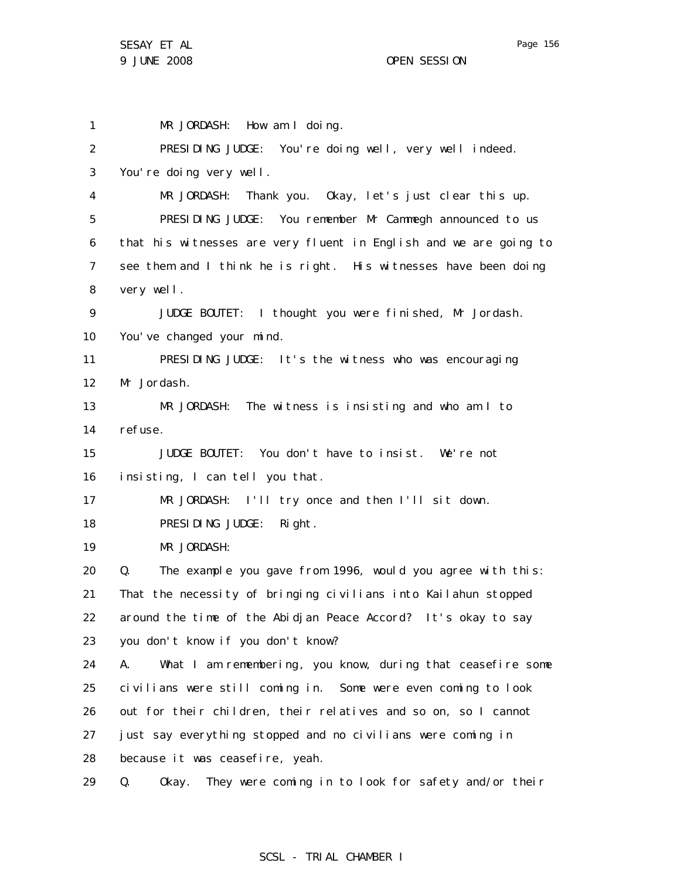1 MR JORDASH: How am I doing.

2 PRESIDING JUDGE: You're doing well, very well indeed.

3 You're doing very well.

4 MR JORDASH: Thank you. Okay, let's just clear this up.

5 PRESIDING JUDGE: You remember Mr Cammegh announced to us

6 that his witnesses are very fluent in English and we are going to

7 see them and I think he is right. His witnesses have been doing

8 very well.

9 JUDGE BOUTET: I thought you were finished, Mr Jordash.

10 You've changed your mind.

11 PRESIDING JUDGE: It's the witness who was encouraging

12 Mr Jordash.

13 MR JORDASH: The witness is insisting and who am I to

14 refuse.

15 JUDGE BOUTET: You don't have to insist. We're not

16 insisting, I can tell you that.

17 MR JORDASH: I'll try once and then I'll sit down.

18 PRESIDING JUDGE: Right.

19 MR JORDASH:

20 Q. The example you gave from 1996, would you agree with this:

21 That the necessity of bringing civilians into Kailahun stopped

22 around the time of the Abidjan Peace Accord? It's okay to say

23 you don't know if you don't know?

24 A. What I am remembering, you know, during that ceasefire some

25 civilians were still coming in. Some were even coming to look

26 out for their children, their relatives and so on, so I cannot

27 just say everything stopped and no civilians were coming in

28 because it was ceasefire, yeah.

29 Q. Okay. They were coming in to look for safety and/or their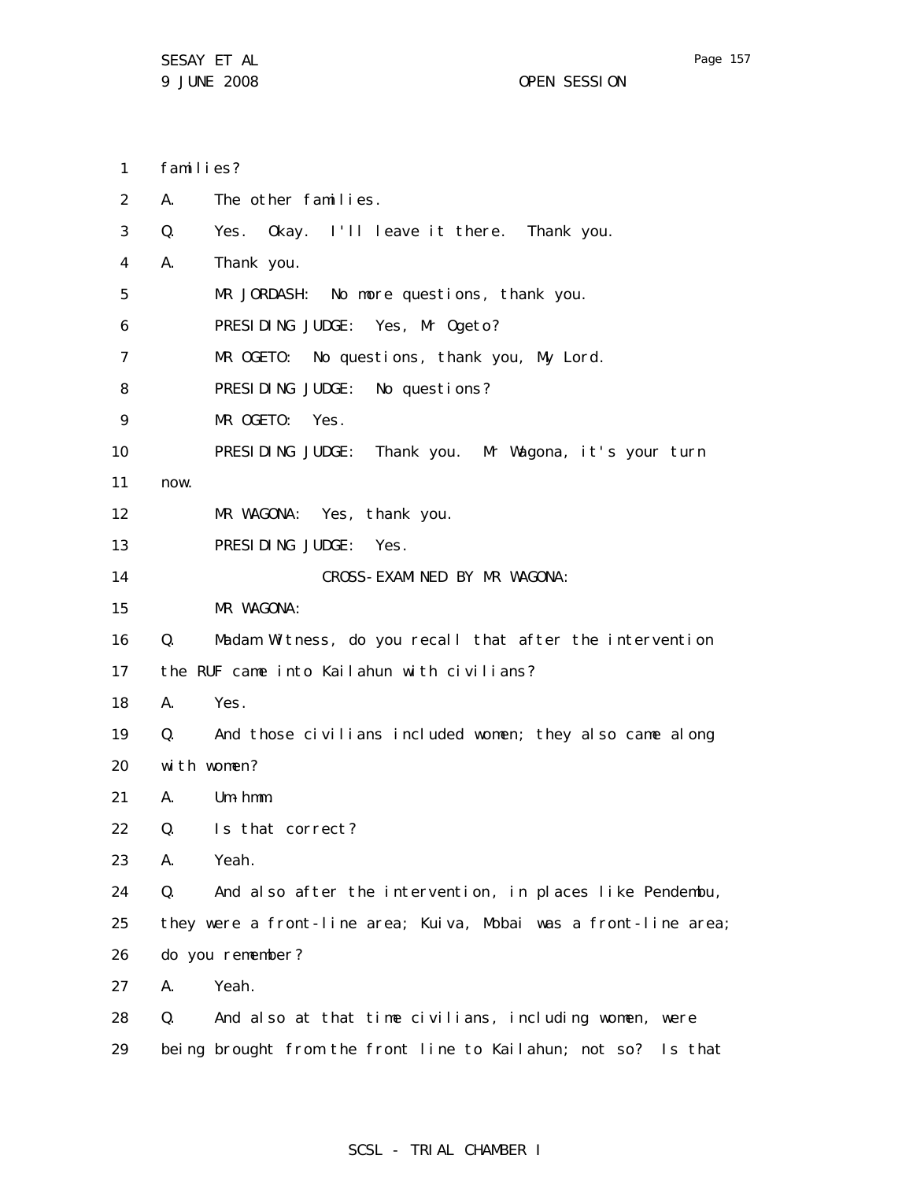families?

A. The other families.

Q. Yes. Okay. I'll leave it there. Thank you.

A. Thank you.

MR JORDASH: No more questions, thank you.

PRESIDING JUDGE: Yes, Mr Ogeto?

MR OGETO: No questions, thank you, My Lord.

PRESIDING JUDGE: No questions?

MR OGETO: Yes.

PRESIDING JUDGE: Thank you. Mr Wagona, it's your turn now.

MR WAGONA: Yes, thank you.

PRESIDING JUDGE: Yes.

CROSS-EXAMINED BY MR WAGONA:

MR WAGONA:

Q. Madam Witness, do you recall that after the intervention the RUF came into Kailahun with civilians?

A. Yes.

Q. And those civilians included women; they also came along with women?

A. Um-hmm.

Q. Is that correct?

A. Yeah.

Q. And also after the intervention, in places like Pendembu, they were a front-line area; Kuiva, Mobai was a front-line area; do you remember?

A. Yeah.

Q. And also at that time civilians, including women, were being brought from the front line to Kailahun; not so? Is that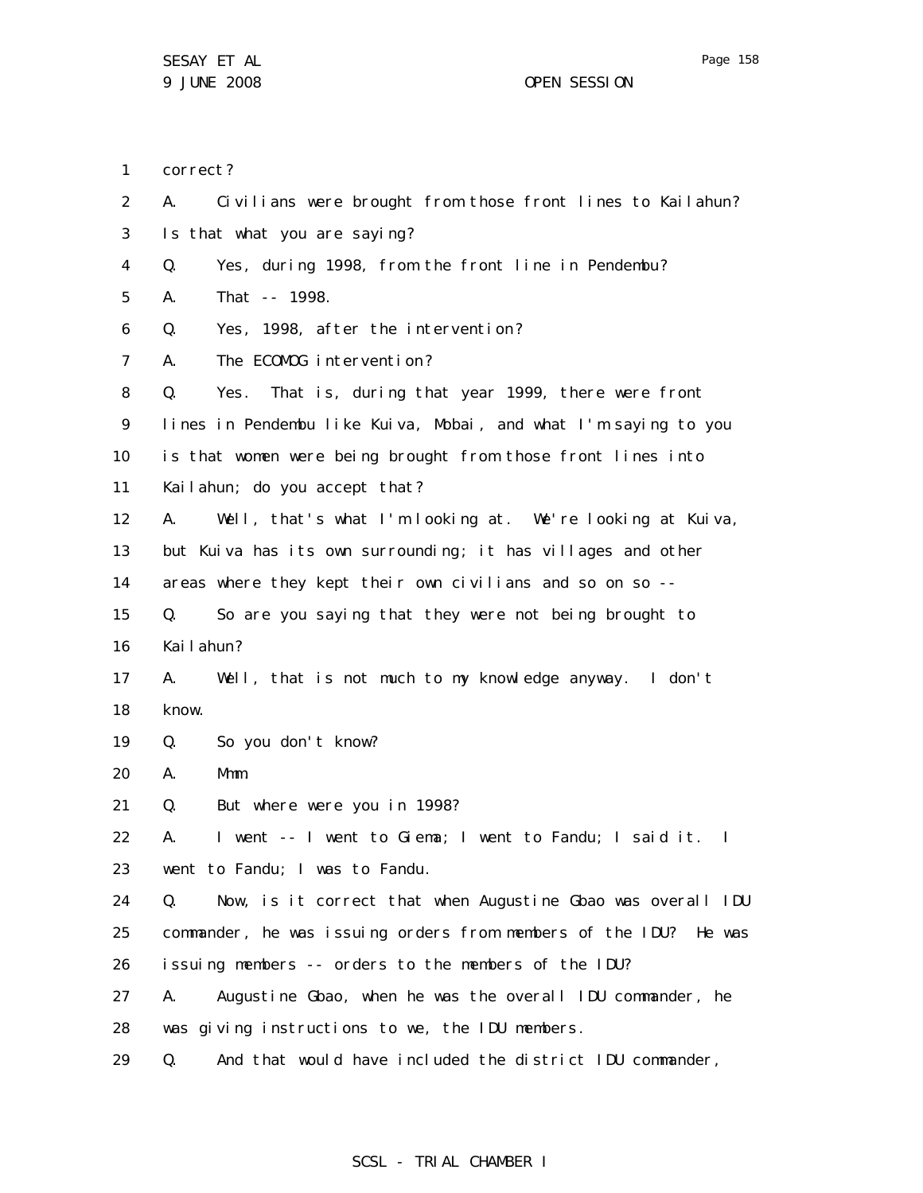1 correct?

2 A. Civilians were brought from those front lines to Kailahun?

3 Is that what you are saying?

4 Q. Yes, during 1998, from the front line in Pendembu?

5 A. That -- 1998.

6 Q. Yes, 1998, after the intervention?

7 A. The ECOMOG intervention?

8 Q. Yes. That is, during that year 1999, there were front

9 lines in Pendembu like Kuiva, Mobai, and what I'm saying to you

10 is that women were being brought from those front lines into

11 Kailahun; do you accept that?

12 A. Well, that's what I'm looking at. We're looking at Kuiva,

13 but Kuiva has its own surrounding; it has villages and other

14 areas where they kept their own civilians and so on so --

15 Q. So are you saying that they were not being brought to

16 Kailahun?

17 A. Well, that is not much to my knowledge anyway. I don't

18 know.

19 Q. So you don't know?

20 A. Mmm.

21 Q. But where were you in 1998?

22 A. I went -- I went to Giema; I went to Fandu; I said it. I

23 went to Fandu; I was to Fandu.

24 Q. Now, is it correct that when Augustine Gbao was overall IDU

25 commander, he was issuing orders from members of the IDU? He was

26 issuing members -- orders to the members of the IDU?

27 A. Augustine Gbao, when he was the overall IDU commander, he

28 was giving instructions to we, the IDU members.

29 Q. And that would have included the district IDU commander,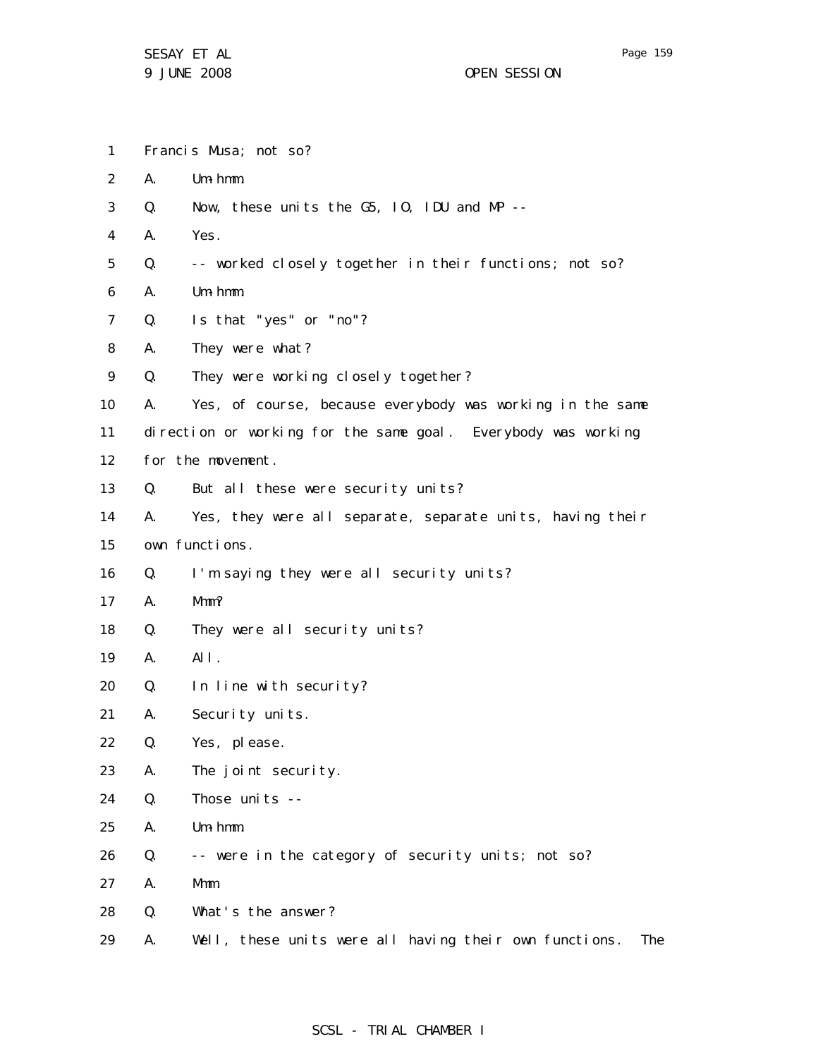1 Francis Musa; not so?

2 A. Um-hmm.

3 Q. Now, these units the G5, IO, IDU and MP --

4 A. Yes.

5 Q. -- worked closely together in their functions; not so?

6 A. Um-hmm.

7 Q. Is that "yes" or "no"?

8 A. They were what?

9 Q. They were working closely together?

10 A. Yes, of course, because everybody was working in the same

11 direction or working for the same goal. Everybody was working

12 for the movement.

13 Q. But all these were security units?

14 A. Yes, they were all separate, separate units, having their

15 own functions.

16 Q. I'm saying they were all security units?

17 A. Mmm?

18 Q. They were all security units?

19 A. All.

20 Q. In line with security?

21 A. Security units.

22 Q. Yes, please.

23 A. The joint security.

24 Q. Those units --

25 A. Um-hmm.

26 Q. -- were in the category of security units; not so?

27 A. Mmm.

28 Q. What's the answer?

29 A. Well, these units were all having their own functions. The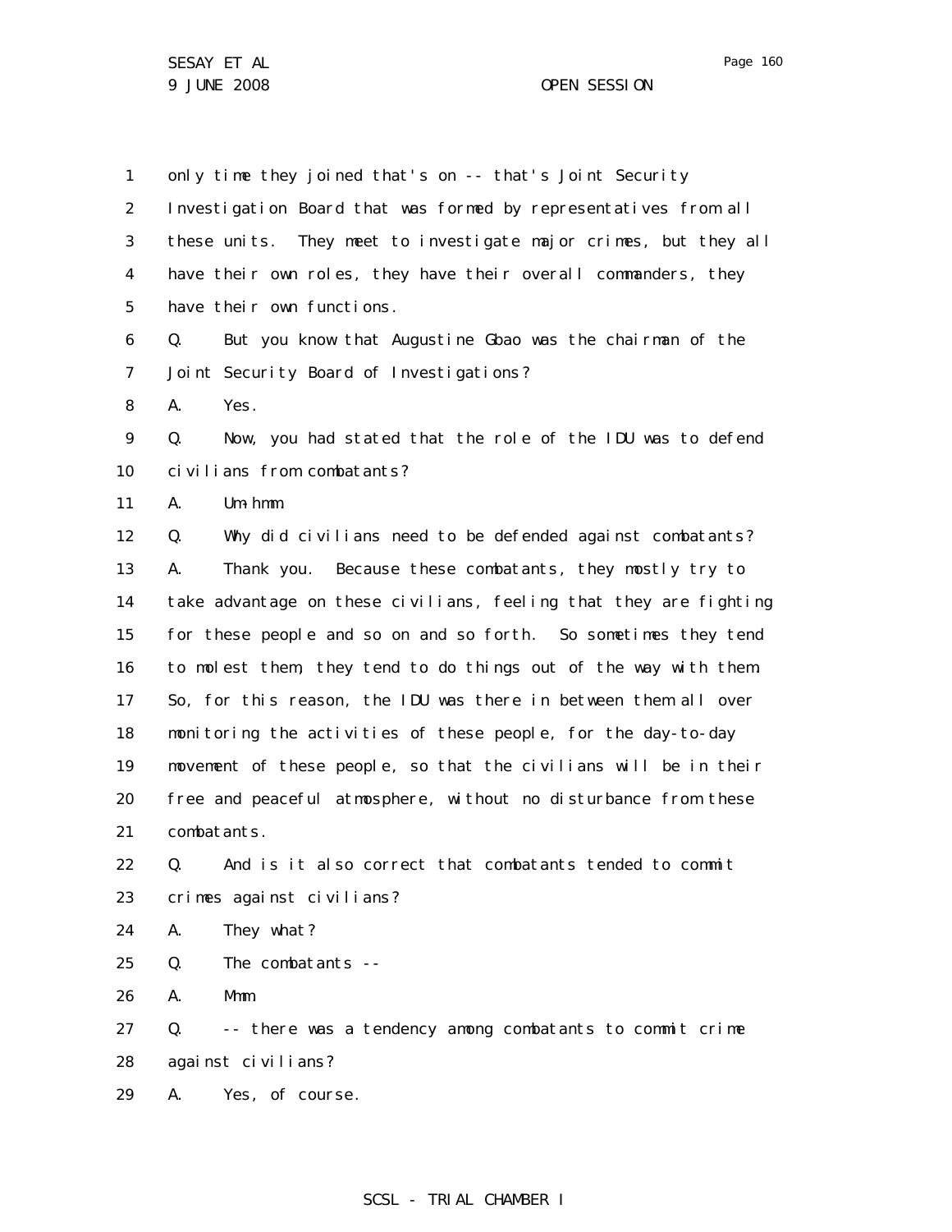1 only time they joined that's on -- that's Joint Security
2 Investigation Board that was formed by representatives from all
3 these units. They meet to investigate major crimes, but they all
4 have their own roles, they have their overall commanders, they
5 have their own functions.

6 Q. But you know that Augustine Gbao was the chairman of the
7 Joint Security Board of Investigations?

8 A. Yes.

9 Q. Now, you had stated that the role of the IDU was to defend
10 civilians from combatants?

11 A. Um-hmm.

12 Q. Why did civilians need to be defended against combatants?

13 A. Thank you. Because these combatants, they mostly try to
14 take advantage on these civilians, feeling that they are fighting
15 for these people and so on and so forth. So sometimes they tend
16 to molest them, they tend to do things out of the way with them.
17 So, for this reason, the IDU was there in between them all over
18 monitoring the activities of these people, for the day-to-day
19 movement of these people, so that the civilians will be in their
20 free and peaceful atmosphere, without no disturbance from these
21 combatants.

22 Q. And is it also correct that combatants tended to commit
23 crimes against civilians?

24 A. They what?

25 Q. The combatants --

26 A. Mmm.

27 Q. -- there was a tendency among combatants to commit crime
28 against civilians?

29 A. Yes, of course.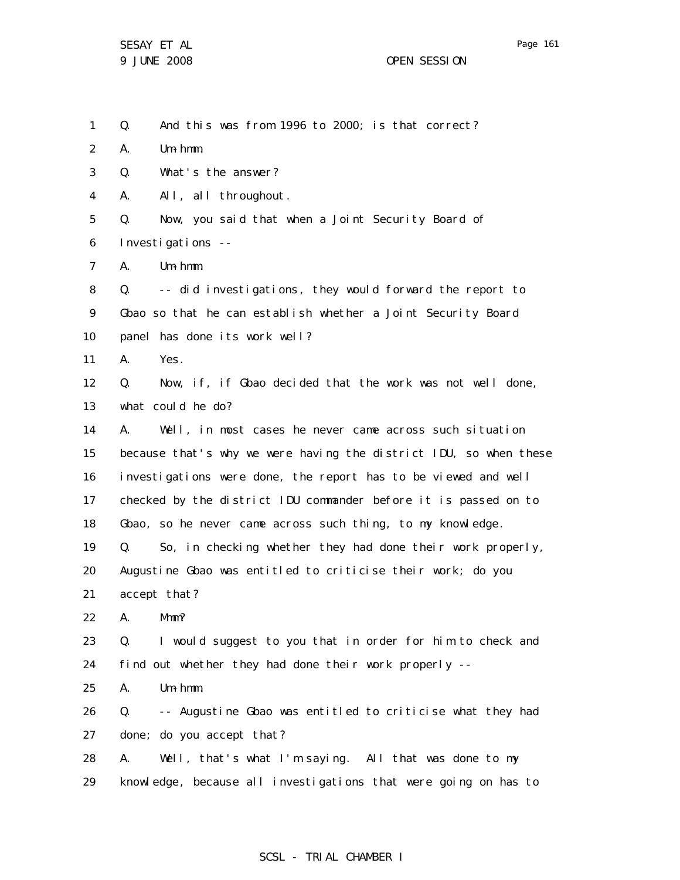1 Q. And this was from 1996 to 2000; is that correct?

2 A. Um-hmm.

3 Q. What's the answer?

4 A. All, all throughout.

5 Q. Now, you said that when a Joint Security Board of

6 Investigations --

7 A. Um-hmm.

8 Q. -- did investigations, they would forward the report to

9 Gbao so that he can establish whether a Joint Security Board

10 panel has done its work well?

11 A. Yes.

12 Q. Now, if, if Gbao decided that the work was not well done,

13 what could he do?

14 A. Well, in most cases he never came across such situation

15 because that's why we were having the district IDU, so when these

16 investigations were done, the report has to be viewed and well

17 checked by the district IDU commander before it is passed on to

18 Gbao, so he never came across such thing, to my knowledge.

19 Q. So, in checking whether they had done their work properly,

20 Augustine Gbao was entitled to criticise their work; do you

21 accept that?

22 A. Mmm?

23 Q. I would suggest to you that in order for him to check and

24 find out whether they had done their work properly --

25 A. Um-hmm.

26 Q. -- Augustine Gbao was entitled to criticise what they had

27 done; do you accept that?

28 A. Well, that's what I'm saying. All that was done to my

29 knowledge, because all investigations that were going on has to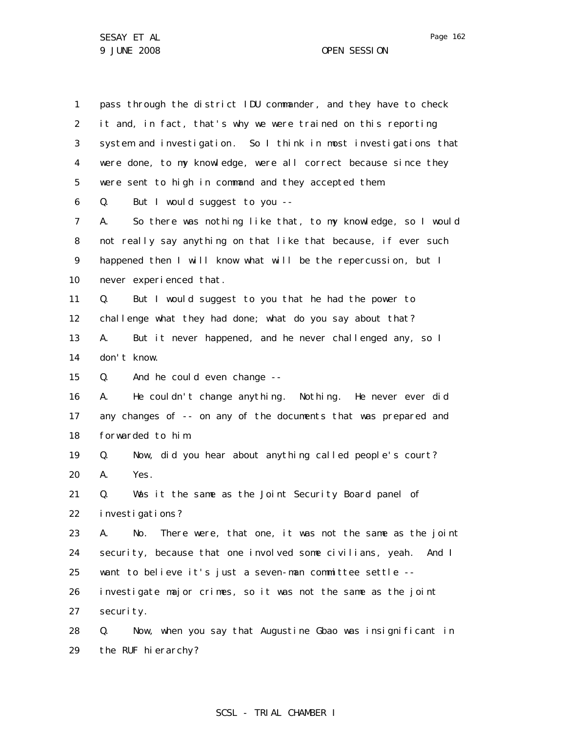1 pass through the district IDU commander, and they have to check
2 it and, in fact, that's why we were trained on this reporting
3 system and investigation. So I think in most investigations that
4 were done, to my knowledge, were all correct because since they
5 were sent to high in command and they accepted them.
6 Q. But I would suggest to you --
7 A. So there was nothing like that, to my knowledge, so I would
8 not really say anything on that like that because, if ever such
9 happened then I will know what will be the repercussion, but I
10 never experienced that.
11 Q. But I would suggest to you that he had the power to
12 challenge what they had done; what do you say about that?
13 A. But it never happened, and he never challenged any, so I
14 don't know.
15 Q. And he could even change --
16 A. He couldn't change anything. Nothing. He never ever did
17 any changes of -- on any of the documents that was prepared and
18 forwarded to him.
19 Q. Now, did you hear about anything called people's court?
20 A. Yes.
21 Q. Was it the same as the Joint Security Board panel of
22 investigations?
23 A. No. There were, that one, it was not the same as the joint
24 security, because that one involved some civilians, yeah. And I
25 want to believe it's just a seven-man committee settle --
26 investigate major crimes, so it was not the same as the joint
27 security.
28 Q. Now, when you say that Augustine Gbao was insignificant in
29 the RUF hierarchy?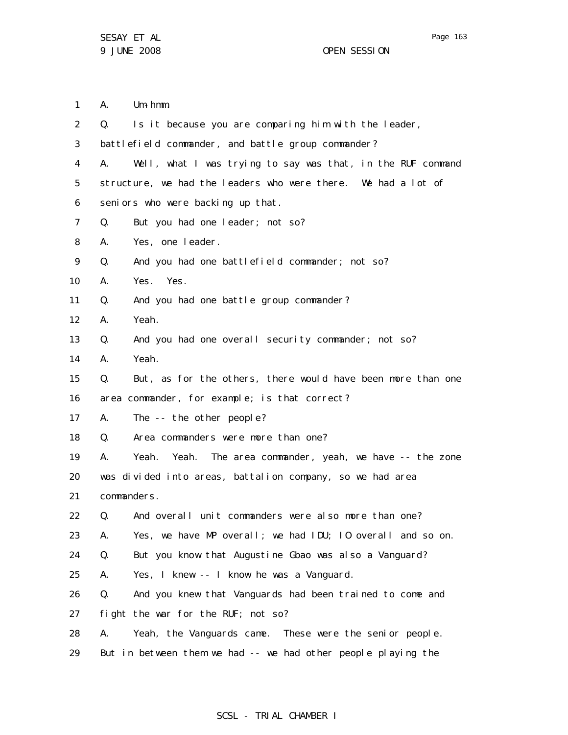1 A. Um-hmm.

2 Q. Is it because you are comparing him with the leader,

3 battlefield commander, and battle group commander?

4 A. Well, what I was trying to say was that, in the RUF command

5 structure, we had the leaders who were there. We had a lot of

6 seniors who were backing up that.

7 Q. But you had one leader; not so?

8 A. Yes, one leader.

9 Q. And you had one battlefield commander; not so?

10 A. Yes. Yes.

11 Q. And you had one battle group commander?

12 A. Yeah.

13 Q. And you had one overall security commander; not so?

14 A. Yeah.

15 Q. But, as for the others, there would have been more than one

16 area commander, for example; is that correct?

17 A. The -- the other people?

18 Q. Area commanders were more than one?

19 A. Yeah. Yeah. The area commander, yeah, we have -- the zone

20 was divided into areas, battalion company, so we had area

21 commanders.

22 Q. And overall unit commanders were also more than one?

23 A. Yes, we have MP overall; we had IDU; IO overall and so on.

24 Q. But you know that Augustine Gbao was also a Vanguard?

25 A. Yes, I knew -- I know he was a Vanguard.

26 Q. And you knew that Vanguards had been trained to come and

27 fight the war for the RUF; not so?

28 A. Yeah, the Vanguards came. These were the senior people.

29 But in between them we had -- we had other people playing the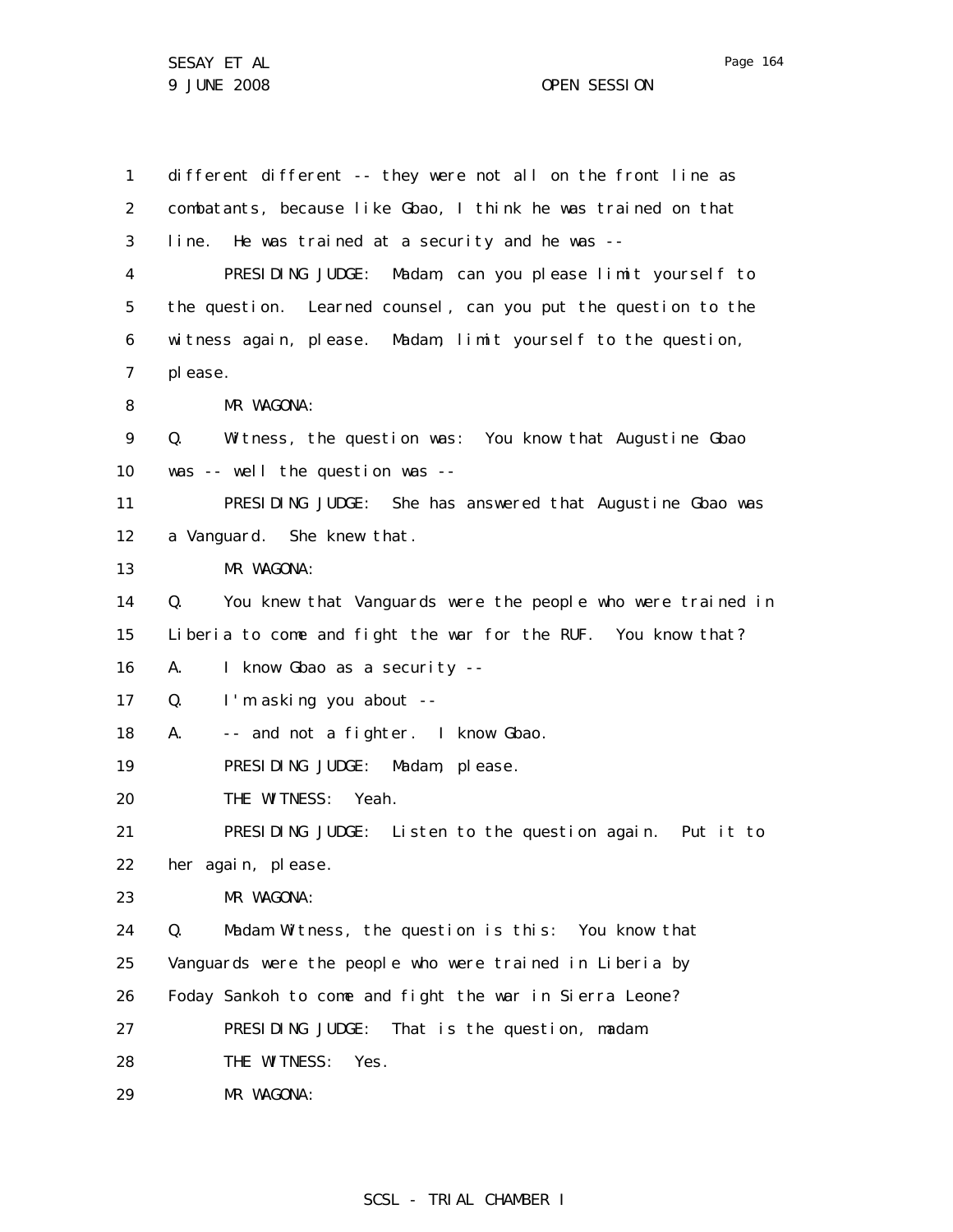1 different different -- they were not all on the front line as
2 combatants, because like Gbao, I think he was trained on that
3 line. He was trained at a security and he was --
4 PRESIDING JUDGE: Madam, can you please limit yourself to
5 the question. Learned counsel, can you put the question to the
6 witness again, please. Madam, limit yourself to the question,
7 please.
8 MR WAGONA:
9 Q. Witness, the question was: You know that Augustine Gbao
10 was -- well the question was --
11 PRESIDING JUDGE: She has answered that Augustine Gbao was
12 a Vanguard. She knew that.
13 MR WAGONA:
14 Q. You knew that Vanguards were the people who were trained in
15 Liberia to come and fight the war for the RUF. You know that?
16 A. I know Gbao as a security --
17 Q. I'm asking you about --
18 A. -- and not a fighter. I know Gbao.
19 PRESIDING JUDGE: Madam, please.
20 THE WITNESS: Yeah.
21 PRESIDING JUDGE: Listen to the question again. Put it to
22 her again, please.
23 MR WAGONA:
24 Q. Madam Witness, the question is this: You know that
25 Vanguards were the people who were trained in Liberia by
26 Foday Sankoh to come and fight the war in Sierra Leone?
27 PRESIDING JUDGE: That is the question, madam.
28 THE WITNESS: Yes.
29 MR WAGONA: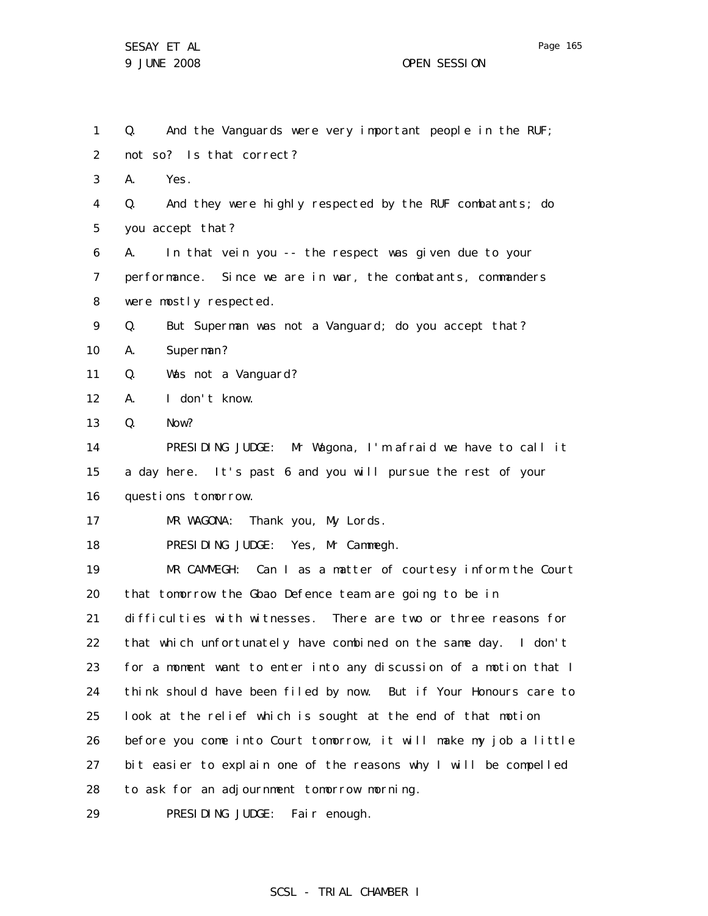Q. And the Vanguards were very important people in the RUF; not so? Is that correct?

A. Yes.

Q. And they were highly respected by the RUF combatants; do you accept that?

A. In that vein you -- the respect was given due to your performance. Since we are in war, the combatants, commanders were mostly respected.

Q. But Superman was not a Vanguard; do you accept that?

A. Superman?

Q. Was not a Vanguard?

A. I don't know.

Q. Now?

PRESIDING JUDGE: Mr Wagona, I'm afraid we have to call it a day here. It's past 6 and you will pursue the rest of your questions tomorrow.

MR WAGONA: Thank you, My Lords.

PRESIDING JUDGE: Yes, Mr Cammegh.

MR CAMMEGH: Can I as a matter of courtesy inform the Court that tomorrow the Gbao Defence team are going to be in difficulties with witnesses. There are two or three reasons for that which unfortunately have combined on the same day. I don't for a moment want to enter into any discussion of a motion that I think should have been filed by now. But if Your Honours care to look at the relief which is sought at the end of that motion before you come into Court tomorrow, it will make my job a little bit easier to explain one of the reasons why I will be compelled to ask for an adjournment tomorrow morning.

PRESIDING JUDGE: Fair enough.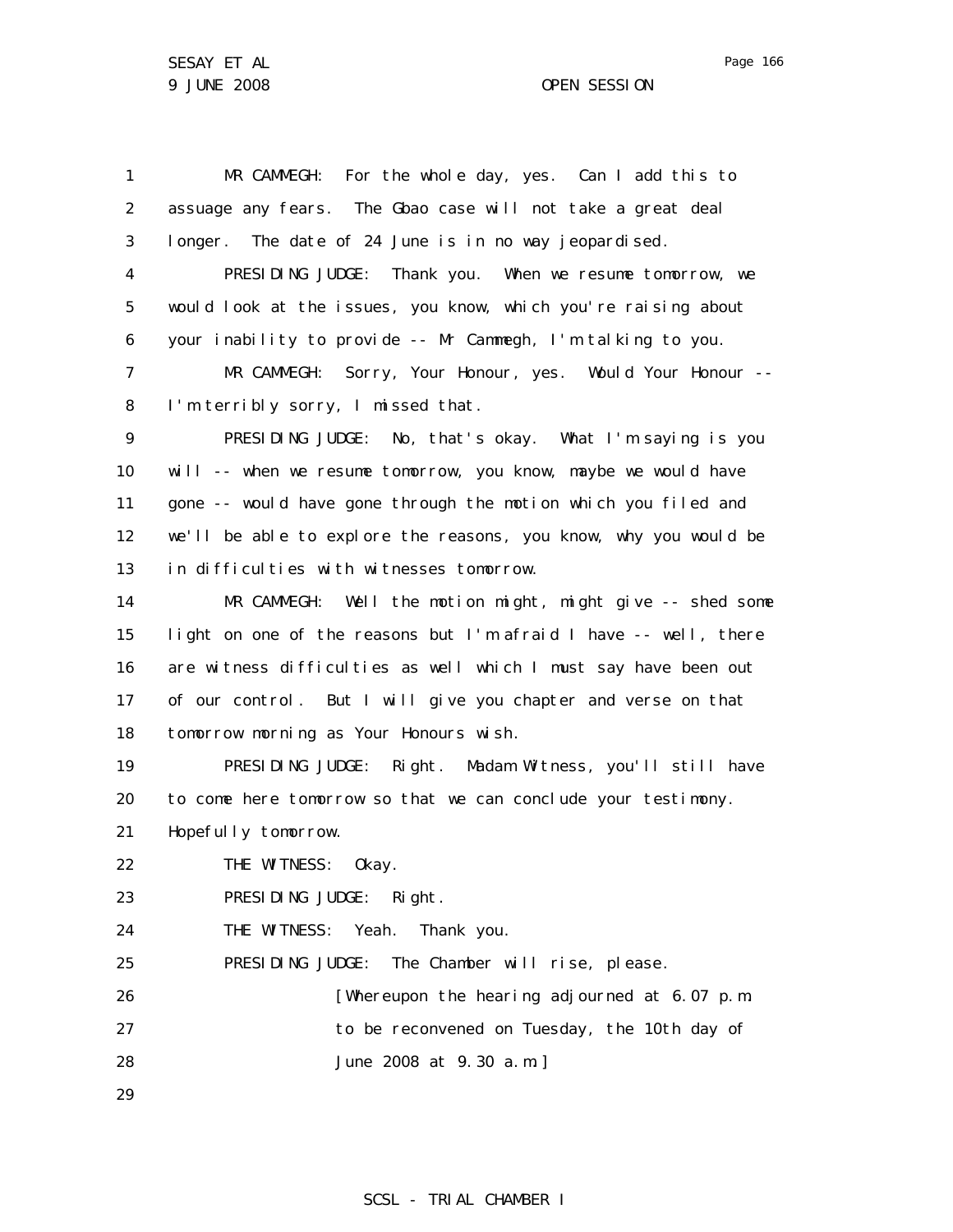MR CAMMEGH: For the whole day, yes. Can I add this to assuage any fears. The Gbao case will not take a great deal longer. The date of 24 June is in no way jeopardised.

PRESIDING JUDGE: Thank you. When we resume tomorrow, we would look at the issues, you know, which you're raising about your inability to provide -- Mr Cammegh, I'm talking to you.

MR CAMMEGH: Sorry, Your Honour, yes. Would Your Honour -- I'm terribly sorry, I missed that.

PRESIDING JUDGE: No, that's okay. What I'm saying is you will -- when we resume tomorrow, you know, maybe we would have gone -- would have gone through the motion which you filed and we'll be able to explore the reasons, you know, why you would be in difficulties with witnesses tomorrow.

MR CAMMEGH: Well the motion might, might give -- shed some light on one of the reasons but I'm afraid I have -- well, there are witness difficulties as well which I must say have been out of our control. But I will give you chapter and verse on that tomorrow morning as Your Honours wish.

PRESIDING JUDGE: Right. Madam Witness, you'll still have to come here tomorrow so that we can conclude your testimony. Hopefully tomorrow.

THE WITNESS: Okay.

PRESIDING JUDGE: Right.

THE WITNESS: Yeah. Thank you.

PRESIDING JUDGE: The Chamber will rise, please.

[Whereupon the hearing adjourned at 6.07 p.m. to be reconvened on Tuesday, the 10th day of June 2008 at 9.30 a.m.]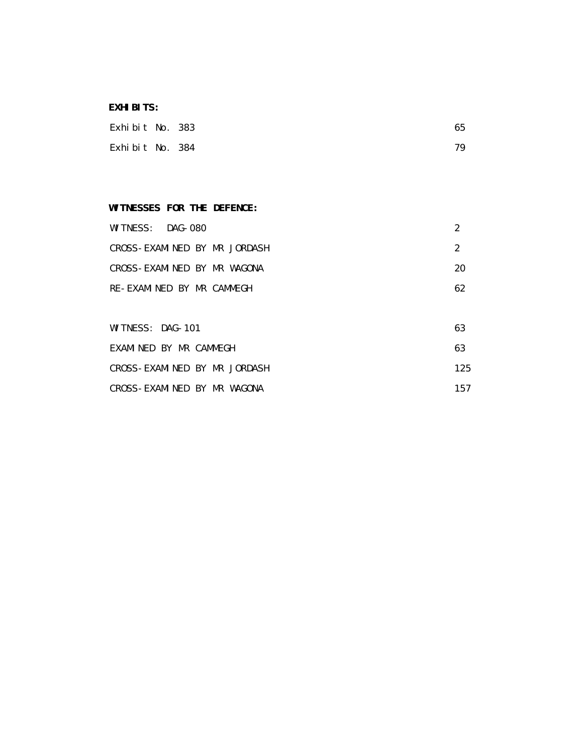**EXHIBITS:**

| | |
|---|---|
| Exhibit No. 383 | 65 |
| Exhibit No. 384 | 79 |

**WITNESSES FOR THE DEFENCE:**

| | |
|---|---|
| WITNESS: DAG-080 | 2 |
| CROSS-EXAMINED BY MR JORDASH | 2 |
| CROSS-EXAMINED BY MR WAGONA | 20 |
| RE-EXAMINED BY MR CAMMEGH | 62 |
| WITNESS: DAG-101 | 63 |
| EXAMINED BY MR CAMMEGH | 63 |
| CROSS-EXAMINED BY MR JORDASH | 125 |
| CROSS-EXAMINED BY MR WAGONA | 157 |